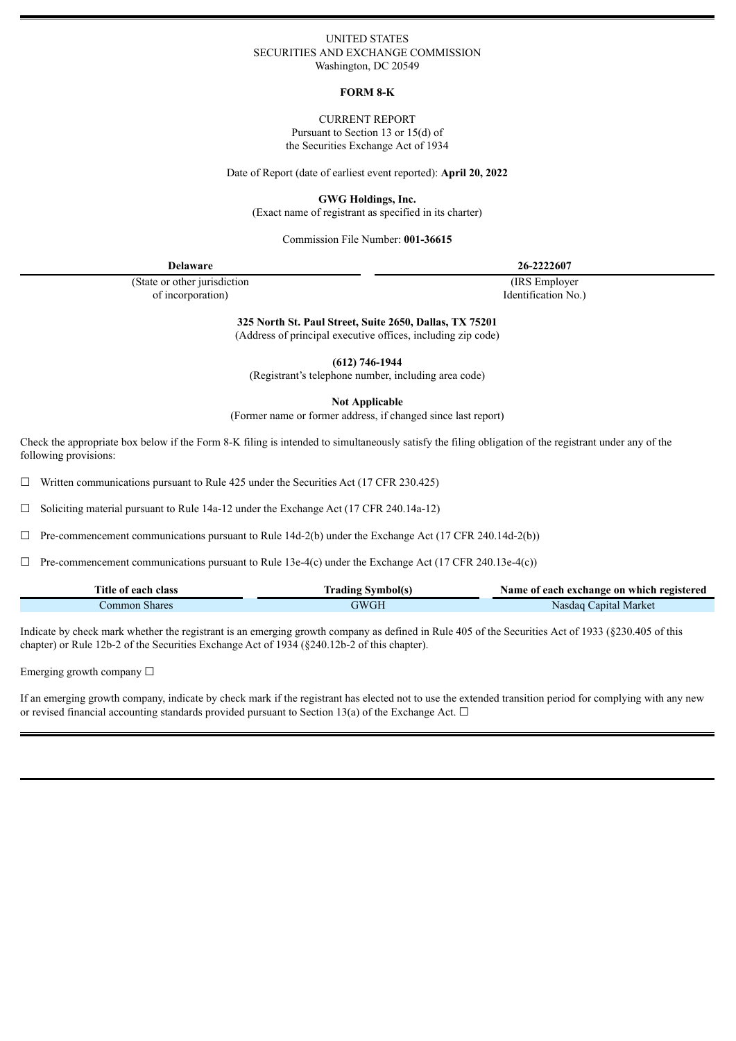UNITED STATES
SECURITIES AND EXCHANGE COMMISSION
Washington, DC 20549

**FORM 8-K**

CURRENT REPORT
Pursuant to Section 13 or 15(d) of
the Securities Exchange Act of 1934

Date of Report (date of earliest event reported): **April 20, 2022**

**GWG Holdings, Inc.**
(Exact name of registrant as specified in its charter)

Commission File Number: **001-36615**

| **Delaware** | **26-2222607** |
|---|---|
| (State or other jurisdiction of incorporation) | (IRS Employer Identification No.) |

**325 North St. Paul Street, Suite 2650, Dallas, TX 75201**
(Address of principal executive offices, including zip code)

**(612) 746-1944**
(Registrant's telephone number, including area code)

**Not Applicable**
(Former name or former address, if changed since last report)

Check the appropriate box below if the Form 8-K filing is intended to simultaneously satisfy the filing obligation of the registrant under any of the following provisions:

☐ Written communications pursuant to Rule 425 under the Securities Act (17 CFR 230.425)

☐ Soliciting material pursuant to Rule 14a-12 under the Exchange Act (17 CFR 240.14a-12)

☐ Pre-commencement communications pursuant to Rule 14d-2(b) under the Exchange Act (17 CFR 240.14d-2(b))

☐ Pre-commencement communications pursuant to Rule 13e-4(c) under the Exchange Act (17 CFR 240.13e-4(c))

| Title of each class | Trading Symbol(s) | Name of each exchange on which registered |
|---|---|---|
| Common Shares | GWGH | Nasdaq Capital Market |

Indicate by check mark whether the registrant is an emerging growth company as defined in Rule 405 of the Securities Act of 1933 (§230.405 of this chapter) or Rule 12b-2 of the Securities Exchange Act of 1934 (§240.12b-2 of this chapter).

Emerging growth company ☐

If an emerging growth company, indicate by check mark if the registrant has elected not to use the extended transition period for complying with any new or revised financial accounting standards provided pursuant to Section 13(a) of the Exchange Act. ☐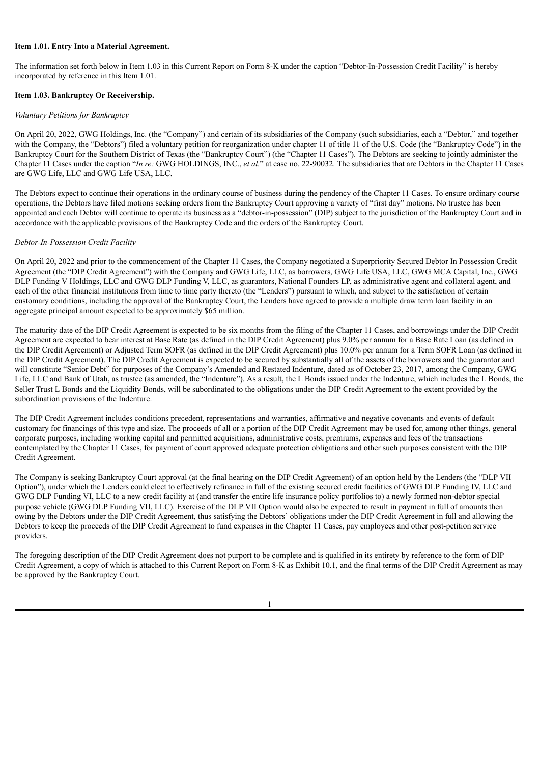**Item 1.01. Entry Into a Material Agreement.**

The information set forth below in Item 1.03 in this Current Report on Form 8-K under the caption "Debtor-In-Possession Credit Facility" is hereby incorporated by reference in this Item 1.01.

**Item 1.03. Bankruptcy Or Receivership.**

*Voluntary Petitions for Bankruptcy*

On April 20, 2022, GWG Holdings, Inc. (the "Company") and certain of its subsidiaries of the Company (such subsidiaries, each a "Debtor," and together with the Company, the "Debtors") filed a voluntary petition for reorganization under chapter 11 of title 11 of the U.S. Code (the "Bankruptcy Code") in the Bankruptcy Court for the Southern District of Texas (the "Bankruptcy Court") (the "Chapter 11 Cases"). The Debtors are seeking to jointly administer the Chapter 11 Cases under the caption "*In re:* GWG HOLDINGS, INC., *et al.*" at case no. 22-90032. The subsidiaries that are Debtors in the Chapter 11 Cases are GWG Life, LLC and GWG Life USA, LLC.

The Debtors expect to continue their operations in the ordinary course of business during the pendency of the Chapter 11 Cases. To ensure ordinary course operations, the Debtors have filed motions seeking orders from the Bankruptcy Court approving a variety of "first day" motions. No trustee has been appointed and each Debtor will continue to operate its business as a "debtor-in-possession" (DIP) subject to the jurisdiction of the Bankruptcy Court and in accordance with the applicable provisions of the Bankruptcy Code and the orders of the Bankruptcy Court.

*Debtor-In-Possession Credit Facility*

On April 20, 2022 and prior to the commencement of the Chapter 11 Cases, the Company negotiated a Superpriority Secured Debtor In Possession Credit Agreement (the "DIP Credit Agreement") with the Company and GWG Life, LLC, as borrowers, GWG Life USA, LLC, GWG MCA Capital, Inc., GWG DLP Funding V Holdings, LLC and GWG DLP Funding V, LLC, as guarantors, National Founders LP, as administrative agent and collateral agent, and each of the other financial institutions from time to time party thereto (the "Lenders") pursuant to which, and subject to the satisfaction of certain customary conditions, including the approval of the Bankruptcy Court, the Lenders have agreed to provide a multiple draw term loan facility in an aggregate principal amount expected to be approximately $65 million.

The maturity date of the DIP Credit Agreement is expected to be six months from the filing of the Chapter 11 Cases, and borrowings under the DIP Credit Agreement are expected to bear interest at Base Rate (as defined in the DIP Credit Agreement) plus 9.0% per annum for a Base Rate Loan (as defined in the DIP Credit Agreement) or Adjusted Term SOFR (as defined in the DIP Credit Agreement) plus 10.0% per annum for a Term SOFR Loan (as defined in the DIP Credit Agreement). The DIP Credit Agreement is expected to be secured by substantially all of the assets of the borrowers and the guarantor and will constitute "Senior Debt" for purposes of the Company's Amended and Restated Indenture, dated as of October 23, 2017, among the Company, GWG Life, LLC and Bank of Utah, as trustee (as amended, the "Indenture"). As a result, the L Bonds issued under the Indenture, which includes the L Bonds, the Seller Trust L Bonds and the Liquidity Bonds, will be subordinated to the obligations under the DIP Credit Agreement to the extent provided by the subordination provisions of the Indenture.

The DIP Credit Agreement includes conditions precedent, representations and warranties, affirmative and negative covenants and events of default customary for financings of this type and size. The proceeds of all or a portion of the DIP Credit Agreement may be used for, among other things, general corporate purposes, including working capital and permitted acquisitions, administrative costs, premiums, expenses and fees of the transactions contemplated by the Chapter 11 Cases, for payment of court approved adequate protection obligations and other such purposes consistent with the DIP Credit Agreement.

The Company is seeking Bankruptcy Court approval (at the final hearing on the DIP Credit Agreement) of an option held by the Lenders (the "DLP VII Option"), under which the Lenders could elect to effectively refinance in full of the existing secured credit facilities of GWG DLP Funding IV, LLC and GWG DLP Funding VI, LLC to a new credit facility at (and transfer the entire life insurance policy portfolios to) a newly formed non-debtor special purpose vehicle (GWG DLP Funding VII, LLC). Exercise of the DLP VII Option would also be expected to result in payment in full of amounts then owing by the Debtors under the DIP Credit Agreement, thus satisfying the Debtors' obligations under the DIP Credit Agreement in full and allowing the Debtors to keep the proceeds of the DIP Credit Agreement to fund expenses in the Chapter 11 Cases, pay employees and other post-petition service providers.

The foregoing description of the DIP Credit Agreement does not purport to be complete and is qualified in its entirety by reference to the form of DIP Credit Agreement, a copy of which is attached to this Current Report on Form 8-K as Exhibit 10.1, and the final terms of the DIP Credit Agreement as may be approved by the Bankruptcy Court.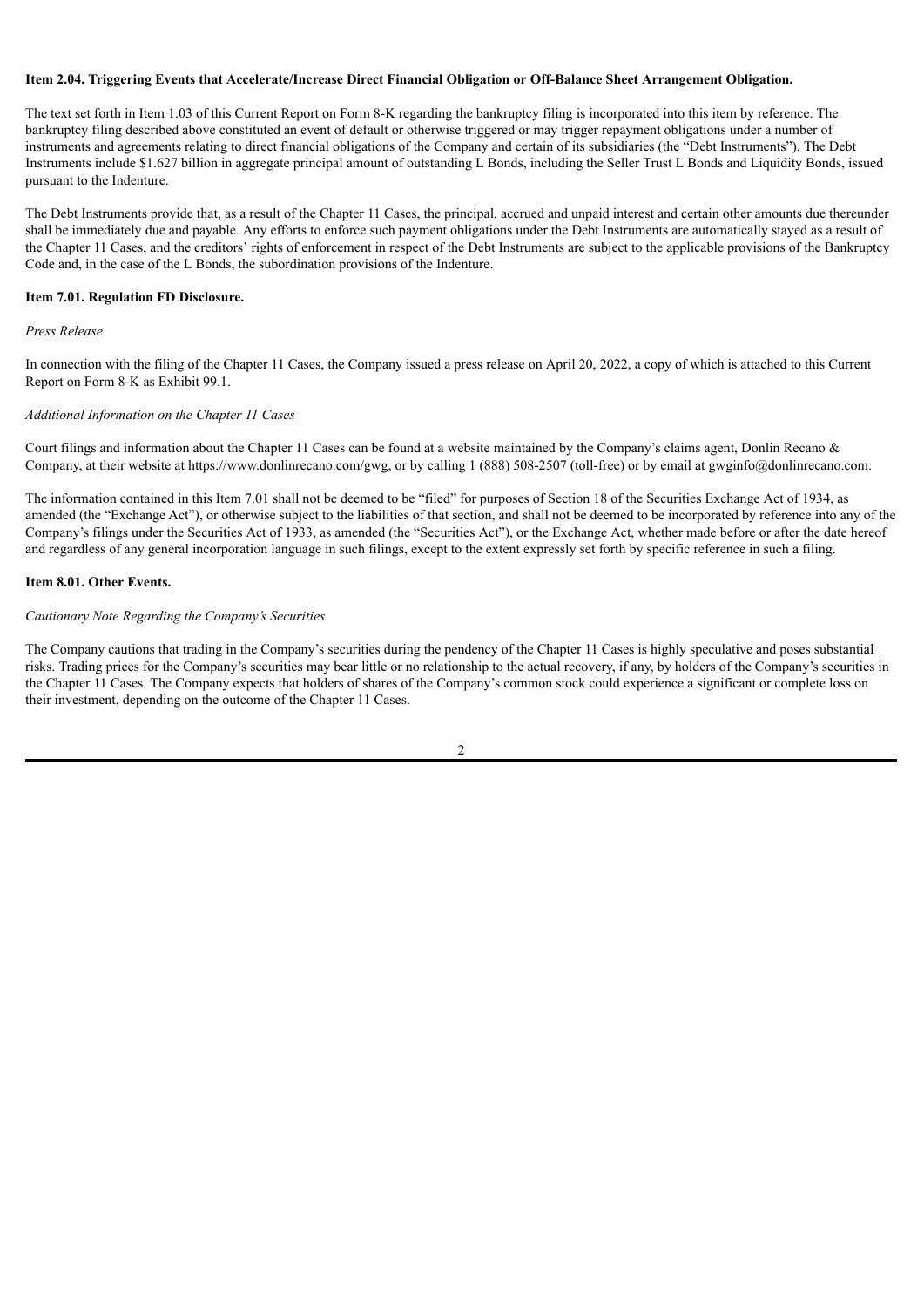**Item 2.04. Triggering Events that Accelerate/Increase Direct Financial Obligation or Off-Balance Sheet Arrangement Obligation.**

The text set forth in Item 1.03 of this Current Report on Form 8-K regarding the bankruptcy filing is incorporated into this item by reference. The bankruptcy filing described above constituted an event of default or otherwise triggered or may trigger repayment obligations under a number of instruments and agreements relating to direct financial obligations of the Company and certain of its subsidiaries (the "Debt Instruments"). The Debt Instruments include $1.627 billion in aggregate principal amount of outstanding L Bonds, including the Seller Trust L Bonds and Liquidity Bonds, issued pursuant to the Indenture.

The Debt Instruments provide that, as a result of the Chapter 11 Cases, the principal, accrued and unpaid interest and certain other amounts due thereunder shall be immediately due and payable. Any efforts to enforce such payment obligations under the Debt Instruments are automatically stayed as a result of the Chapter 11 Cases, and the creditors' rights of enforcement in respect of the Debt Instruments are subject to the applicable provisions of the Bankruptcy Code and, in the case of the L Bonds, the subordination provisions of the Indenture.

**Item 7.01. Regulation FD Disclosure.**

*Press Release*

In connection with the filing of the Chapter 11 Cases, the Company issued a press release on April 20, 2022, a copy of which is attached to this Current Report on Form 8-K as Exhibit 99.1.

*Additional Information on the Chapter 11 Cases*

Court filings and information about the Chapter 11 Cases can be found at a website maintained by the Company's claims agent, Donlin Recano & Company, at their website at https://www.donlinrecano.com/gwg, or by calling 1 (888) 508-2507 (toll-free) or by email at gwginfo@donlinrecano.com.

The information contained in this Item 7.01 shall not be deemed to be "filed" for purposes of Section 18 of the Securities Exchange Act of 1934, as amended (the "Exchange Act"), or otherwise subject to the liabilities of that section, and shall not be deemed to be incorporated by reference into any of the Company's filings under the Securities Act of 1933, as amended (the "Securities Act"), or the Exchange Act, whether made before or after the date hereof and regardless of any general incorporation language in such filings, except to the extent expressly set forth by specific reference in such a filing.

**Item 8.01. Other Events.**

*Cautionary Note Regarding the Company's Securities*

The Company cautions that trading in the Company's securities during the pendency of the Chapter 11 Cases is highly speculative and poses substantial risks. Trading prices for the Company's securities may bear little or no relationship to the actual recovery, if any, by holders of the Company's securities in the Chapter 11 Cases. The Company expects that holders of shares of the Company's common stock could experience a significant or complete loss on their investment, depending on the outcome of the Chapter 11 Cases.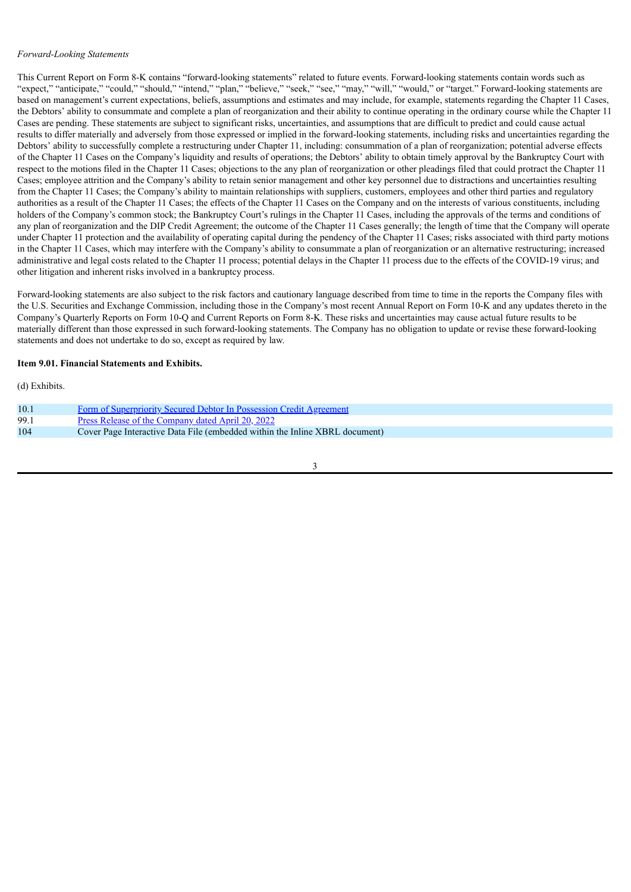*Forward-Looking Statements*

This Current Report on Form 8-K contains "forward-looking statements" related to future events. Forward-looking statements contain words such as "expect," "anticipate," "could," "should," "intend," "plan," "believe," "seek," "see," "may," "will," "would," or "target." Forward-looking statements are based on management's current expectations, beliefs, assumptions and estimates and may include, for example, statements regarding the Chapter 11 Cases, the Debtors' ability to consummate and complete a plan of reorganization and their ability to continue operating in the ordinary course while the Chapter 11 Cases are pending. These statements are subject to significant risks, uncertainties, and assumptions that are difficult to predict and could cause actual results to differ materially and adversely from those expressed or implied in the forward-looking statements, including risks and uncertainties regarding the Debtors' ability to successfully complete a restructuring under Chapter 11, including: consummation of a plan of reorganization; potential adverse effects of the Chapter 11 Cases on the Company's liquidity and results of operations; the Debtors' ability to obtain timely approval by the Bankruptcy Court with respect to the motions filed in the Chapter 11 Cases; objections to the any plan of reorganization or other pleadings filed that could protract the Chapter 11 Cases; employee attrition and the Company's ability to retain senior management and other key personnel due to distractions and uncertainties resulting from the Chapter 11 Cases; the Company's ability to maintain relationships with suppliers, customers, employees and other third parties and regulatory authorities as a result of the Chapter 11 Cases; the effects of the Chapter 11 Cases on the Company and on the interests of various constituents, including holders of the Company's common stock; the Bankruptcy Court's rulings in the Chapter 11 Cases, including the approvals of the terms and conditions of any plan of reorganization and the DIP Credit Agreement; the outcome of the Chapter 11 Cases generally; the length of time that the Company will operate under Chapter 11 protection and the availability of operating capital during the pendency of the Chapter 11 Cases; risks associated with third party motions in the Chapter 11 Cases, which may interfere with the Company's ability to consummate a plan of reorganization or an alternative restructuring; increased administrative and legal costs related to the Chapter 11 process; potential delays in the Chapter 11 process due to the effects of the COVID-19 virus; and other litigation and inherent risks involved in a bankruptcy process.

Forward-looking statements are also subject to the risk factors and cautionary language described from time to time in the reports the Company files with the U.S. Securities and Exchange Commission, including those in the Company's most recent Annual Report on Form 10-K and any updates thereto in the Company's Quarterly Reports on Form 10-Q and Current Reports on Form 8-K. These risks and uncertainties may cause actual future results to be materially different than those expressed in such forward-looking statements. The Company has no obligation to update or revise these forward-looking statements and does not undertake to do so, except as required by law.

**Item 9.01. Financial Statements and Exhibits.**

(d) Exhibits.

| | |
|---|---|
| 10.1 | Form of Superpriority Secured Debtor In Possession Credit Agreement |
| 99.1 | Press Release of the Company dated April 20, 2022 |
| 104 | Cover Page Interactive Data File (embedded within the Inline XBRL document) |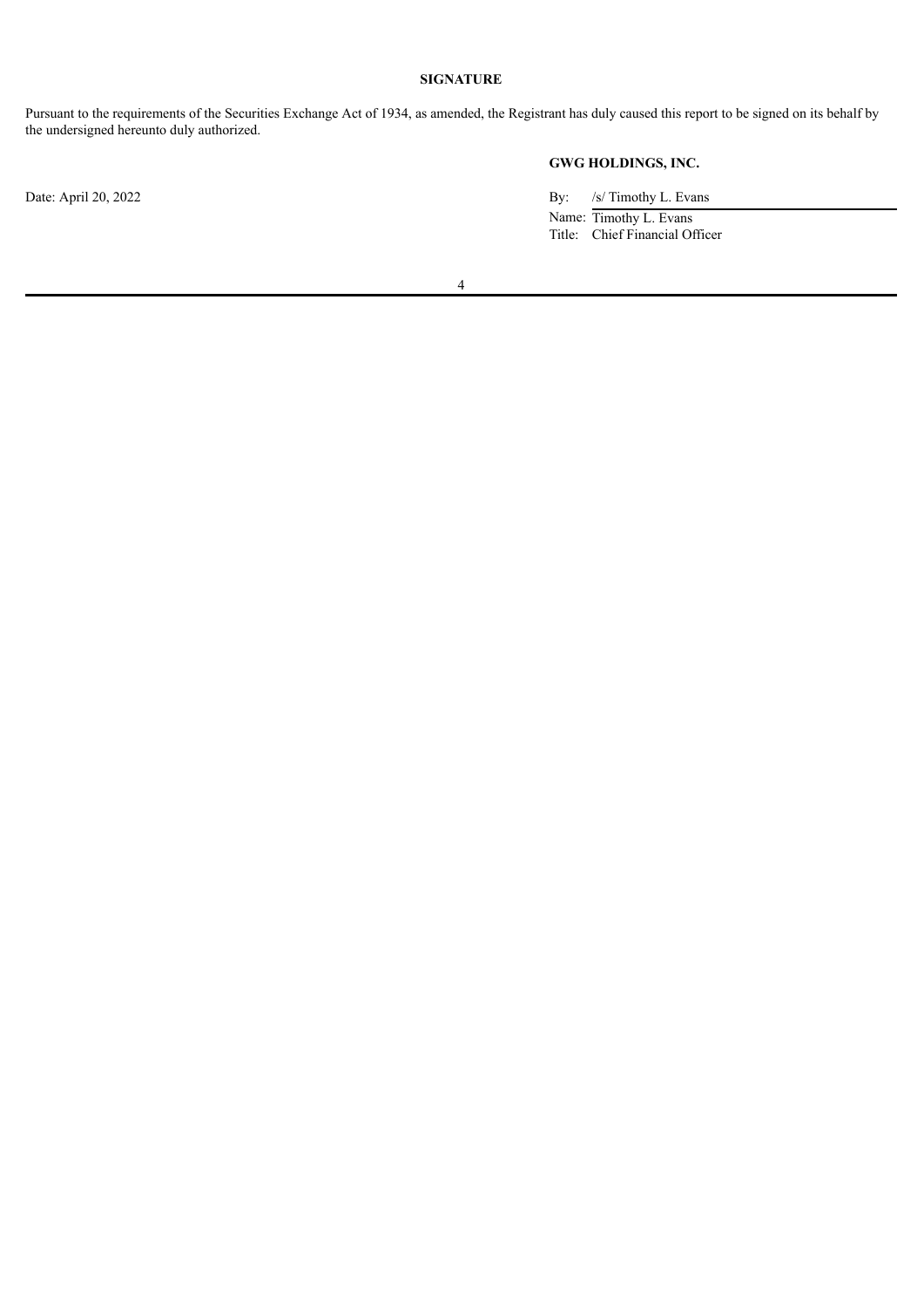**SIGNATURE**

Pursuant to the requirements of the Securities Exchange Act of 1934, as amended, the Registrant has duly caused this report to be signed on its behalf by the undersigned hereunto duly authorized.

**GWG HOLDINGS, INC.**

Date: April 20, 2022

By: /s/ Timothy L. Evans

Name: Timothy L. Evans

Title: Chief Financial Officer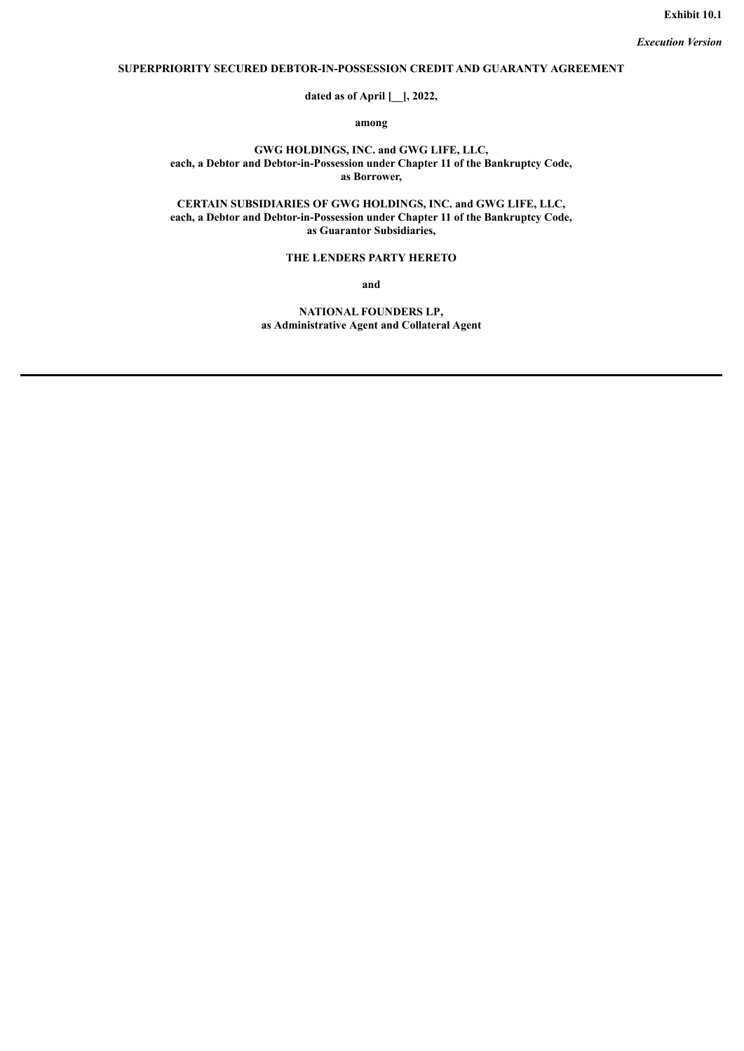**Exhibit 10.1**

*Execution Version*

# SUPERPRIORITY SECURED DEBTOR-IN-POSSESSION CREDIT AND GUARANTY AGREEMENT

**dated as of April [__], 2022,**

**among**

**GWG HOLDINGS, INC. and GWG LIFE, LLC,**
**each, a Debtor and Debtor-in-Possession under Chapter 11 of the Bankruptcy Code,**
**as Borrower,**

**CERTAIN SUBSIDIARIES OF GWG HOLDINGS, INC. and GWG LIFE, LLC,**
**each, a Debtor and Debtor-in-Possession under Chapter 11 of the Bankruptcy Code,**
**as Guarantor Subsidiaries,**

**THE LENDERS PARTY HERETO**

**and**

**NATIONAL FOUNDERS LP,**
**as Administrative Agent and Collateral Agent**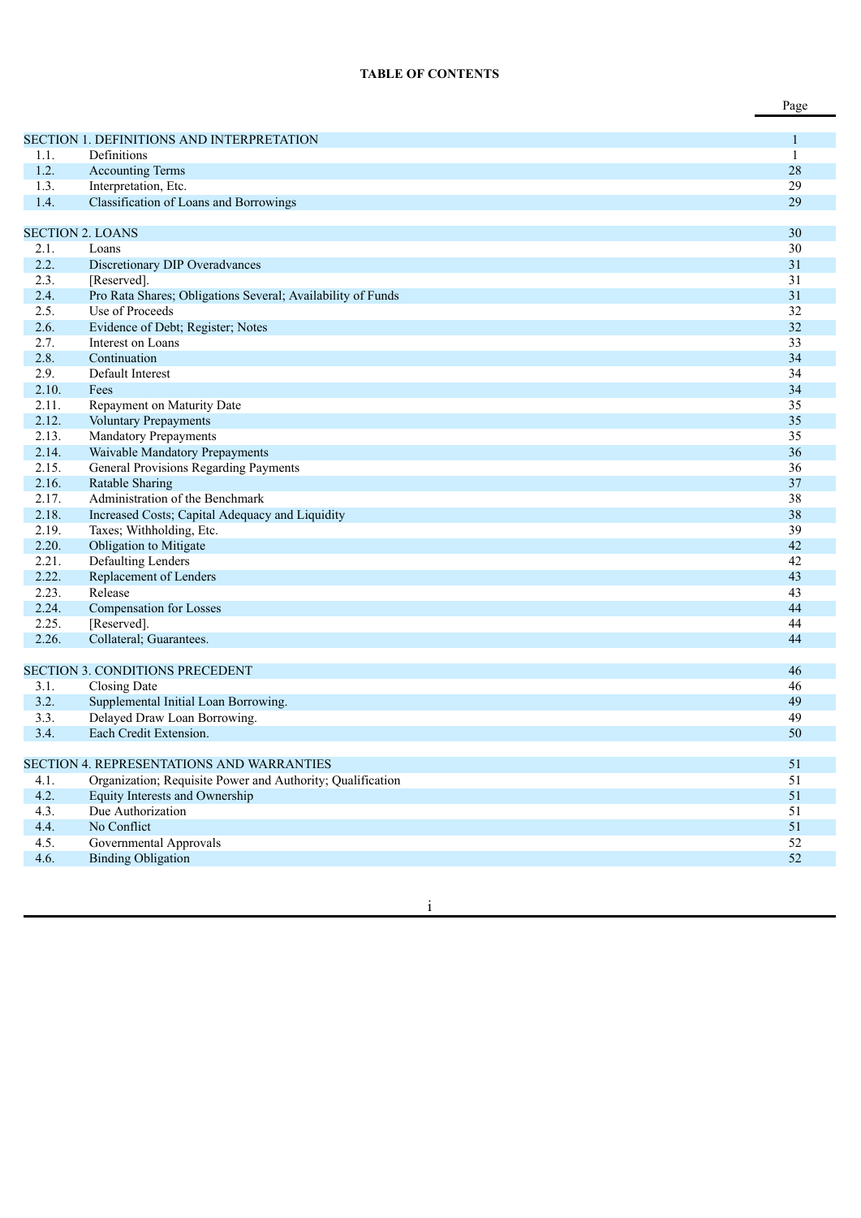**TABLE OF CONTENTS**

| | | Page |
|---|---|---|
| SECTION 1. DEFINITIONS AND INTERPRETATION | | 1 |
| 1.1. | Definitions | 1 |
| 1.2. | Accounting Terms | 28 |
| 1.3. | Interpretation, Etc. | 29 |
| 1.4. | Classification of Loans and Borrowings | 29 |
| SECTION 2. LOANS | | 30 |
| 2.1. | Loans | 30 |
| 2.2. | Discretionary DIP Overadvances | 31 |
| 2.3. | [Reserved]. | 31 |
| 2.4. | Pro Rata Shares; Obligations Several; Availability of Funds | 31 |
| 2.5. | Use of Proceeds | 32 |
| 2.6. | Evidence of Debt; Register; Notes | 32 |
| 2.7. | Interest on Loans | 33 |
| 2.8. | Continuation | 34 |
| 2.9. | Default Interest | 34 |
| 2.10. | Fees | 34 |
| 2.11. | Repayment on Maturity Date | 35 |
| 2.12. | Voluntary Prepayments | 35 |
| 2.13. | Mandatory Prepayments | 35 |
| 2.14. | Waivable Mandatory Prepayments | 36 |
| 2.15. | General Provisions Regarding Payments | 36 |
| 2.16. | Ratable Sharing | 37 |
| 2.17. | Administration of the Benchmark | 38 |
| 2.18. | Increased Costs; Capital Adequacy and Liquidity | 38 |
| 2.19. | Taxes; Withholding, Etc. | 39 |
| 2.20. | Obligation to Mitigate | 42 |
| 2.21. | Defaulting Lenders | 42 |
| 2.22. | Replacement of Lenders | 43 |
| 2.23. | Release | 43 |
| 2.24. | Compensation for Losses | 44 |
| 2.25. | [Reserved]. | 44 |
| 2.26. | Collateral; Guarantees. | 44 |
| SECTION 3. CONDITIONS PRECEDENT | | 46 |
| 3.1. | Closing Date | 46 |
| 3.2. | Supplemental Initial Loan Borrowing. | 49 |
| 3.3. | Delayed Draw Loan Borrowing. | 49 |
| 3.4. | Each Credit Extension. | 50 |
| SECTION 4. REPRESENTATIONS AND WARRANTIES | | 51 |
| 4.1. | Organization; Requisite Power and Authority; Qualification | 51 |
| 4.2. | Equity Interests and Ownership | 51 |
| 4.3. | Due Authorization | 51 |
| 4.4. | No Conflict | 51 |
| 4.5. | Governmental Approvals | 52 |
| 4.6. | Binding Obligation | 52 |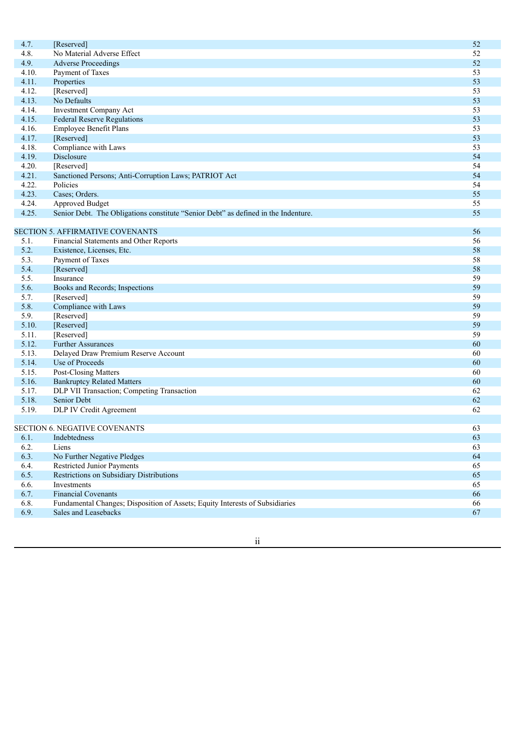| | | |
|---|---|---|
| 4.7. | [Reserved] | 52 |
| 4.8. | No Material Adverse Effect | 52 |
| 4.9. | Adverse Proceedings | 52 |
| 4.10. | Payment of Taxes | 53 |
| 4.11. | Properties | 53 |
| 4.12. | [Reserved] | 53 |
| 4.13. | No Defaults | 53 |
| 4.14. | Investment Company Act | 53 |
| 4.15. | Federal Reserve Regulations | 53 |
| 4.16. | Employee Benefit Plans | 53 |
| 4.17. | [Reserved] | 53 |
| 4.18. | Compliance with Laws | 53 |
| 4.19. | Disclosure | 54 |
| 4.20. | [Reserved] | 54 |
| 4.21. | Sanctioned Persons; Anti-Corruption Laws; PATRIOT Act | 54 |
| 4.22. | Policies | 54 |
| 4.23. | Cases; Orders. | 55 |
| 4.24. | Approved Budget | 55 |
| 4.25. | Senior Debt. The Obligations constitute "Senior Debt" as defined in the Indenture. | 55 |
| | | |
| SECTION 5. AFFIRMATIVE COVENANTS | | 56 |
| 5.1. | Financial Statements and Other Reports | 56 |
| 5.2. | Existence, Licenses, Etc. | 58 |
| 5.3. | Payment of Taxes | 58 |
| 5.4. | [Reserved] | 58 |
| 5.5. | Insurance | 59 |
| 5.6. | Books and Records; Inspections | 59 |
| 5.7. | [Reserved] | 59 |
| 5.8. | Compliance with Laws | 59 |
| 5.9. | [Reserved] | 59 |
| 5.10. | [Reserved] | 59 |
| 5.11. | [Reserved] | 59 |
| 5.12. | Further Assurances | 60 |
| 5.13. | Delayed Draw Premium Reserve Account | 60 |
| 5.14. | Use of Proceeds | 60 |
| 5.15. | Post-Closing Matters | 60 |
| 5.16. | Bankruptcy Related Matters | 60 |
| 5.17. | DLP VII Transaction; Competing Transaction | 62 |
| 5.18. | Senior Debt | 62 |
| 5.19. | DLP IV Credit Agreement | 62 |
| | | |
| SECTION 6. NEGATIVE COVENANTS | | 63 |
| 6.1. | Indebtedness | 63 |
| 6.2. | Liens | 63 |
| 6.3. | No Further Negative Pledges | 64 |
| 6.4. | Restricted Junior Payments | 65 |
| 6.5. | Restrictions on Subsidiary Distributions | 65 |
| 6.6. | Investments | 65 |
| 6.7. | Financial Covenants | 66 |
| 6.8. | Fundamental Changes; Disposition of Assets; Equity Interests of Subsidiaries | 66 |
| 6.9. | Sales and Leasebacks | 67 |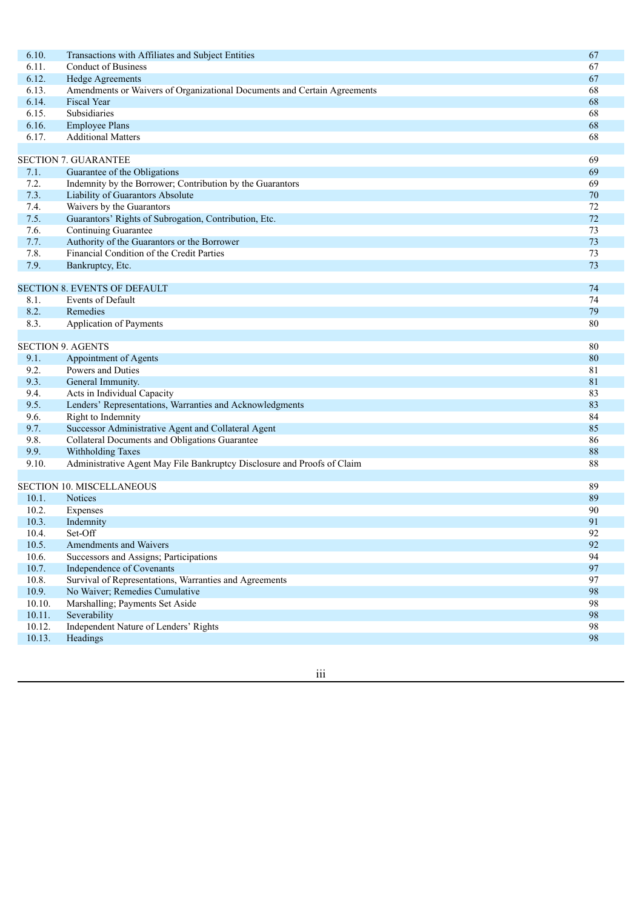| | | |
|---|---|---|
| 6.10. | Transactions with Affiliates and Subject Entities | 67 |
| 6.11. | Conduct of Business | 67 |
| 6.12. | Hedge Agreements | 67 |
| 6.13. | Amendments or Waivers of Organizational Documents and Certain Agreements | 68 |
| 6.14. | Fiscal Year | 68 |
| 6.15. | Subsidiaries | 68 |
| 6.16. | Employee Plans | 68 |
| 6.17. | Additional Matters | 68 |
| | | |
| SECTION 7. GUARANTEE | | 69 |
| 7.1. | Guarantee of the Obligations | 69 |
| 7.2. | Indemnity by the Borrower; Contribution by the Guarantors | 69 |
| 7.3. | Liability of Guarantors Absolute | 70 |
| 7.4. | Waivers by the Guarantors | 72 |
| 7.5. | Guarantors' Rights of Subrogation, Contribution, Etc. | 72 |
| 7.6. | Continuing Guarantee | 73 |
| 7.7. | Authority of the Guarantors or the Borrower | 73 |
| 7.8. | Financial Condition of the Credit Parties | 73 |
| 7.9. | Bankruptcy, Etc. | 73 |
| | | |
| SECTION 8. EVENTS OF DEFAULT | | 74 |
| 8.1. | Events of Default | 74 |
| 8.2. | Remedies | 79 |
| 8.3. | Application of Payments | 80 |
| | | |
| SECTION 9. AGENTS | | 80 |
| 9.1. | Appointment of Agents | 80 |
| 9.2. | Powers and Duties | 81 |
| 9.3. | General Immunity. | 81 |
| 9.4. | Acts in Individual Capacity | 83 |
| 9.5. | Lenders' Representations, Warranties and Acknowledgments | 83 |
| 9.6. | Right to Indemnity | 84 |
| 9.7. | Successor Administrative Agent and Collateral Agent | 85 |
| 9.8. | Collateral Documents and Obligations Guarantee | 86 |
| 9.9. | Withholding Taxes | 88 |
| 9.10. | Administrative Agent May File Bankruptcy Disclosure and Proofs of Claim | 88 |
| | | |
| SECTION 10. MISCELLANEOUS | | 89 |
| 10.1. | Notices | 89 |
| 10.2. | Expenses | 90 |
| 10.3. | Indemnity | 91 |
| 10.4. | Set-Off | 92 |
| 10.5. | Amendments and Waivers | 92 |
| 10.6. | Successors and Assigns; Participations | 94 |
| 10.7. | Independence of Covenants | 97 |
| 10.8. | Survival of Representations, Warranties and Agreements | 97 |
| 10.9. | No Waiver; Remedies Cumulative | 98 |
| 10.10. | Marshalling; Payments Set Aside | 98 |
| 10.11. | Severability | 98 |
| 10.12. | Independent Nature of Lenders' Rights | 98 |
| 10.13. | Headings | 98 |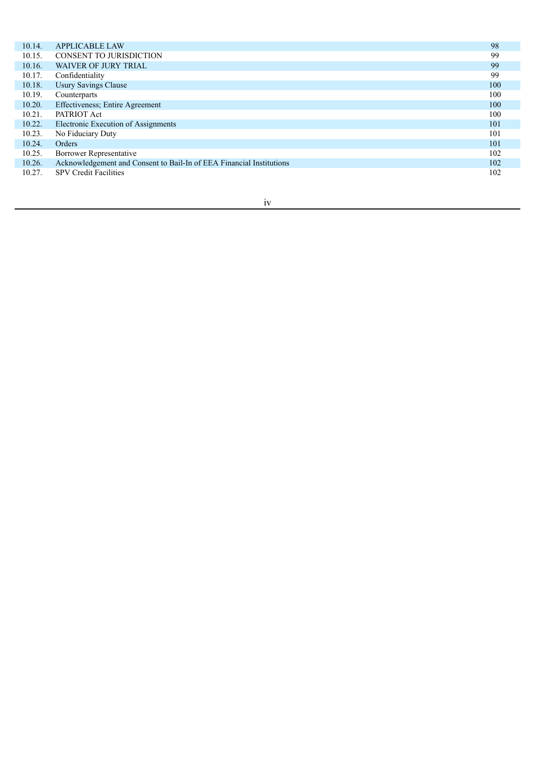| | | |
|---|---|---|
| 10.14. | APPLICABLE LAW | 98 |
| 10.15. | CONSENT TO JURISDICTION | 99 |
| 10.16. | WAIVER OF JURY TRIAL | 99 |
| 10.17. | Confidentiality | 99 |
| 10.18. | Usury Savings Clause | 100 |
| 10.19. | Counterparts | 100 |
| 10.20. | Effectiveness; Entire Agreement | 100 |
| 10.21. | PATRIOT Act | 100 |
| 10.22. | Electronic Execution of Assignments | 101 |
| 10.23. | No Fiduciary Duty | 101 |
| 10.24. | Orders | 101 |
| 10.25. | Borrower Representative | 102 |
| 10.26. | Acknowledgement and Consent to Bail-In of EEA Financial Institutions | 102 |
| 10.27. | SPV Credit Facilities | 102 |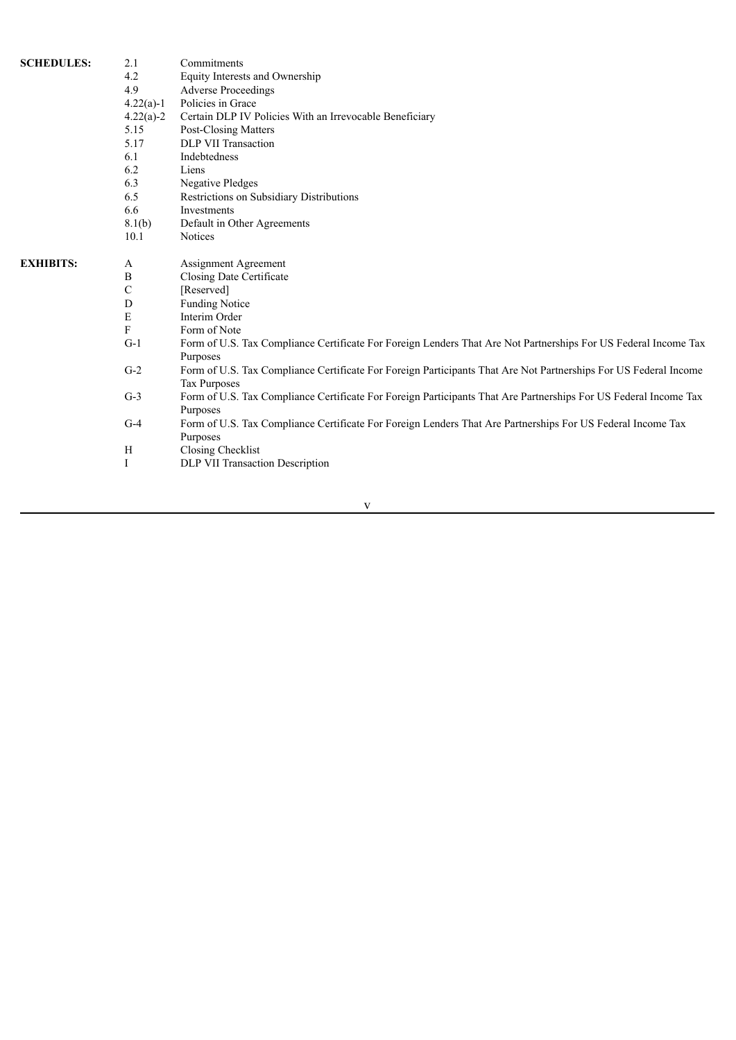| | | |
|---|---|---|
| **SCHEDULES:** | 2.1 | Commitments |
| | 4.2 | Equity Interests and Ownership |
| | 4.9 | Adverse Proceedings |
| | 4.22(a)-1 | Policies in Grace |
| | 4.22(a)-2 | Certain DLP IV Policies With an Irrevocable Beneficiary |
| | 5.15 | Post-Closing Matters |
| | 5.17 | DLP VII Transaction |
| | 6.1 | Indebtedness |
| | 6.2 | Liens |
| | 6.3 | Negative Pledges |
| | 6.5 | Restrictions on Subsidiary Distributions |
| | 6.6 | Investments |
| | 8.1(b) | Default in Other Agreements |
| | 10.1 | Notices |
| **EXHIBITS:** | A | Assignment Agreement |
| | B | Closing Date Certificate |
| | C | [Reserved] |
| | D | Funding Notice |
| | E | Interim Order |
| | F | Form of Note |
| | G-1 | Form of U.S. Tax Compliance Certificate For Foreign Lenders That Are Not Partnerships For US Federal Income Tax Purposes |
| | G-2 | Form of U.S. Tax Compliance Certificate For Foreign Participants That Are Not Partnerships For US Federal Income Tax Purposes |
| | G-3 | Form of U.S. Tax Compliance Certificate For Foreign Participants That Are Partnerships For US Federal Income Tax Purposes |
| | G-4 | Form of U.S. Tax Compliance Certificate For Foreign Lenders That Are Partnerships For US Federal Income Tax Purposes |
| | H | Closing Checklist |
| | I | DLP VII Transaction Description |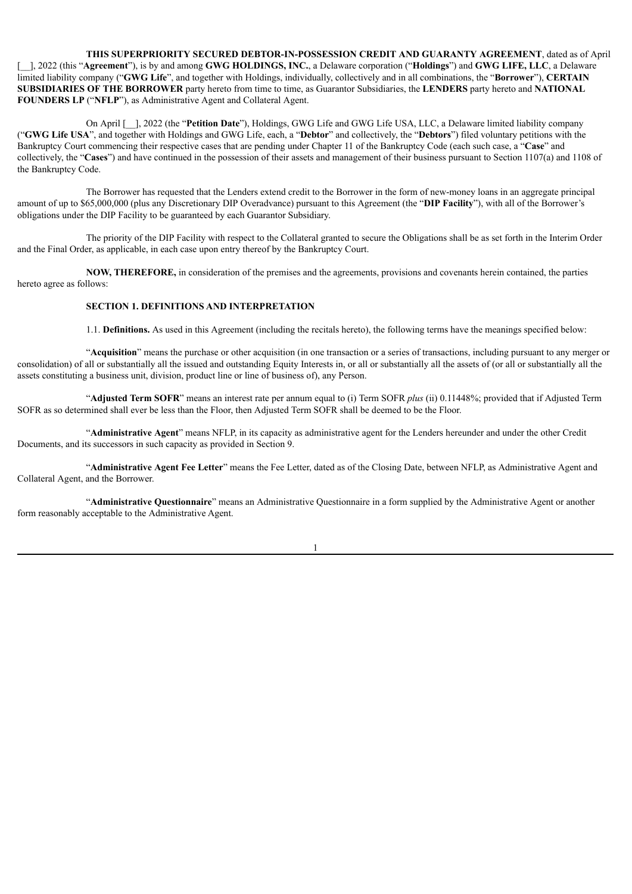**THIS SUPERPRIORITY SECURED DEBTOR-IN-POSSESSION CREDIT AND GUARANTY AGREEMENT**, dated as of April [__], 2022 (this "**Agreement**"), is by and among **GWG HOLDINGS, INC.**, a Delaware corporation ("**Holdings**") and **GWG LIFE, LLC**, a Delaware limited liability company ("**GWG Life**", and together with Holdings, individually, collectively and in all combinations, the "**Borrower**"), **CERTAIN SUBSIDIARIES OF THE BORROWER** party hereto from time to time, as Guarantor Subsidiaries, the **LENDERS** party hereto and **NATIONAL FOUNDERS LP** ("**NFLP**"), as Administrative Agent and Collateral Agent.

On April [__], 2022 (the "**Petition Date**"), Holdings, GWG Life and GWG Life USA, LLC, a Delaware limited liability company ("**GWG Life USA**", and together with Holdings and GWG Life, each, a "**Debtor**" and collectively, the "**Debtors**") filed voluntary petitions with the Bankruptcy Court commencing their respective cases that are pending under Chapter 11 of the Bankruptcy Code (each such case, a "**Case**" and collectively, the "**Cases**") and have continued in the possession of their assets and management of their business pursuant to Section 1107(a) and 1108 of the Bankruptcy Code.

The Borrower has requested that the Lenders extend credit to the Borrower in the form of new-money loans in an aggregate principal amount of up to $65,000,000 (plus any Discretionary DIP Overadvance) pursuant to this Agreement (the "**DIP Facility**"), with all of the Borrower's obligations under the DIP Facility to be guaranteed by each Guarantor Subsidiary.

The priority of the DIP Facility with respect to the Collateral granted to secure the Obligations shall be as set forth in the Interim Order and the Final Order, as applicable, in each case upon entry thereof by the Bankruptcy Court.

**NOW, THEREFORE,** in consideration of the premises and the agreements, provisions and covenants herein contained, the parties hereto agree as follows:

## SECTION 1. DEFINITIONS AND INTERPRETATION

1.1. **Definitions.** As used in this Agreement (including the recitals hereto), the following terms have the meanings specified below:

"**Acquisition**" means the purchase or other acquisition (in one transaction or a series of transactions, including pursuant to any merger or consolidation) of all or substantially all the issued and outstanding Equity Interests in, or all or substantially all the assets of (or all or substantially all the assets constituting a business unit, division, product line or line of business of), any Person.

"**Adjusted Term SOFR**" means an interest rate per annum equal to (i) Term SOFR *plus* (ii) 0.11448%; provided that if Adjusted Term SOFR as so determined shall ever be less than the Floor, then Adjusted Term SOFR shall be deemed to be the Floor.

"**Administrative Agent**" means NFLP, in its capacity as administrative agent for the Lenders hereunder and under the other Credit Documents, and its successors in such capacity as provided in Section 9.

"**Administrative Agent Fee Letter**" means the Fee Letter, dated as of the Closing Date, between NFLP, as Administrative Agent and Collateral Agent, and the Borrower.

"**Administrative Questionnaire**" means an Administrative Questionnaire in a form supplied by the Administrative Agent or another form reasonably acceptable to the Administrative Agent.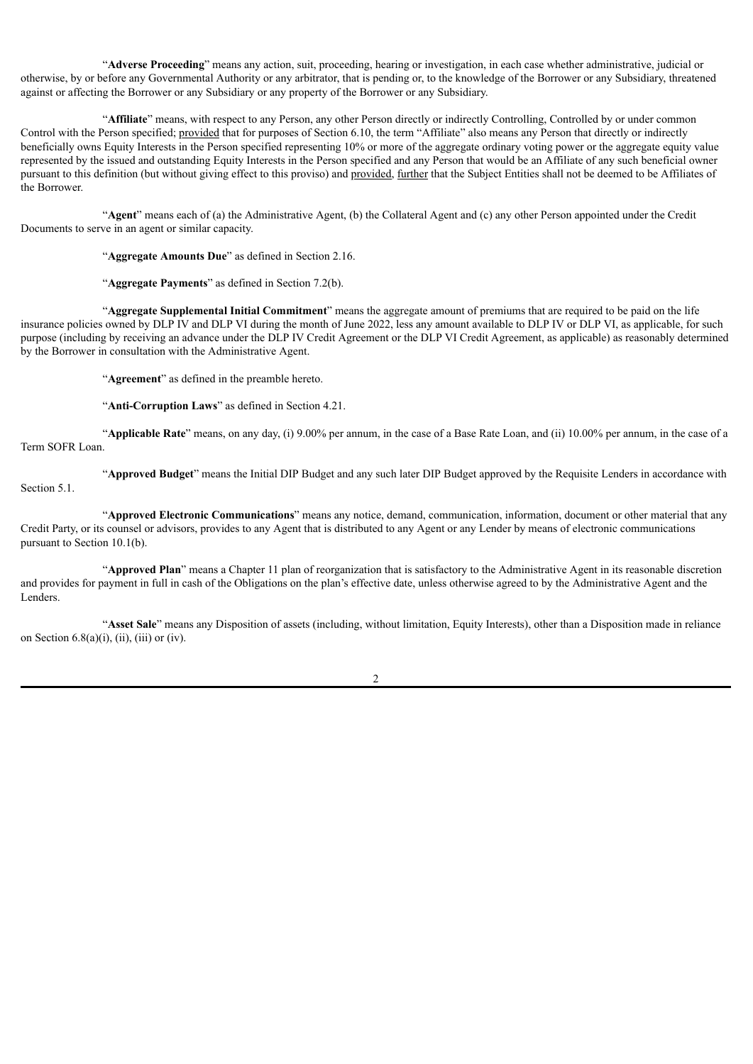"**Adverse Proceeding**" means any action, suit, proceeding, hearing or investigation, in each case whether administrative, judicial or otherwise, by or before any Governmental Authority or any arbitrator, that is pending or, to the knowledge of the Borrower or any Subsidiary, threatened against or affecting the Borrower or any Subsidiary or any property of the Borrower or any Subsidiary.

"**Affiliate**" means, with respect to any Person, any other Person directly or indirectly Controlling, Controlled by or under common Control with the Person specified; provided that for purposes of Section 6.10, the term "Affiliate" also means any Person that directly or indirectly beneficially owns Equity Interests in the Person specified representing 10% or more of the aggregate ordinary voting power or the aggregate equity value represented by the issued and outstanding Equity Interests in the Person specified and any Person that would be an Affiliate of any such beneficial owner pursuant to this definition (but without giving effect to this proviso) and provided, further that the Subject Entities shall not be deemed to be Affiliates of the Borrower.

"**Agent**" means each of (a) the Administrative Agent, (b) the Collateral Agent and (c) any other Person appointed under the Credit Documents to serve in an agent or similar capacity.

"**Aggregate Amounts Due**" as defined in Section 2.16.

"**Aggregate Payments**" as defined in Section 7.2(b).

"**Aggregate Supplemental Initial Commitment**" means the aggregate amount of premiums that are required to be paid on the life insurance policies owned by DLP IV and DLP VI during the month of June 2022, less any amount available to DLP IV or DLP VI, as applicable, for such purpose (including by receiving an advance under the DLP IV Credit Agreement or the DLP VI Credit Agreement, as applicable) as reasonably determined by the Borrower in consultation with the Administrative Agent.

"**Agreement**" as defined in the preamble hereto.

"**Anti-Corruption Laws**" as defined in Section 4.21.

"**Applicable Rate**" means, on any day, (i) 9.00% per annum, in the case of a Base Rate Loan, and (ii) 10.00% per annum, in the case of a Term SOFR Loan.

"**Approved Budget**" means the Initial DIP Budget and any such later DIP Budget approved by the Requisite Lenders in accordance with Section 5.1.

"**Approved Electronic Communications**" means any notice, demand, communication, information, document or other material that any Credit Party, or its counsel or advisors, provides to any Agent that is distributed to any Agent or any Lender by means of electronic communications pursuant to Section 10.1(b).

"**Approved Plan**" means a Chapter 11 plan of reorganization that is satisfactory to the Administrative Agent in its reasonable discretion and provides for payment in full in cash of the Obligations on the plan's effective date, unless otherwise agreed to by the Administrative Agent and the Lenders.

"**Asset Sale**" means any Disposition of assets (including, without limitation, Equity Interests), other than a Disposition made in reliance on Section 6.8(a)(i), (ii), (iii) or (iv).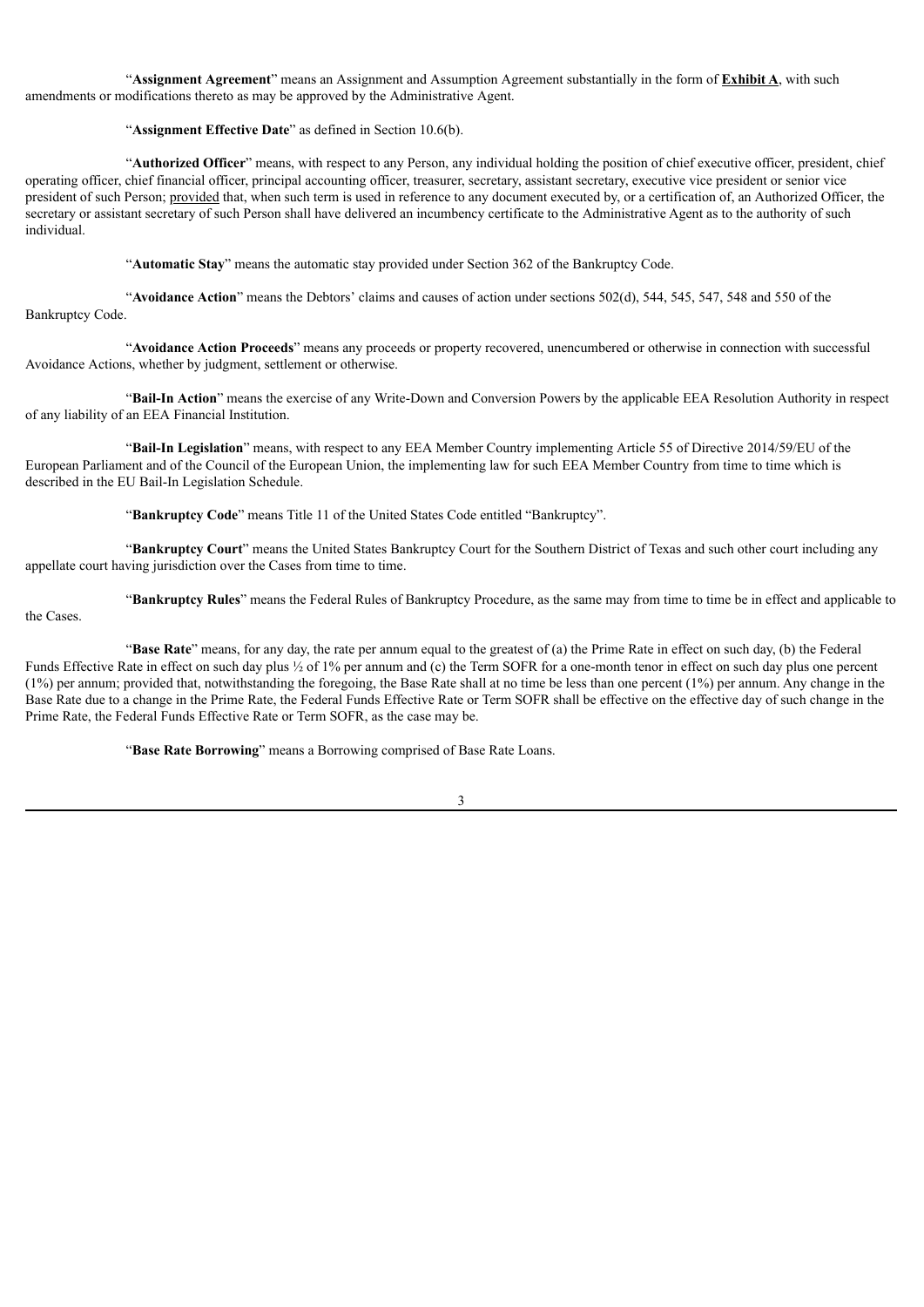"**Assignment Agreement**" means an Assignment and Assumption Agreement substantially in the form of **Exhibit A**, with such amendments or modifications thereto as may be approved by the Administrative Agent.

"**Assignment Effective Date**" as defined in Section 10.6(b).

"**Authorized Officer**" means, with respect to any Person, any individual holding the position of chief executive officer, president, chief operating officer, chief financial officer, principal accounting officer, treasurer, secretary, assistant secretary, executive vice president or senior vice president of such Person; provided that, when such term is used in reference to any document executed by, or a certification of, an Authorized Officer, the secretary or assistant secretary of such Person shall have delivered an incumbency certificate to the Administrative Agent as to the authority of such individual.

"**Automatic Stay**" means the automatic stay provided under Section 362 of the Bankruptcy Code.

"**Avoidance Action**" means the Debtors' claims and causes of action under sections 502(d), 544, 545, 547, 548 and 550 of the Bankruptcy Code.

"**Avoidance Action Proceeds**" means any proceeds or property recovered, unencumbered or otherwise in connection with successful Avoidance Actions, whether by judgment, settlement or otherwise.

"**Bail-In Action**" means the exercise of any Write-Down and Conversion Powers by the applicable EEA Resolution Authority in respect of any liability of an EEA Financial Institution.

"**Bail-In Legislation**" means, with respect to any EEA Member Country implementing Article 55 of Directive 2014/59/EU of the European Parliament and of the Council of the European Union, the implementing law for such EEA Member Country from time to time which is described in the EU Bail-In Legislation Schedule.

"**Bankruptcy Code**" means Title 11 of the United States Code entitled "Bankruptcy".

"**Bankruptcy Court**" means the United States Bankruptcy Court for the Southern District of Texas and such other court including any appellate court having jurisdiction over the Cases from time to time.

"**Bankruptcy Rules**" means the Federal Rules of Bankruptcy Procedure, as the same may from time to time be in effect and applicable to the Cases.

"**Base Rate**" means, for any day, the rate per annum equal to the greatest of (a) the Prime Rate in effect on such day, (b) the Federal Funds Effective Rate in effect on such day plus ½ of 1% per annum and (c) the Term SOFR for a one-month tenor in effect on such day plus one percent (1%) per annum; provided that, notwithstanding the foregoing, the Base Rate shall at no time be less than one percent (1%) per annum. Any change in the Base Rate due to a change in the Prime Rate, the Federal Funds Effective Rate or Term SOFR shall be effective on the effective day of such change in the Prime Rate, the Federal Funds Effective Rate or Term SOFR, as the case may be.

"**Base Rate Borrowing**" means a Borrowing comprised of Base Rate Loans.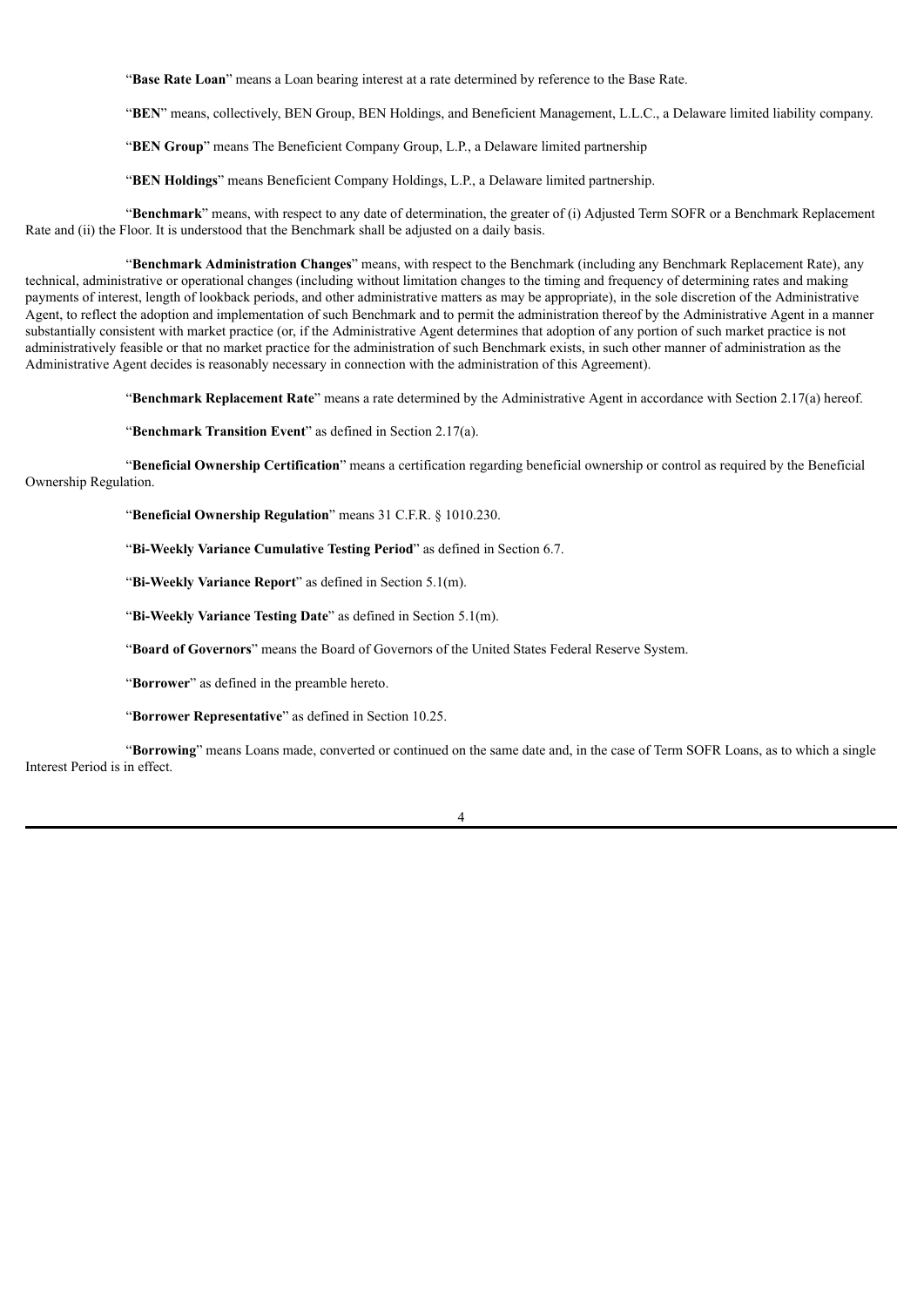"**Base Rate Loan**" means a Loan bearing interest at a rate determined by reference to the Base Rate.

"**BEN**" means, collectively, BEN Group, BEN Holdings, and Beneficient Management, L.L.C., a Delaware limited liability company.

"**BEN Group**" means The Beneficient Company Group, L.P., a Delaware limited partnership

"**BEN Holdings**" means Beneficient Company Holdings, L.P., a Delaware limited partnership.

"**Benchmark**" means, with respect to any date of determination, the greater of (i) Adjusted Term SOFR or a Benchmark Replacement Rate and (ii) the Floor. It is understood that the Benchmark shall be adjusted on a daily basis.

"**Benchmark Administration Changes**" means, with respect to the Benchmark (including any Benchmark Replacement Rate), any technical, administrative or operational changes (including without limitation changes to the timing and frequency of determining rates and making payments of interest, length of lookback periods, and other administrative matters as may be appropriate), in the sole discretion of the Administrative Agent, to reflect the adoption and implementation of such Benchmark and to permit the administration thereof by the Administrative Agent in a manner substantially consistent with market practice (or, if the Administrative Agent determines that adoption of any portion of such market practice is not administratively feasible or that no market practice for the administration of such Benchmark exists, in such other manner of administration as the Administrative Agent decides is reasonably necessary in connection with the administration of this Agreement).

"**Benchmark Replacement Rate**" means a rate determined by the Administrative Agent in accordance with Section 2.17(a) hereof.

"**Benchmark Transition Event**" as defined in Section 2.17(a).

"**Beneficial Ownership Certification**" means a certification regarding beneficial ownership or control as required by the Beneficial Ownership Regulation.

"**Beneficial Ownership Regulation**" means 31 C.F.R. § 1010.230.

"**Bi-Weekly Variance Cumulative Testing Period**" as defined in Section 6.7.

"**Bi-Weekly Variance Report**" as defined in Section 5.1(m).

"**Bi-Weekly Variance Testing Date**" as defined in Section 5.1(m).

"**Board of Governors**" means the Board of Governors of the United States Federal Reserve System.

"**Borrower**" as defined in the preamble hereto.

"**Borrower Representative**" as defined in Section 10.25.

"**Borrowing**" means Loans made, converted or continued on the same date and, in the case of Term SOFR Loans, as to which a single Interest Period is in effect.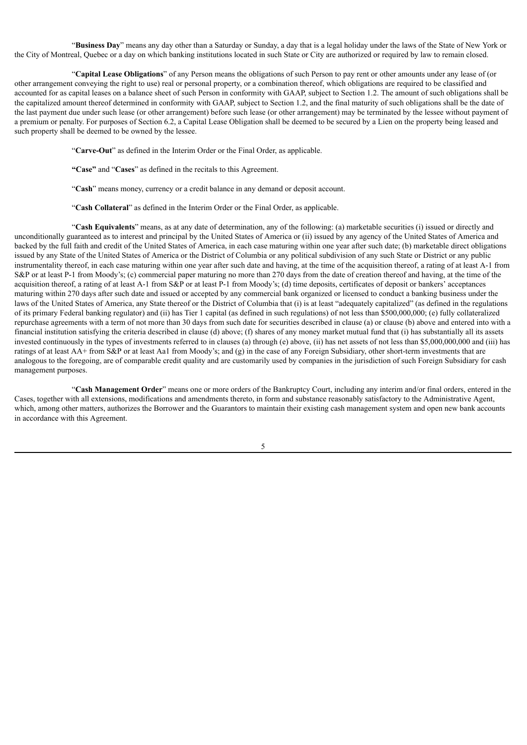"**Business Day**" means any day other than a Saturday or Sunday, a day that is a legal holiday under the laws of the State of New York or the City of Montreal, Quebec or a day on which banking institutions located in such State or City are authorized or required by law to remain closed.

"**Capital Lease Obligations**" of any Person means the obligations of such Person to pay rent or other amounts under any lease of (or other arrangement conveying the right to use) real or personal property, or a combination thereof, which obligations are required to be classified and accounted for as capital leases on a balance sheet of such Person in conformity with GAAP, subject to Section 1.2. The amount of such obligations shall be the capitalized amount thereof determined in conformity with GAAP, subject to Section 1.2, and the final maturity of such obligations shall be the date of the last payment due under such lease (or other arrangement) before such lease (or other arrangement) may be terminated by the lessee without payment of a premium or penalty. For purposes of Section 6.2, a Capital Lease Obligation shall be deemed to be secured by a Lien on the property being leased and such property shall be deemed to be owned by the lessee.

"**Carve-Out**" as defined in the Interim Order or the Final Order, as applicable.

**"Case"** and "**Cases**" as defined in the recitals to this Agreement.

"**Cash**" means money, currency or a credit balance in any demand or deposit account.

"**Cash Collateral**" as defined in the Interim Order or the Final Order, as applicable.

"**Cash Equivalents**" means, as at any date of determination, any of the following: (a) marketable securities (i) issued or directly and unconditionally guaranteed as to interest and principal by the United States of America or (ii) issued by any agency of the United States of America and backed by the full faith and credit of the United States of America, in each case maturing within one year after such date; (b) marketable direct obligations issued by any State of the United States of America or the District of Columbia or any political subdivision of any such State or District or any public instrumentality thereof, in each case maturing within one year after such date and having, at the time of the acquisition thereof, a rating of at least A-1 from S&P or at least P-1 from Moody's; (c) commercial paper maturing no more than 270 days from the date of creation thereof and having, at the time of the acquisition thereof, a rating of at least A-1 from S&P or at least P-1 from Moody's; (d) time deposits, certificates of deposit or bankers' acceptances maturing within 270 days after such date and issued or accepted by any commercial bank organized or licensed to conduct a banking business under the laws of the United States of America, any State thereof or the District of Columbia that (i) is at least "adequately capitalized" (as defined in the regulations of its primary Federal banking regulator) and (ii) has Tier 1 capital (as defined in such regulations) of not less than $500,000,000; (e) fully collateralized repurchase agreements with a term of not more than 30 days from such date for securities described in clause (a) or clause (b) above and entered into with a financial institution satisfying the criteria described in clause (d) above; (f) shares of any money market mutual fund that (i) has substantially all its assets invested continuously in the types of investments referred to in clauses (a) through (e) above, (ii) has net assets of not less than $5,000,000,000 and (iii) has ratings of at least AA+ from S&P or at least Aa1 from Moody's; and (g) in the case of any Foreign Subsidiary, other short-term investments that are analogous to the foregoing, are of comparable credit quality and are customarily used by companies in the jurisdiction of such Foreign Subsidiary for cash management purposes.

"**Cash Management Order**" means one or more orders of the Bankruptcy Court, including any interim and/or final orders, entered in the Cases, together with all extensions, modifications and amendments thereto, in form and substance reasonably satisfactory to the Administrative Agent, which, among other matters, authorizes the Borrower and the Guarantors to maintain their existing cash management system and open new bank accounts in accordance with this Agreement.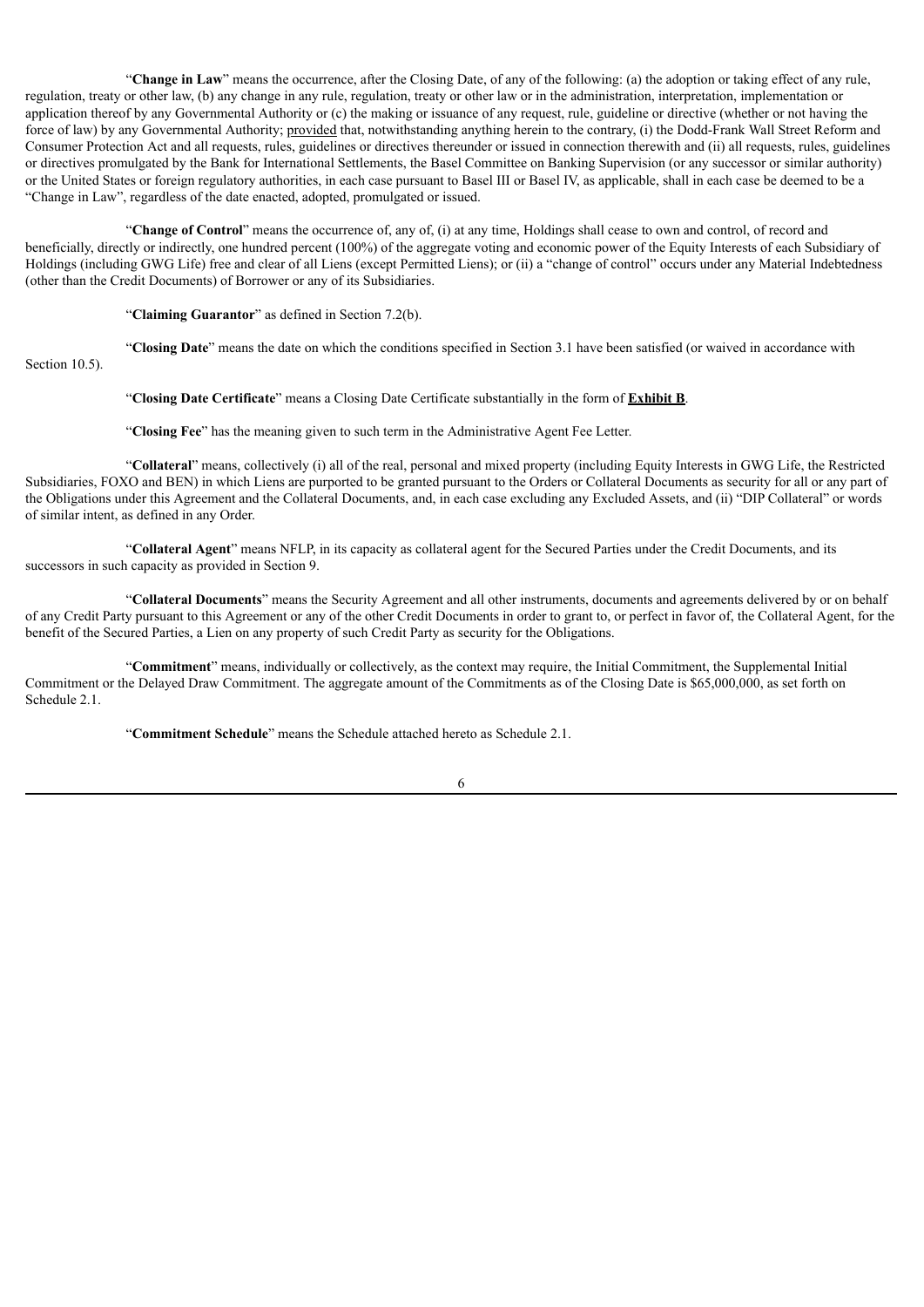"**Change in Law**" means the occurrence, after the Closing Date, of any of the following: (a) the adoption or taking effect of any rule, regulation, treaty or other law, (b) any change in any rule, regulation, treaty or other law or in the administration, interpretation, implementation or application thereof by any Governmental Authority or (c) the making or issuance of any request, rule, guideline or directive (whether or not having the force of law) by any Governmental Authority; provided that, notwithstanding anything herein to the contrary, (i) the Dodd-Frank Wall Street Reform and Consumer Protection Act and all requests, rules, guidelines or directives thereunder or issued in connection therewith and (ii) all requests, rules, guidelines or directives promulgated by the Bank for International Settlements, the Basel Committee on Banking Supervision (or any successor or similar authority) or the United States or foreign regulatory authorities, in each case pursuant to Basel III or Basel IV, as applicable, shall in each case be deemed to be a "Change in Law", regardless of the date enacted, adopted, promulgated or issued.

"**Change of Control**" means the occurrence of, any of, (i) at any time, Holdings shall cease to own and control, of record and beneficially, directly or indirectly, one hundred percent (100%) of the aggregate voting and economic power of the Equity Interests of each Subsidiary of Holdings (including GWG Life) free and clear of all Liens (except Permitted Liens); or (ii) a "change of control" occurs under any Material Indebtedness (other than the Credit Documents) of Borrower or any of its Subsidiaries.

"**Claiming Guarantor**" as defined in Section 7.2(b).

"**Closing Date**" means the date on which the conditions specified in Section 3.1 have been satisfied (or waived in accordance with Section 10.5).

"**Closing Date Certificate**" means a Closing Date Certificate substantially in the form of **Exhibit B**.

"**Closing Fee**" has the meaning given to such term in the Administrative Agent Fee Letter.

"**Collateral**" means, collectively (i) all of the real, personal and mixed property (including Equity Interests in GWG Life, the Restricted Subsidiaries, FOXO and BEN) in which Liens are purported to be granted pursuant to the Orders or Collateral Documents as security for all or any part of the Obligations under this Agreement and the Collateral Documents, and, in each case excluding any Excluded Assets, and (ii) "DIP Collateral" or words of similar intent, as defined in any Order.

"**Collateral Agent**" means NFLP, in its capacity as collateral agent for the Secured Parties under the Credit Documents, and its successors in such capacity as provided in Section 9.

"**Collateral Documents**" means the Security Agreement and all other instruments, documents and agreements delivered by or on behalf of any Credit Party pursuant to this Agreement or any of the other Credit Documents in order to grant to, or perfect in favor of, the Collateral Agent, for the benefit of the Secured Parties, a Lien on any property of such Credit Party as security for the Obligations.

"**Commitment**" means, individually or collectively, as the context may require, the Initial Commitment, the Supplemental Initial Commitment or the Delayed Draw Commitment. The aggregate amount of the Commitments as of the Closing Date is $65,000,000, as set forth on Schedule 2.1.

"**Commitment Schedule**" means the Schedule attached hereto as Schedule 2.1.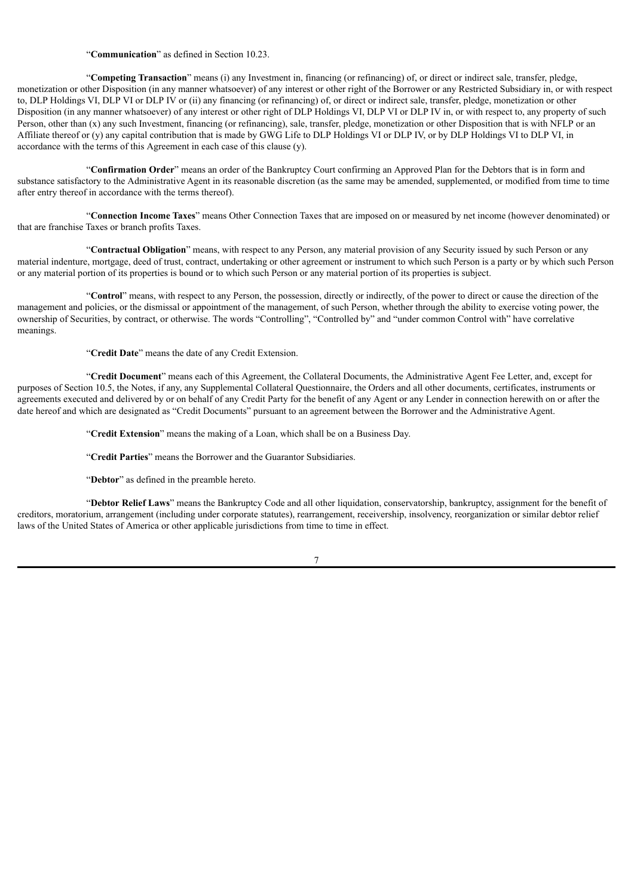"**Communication**" as defined in Section 10.23.

"**Competing Transaction**" means (i) any Investment in, financing (or refinancing) of, or direct or indirect sale, transfer, pledge, monetization or other Disposition (in any manner whatsoever) of any interest or other right of the Borrower or any Restricted Subsidiary in, or with respect to, DLP Holdings VI, DLP VI or DLP IV or (ii) any financing (or refinancing) of, or direct or indirect sale, transfer, pledge, monetization or other Disposition (in any manner whatsoever) of any interest or other right of DLP Holdings VI, DLP VI or DLP IV in, or with respect to, any property of such Person, other than (x) any such Investment, financing (or refinancing), sale, transfer, pledge, monetization or other Disposition that is with NFLP or an Affiliate thereof or (y) any capital contribution that is made by GWG Life to DLP Holdings VI or DLP IV, or by DLP Holdings VI to DLP VI, in accordance with the terms of this Agreement in each case of this clause (y).

"**Confirmation Order**" means an order of the Bankruptcy Court confirming an Approved Plan for the Debtors that is in form and substance satisfactory to the Administrative Agent in its reasonable discretion (as the same may be amended, supplemented, or modified from time to time after entry thereof in accordance with the terms thereof).

"**Connection Income Taxes**" means Other Connection Taxes that are imposed on or measured by net income (however denominated) or that are franchise Taxes or branch profits Taxes.

"**Contractual Obligation**" means, with respect to any Person, any material provision of any Security issued by such Person or any material indenture, mortgage, deed of trust, contract, undertaking or other agreement or instrument to which such Person is a party or by which such Person or any material portion of its properties is bound or to which such Person or any material portion of its properties is subject.

"**Control**" means, with respect to any Person, the possession, directly or indirectly, of the power to direct or cause the direction of the management and policies, or the dismissal or appointment of the management, of such Person, whether through the ability to exercise voting power, the ownership of Securities, by contract, or otherwise. The words "Controlling", "Controlled by" and "under common Control with" have correlative meanings.

"**Credit Date**" means the date of any Credit Extension.

"**Credit Document**" means each of this Agreement, the Collateral Documents, the Administrative Agent Fee Letter, and, except for purposes of Section 10.5, the Notes, if any, any Supplemental Collateral Questionnaire, the Orders and all other documents, certificates, instruments or agreements executed and delivered by or on behalf of any Credit Party for the benefit of any Agent or any Lender in connection herewith on or after the date hereof and which are designated as "Credit Documents" pursuant to an agreement between the Borrower and the Administrative Agent.

"**Credit Extension**" means the making of a Loan, which shall be on a Business Day.

"**Credit Parties**" means the Borrower and the Guarantor Subsidiaries.

"**Debtor**" as defined in the preamble hereto.

"**Debtor Relief Laws**" means the Bankruptcy Code and all other liquidation, conservatorship, bankruptcy, assignment for the benefit of creditors, moratorium, arrangement (including under corporate statutes), rearrangement, receivership, insolvency, reorganization or similar debtor relief laws of the United States of America or other applicable jurisdictions from time to time in effect.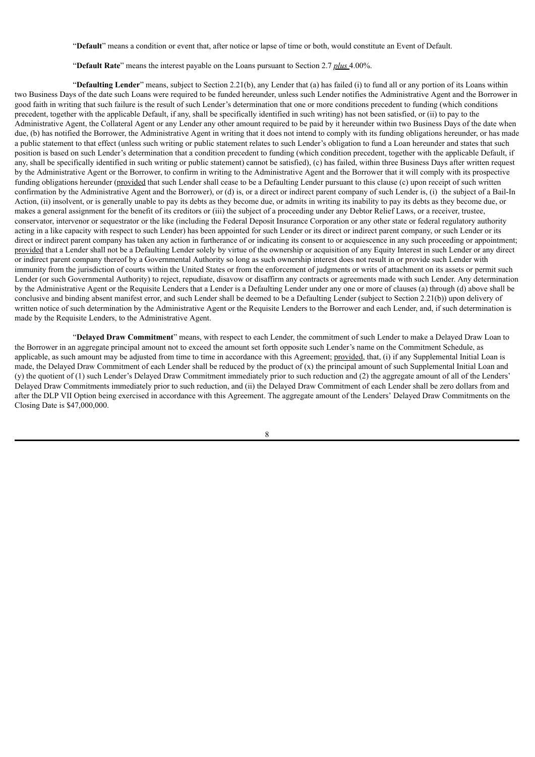"**Default**" means a condition or event that, after notice or lapse of time or both, would constitute an Event of Default.

"**Default Rate**" means the interest payable on the Loans pursuant to Section 2.7 *plus* 4.00%.

"**Defaulting Lender**" means, subject to Section 2.21(b), any Lender that (a) has failed (i) to fund all or any portion of its Loans within two Business Days of the date such Loans were required to be funded hereunder, unless such Lender notifies the Administrative Agent and the Borrower in good faith in writing that such failure is the result of such Lender's determination that one or more conditions precedent to funding (which conditions precedent, together with the applicable Default, if any, shall be specifically identified in such writing) has not been satisfied, or (ii) to pay to the Administrative Agent, the Collateral Agent or any Lender any other amount required to be paid by it hereunder within two Business Days of the date when due, (b) has notified the Borrower, the Administrative Agent in writing that it does not intend to comply with its funding obligations hereunder, or has made a public statement to that effect (unless such writing or public statement relates to such Lender's obligation to fund a Loan hereunder and states that such position is based on such Lender's determination that a condition precedent to funding (which condition precedent, together with the applicable Default, if any, shall be specifically identified in such writing or public statement) cannot be satisfied), (c) has failed, within three Business Days after written request by the Administrative Agent or the Borrower, to confirm in writing to the Administrative Agent and the Borrower that it will comply with its prospective funding obligations hereunder (provided that such Lender shall cease to be a Defaulting Lender pursuant to this clause (c) upon receipt of such written confirmation by the Administrative Agent and the Borrower), or (d) is, or a direct or indirect parent company of such Lender is, (i) the subject of a Bail-In Action, (ii) insolvent, or is generally unable to pay its debts as they become due, or admits in writing its inability to pay its debts as they become due, or makes a general assignment for the benefit of its creditors or (iii) the subject of a proceeding under any Debtor Relief Laws, or a receiver, trustee, conservator, intervenor or sequestrator or the like (including the Federal Deposit Insurance Corporation or any other state or federal regulatory authority acting in a like capacity with respect to such Lender) has been appointed for such Lender or its direct or indirect parent company, or such Lender or its direct or indirect parent company has taken any action in furtherance of or indicating its consent to or acquiescence in any such proceeding or appointment; provided that a Lender shall not be a Defaulting Lender solely by virtue of the ownership or acquisition of any Equity Interest in such Lender or any direct or indirect parent company thereof by a Governmental Authority so long as such ownership interest does not result in or provide such Lender with immunity from the jurisdiction of courts within the United States or from the enforcement of judgments or writs of attachment on its assets or permit such Lender (or such Governmental Authority) to reject, repudiate, disavow or disaffirm any contracts or agreements made with such Lender. Any determination by the Administrative Agent or the Requisite Lenders that a Lender is a Defaulting Lender under any one or more of clauses (a) through (d) above shall be conclusive and binding absent manifest error, and such Lender shall be deemed to be a Defaulting Lender (subject to Section 2.21(b)) upon delivery of written notice of such determination by the Administrative Agent or the Requisite Lenders to the Borrower and each Lender, and, if such determination is made by the Requisite Lenders, to the Administrative Agent.

"**Delayed Draw Commitment**" means, with respect to each Lender, the commitment of such Lender to make a Delayed Draw Loan to the Borrower in an aggregate principal amount not to exceed the amount set forth opposite such Lender's name on the Commitment Schedule, as applicable, as such amount may be adjusted from time to time in accordance with this Agreement; provided, that, (i) if any Supplemental Initial Loan is made, the Delayed Draw Commitment of each Lender shall be reduced by the product of (x) the principal amount of such Supplemental Initial Loan and (y) the quotient of (1) such Lender's Delayed Draw Commitment immediately prior to such reduction and (2) the aggregate amount of all of the Lenders' Delayed Draw Commitments immediately prior to such reduction, and (ii) the Delayed Draw Commitment of each Lender shall be zero dollars from and after the DLP VII Option being exercised in accordance with this Agreement. The aggregate amount of the Lenders' Delayed Draw Commitments on the Closing Date is $47,000,000.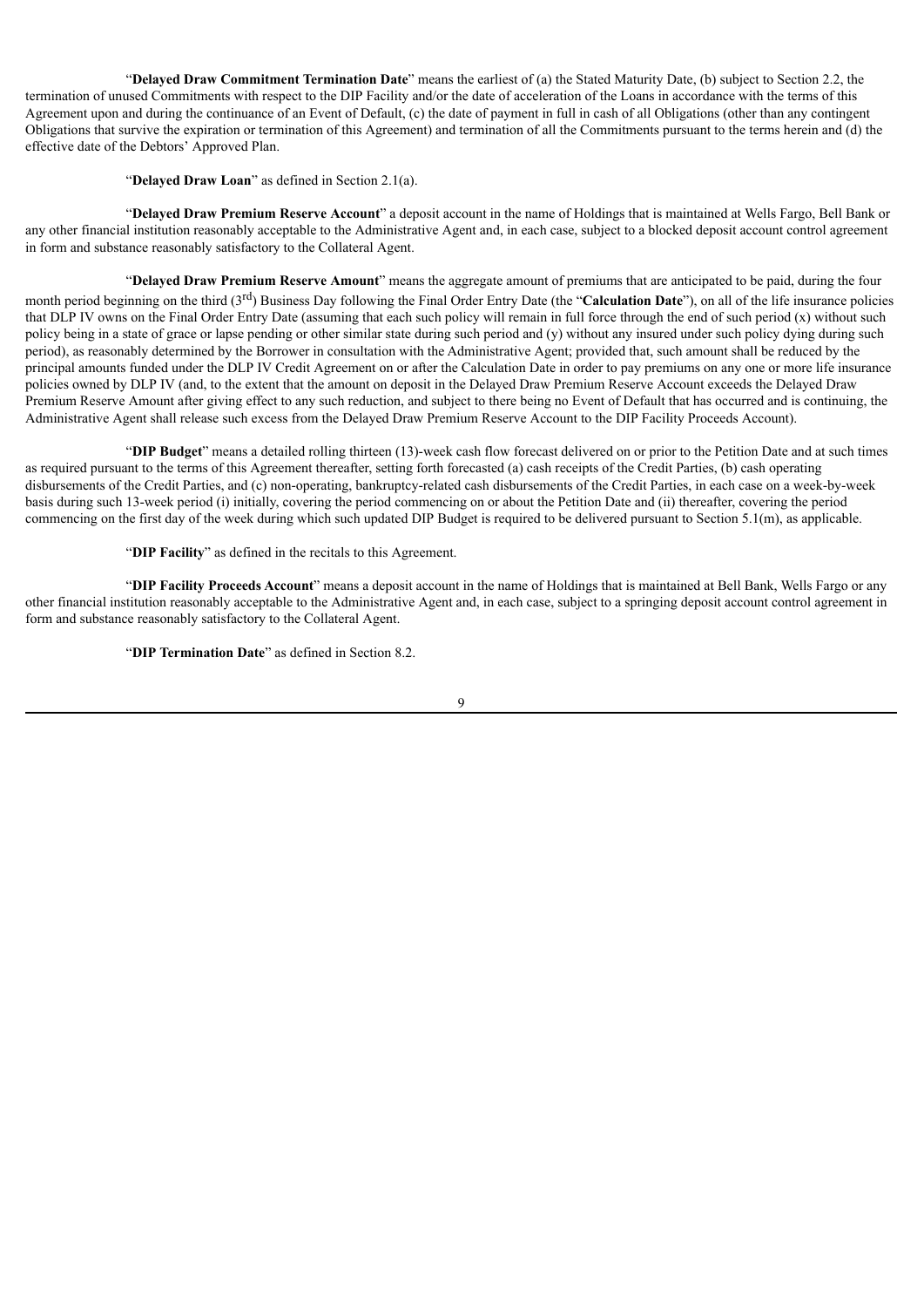"**Delayed Draw Commitment Termination Date**" means the earliest of (a) the Stated Maturity Date, (b) subject to Section 2.2, the termination of unused Commitments with respect to the DIP Facility and/or the date of acceleration of the Loans in accordance with the terms of this Agreement upon and during the continuance of an Event of Default, (c) the date of payment in full in cash of all Obligations (other than any contingent Obligations that survive the expiration or termination of this Agreement) and termination of all the Commitments pursuant to the terms herein and (d) the effective date of the Debtors' Approved Plan.

"**Delayed Draw Loan**" as defined in Section 2.1(a).

"**Delayed Draw Premium Reserve Account**" a deposit account in the name of Holdings that is maintained at Wells Fargo, Bell Bank or any other financial institution reasonably acceptable to the Administrative Agent and, in each case, subject to a blocked deposit account control agreement in form and substance reasonably satisfactory to the Collateral Agent.

"**Delayed Draw Premium Reserve Amount**" means the aggregate amount of premiums that are anticipated to be paid, during the four month period beginning on the third (3rd) Business Day following the Final Order Entry Date (the "**Calculation Date**"), on all of the life insurance policies that DLP IV owns on the Final Order Entry Date (assuming that each such policy will remain in full force through the end of such period (x) without such policy being in a state of grace or lapse pending or other similar state during such period and (y) without any insured under such policy dying during such period), as reasonably determined by the Borrower in consultation with the Administrative Agent; provided that, such amount shall be reduced by the principal amounts funded under the DLP IV Credit Agreement on or after the Calculation Date in order to pay premiums on any one or more life insurance policies owned by DLP IV (and, to the extent that the amount on deposit in the Delayed Draw Premium Reserve Account exceeds the Delayed Draw Premium Reserve Amount after giving effect to any such reduction, and subject to there being no Event of Default that has occurred and is continuing, the Administrative Agent shall release such excess from the Delayed Draw Premium Reserve Account to the DIP Facility Proceeds Account).

"**DIP Budget**" means a detailed rolling thirteen (13)-week cash flow forecast delivered on or prior to the Petition Date and at such times as required pursuant to the terms of this Agreement thereafter, setting forth forecasted (a) cash receipts of the Credit Parties, (b) cash operating disbursements of the Credit Parties, and (c) non-operating, bankruptcy-related cash disbursements of the Credit Parties, in each case on a week-by-week basis during such 13-week period (i) initially, covering the period commencing on or about the Petition Date and (ii) thereafter, covering the period commencing on the first day of the week during which such updated DIP Budget is required to be delivered pursuant to Section 5.1(m), as applicable.

"**DIP Facility**" as defined in the recitals to this Agreement.

"**DIP Facility Proceeds Account**" means a deposit account in the name of Holdings that is maintained at Bell Bank, Wells Fargo or any other financial institution reasonably acceptable to the Administrative Agent and, in each case, subject to a springing deposit account control agreement in form and substance reasonably satisfactory to the Collateral Agent.

"**DIP Termination Date**" as defined in Section 8.2.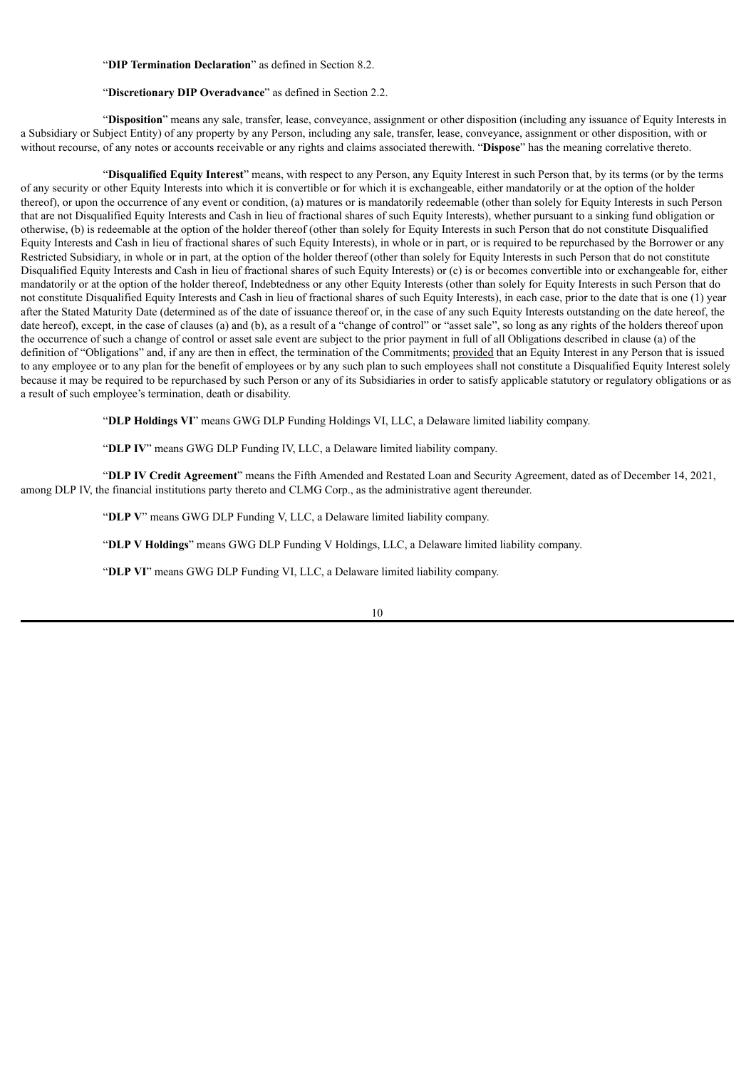"**DIP Termination Declaration**" as defined in Section 8.2.

"**Discretionary DIP Overadvance**" as defined in Section 2.2.

"**Disposition**" means any sale, transfer, lease, conveyance, assignment or other disposition (including any issuance of Equity Interests in a Subsidiary or Subject Entity) of any property by any Person, including any sale, transfer, lease, conveyance, assignment or other disposition, with or without recourse, of any notes or accounts receivable or any rights and claims associated therewith. "**Dispose**" has the meaning correlative thereto.

"**Disqualified Equity Interest**" means, with respect to any Person, any Equity Interest in such Person that, by its terms (or by the terms of any security or other Equity Interests into which it is convertible or for which it is exchangeable, either mandatorily or at the option of the holder thereof), or upon the occurrence of any event or condition, (a) matures or is mandatorily redeemable (other than solely for Equity Interests in such Person that are not Disqualified Equity Interests and Cash in lieu of fractional shares of such Equity Interests), whether pursuant to a sinking fund obligation or otherwise, (b) is redeemable at the option of the holder thereof (other than solely for Equity Interests in such Person that do not constitute Disqualified Equity Interests and Cash in lieu of fractional shares of such Equity Interests), in whole or in part, or is required to be repurchased by the Borrower or any Restricted Subsidiary, in whole or in part, at the option of the holder thereof (other than solely for Equity Interests in such Person that do not constitute Disqualified Equity Interests and Cash in lieu of fractional shares of such Equity Interests) or (c) is or becomes convertible into or exchangeable for, either mandatorily or at the option of the holder thereof, Indebtedness or any other Equity Interests (other than solely for Equity Interests in such Person that do not constitute Disqualified Equity Interests and Cash in lieu of fractional shares of such Equity Interests), in each case, prior to the date that is one (1) year after the Stated Maturity Date (determined as of the date of issuance thereof or, in the case of any such Equity Interests outstanding on the date hereof, the date hereof), except, in the case of clauses (a) and (b), as a result of a "change of control" or "asset sale", so long as any rights of the holders thereof upon the occurrence of such a change of control or asset sale event are subject to the prior payment in full of all Obligations described in clause (a) of the definition of "Obligations" and, if any are then in effect, the termination of the Commitments; provided that an Equity Interest in any Person that is issued to any employee or to any plan for the benefit of employees or by any such plan to such employees shall not constitute a Disqualified Equity Interest solely because it may be required to be repurchased by such Person or any of its Subsidiaries in order to satisfy applicable statutory or regulatory obligations or as a result of such employee's termination, death or disability.

"**DLP Holdings VI**" means GWG DLP Funding Holdings VI, LLC, a Delaware limited liability company.

"**DLP IV**" means GWG DLP Funding IV, LLC, a Delaware limited liability company.

"**DLP IV Credit Agreement**" means the Fifth Amended and Restated Loan and Security Agreement, dated as of December 14, 2021, among DLP IV, the financial institutions party thereto and CLMG Corp., as the administrative agent thereunder.

"**DLP V**" means GWG DLP Funding V, LLC, a Delaware limited liability company.

"**DLP V Holdings**" means GWG DLP Funding V Holdings, LLC, a Delaware limited liability company.

"**DLP VI**" means GWG DLP Funding VI, LLC, a Delaware limited liability company.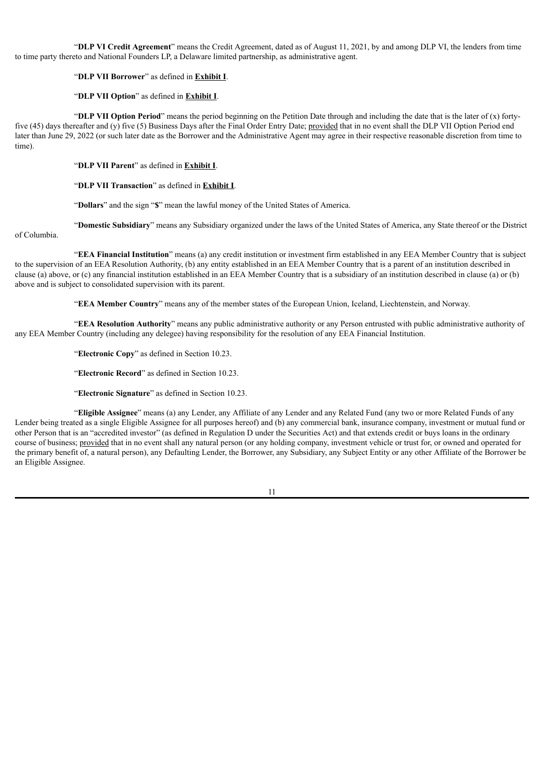"**DLP VI Credit Agreement**" means the Credit Agreement, dated as of August 11, 2021, by and among DLP VI, the lenders from time to time party thereto and National Founders LP, a Delaware limited partnership, as administrative agent.

"**DLP VII Borrower**" as defined in **Exhibit I**.

"**DLP VII Option**" as defined in **Exhibit I**.

"**DLP VII Option Period**" means the period beginning on the Petition Date through and including the date that is the later of (x) forty-five (45) days thereafter and (y) five (5) Business Days after the Final Order Entry Date; provided that in no event shall the DLP VII Option Period end later than June 29, 2022 (or such later date as the Borrower and the Administrative Agent may agree in their respective reasonable discretion from time to time).

"**DLP VII Parent**" as defined in **Exhibit I**.

"**DLP VII Transaction**" as defined in **Exhibit I**.

"**Dollars**" and the sign "**$**" mean the lawful money of the United States of America.

"**Domestic Subsidiary**" means any Subsidiary organized under the laws of the United States of America, any State thereof or the District of Columbia.

"**EEA Financial Institution**" means (a) any credit institution or investment firm established in any EEA Member Country that is subject to the supervision of an EEA Resolution Authority, (b) any entity established in an EEA Member Country that is a parent of an institution described in clause (a) above, or (c) any financial institution established in an EEA Member Country that is a subsidiary of an institution described in clause (a) or (b) above and is subject to consolidated supervision with its parent.

"**EEA Member Country**" means any of the member states of the European Union, Iceland, Liechtenstein, and Norway.

"**EEA Resolution Authority**" means any public administrative authority or any Person entrusted with public administrative authority of any EEA Member Country (including any delegee) having responsibility for the resolution of any EEA Financial Institution.

"**Electronic Copy**" as defined in Section 10.23.

"**Electronic Record**" as defined in Section 10.23.

"**Electronic Signature**" as defined in Section 10.23.

"**Eligible Assignee**" means (a) any Lender, any Affiliate of any Lender and any Related Fund (any two or more Related Funds of any Lender being treated as a single Eligible Assignee for all purposes hereof) and (b) any commercial bank, insurance company, investment or mutual fund or other Person that is an "accredited investor" (as defined in Regulation D under the Securities Act) and that extends credit or buys loans in the ordinary course of business; provided that in no event shall any natural person (or any holding company, investment vehicle or trust for, or owned and operated for the primary benefit of, a natural person), any Defaulting Lender, the Borrower, any Subsidiary, any Subject Entity or any other Affiliate of the Borrower be an Eligible Assignee.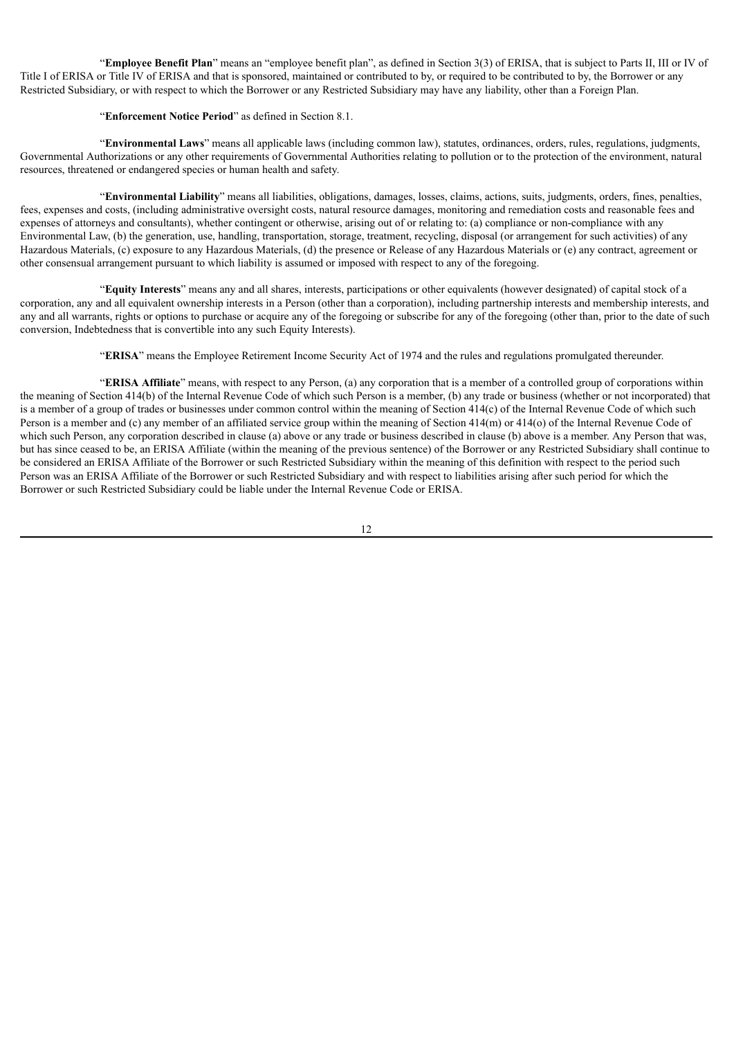"**Employee Benefit Plan**" means an "employee benefit plan", as defined in Section 3(3) of ERISA, that is subject to Parts II, III or IV of Title I of ERISA or Title IV of ERISA and that is sponsored, maintained or contributed to by, or required to be contributed to by, the Borrower or any Restricted Subsidiary, or with respect to which the Borrower or any Restricted Subsidiary may have any liability, other than a Foreign Plan.

"**Enforcement Notice Period**" as defined in Section 8.1.

"**Environmental Laws**" means all applicable laws (including common law), statutes, ordinances, orders, rules, regulations, judgments, Governmental Authorizations or any other requirements of Governmental Authorities relating to pollution or to the protection of the environment, natural resources, threatened or endangered species or human health and safety.

"**Environmental Liability**" means all liabilities, obligations, damages, losses, claims, actions, suits, judgments, orders, fines, penalties, fees, expenses and costs, (including administrative oversight costs, natural resource damages, monitoring and remediation costs and reasonable fees and expenses of attorneys and consultants), whether contingent or otherwise, arising out of or relating to: (a) compliance or non-compliance with any Environmental Law, (b) the generation, use, handling, transportation, storage, treatment, recycling, disposal (or arrangement for such activities) of any Hazardous Materials, (c) exposure to any Hazardous Materials, (d) the presence or Release of any Hazardous Materials or (e) any contract, agreement or other consensual arrangement pursuant to which liability is assumed or imposed with respect to any of the foregoing.

"**Equity Interests**" means any and all shares, interests, participations or other equivalents (however designated) of capital stock of a corporation, any and all equivalent ownership interests in a Person (other than a corporation), including partnership interests and membership interests, and any and all warrants, rights or options to purchase or acquire any of the foregoing or subscribe for any of the foregoing (other than, prior to the date of such conversion, Indebtedness that is convertible into any such Equity Interests).

"**ERISA**" means the Employee Retirement Income Security Act of 1974 and the rules and regulations promulgated thereunder.

"**ERISA Affiliate**" means, with respect to any Person, (a) any corporation that is a member of a controlled group of corporations within the meaning of Section 414(b) of the Internal Revenue Code of which such Person is a member, (b) any trade or business (whether or not incorporated) that is a member of a group of trades or businesses under common control within the meaning of Section 414(c) of the Internal Revenue Code of which such Person is a member and (c) any member of an affiliated service group within the meaning of Section 414(m) or 414(o) of the Internal Revenue Code of which such Person, any corporation described in clause (a) above or any trade or business described in clause (b) above is a member. Any Person that was, but has since ceased to be, an ERISA Affiliate (within the meaning of the previous sentence) of the Borrower or any Restricted Subsidiary shall continue to be considered an ERISA Affiliate of the Borrower or such Restricted Subsidiary within the meaning of this definition with respect to the period such Person was an ERISA Affiliate of the Borrower or such Restricted Subsidiary and with respect to liabilities arising after such period for which the Borrower or such Restricted Subsidiary could be liable under the Internal Revenue Code or ERISA.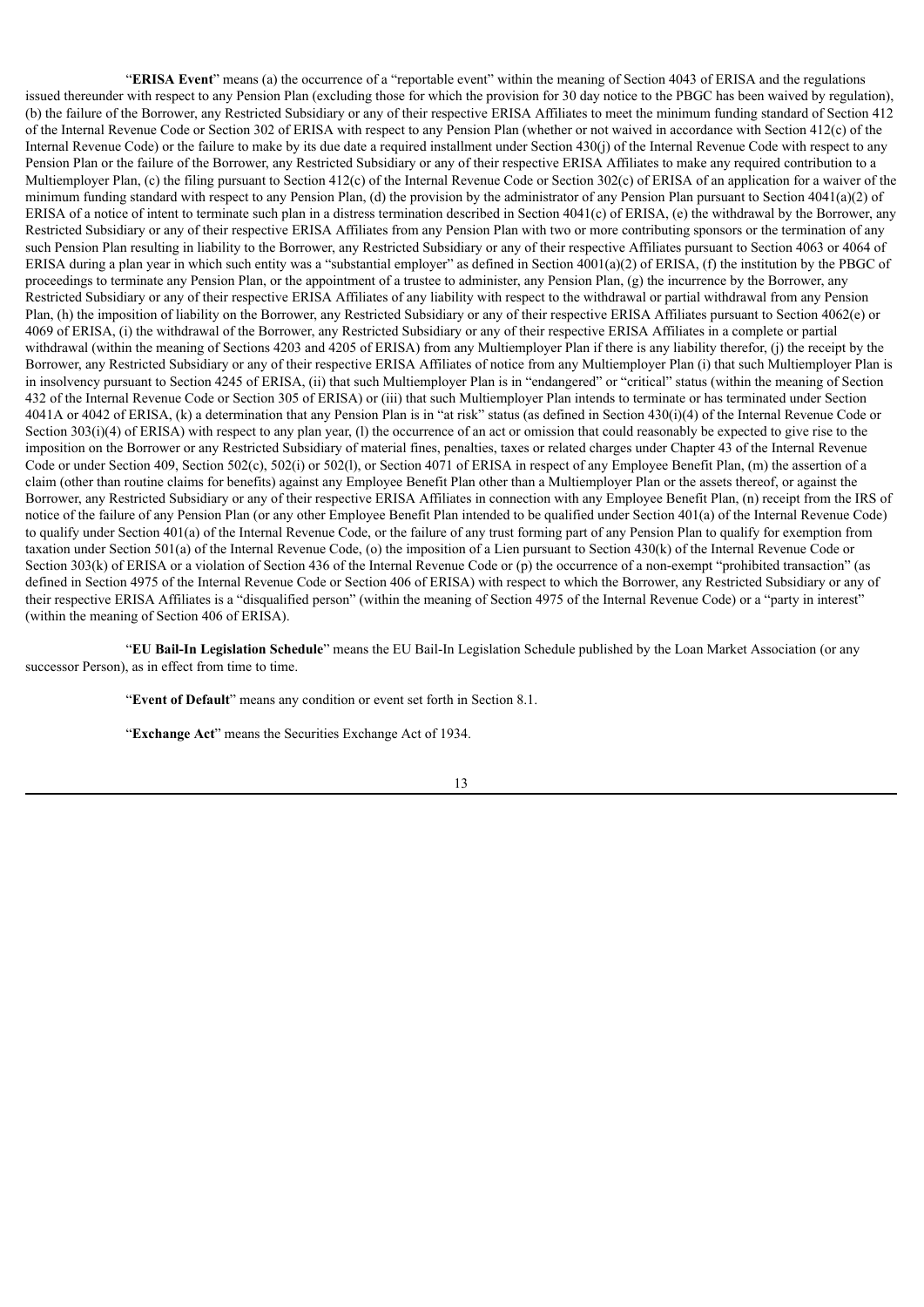"**ERISA Event**" means (a) the occurrence of a "reportable event" within the meaning of Section 4043 of ERISA and the regulations issued thereunder with respect to any Pension Plan (excluding those for which the provision for 30 day notice to the PBGC has been waived by regulation), (b) the failure of the Borrower, any Restricted Subsidiary or any of their respective ERISA Affiliates to meet the minimum funding standard of Section 412 of the Internal Revenue Code or Section 302 of ERISA with respect to any Pension Plan (whether or not waived in accordance with Section 412(c) of the Internal Revenue Code) or the failure to make by its due date a required installment under Section 430(j) of the Internal Revenue Code with respect to any Pension Plan or the failure of the Borrower, any Restricted Subsidiary or any of their respective ERISA Affiliates to make any required contribution to a Multiemployer Plan, (c) the filing pursuant to Section 412(c) of the Internal Revenue Code or Section 302(c) of ERISA of an application for a waiver of the minimum funding standard with respect to any Pension Plan, (d) the provision by the administrator of any Pension Plan pursuant to Section 4041(a)(2) of ERISA of a notice of intent to terminate such plan in a distress termination described in Section 4041(c) of ERISA, (e) the withdrawal by the Borrower, any Restricted Subsidiary or any of their respective ERISA Affiliates from any Pension Plan with two or more contributing sponsors or the termination of any such Pension Plan resulting in liability to the Borrower, any Restricted Subsidiary or any of their respective Affiliates pursuant to Section 4063 or 4064 of ERISA during a plan year in which such entity was a "substantial employer" as defined in Section 4001(a)(2) of ERISA, (f) the institution by the PBGC of proceedings to terminate any Pension Plan, or the appointment of a trustee to administer, any Pension Plan, (g) the incurrence by the Borrower, any Restricted Subsidiary or any of their respective ERISA Affiliates of any liability with respect to the withdrawal or partial withdrawal from any Pension Plan, (h) the imposition of liability on the Borrower, any Restricted Subsidiary or any of their respective ERISA Affiliates pursuant to Section 4062(e) or 4069 of ERISA, (i) the withdrawal of the Borrower, any Restricted Subsidiary or any of their respective ERISA Affiliates in a complete or partial withdrawal (within the meaning of Sections 4203 and 4205 of ERISA) from any Multiemployer Plan if there is any liability therefor, (j) the receipt by the Borrower, any Restricted Subsidiary or any of their respective ERISA Affiliates of notice from any Multiemployer Plan (i) that such Multiemployer Plan is in insolvency pursuant to Section 4245 of ERISA, (ii) that such Multiemployer Plan is in "endangered" or "critical" status (within the meaning of Section 432 of the Internal Revenue Code or Section 305 of ERISA) or (iii) that such Multiemployer Plan intends to terminate or has terminated under Section 4041A or 4042 of ERISA, (k) a determination that any Pension Plan is in "at risk" status (as defined in Section 430(i)(4) of the Internal Revenue Code or Section 303(i)(4) of ERISA) with respect to any plan year, (l) the occurrence of an act or omission that could reasonably be expected to give rise to the imposition on the Borrower or any Restricted Subsidiary of material fines, penalties, taxes or related charges under Chapter 43 of the Internal Revenue Code or under Section 409, Section 502(c), 502(i) or 502(l), or Section 4071 of ERISA in respect of any Employee Benefit Plan, (m) the assertion of a claim (other than routine claims for benefits) against any Employee Benefit Plan other than a Multiemployer Plan or the assets thereof, or against the Borrower, any Restricted Subsidiary or any of their respective ERISA Affiliates in connection with any Employee Benefit Plan, (n) receipt from the IRS of notice of the failure of any Pension Plan (or any other Employee Benefit Plan intended to be qualified under Section 401(a) of the Internal Revenue Code) to qualify under Section 401(a) of the Internal Revenue Code, or the failure of any trust forming part of any Pension Plan to qualify for exemption from taxation under Section 501(a) of the Internal Revenue Code, (o) the imposition of a Lien pursuant to Section 430(k) of the Internal Revenue Code or Section 303(k) of ERISA or a violation of Section 436 of the Internal Revenue Code or (p) the occurrence of a non-exempt "prohibited transaction" (as defined in Section 4975 of the Internal Revenue Code or Section 406 of ERISA) with respect to which the Borrower, any Restricted Subsidiary or any of their respective ERISA Affiliates is a "disqualified person" (within the meaning of Section 4975 of the Internal Revenue Code) or a "party in interest" (within the meaning of Section 406 of ERISA).

"**EU Bail-In Legislation Schedule**" means the EU Bail-In Legislation Schedule published by the Loan Market Association (or any successor Person), as in effect from time to time.

"**Event of Default**" means any condition or event set forth in Section 8.1.

"**Exchange Act**" means the Securities Exchange Act of 1934.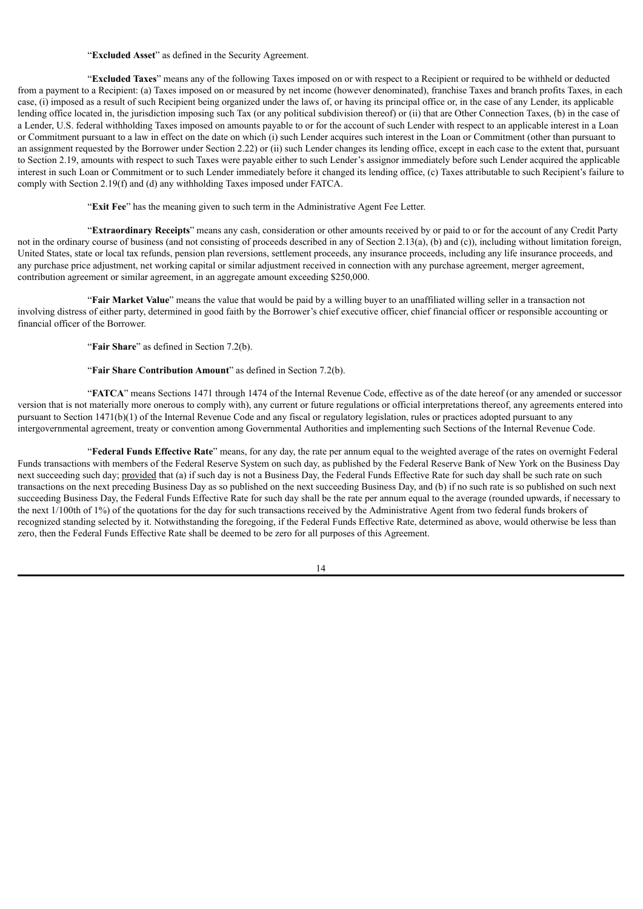"**Excluded Asset**" as defined in the Security Agreement.

"**Excluded Taxes**" means any of the following Taxes imposed on or with respect to a Recipient or required to be withheld or deducted from a payment to a Recipient: (a) Taxes imposed on or measured by net income (however denominated), franchise Taxes and branch profits Taxes, in each case, (i) imposed as a result of such Recipient being organized under the laws of, or having its principal office or, in the case of any Lender, its applicable lending office located in, the jurisdiction imposing such Tax (or any political subdivision thereof) or (ii) that are Other Connection Taxes, (b) in the case of a Lender, U.S. federal withholding Taxes imposed on amounts payable to or for the account of such Lender with respect to an applicable interest in a Loan or Commitment pursuant to a law in effect on the date on which (i) such Lender acquires such interest in the Loan or Commitment (other than pursuant to an assignment requested by the Borrower under Section 2.22) or (ii) such Lender changes its lending office, except in each case to the extent that, pursuant to Section 2.19, amounts with respect to such Taxes were payable either to such Lender's assignor immediately before such Lender acquired the applicable interest in such Loan or Commitment or to such Lender immediately before it changed its lending office, (c) Taxes attributable to such Recipient's failure to comply with Section 2.19(f) and (d) any withholding Taxes imposed under FATCA.

"**Exit Fee**" has the meaning given to such term in the Administrative Agent Fee Letter.

"**Extraordinary Receipts**" means any cash, consideration or other amounts received by or paid to or for the account of any Credit Party not in the ordinary course of business (and not consisting of proceeds described in any of Section 2.13(a), (b) and (c)), including without limitation foreign, United States, state or local tax refunds, pension plan reversions, settlement proceeds, any insurance proceeds, including any life insurance proceeds, and any purchase price adjustment, net working capital or similar adjustment received in connection with any purchase agreement, merger agreement, contribution agreement or similar agreement, in an aggregate amount exceeding $250,000.

"**Fair Market Value**" means the value that would be paid by a willing buyer to an unaffiliated willing seller in a transaction not involving distress of either party, determined in good faith by the Borrower's chief executive officer, chief financial officer or responsible accounting or financial officer of the Borrower.

"**Fair Share**" as defined in Section 7.2(b).

"**Fair Share Contribution Amount**" as defined in Section 7.2(b).

"**FATCA**" means Sections 1471 through 1474 of the Internal Revenue Code, effective as of the date hereof (or any amended or successor version that is not materially more onerous to comply with), any current or future regulations or official interpretations thereof, any agreements entered into pursuant to Section 1471(b)(1) of the Internal Revenue Code and any fiscal or regulatory legislation, rules or practices adopted pursuant to any intergovernmental agreement, treaty or convention among Governmental Authorities and implementing such Sections of the Internal Revenue Code.

"**Federal Funds Effective Rate**" means, for any day, the rate per annum equal to the weighted average of the rates on overnight Federal Funds transactions with members of the Federal Reserve System on such day, as published by the Federal Reserve Bank of New York on the Business Day next succeeding such day; provided that (a) if such day is not a Business Day, the Federal Funds Effective Rate for such day shall be such rate on such transactions on the next preceding Business Day as so published on the next succeeding Business Day, and (b) if no such rate is so published on such next succeeding Business Day, the Federal Funds Effective Rate for such day shall be the rate per annum equal to the average (rounded upwards, if necessary to the next 1/100th of 1%) of the quotations for the day for such transactions received by the Administrative Agent from two federal funds brokers of recognized standing selected by it. Notwithstanding the foregoing, if the Federal Funds Effective Rate, determined as above, would otherwise be less than zero, then the Federal Funds Effective Rate shall be deemed to be zero for all purposes of this Agreement.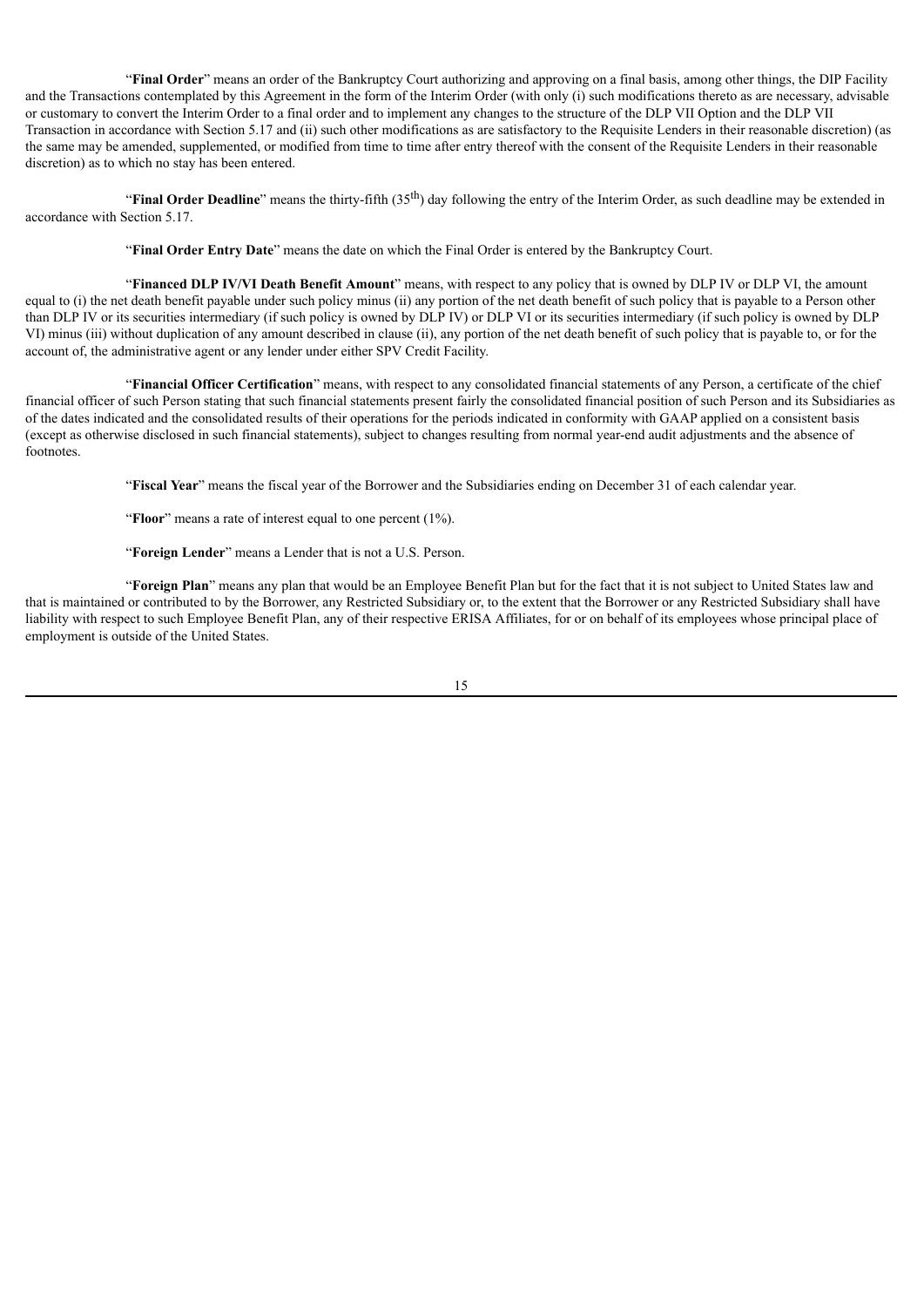"**Final Order**" means an order of the Bankruptcy Court authorizing and approving on a final basis, among other things, the DIP Facility and the Transactions contemplated by this Agreement in the form of the Interim Order (with only (i) such modifications thereto as are necessary, advisable or customary to convert the Interim Order to a final order and to implement any changes to the structure of the DLP VII Option and the DLP VII Transaction in accordance with Section 5.17 and (ii) such other modifications as are satisfactory to the Requisite Lenders in their reasonable discretion) (as the same may be amended, supplemented, or modified from time to time after entry thereof with the consent of the Requisite Lenders in their reasonable discretion) as to which no stay has been entered.

"**Final Order Deadline**" means the thirty-fifth (35th) day following the entry of the Interim Order, as such deadline may be extended in accordance with Section 5.17.

"**Final Order Entry Date**" means the date on which the Final Order is entered by the Bankruptcy Court.

"**Financed DLP IV/VI Death Benefit Amount**" means, with respect to any policy that is owned by DLP IV or DLP VI, the amount equal to (i) the net death benefit payable under such policy minus (ii) any portion of the net death benefit of such policy that is payable to a Person other than DLP IV or its securities intermediary (if such policy is owned by DLP IV) or DLP VI or its securities intermediary (if such policy is owned by DLP VI) minus (iii) without duplication of any amount described in clause (ii), any portion of the net death benefit of such policy that is payable to, or for the account of, the administrative agent or any lender under either SPV Credit Facility.

"**Financial Officer Certification**" means, with respect to any consolidated financial statements of any Person, a certificate of the chief financial officer of such Person stating that such financial statements present fairly the consolidated financial position of such Person and its Subsidiaries as of the dates indicated and the consolidated results of their operations for the periods indicated in conformity with GAAP applied on a consistent basis (except as otherwise disclosed in such financial statements), subject to changes resulting from normal year-end audit adjustments and the absence of footnotes.

"**Fiscal Year**" means the fiscal year of the Borrower and the Subsidiaries ending on December 31 of each calendar year.

"**Floor**" means a rate of interest equal to one percent (1%).

"**Foreign Lender**" means a Lender that is not a U.S. Person.

"**Foreign Plan**" means any plan that would be an Employee Benefit Plan but for the fact that it is not subject to United States law and that is maintained or contributed to by the Borrower, any Restricted Subsidiary or, to the extent that the Borrower or any Restricted Subsidiary shall have liability with respect to such Employee Benefit Plan, any of their respective ERISA Affiliates, for or on behalf of its employees whose principal place of employment is outside of the United States.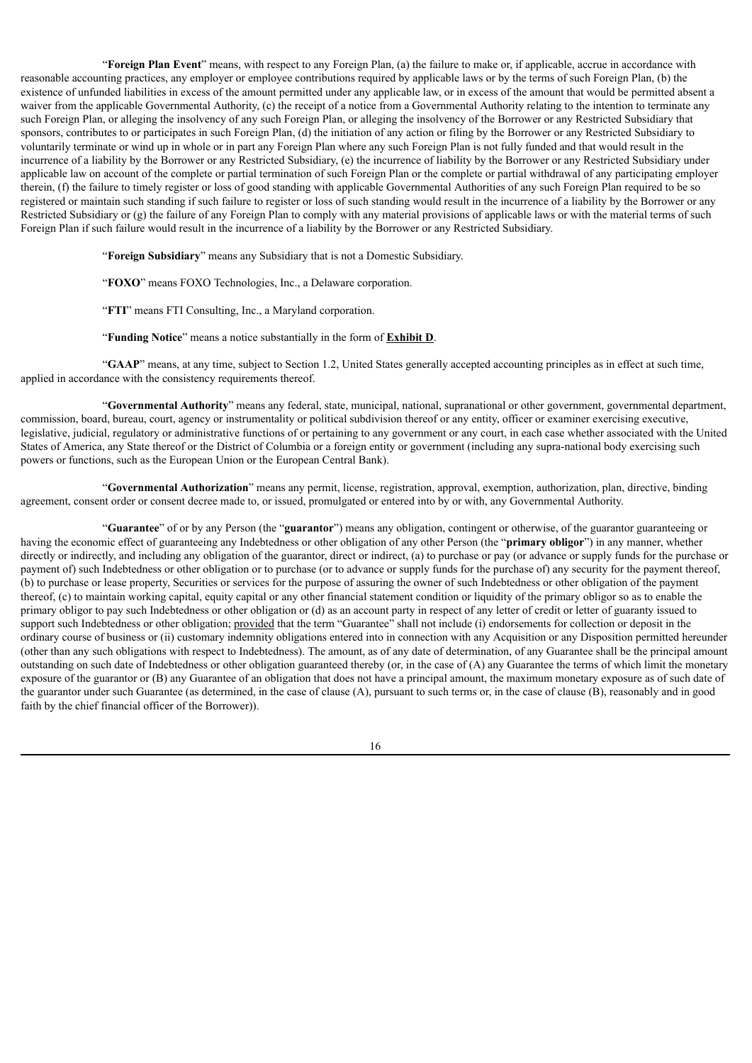"**Foreign Plan Event**" means, with respect to any Foreign Plan, (a) the failure to make or, if applicable, accrue in accordance with reasonable accounting practices, any employer or employee contributions required by applicable laws or by the terms of such Foreign Plan, (b) the existence of unfunded liabilities in excess of the amount permitted under any applicable law, or in excess of the amount that would be permitted absent a waiver from the applicable Governmental Authority, (c) the receipt of a notice from a Governmental Authority relating to the intention to terminate any such Foreign Plan, or alleging the insolvency of any such Foreign Plan, or alleging the insolvency of the Borrower or any Restricted Subsidiary that sponsors, contributes to or participates in such Foreign Plan, (d) the initiation of any action or filing by the Borrower or any Restricted Subsidiary to voluntarily terminate or wind up in whole or in part any Foreign Plan where any such Foreign Plan is not fully funded and that would result in the incurrence of a liability by the Borrower or any Restricted Subsidiary, (e) the incurrence of liability by the Borrower or any Restricted Subsidiary under applicable law on account of the complete or partial termination of such Foreign Plan or the complete or partial withdrawal of any participating employer therein, (f) the failure to timely register or loss of good standing with applicable Governmental Authorities of any such Foreign Plan required to be so registered or maintain such standing if such failure to register or loss of such standing would result in the incurrence of a liability by the Borrower or any Restricted Subsidiary or (g) the failure of any Foreign Plan to comply with any material provisions of applicable laws or with the material terms of such Foreign Plan if such failure would result in the incurrence of a liability by the Borrower or any Restricted Subsidiary.

"**Foreign Subsidiary**" means any Subsidiary that is not a Domestic Subsidiary.

"**FOXO**" means FOXO Technologies, Inc., a Delaware corporation.

"**FTI**" means FTI Consulting, Inc., a Maryland corporation.

"**Funding Notice**" means a notice substantially in the form of **Exhibit D**.

"**GAAP**" means, at any time, subject to Section 1.2, United States generally accepted accounting principles as in effect at such time, applied in accordance with the consistency requirements thereof.

"**Governmental Authority**" means any federal, state, municipal, national, supranational or other government, governmental department, commission, board, bureau, court, agency or instrumentality or political subdivision thereof or any entity, officer or examiner exercising executive, legislative, judicial, regulatory or administrative functions of or pertaining to any government or any court, in each case whether associated with the United States of America, any State thereof or the District of Columbia or a foreign entity or government (including any supra-national body exercising such powers or functions, such as the European Union or the European Central Bank).

"**Governmental Authorization**" means any permit, license, registration, approval, exemption, authorization, plan, directive, binding agreement, consent order or consent decree made to, or issued, promulgated or entered into by or with, any Governmental Authority.

"**Guarantee**" of or by any Person (the "**guarantor**") means any obligation, contingent or otherwise, of the guarantor guaranteeing or having the economic effect of guaranteeing any Indebtedness or other obligation of any other Person (the "**primary obligor**") in any manner, whether directly or indirectly, and including any obligation of the guarantor, direct or indirect, (a) to purchase or pay (or advance or supply funds for the purchase or payment of) such Indebtedness or other obligation or to purchase (or to advance or supply funds for the purchase of) any security for the payment thereof, (b) to purchase or lease property, Securities or services for the purpose of assuring the owner of such Indebtedness or other obligation of the payment thereof, (c) to maintain working capital, equity capital or any other financial statement condition or liquidity of the primary obligor so as to enable the primary obligor to pay such Indebtedness or other obligation or (d) as an account party in respect of any letter of credit or letter of guaranty issued to support such Indebtedness or other obligation; provided that the term "Guarantee" shall not include (i) endorsements for collection or deposit in the ordinary course of business or (ii) customary indemnity obligations entered into in connection with any Acquisition or any Disposition permitted hereunder (other than any such obligations with respect to Indebtedness). The amount, as of any date of determination, of any Guarantee shall be the principal amount outstanding on such date of Indebtedness or other obligation guaranteed thereby (or, in the case of (A) any Guarantee the terms of which limit the monetary exposure of the guarantor or (B) any Guarantee of an obligation that does not have a principal amount, the maximum monetary exposure as of such date of the guarantor under such Guarantee (as determined, in the case of clause (A), pursuant to such terms or, in the case of clause (B), reasonably and in good faith by the chief financial officer of the Borrower)).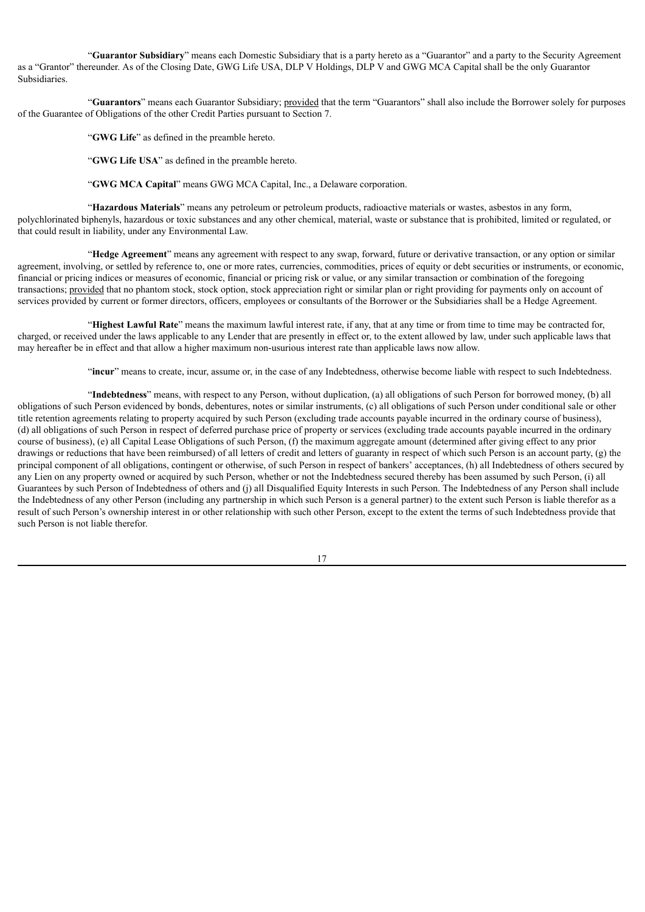"**Guarantor Subsidiary**" means each Domestic Subsidiary that is a party hereto as a "Guarantor" and a party to the Security Agreement as a "Grantor" thereunder. As of the Closing Date, GWG Life USA, DLP V Holdings, DLP V and GWG MCA Capital shall be the only Guarantor Subsidiaries.

"**Guarantors**" means each Guarantor Subsidiary; provided that the term "Guarantors" shall also include the Borrower solely for purposes of the Guarantee of Obligations of the other Credit Parties pursuant to Section 7.

"**GWG Life**" as defined in the preamble hereto.

"**GWG Life USA**" as defined in the preamble hereto.

"**GWG MCA Capital**" means GWG MCA Capital, Inc., a Delaware corporation.

"**Hazardous Materials**" means any petroleum or petroleum products, radioactive materials or wastes, asbestos in any form, polychlorinated biphenyls, hazardous or toxic substances and any other chemical, material, waste or substance that is prohibited, limited or regulated, or that could result in liability, under any Environmental Law.

"**Hedge Agreement**" means any agreement with respect to any swap, forward, future or derivative transaction, or any option or similar agreement, involving, or settled by reference to, one or more rates, currencies, commodities, prices of equity or debt securities or instruments, or economic, financial or pricing indices or measures of economic, financial or pricing risk or value, or any similar transaction or combination of the foregoing transactions; provided that no phantom stock, stock option, stock appreciation right or similar plan or right providing for payments only on account of services provided by current or former directors, officers, employees or consultants of the Borrower or the Subsidiaries shall be a Hedge Agreement.

"**Highest Lawful Rate**" means the maximum lawful interest rate, if any, that at any time or from time to time may be contracted for, charged, or received under the laws applicable to any Lender that are presently in effect or, to the extent allowed by law, under such applicable laws that may hereafter be in effect and that allow a higher maximum non-usurious interest rate than applicable laws now allow.

"**incur**" means to create, incur, assume or, in the case of any Indebtedness, otherwise become liable with respect to such Indebtedness.

"**Indebtedness**" means, with respect to any Person, without duplication, (a) all obligations of such Person for borrowed money, (b) all obligations of such Person evidenced by bonds, debentures, notes or similar instruments, (c) all obligations of such Person under conditional sale or other title retention agreements relating to property acquired by such Person (excluding trade accounts payable incurred in the ordinary course of business), (d) all obligations of such Person in respect of deferred purchase price of property or services (excluding trade accounts payable incurred in the ordinary course of business), (e) all Capital Lease Obligations of such Person, (f) the maximum aggregate amount (determined after giving effect to any prior drawings or reductions that have been reimbursed) of all letters of credit and letters of guaranty in respect of which such Person is an account party, (g) the principal component of all obligations, contingent or otherwise, of such Person in respect of bankers' acceptances, (h) all Indebtedness of others secured by any Lien on any property owned or acquired by such Person, whether or not the Indebtedness secured thereby has been assumed by such Person, (i) all Guarantees by such Person of Indebtedness of others and (j) all Disqualified Equity Interests in such Person. The Indebtedness of any Person shall include the Indebtedness of any other Person (including any partnership in which such Person is a general partner) to the extent such Person is liable therefor as a result of such Person's ownership interest in or other relationship with such other Person, except to the extent the terms of such Indebtedness provide that such Person is not liable therefor.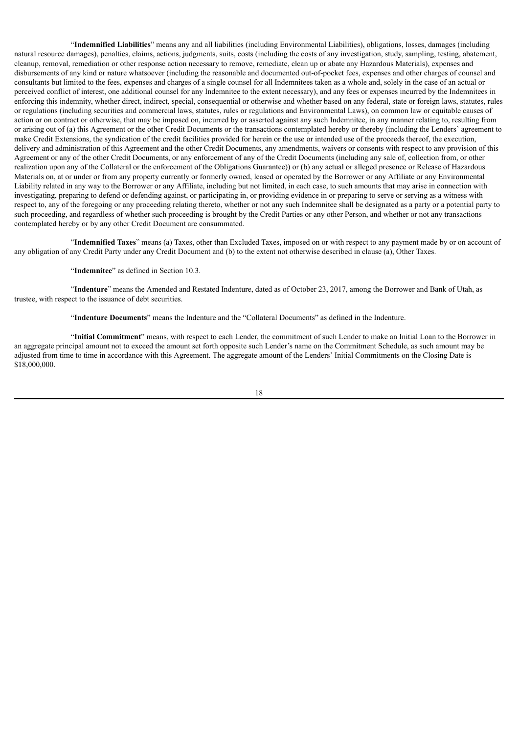"**Indemnified Liabilities**" means any and all liabilities (including Environmental Liabilities), obligations, losses, damages (including natural resource damages), penalties, claims, actions, judgments, suits, costs (including the costs of any investigation, study, sampling, testing, abatement, cleanup, removal, remediation or other response action necessary to remove, remediate, clean up or abate any Hazardous Materials), expenses and disbursements of any kind or nature whatsoever (including the reasonable and documented out-of-pocket fees, expenses and other charges of counsel and consultants but limited to the fees, expenses and charges of a single counsel for all Indemnitees taken as a whole and, solely in the case of an actual or perceived conflict of interest, one additional counsel for any Indemnitee to the extent necessary), and any fees or expenses incurred by the Indemnitees in enforcing this indemnity, whether direct, indirect, special, consequential or otherwise and whether based on any federal, state or foreign laws, statutes, rules or regulations (including securities and commercial laws, statutes, rules or regulations and Environmental Laws), on common law or equitable causes of action or on contract or otherwise, that may be imposed on, incurred by or asserted against any such Indemnitee, in any manner relating to, resulting from or arising out of (a) this Agreement or the other Credit Documents or the transactions contemplated hereby or thereby (including the Lenders' agreement to make Credit Extensions, the syndication of the credit facilities provided for herein or the use or intended use of the proceeds thereof, the execution, delivery and administration of this Agreement and the other Credit Documents, any amendments, waivers or consents with respect to any provision of this Agreement or any of the other Credit Documents, or any enforcement of any of the Credit Documents (including any sale of, collection from, or other realization upon any of the Collateral or the enforcement of the Obligations Guarantee)) or (b) any actual or alleged presence or Release of Hazardous Materials on, at or under or from any property currently or formerly owned, leased or operated by the Borrower or any Affiliate or any Environmental Liability related in any way to the Borrower or any Affiliate, including but not limited, in each case, to such amounts that may arise in connection with investigating, preparing to defend or defending against, or participating in, or providing evidence in or preparing to serve or serving as a witness with respect to, any of the foregoing or any proceeding relating thereto, whether or not any such Indemnitee shall be designated as a party or a potential party to such proceeding, and regardless of whether such proceeding is brought by the Credit Parties or any other Person, and whether or not any transactions contemplated hereby or by any other Credit Document are consummated.

"**Indemnified Taxes**" means (a) Taxes, other than Excluded Taxes, imposed on or with respect to any payment made by or on account of any obligation of any Credit Party under any Credit Document and (b) to the extent not otherwise described in clause (a), Other Taxes.

"**Indemnitee**" as defined in Section 10.3.

"**Indenture**" means the Amended and Restated Indenture, dated as of October 23, 2017, among the Borrower and Bank of Utah, as trustee, with respect to the issuance of debt securities.

"**Indenture Documents**" means the Indenture and the "Collateral Documents" as defined in the Indenture.

"**Initial Commitment**" means, with respect to each Lender, the commitment of such Lender to make an Initial Loan to the Borrower in an aggregate principal amount not to exceed the amount set forth opposite such Lender's name on the Commitment Schedule, as such amount may be adjusted from time to time in accordance with this Agreement. The aggregate amount of the Lenders' Initial Commitments on the Closing Date is $18,000,000.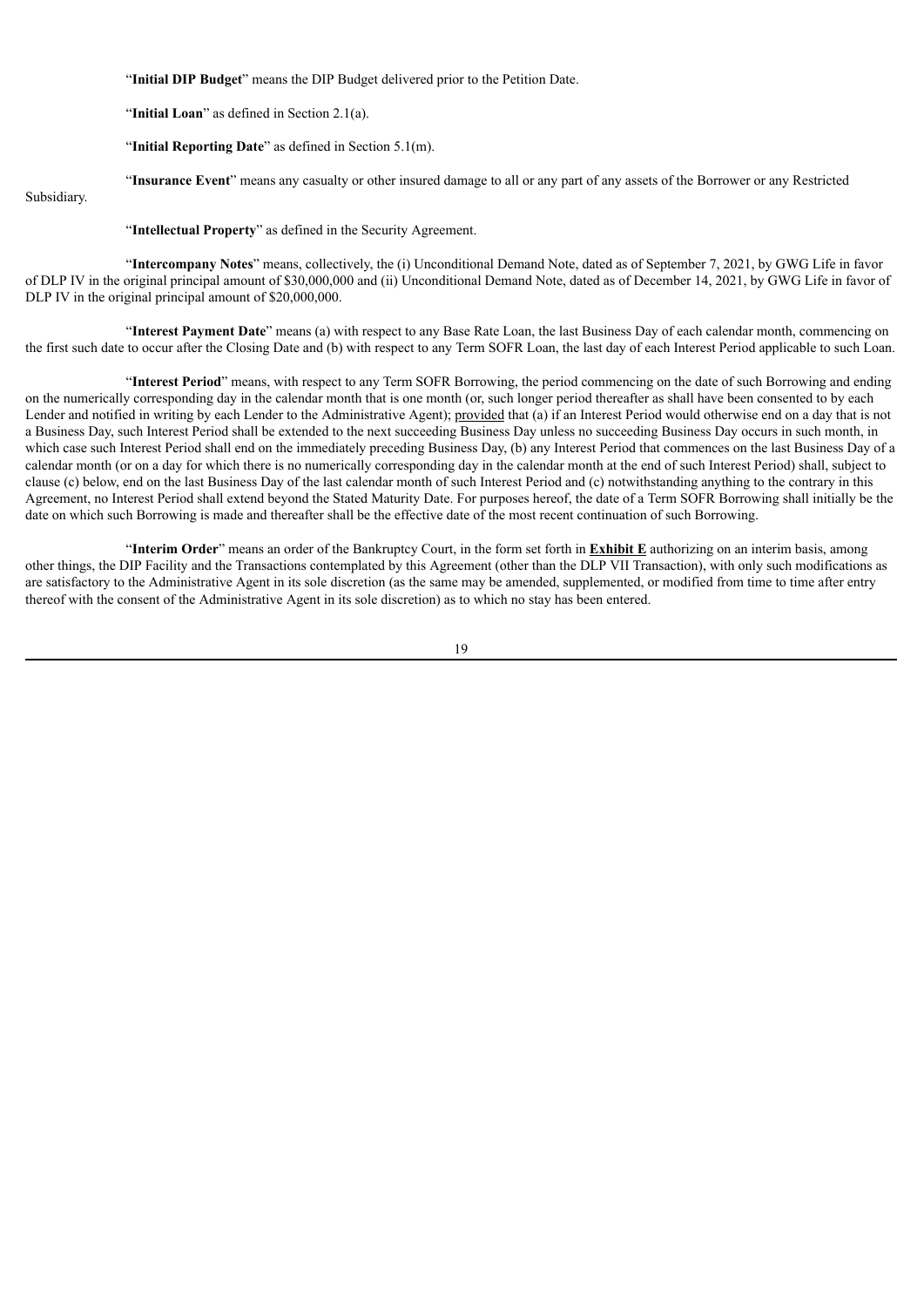"**Initial DIP Budget**" means the DIP Budget delivered prior to the Petition Date.

"**Initial Loan**" as defined in Section 2.1(a).

"**Initial Reporting Date**" as defined in Section 5.1(m).

"**Insurance Event**" means any casualty or other insured damage to all or any part of any assets of the Borrower or any Restricted Subsidiary.

"**Intellectual Property**" as defined in the Security Agreement.

"**Intercompany Notes**" means, collectively, the (i) Unconditional Demand Note, dated as of September 7, 2021, by GWG Life in favor of DLP IV in the original principal amount of $30,000,000 and (ii) Unconditional Demand Note, dated as of December 14, 2021, by GWG Life in favor of DLP IV in the original principal amount of $20,000,000.

"**Interest Payment Date**" means (a) with respect to any Base Rate Loan, the last Business Day of each calendar month, commencing on the first such date to occur after the Closing Date and (b) with respect to any Term SOFR Loan, the last day of each Interest Period applicable to such Loan.

"**Interest Period**" means, with respect to any Term SOFR Borrowing, the period commencing on the date of such Borrowing and ending on the numerically corresponding day in the calendar month that is one month (or, such longer period thereafter as shall have been consented to by each Lender and notified in writing by each Lender to the Administrative Agent); provided that (a) if an Interest Period would otherwise end on a day that is not a Business Day, such Interest Period shall be extended to the next succeeding Business Day unless no succeeding Business Day occurs in such month, in which case such Interest Period shall end on the immediately preceding Business Day, (b) any Interest Period that commences on the last Business Day of a calendar month (or on a day for which there is no numerically corresponding day in the calendar month at the end of such Interest Period) shall, subject to clause (c) below, end on the last Business Day of the last calendar month of such Interest Period and (c) notwithstanding anything to the contrary in this Agreement, no Interest Period shall extend beyond the Stated Maturity Date. For purposes hereof, the date of a Term SOFR Borrowing shall initially be the date on which such Borrowing is made and thereafter shall be the effective date of the most recent continuation of such Borrowing.

"**Interim Order**" means an order of the Bankruptcy Court, in the form set forth in **Exhibit E** authorizing on an interim basis, among other things, the DIP Facility and the Transactions contemplated by this Agreement (other than the DLP VII Transaction), with only such modifications as are satisfactory to the Administrative Agent in its sole discretion (as the same may be amended, supplemented, or modified from time to time after entry thereof with the consent of the Administrative Agent in its sole discretion) as to which no stay has been entered.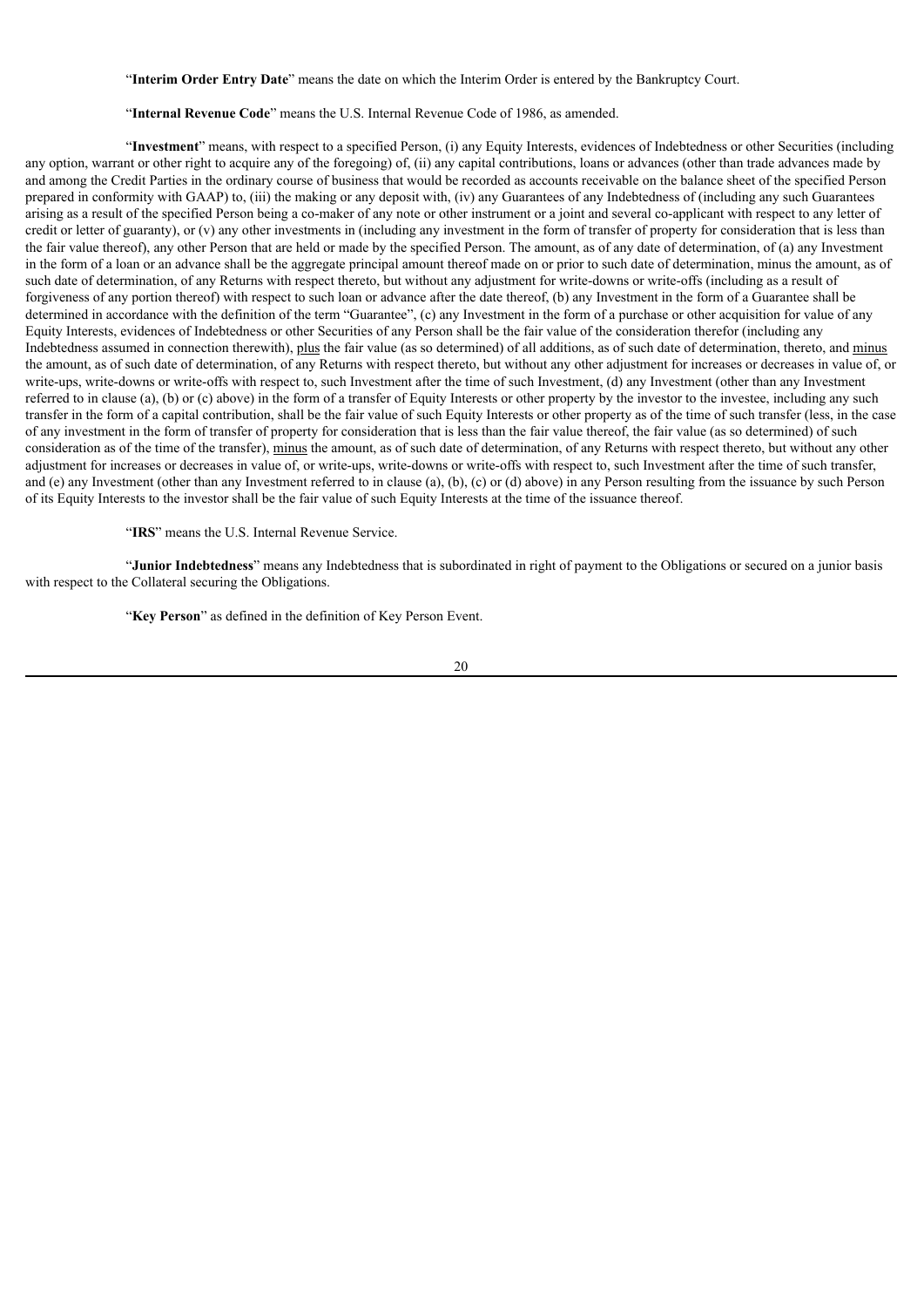"**Interim Order Entry Date**" means the date on which the Interim Order is entered by the Bankruptcy Court.

"**Internal Revenue Code**" means the U.S. Internal Revenue Code of 1986, as amended.

"**Investment**" means, with respect to a specified Person, (i) any Equity Interests, evidences of Indebtedness or other Securities (including any option, warrant or other right to acquire any of the foregoing) of, (ii) any capital contributions, loans or advances (other than trade advances made by and among the Credit Parties in the ordinary course of business that would be recorded as accounts receivable on the balance sheet of the specified Person prepared in conformity with GAAP) to, (iii) the making or any deposit with, (iv) any Guarantees of any Indebtedness of (including any such Guarantees arising as a result of the specified Person being a co-maker of any note or other instrument or a joint and several co-applicant with respect to any letter of credit or letter of guaranty), or (v) any other investments in (including any investment in the form of transfer of property for consideration that is less than the fair value thereof), any other Person that are held or made by the specified Person. The amount, as of any date of determination, of (a) any Investment in the form of a loan or an advance shall be the aggregate principal amount thereof made on or prior to such date of determination, minus the amount, as of such date of determination, of any Returns with respect thereto, but without any adjustment for write-downs or write-offs (including as a result of forgiveness of any portion thereof) with respect to such loan or advance after the date thereof, (b) any Investment in the form of a Guarantee shall be determined in accordance with the definition of the term "Guarantee", (c) any Investment in the form of a purchase or other acquisition for value of any Equity Interests, evidences of Indebtedness or other Securities of any Person shall be the fair value of the consideration therefor (including any Indebtedness assumed in connection therewith), plus the fair value (as so determined) of all additions, as of such date of determination, thereto, and minus the amount, as of such date of determination, of any Returns with respect thereto, but without any other adjustment for increases or decreases in value of, or write-ups, write-downs or write-offs with respect to, such Investment after the time of such Investment, (d) any Investment (other than any Investment referred to in clause (a), (b) or (c) above) in the form of a transfer of Equity Interests or other property by the investor to the investee, including any such transfer in the form of a capital contribution, shall be the fair value of such Equity Interests or other property as of the time of such transfer (less, in the case of any investment in the form of transfer of property for consideration that is less than the fair value thereof, the fair value (as so determined) of such consideration as of the time of the transfer), minus the amount, as of such date of determination, of any Returns with respect thereto, but without any other adjustment for increases or decreases in value of, or write-ups, write-downs or write-offs with respect to, such Investment after the time of such transfer, and (e) any Investment (other than any Investment referred to in clause (a), (b), (c) or (d) above) in any Person resulting from the issuance by such Person of its Equity Interests to the investor shall be the fair value of such Equity Interests at the time of the issuance thereof.

"**IRS**" means the U.S. Internal Revenue Service.

"**Junior Indebtedness**" means any Indebtedness that is subordinated in right of payment to the Obligations or secured on a junior basis with respect to the Collateral securing the Obligations.

"**Key Person**" as defined in the definition of Key Person Event.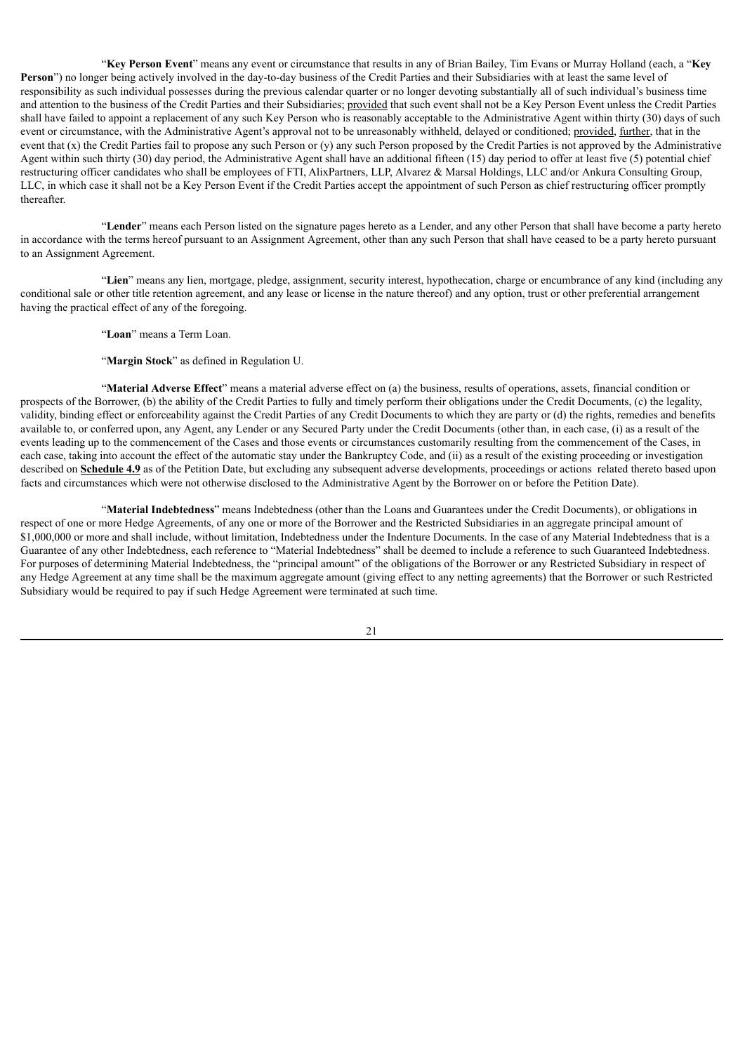"**Key Person Event**" means any event or circumstance that results in any of Brian Bailey, Tim Evans or Murray Holland (each, a "**Key Person**") no longer being actively involved in the day-to-day business of the Credit Parties and their Subsidiaries with at least the same level of responsibility as such individual possesses during the previous calendar quarter or no longer devoting substantially all of such individual's business time and attention to the business of the Credit Parties and their Subsidiaries; provided that such event shall not be a Key Person Event unless the Credit Parties shall have failed to appoint a replacement of any such Key Person who is reasonably acceptable to the Administrative Agent within thirty (30) days of such event or circumstance, with the Administrative Agent's approval not to be unreasonably withheld, delayed or conditioned; provided, further, that in the event that (x) the Credit Parties fail to propose any such Person or (y) any such Person proposed by the Credit Parties is not approved by the Administrative Agent within such thirty (30) day period, the Administrative Agent shall have an additional fifteen (15) day period to offer at least five (5) potential chief restructuring officer candidates who shall be employees of FTI, AlixPartners, LLP, Alvarez & Marsal Holdings, LLC and/or Ankura Consulting Group, LLC, in which case it shall not be a Key Person Event if the Credit Parties accept the appointment of such Person as chief restructuring officer promptly thereafter.

"**Lender**" means each Person listed on the signature pages hereto as a Lender, and any other Person that shall have become a party hereto in accordance with the terms hereof pursuant to an Assignment Agreement, other than any such Person that shall have ceased to be a party hereto pursuant to an Assignment Agreement.

"**Lien**" means any lien, mortgage, pledge, assignment, security interest, hypothecation, charge or encumbrance of any kind (including any conditional sale or other title retention agreement, and any lease or license in the nature thereof) and any option, trust or other preferential arrangement having the practical effect of any of the foregoing.

"**Loan**" means a Term Loan.

"**Margin Stock**" as defined in Regulation U.

"**Material Adverse Effect**" means a material adverse effect on (a) the business, results of operations, assets, financial condition or prospects of the Borrower, (b) the ability of the Credit Parties to fully and timely perform their obligations under the Credit Documents, (c) the legality, validity, binding effect or enforceability against the Credit Parties of any Credit Documents to which they are party or (d) the rights, remedies and benefits available to, or conferred upon, any Agent, any Lender or any Secured Party under the Credit Documents (other than, in each case, (i) as a result of the events leading up to the commencement of the Cases and those events or circumstances customarily resulting from the commencement of the Cases, in each case, taking into account the effect of the automatic stay under the Bankruptcy Code, and (ii) as a result of the existing proceeding or investigation described on **Schedule 4.9** as of the Petition Date, but excluding any subsequent adverse developments, proceedings or actions related thereto based upon facts and circumstances which were not otherwise disclosed to the Administrative Agent by the Borrower on or before the Petition Date).

"**Material Indebtedness**" means Indebtedness (other than the Loans and Guarantees under the Credit Documents), or obligations in respect of one or more Hedge Agreements, of any one or more of the Borrower and the Restricted Subsidiaries in an aggregate principal amount of $1,000,000 or more and shall include, without limitation, Indebtedness under the Indenture Documents. In the case of any Material Indebtedness that is a Guarantee of any other Indebtedness, each reference to "Material Indebtedness" shall be deemed to include a reference to such Guaranteed Indebtedness. For purposes of determining Material Indebtedness, the "principal amount" of the obligations of the Borrower or any Restricted Subsidiary in respect of any Hedge Agreement at any time shall be the maximum aggregate amount (giving effect to any netting agreements) that the Borrower or such Restricted Subsidiary would be required to pay if such Hedge Agreement were terminated at such time.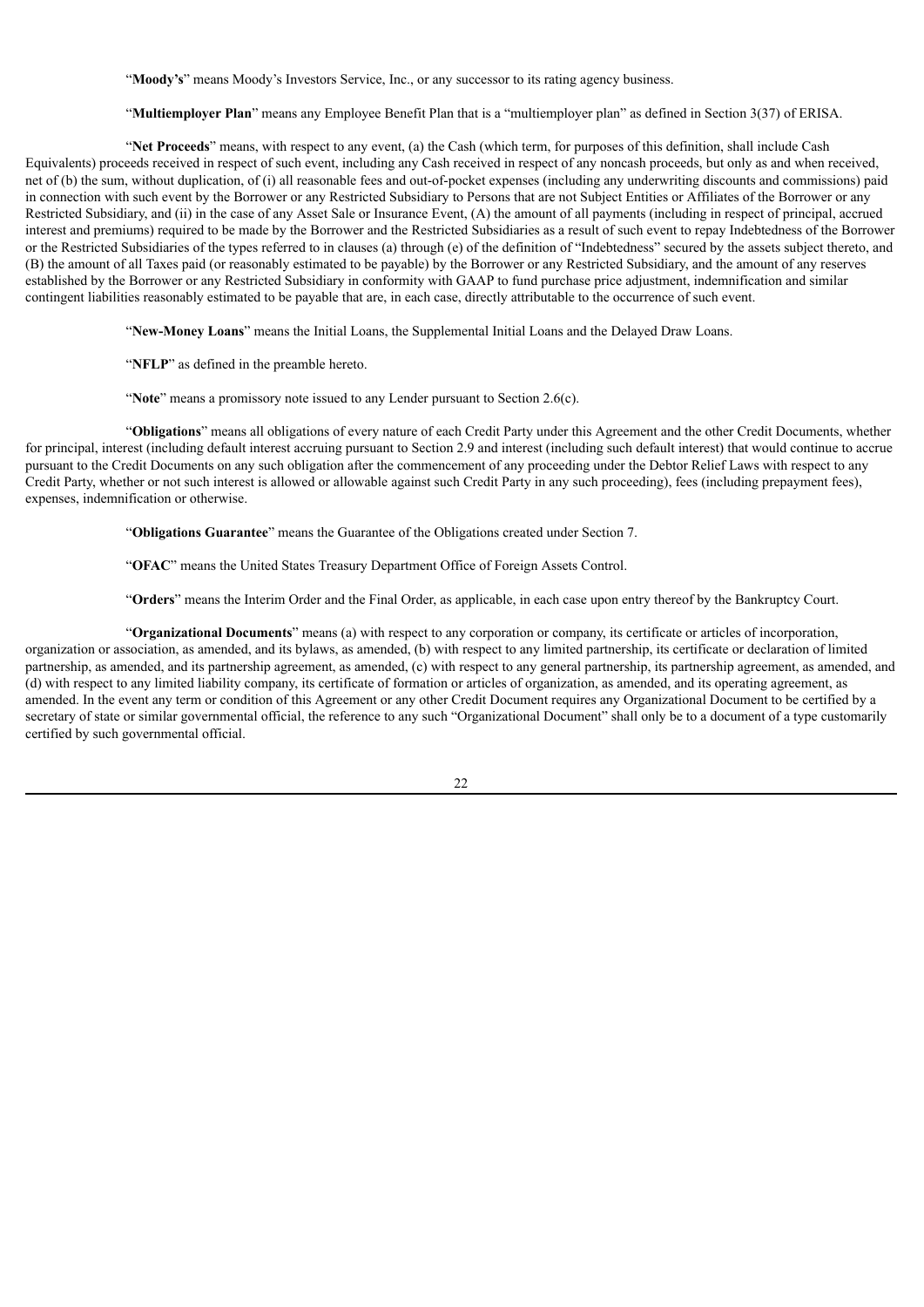"**Moody's**" means Moody's Investors Service, Inc., or any successor to its rating agency business.

"**Multiemployer Plan**" means any Employee Benefit Plan that is a "multiemployer plan" as defined in Section 3(37) of ERISA.

"**Net Proceeds**" means, with respect to any event, (a) the Cash (which term, for purposes of this definition, shall include Cash Equivalents) proceeds received in respect of such event, including any Cash received in respect of any noncash proceeds, but only as and when received, net of (b) the sum, without duplication, of (i) all reasonable fees and out-of-pocket expenses (including any underwriting discounts and commissions) paid in connection with such event by the Borrower or any Restricted Subsidiary to Persons that are not Subject Entities or Affiliates of the Borrower or any Restricted Subsidiary, and (ii) in the case of any Asset Sale or Insurance Event, (A) the amount of all payments (including in respect of principal, accrued interest and premiums) required to be made by the Borrower and the Restricted Subsidiaries as a result of such event to repay Indebtedness of the Borrower or the Restricted Subsidiaries of the types referred to in clauses (a) through (e) of the definition of "Indebtedness" secured by the assets subject thereto, and (B) the amount of all Taxes paid (or reasonably estimated to be payable) by the Borrower or any Restricted Subsidiary, and the amount of any reserves established by the Borrower or any Restricted Subsidiary in conformity with GAAP to fund purchase price adjustment, indemnification and similar contingent liabilities reasonably estimated to be payable that are, in each case, directly attributable to the occurrence of such event.

"**New-Money Loans**" means the Initial Loans, the Supplemental Initial Loans and the Delayed Draw Loans.

"**NFLP**" as defined in the preamble hereto.

"**Note**" means a promissory note issued to any Lender pursuant to Section 2.6(c).

"**Obligations**" means all obligations of every nature of each Credit Party under this Agreement and the other Credit Documents, whether for principal, interest (including default interest accruing pursuant to Section 2.9 and interest (including such default interest) that would continue to accrue pursuant to the Credit Documents on any such obligation after the commencement of any proceeding under the Debtor Relief Laws with respect to any Credit Party, whether or not such interest is allowed or allowable against such Credit Party in any such proceeding), fees (including prepayment fees), expenses, indemnification or otherwise.

"**Obligations Guarantee**" means the Guarantee of the Obligations created under Section 7.

"**OFAC**" means the United States Treasury Department Office of Foreign Assets Control.

"**Orders**" means the Interim Order and the Final Order, as applicable, in each case upon entry thereof by the Bankruptcy Court.

"**Organizational Documents**" means (a) with respect to any corporation or company, its certificate or articles of incorporation, organization or association, as amended, and its bylaws, as amended, (b) with respect to any limited partnership, its certificate or declaration of limited partnership, as amended, and its partnership agreement, as amended, (c) with respect to any general partnership, its partnership agreement, as amended, and (d) with respect to any limited liability company, its certificate of formation or articles of organization, as amended, and its operating agreement, as amended. In the event any term or condition of this Agreement or any other Credit Document requires any Organizational Document to be certified by a secretary of state or similar governmental official, the reference to any such "Organizational Document" shall only be to a document of a type customarily certified by such governmental official.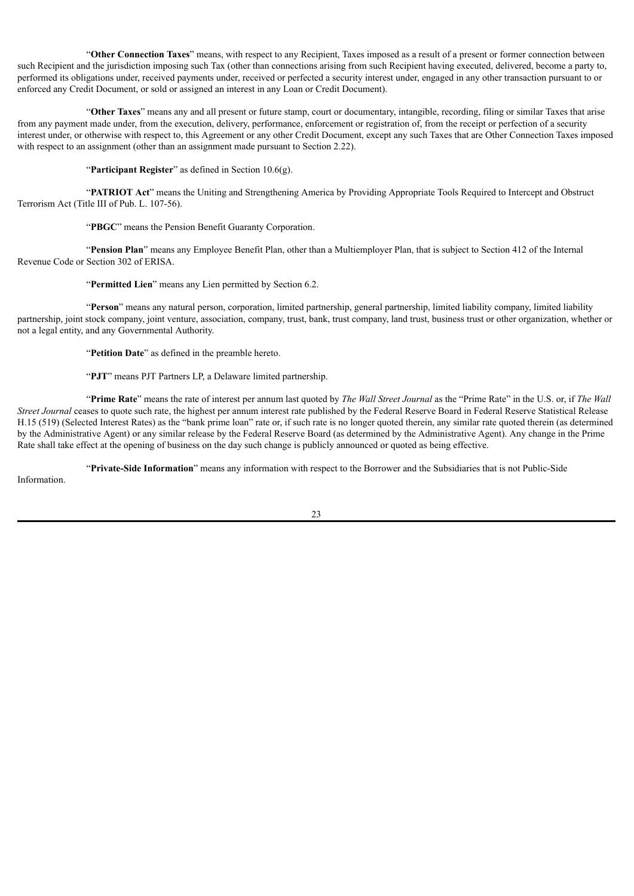"**Other Connection Taxes**" means, with respect to any Recipient, Taxes imposed as a result of a present or former connection between such Recipient and the jurisdiction imposing such Tax (other than connections arising from such Recipient having executed, delivered, become a party to, performed its obligations under, received payments under, received or perfected a security interest under, engaged in any other transaction pursuant to or enforced any Credit Document, or sold or assigned an interest in any Loan or Credit Document).

"**Other Taxes**" means any and all present or future stamp, court or documentary, intangible, recording, filing or similar Taxes that arise from any payment made under, from the execution, delivery, performance, enforcement or registration of, from the receipt or perfection of a security interest under, or otherwise with respect to, this Agreement or any other Credit Document, except any such Taxes that are Other Connection Taxes imposed with respect to an assignment (other than an assignment made pursuant to Section 2.22).

"**Participant Register**" as defined in Section 10.6(g).

"**PATRIOT Act**" means the Uniting and Strengthening America by Providing Appropriate Tools Required to Intercept and Obstruct Terrorism Act (Title III of Pub. L. 107-56).

"**PBGC**" means the Pension Benefit Guaranty Corporation.

"**Pension Plan**" means any Employee Benefit Plan, other than a Multiemployer Plan, that is subject to Section 412 of the Internal Revenue Code or Section 302 of ERISA.

"**Permitted Lien**" means any Lien permitted by Section 6.2.

"**Person**" means any natural person, corporation, limited partnership, general partnership, limited liability company, limited liability partnership, joint stock company, joint venture, association, company, trust, bank, trust company, land trust, business trust or other organization, whether or not a legal entity, and any Governmental Authority.

"**Petition Date**" as defined in the preamble hereto.

"**PJT**" means PJT Partners LP, a Delaware limited partnership.

"**Prime Rate**" means the rate of interest per annum last quoted by *The Wall Street Journal* as the "Prime Rate" in the U.S. or, if *The Wall Street Journal* ceases to quote such rate, the highest per annum interest rate published by the Federal Reserve Board in Federal Reserve Statistical Release H.15 (519) (Selected Interest Rates) as the "bank prime loan" rate or, if such rate is no longer quoted therein, any similar rate quoted therein (as determined by the Administrative Agent) or any similar release by the Federal Reserve Board (as determined by the Administrative Agent). Any change in the Prime Rate shall take effect at the opening of business on the day such change is publicly announced or quoted as being effective.

"**Private-Side Information**" means any information with respect to the Borrower and the Subsidiaries that is not Public-Side Information.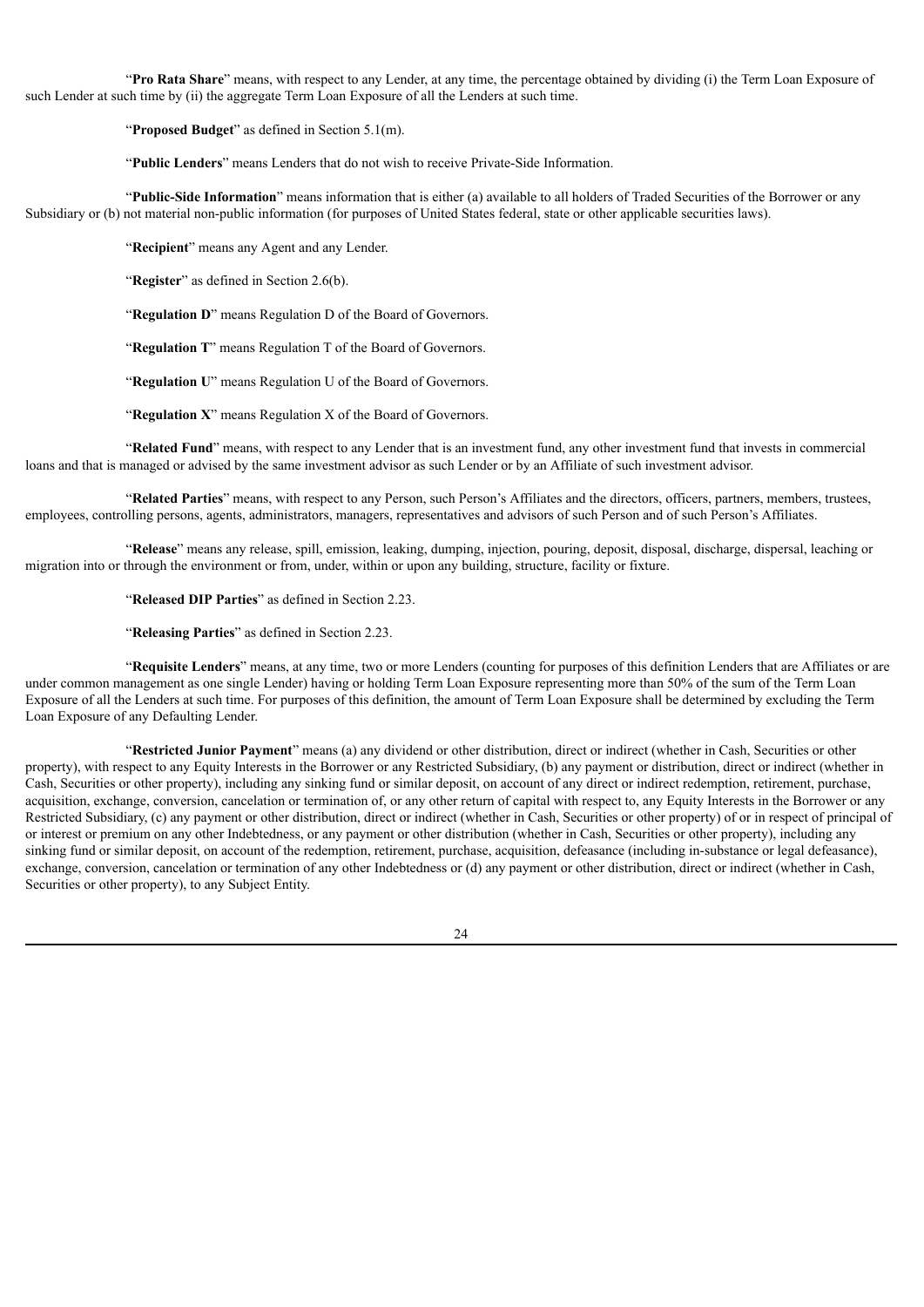"**Pro Rata Share**" means, with respect to any Lender, at any time, the percentage obtained by dividing (i) the Term Loan Exposure of such Lender at such time by (ii) the aggregate Term Loan Exposure of all the Lenders at such time.

"**Proposed Budget**" as defined in Section 5.1(m).

"**Public Lenders**" means Lenders that do not wish to receive Private-Side Information.

"**Public-Side Information**" means information that is either (a) available to all holders of Traded Securities of the Borrower or any Subsidiary or (b) not material non-public information (for purposes of United States federal, state or other applicable securities laws).

"**Recipient**" means any Agent and any Lender.

"**Register**" as defined in Section 2.6(b).

"**Regulation D**" means Regulation D of the Board of Governors.

"**Regulation T**" means Regulation T of the Board of Governors.

"**Regulation U**" means Regulation U of the Board of Governors.

"**Regulation X**" means Regulation X of the Board of Governors.

"**Related Fund**" means, with respect to any Lender that is an investment fund, any other investment fund that invests in commercial loans and that is managed or advised by the same investment advisor as such Lender or by an Affiliate of such investment advisor.

"**Related Parties**" means, with respect to any Person, such Person's Affiliates and the directors, officers, partners, members, trustees, employees, controlling persons, agents, administrators, managers, representatives and advisors of such Person and of such Person's Affiliates.

"**Release**" means any release, spill, emission, leaking, dumping, injection, pouring, deposit, disposal, discharge, dispersal, leaching or migration into or through the environment or from, under, within or upon any building, structure, facility or fixture.

"**Released DIP Parties**" as defined in Section 2.23.

"**Releasing Parties**" as defined in Section 2.23.

"**Requisite Lenders**" means, at any time, two or more Lenders (counting for purposes of this definition Lenders that are Affiliates or are under common management as one single Lender) having or holding Term Loan Exposure representing more than 50% of the sum of the Term Loan Exposure of all the Lenders at such time. For purposes of this definition, the amount of Term Loan Exposure shall be determined by excluding the Term Loan Exposure of any Defaulting Lender.

"**Restricted Junior Payment**" means (a) any dividend or other distribution, direct or indirect (whether in Cash, Securities or other property), with respect to any Equity Interests in the Borrower or any Restricted Subsidiary, (b) any payment or distribution, direct or indirect (whether in Cash, Securities or other property), including any sinking fund or similar deposit, on account of any direct or indirect redemption, retirement, purchase, acquisition, exchange, conversion, cancelation or termination of, or any other return of capital with respect to, any Equity Interests in the Borrower or any Restricted Subsidiary, (c) any payment or other distribution, direct or indirect (whether in Cash, Securities or other property) of or in respect of principal of or interest or premium on any other Indebtedness, or any payment or other distribution (whether in Cash, Securities or other property), including any sinking fund or similar deposit, on account of the redemption, retirement, purchase, acquisition, defeasance (including in-substance or legal defeasance), exchange, conversion, cancelation or termination of any other Indebtedness or (d) any payment or other distribution, direct or indirect (whether in Cash, Securities or other property), to any Subject Entity.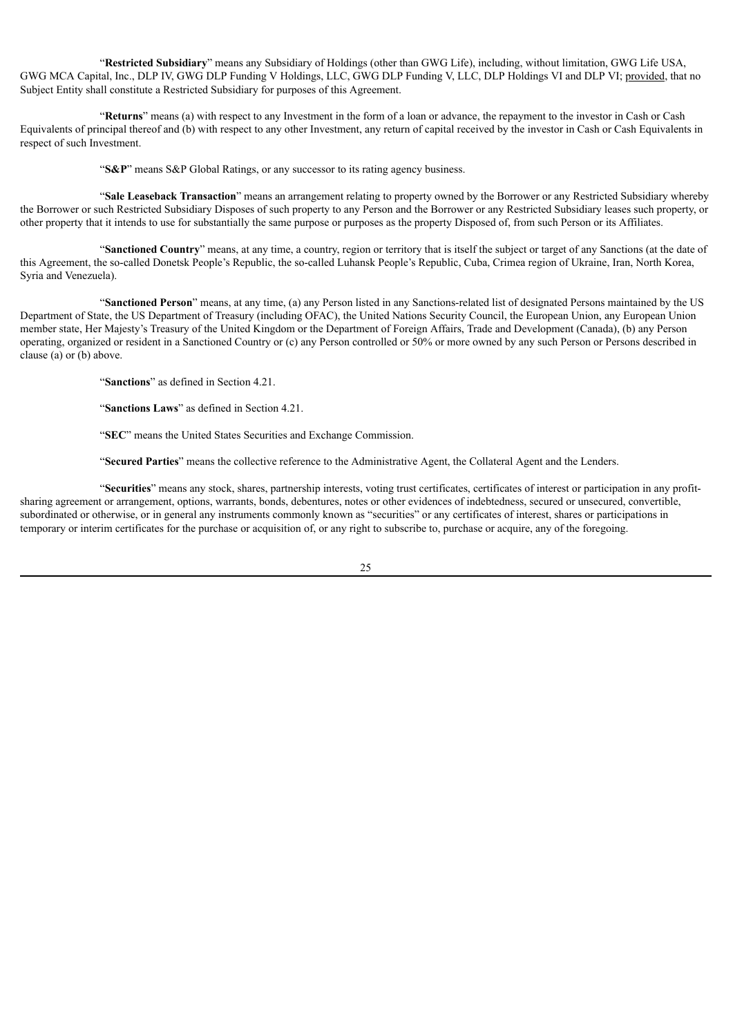"**Restricted Subsidiary**" means any Subsidiary of Holdings (other than GWG Life), including, without limitation, GWG Life USA, GWG MCA Capital, Inc., DLP IV, GWG DLP Funding V Holdings, LLC, GWG DLP Funding V, LLC, DLP Holdings VI and DLP VI; provided, that no Subject Entity shall constitute a Restricted Subsidiary for purposes of this Agreement.

"**Returns**" means (a) with respect to any Investment in the form of a loan or advance, the repayment to the investor in Cash or Cash Equivalents of principal thereof and (b) with respect to any other Investment, any return of capital received by the investor in Cash or Cash Equivalents in respect of such Investment.

"**S&P**" means S&P Global Ratings, or any successor to its rating agency business.

"**Sale Leaseback Transaction**" means an arrangement relating to property owned by the Borrower or any Restricted Subsidiary whereby the Borrower or such Restricted Subsidiary Disposes of such property to any Person and the Borrower or any Restricted Subsidiary leases such property, or other property that it intends to use for substantially the same purpose or purposes as the property Disposed of, from such Person or its Affiliates.

"**Sanctioned Country**" means, at any time, a country, region or territory that is itself the subject or target of any Sanctions (at the date of this Agreement, the so-called Donetsk People's Republic, the so-called Luhansk People's Republic, Cuba, Crimea region of Ukraine, Iran, North Korea, Syria and Venezuela).

"**Sanctioned Person**" means, at any time, (a) any Person listed in any Sanctions-related list of designated Persons maintained by the US Department of State, the US Department of Treasury (including OFAC), the United Nations Security Council, the European Union, any European Union member state, Her Majesty's Treasury of the United Kingdom or the Department of Foreign Affairs, Trade and Development (Canada), (b) any Person operating, organized or resident in a Sanctioned Country or (c) any Person controlled or 50% or more owned by any such Person or Persons described in clause (a) or (b) above.

"**Sanctions**" as defined in Section 4.21.

"**Sanctions Laws**" as defined in Section 4.21.

"**SEC**" means the United States Securities and Exchange Commission.

"**Secured Parties**" means the collective reference to the Administrative Agent, the Collateral Agent and the Lenders.

"**Securities**" means any stock, shares, partnership interests, voting trust certificates, certificates of interest or participation in any profit-sharing agreement or arrangement, options, warrants, bonds, debentures, notes or other evidences of indebtedness, secured or unsecured, convertible, subordinated or otherwise, or in general any instruments commonly known as "securities" or any certificates of interest, shares or participations in temporary or interim certificates for the purchase or acquisition of, or any right to subscribe to, purchase or acquire, any of the foregoing.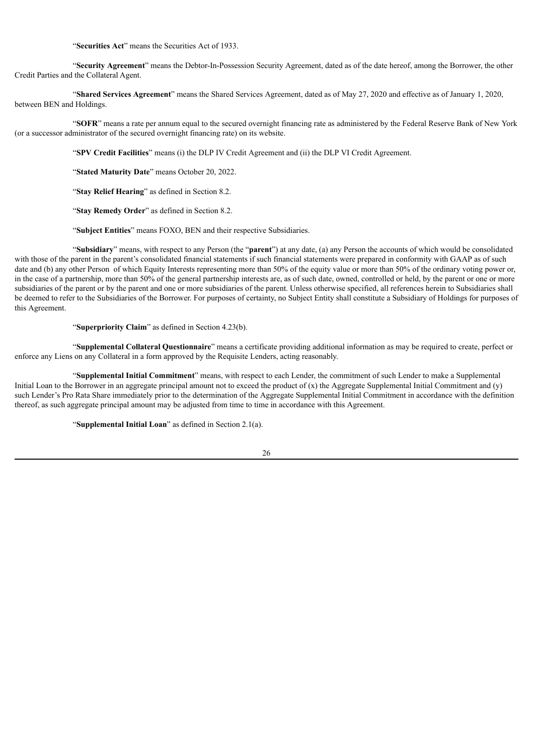"**Securities Act**" means the Securities Act of 1933.

"**Security Agreement**" means the Debtor-In-Possession Security Agreement, dated as of the date hereof, among the Borrower, the other Credit Parties and the Collateral Agent.

"**Shared Services Agreement**" means the Shared Services Agreement, dated as of May 27, 2020 and effective as of January 1, 2020, between BEN and Holdings.

"**SOFR**" means a rate per annum equal to the secured overnight financing rate as administered by the Federal Reserve Bank of New York (or a successor administrator of the secured overnight financing rate) on its website.

"**SPV Credit Facilities**" means (i) the DLP IV Credit Agreement and (ii) the DLP VI Credit Agreement.

"**Stated Maturity Date**" means October 20, 2022.

"**Stay Relief Hearing**" as defined in Section 8.2.

"**Stay Remedy Order**" as defined in Section 8.2.

"**Subject Entities**" means FOXO, BEN and their respective Subsidiaries.

"**Subsidiary**" means, with respect to any Person (the "**parent**") at any date, (a) any Person the accounts of which would be consolidated with those of the parent in the parent's consolidated financial statements if such financial statements were prepared in conformity with GAAP as of such date and (b) any other Person of which Equity Interests representing more than 50% of the equity value or more than 50% of the ordinary voting power or, in the case of a partnership, more than 50% of the general partnership interests are, as of such date, owned, controlled or held, by the parent or one or more subsidiaries of the parent or by the parent and one or more subsidiaries of the parent. Unless otherwise specified, all references herein to Subsidiaries shall be deemed to refer to the Subsidiaries of the Borrower. For purposes of certainty, no Subject Entity shall constitute a Subsidiary of Holdings for purposes of this Agreement.

"**Superpriority Claim**" as defined in Section 4.23(b).

"**Supplemental Collateral Questionnaire**" means a certificate providing additional information as may be required to create, perfect or enforce any Liens on any Collateral in a form approved by the Requisite Lenders, acting reasonably.

"**Supplemental Initial Commitment**" means, with respect to each Lender, the commitment of such Lender to make a Supplemental Initial Loan to the Borrower in an aggregate principal amount not to exceed the product of (x) the Aggregate Supplemental Initial Commitment and (y) such Lender's Pro Rata Share immediately prior to the determination of the Aggregate Supplemental Initial Commitment in accordance with the definition thereof, as such aggregate principal amount may be adjusted from time to time in accordance with this Agreement.

"**Supplemental Initial Loan**" as defined in Section 2.1(a).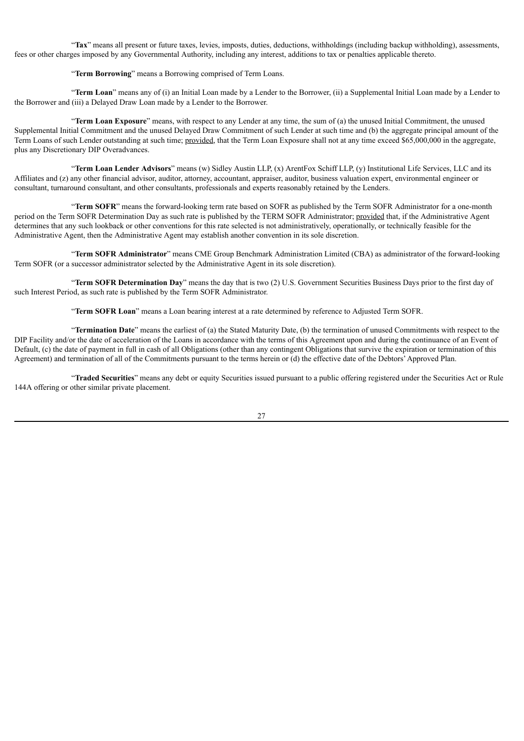"**Tax**" means all present or future taxes, levies, imposts, duties, deductions, withholdings (including backup withholding), assessments, fees or other charges imposed by any Governmental Authority, including any interest, additions to tax or penalties applicable thereto.

"**Term Borrowing**" means a Borrowing comprised of Term Loans.

"**Term Loan**" means any of (i) an Initial Loan made by a Lender to the Borrower, (ii) a Supplemental Initial Loan made by a Lender to the Borrower and (iii) a Delayed Draw Loan made by a Lender to the Borrower.

"**Term Loan Exposure**" means, with respect to any Lender at any time, the sum of (a) the unused Initial Commitment, the unused Supplemental Initial Commitment and the unused Delayed Draw Commitment of such Lender at such time and (b) the aggregate principal amount of the Term Loans of such Lender outstanding at such time; provided, that the Term Loan Exposure shall not at any time exceed $65,000,000 in the aggregate, plus any Discretionary DIP Overadvances.

"**Term Loan Lender Advisors**" means (w) Sidley Austin LLP, (x) ArentFox Schiff LLP, (y) Institutional Life Services, LLC and its Affiliates and (z) any other financial advisor, auditor, attorney, accountant, appraiser, auditor, business valuation expert, environmental engineer or consultant, turnaround consultant, and other consultants, professionals and experts reasonably retained by the Lenders.

"**Term SOFR**" means the forward-looking term rate based on SOFR as published by the Term SOFR Administrator for a one-month period on the Term SOFR Determination Day as such rate is published by the TERM SOFR Administrator; provided that, if the Administrative Agent determines that any such lookback or other conventions for this rate selected is not administratively, operationally, or technically feasible for the Administrative Agent, then the Administrative Agent may establish another convention in its sole discretion.

"**Term SOFR Administrator**" means CME Group Benchmark Administration Limited (CBA) as administrator of the forward-looking Term SOFR (or a successor administrator selected by the Administrative Agent in its sole discretion).

"**Term SOFR Determination Day**" means the day that is two (2) U.S. Government Securities Business Days prior to the first day of such Interest Period, as such rate is published by the Term SOFR Administrator.

"**Term SOFR Loan**" means a Loan bearing interest at a rate determined by reference to Adjusted Term SOFR.

"**Termination Date**" means the earliest of (a) the Stated Maturity Date, (b) the termination of unused Commitments with respect to the DIP Facility and/or the date of acceleration of the Loans in accordance with the terms of this Agreement upon and during the continuance of an Event of Default, (c) the date of payment in full in cash of all Obligations (other than any contingent Obligations that survive the expiration or termination of this Agreement) and termination of all of the Commitments pursuant to the terms herein or (d) the effective date of the Debtors' Approved Plan.

"**Traded Securities**" means any debt or equity Securities issued pursuant to a public offering registered under the Securities Act or Rule 144A offering or other similar private placement.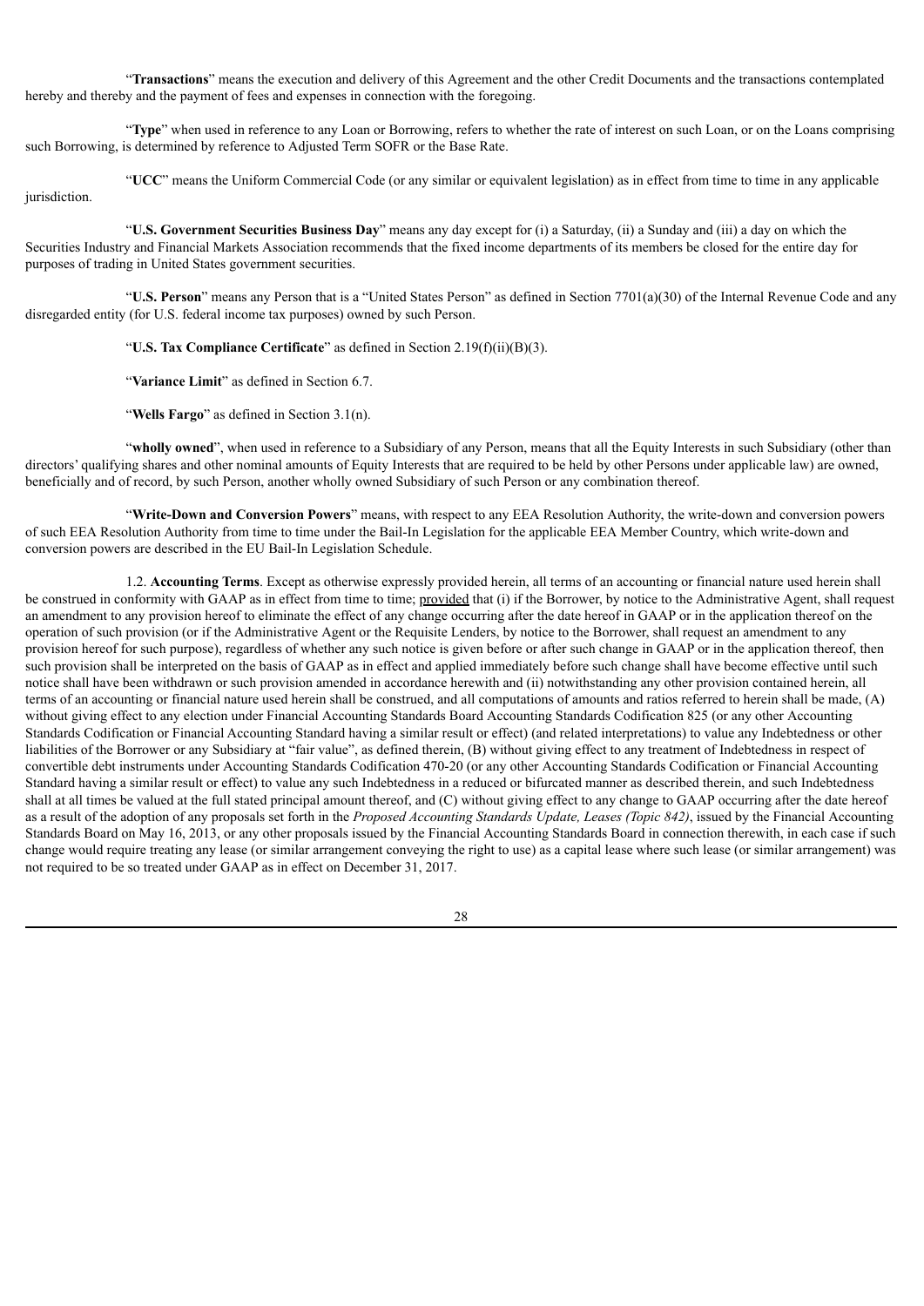"**Transactions**" means the execution and delivery of this Agreement and the other Credit Documents and the transactions contemplated hereby and thereby and the payment of fees and expenses in connection with the foregoing.

"**Type**" when used in reference to any Loan or Borrowing, refers to whether the rate of interest on such Loan, or on the Loans comprising such Borrowing, is determined by reference to Adjusted Term SOFR or the Base Rate.

"**UCC**" means the Uniform Commercial Code (or any similar or equivalent legislation) as in effect from time to time in any applicable jurisdiction.

"**U.S. Government Securities Business Day**" means any day except for (i) a Saturday, (ii) a Sunday and (iii) a day on which the Securities Industry and Financial Markets Association recommends that the fixed income departments of its members be closed for the entire day for purposes of trading in United States government securities.

"**U.S. Person**" means any Person that is a "United States Person" as defined in Section 7701(a)(30) of the Internal Revenue Code and any disregarded entity (for U.S. federal income tax purposes) owned by such Person.

"**U.S. Tax Compliance Certificate**" as defined in Section 2.19(f)(ii)(B)(3).

"**Variance Limit**" as defined in Section 6.7.

"**Wells Fargo**" as defined in Section 3.1(n).

"**wholly owned**", when used in reference to a Subsidiary of any Person, means that all the Equity Interests in such Subsidiary (other than directors' qualifying shares and other nominal amounts of Equity Interests that are required to be held by other Persons under applicable law) are owned, beneficially and of record, by such Person, another wholly owned Subsidiary of such Person or any combination thereof.

"**Write-Down and Conversion Powers**" means, with respect to any EEA Resolution Authority, the write-down and conversion powers of such EEA Resolution Authority from time to time under the Bail-In Legislation for the applicable EEA Member Country, which write-down and conversion powers are described in the EU Bail-In Legislation Schedule.

1.2. **Accounting Terms**. Except as otherwise expressly provided herein, all terms of an accounting or financial nature used herein shall be construed in conformity with GAAP as in effect from time to time; provided that (i) if the Borrower, by notice to the Administrative Agent, shall request an amendment to any provision hereof to eliminate the effect of any change occurring after the date hereof in GAAP or in the application thereof on the operation of such provision (or if the Administrative Agent or the Requisite Lenders, by notice to the Borrower, shall request an amendment to any provision hereof for such purpose), regardless of whether any such notice is given before or after such change in GAAP or in the application thereof, then such provision shall be interpreted on the basis of GAAP as in effect and applied immediately before such change shall have become effective until such notice shall have been withdrawn or such provision amended in accordance herewith and (ii) notwithstanding any other provision contained herein, all terms of an accounting or financial nature used herein shall be construed, and all computations of amounts and ratios referred to herein shall be made, (A) without giving effect to any election under Financial Accounting Standards Board Accounting Standards Codification 825 (or any other Accounting Standards Codification or Financial Accounting Standard having a similar result or effect) (and related interpretations) to value any Indebtedness or other liabilities of the Borrower or any Subsidiary at "fair value", as defined therein, (B) without giving effect to any treatment of Indebtedness in respect of convertible debt instruments under Accounting Standards Codification 470-20 (or any other Accounting Standards Codification or Financial Accounting Standard having a similar result or effect) to value any such Indebtedness in a reduced or bifurcated manner as described therein, and such Indebtedness shall at all times be valued at the full stated principal amount thereof, and (C) without giving effect to any change to GAAP occurring after the date hereof as a result of the adoption of any proposals set forth in the *Proposed Accounting Standards Update, Leases (Topic 842)*, issued by the Financial Accounting Standards Board on May 16, 2013, or any other proposals issued by the Financial Accounting Standards Board in connection therewith, in each case if such change would require treating any lease (or similar arrangement conveying the right to use) as a capital lease where such lease (or similar arrangement) was not required to be so treated under GAAP as in effect on December 31, 2017.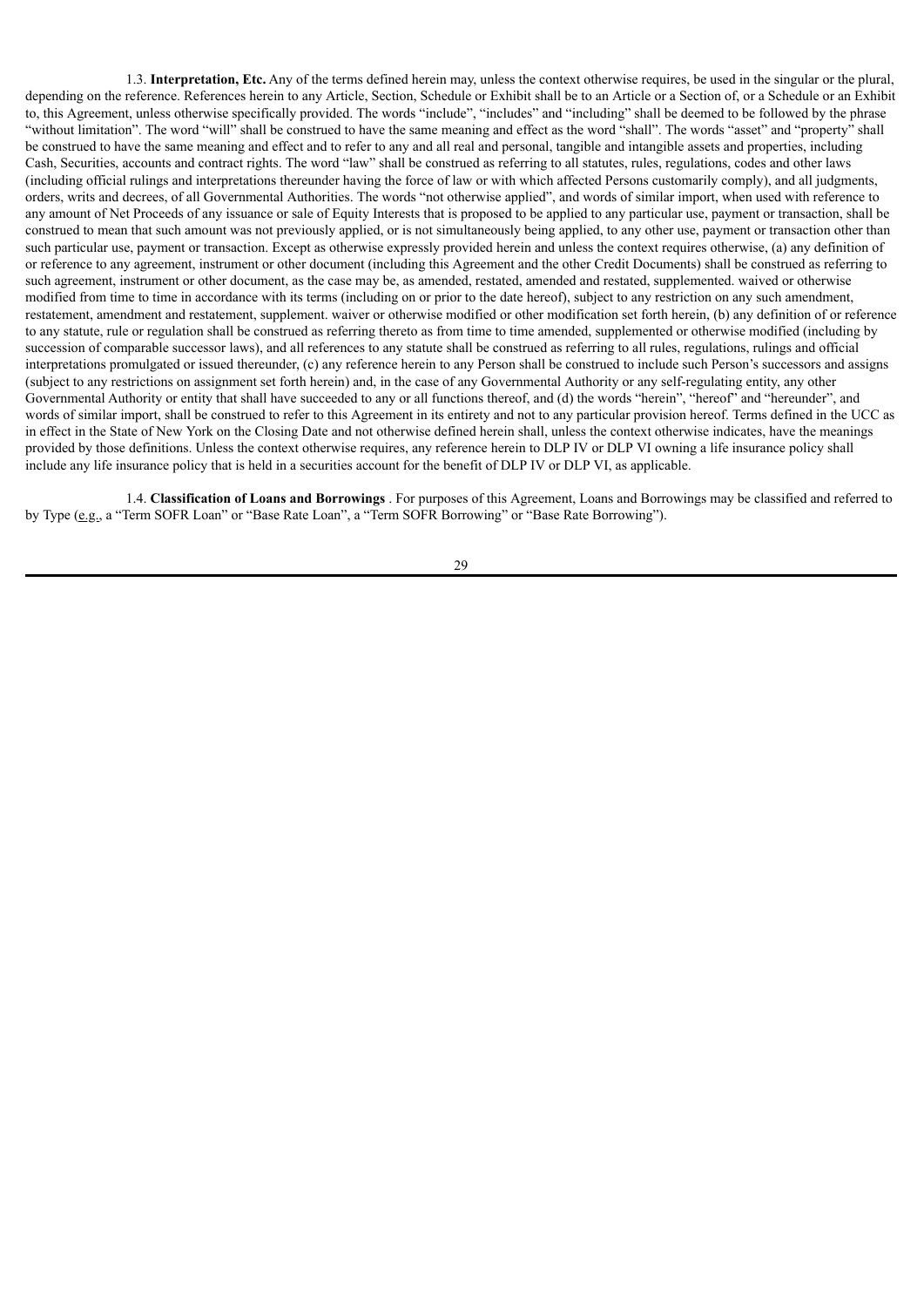1.3. **Interpretation, Etc.** Any of the terms defined herein may, unless the context otherwise requires, be used in the singular or the plural, depending on the reference. References herein to any Article, Section, Schedule or Exhibit shall be to an Article or a Section of, or a Schedule or an Exhibit to, this Agreement, unless otherwise specifically provided. The words "include", "includes" and "including" shall be deemed to be followed by the phrase "without limitation". The word "will" shall be construed to have the same meaning and effect as the word "shall". The words "asset" and "property" shall be construed to have the same meaning and effect and to refer to any and all real and personal, tangible and intangible assets and properties, including Cash, Securities, accounts and contract rights. The word "law" shall be construed as referring to all statutes, rules, regulations, codes and other laws (including official rulings and interpretations thereunder having the force of law or with which affected Persons customarily comply), and all judgments, orders, writs and decrees, of all Governmental Authorities. The words "not otherwise applied", and words of similar import, when used with reference to any amount of Net Proceeds of any issuance or sale of Equity Interests that is proposed to be applied to any particular use, payment or transaction, shall be construed to mean that such amount was not previously applied, or is not simultaneously being applied, to any other use, payment or transaction other than such particular use, payment or transaction. Except as otherwise expressly provided herein and unless the context requires otherwise, (a) any definition of or reference to any agreement, instrument or other document (including this Agreement and the other Credit Documents) shall be construed as referring to such agreement, instrument or other document, as the case may be, as amended, restated, amended and restated, supplemented. waived or otherwise modified from time to time in accordance with its terms (including on or prior to the date hereof), subject to any restriction on any such amendment, restatement, amendment and restatement, supplement. waiver or otherwise modified or other modification set forth herein, (b) any definition of or reference to any statute, rule or regulation shall be construed as referring thereto as from time to time amended, supplemented or otherwise modified (including by succession of comparable successor laws), and all references to any statute shall be construed as referring to all rules, regulations, rulings and official interpretations promulgated or issued thereunder, (c) any reference herein to any Person shall be construed to include such Person's successors and assigns (subject to any restrictions on assignment set forth herein) and, in the case of any Governmental Authority or any self-regulating entity, any other Governmental Authority or entity that shall have succeeded to any or all functions thereof, and (d) the words "herein", "hereof" and "hereunder", and words of similar import, shall be construed to refer to this Agreement in its entirety and not to any particular provision hereof. Terms defined in the UCC as in effect in the State of New York on the Closing Date and not otherwise defined herein shall, unless the context otherwise indicates, have the meanings provided by those definitions. Unless the context otherwise requires, any reference herein to DLP IV or DLP VI owning a life insurance policy shall include any life insurance policy that is held in a securities account for the benefit of DLP IV or DLP VI, as applicable.

1.4. **Classification of Loans and Borrowings** . For purposes of this Agreement, Loans and Borrowings may be classified and referred to by Type (e.g., a "Term SOFR Loan" or "Base Rate Loan", a "Term SOFR Borrowing" or "Base Rate Borrowing").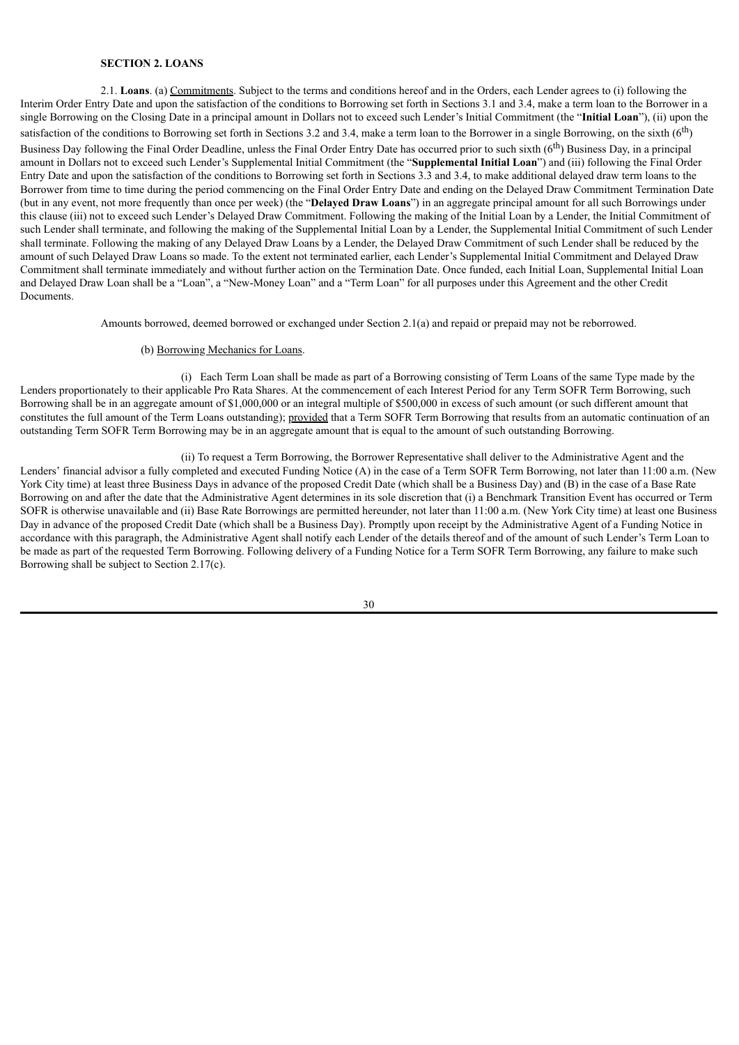**SECTION 2. LOANS**

2.1. **Loans**. (a) Commitments. Subject to the terms and conditions hereof and in the Orders, each Lender agrees to (i) following the Interim Order Entry Date and upon the satisfaction of the conditions to Borrowing set forth in Sections 3.1 and 3.4, make a term loan to the Borrower in a single Borrowing on the Closing Date in a principal amount in Dollars not to exceed such Lender's Initial Commitment (the "**Initial Loan**"), (ii) upon the satisfaction of the conditions to Borrowing set forth in Sections 3.2 and 3.4, make a term loan to the Borrower in a single Borrowing, on the sixth (6th) Business Day following the Final Order Deadline, unless the Final Order Entry Date has occurred prior to such sixth (6th) Business Day, in a principal amount in Dollars not to exceed such Lender's Supplemental Initial Commitment (the "**Supplemental Initial Loan**") and (iii) following the Final Order Entry Date and upon the satisfaction of the conditions to Borrowing set forth in Sections 3.3 and 3.4, to make additional delayed draw term loans to the Borrower from time to time during the period commencing on the Final Order Entry Date and ending on the Delayed Draw Commitment Termination Date (but in any event, not more frequently than once per week) (the "**Delayed Draw Loans**") in an aggregate principal amount for all such Borrowings under this clause (iii) not to exceed such Lender's Delayed Draw Commitment. Following the making of the Initial Loan by a Lender, the Initial Commitment of such Lender shall terminate, and following the making of the Supplemental Initial Loan by a Lender, the Supplemental Initial Commitment of such Lender shall terminate. Following the making of any Delayed Draw Loans by a Lender, the Delayed Draw Commitment of such Lender shall be reduced by the amount of such Delayed Draw Loans so made. To the extent not terminated earlier, each Lender's Supplemental Initial Commitment and Delayed Draw Commitment shall terminate immediately and without further action on the Termination Date. Once funded, each Initial Loan, Supplemental Initial Loan and Delayed Draw Loan shall be a "Loan", a "New-Money Loan" and a "Term Loan" for all purposes under this Agreement and the other Credit Documents.

Amounts borrowed, deemed borrowed or exchanged under Section 2.1(a) and repaid or prepaid may not be reborrowed.

(b) Borrowing Mechanics for Loans.

(i) Each Term Loan shall be made as part of a Borrowing consisting of Term Loans of the same Type made by the Lenders proportionately to their applicable Pro Rata Shares. At the commencement of each Interest Period for any Term SOFR Term Borrowing, such Borrowing shall be in an aggregate amount of $1,000,000 or an integral multiple of $500,000 in excess of such amount (or such different amount that constitutes the full amount of the Term Loans outstanding); provided that a Term SOFR Term Borrowing that results from an automatic continuation of an outstanding Term SOFR Term Borrowing may be in an aggregate amount that is equal to the amount of such outstanding Borrowing.

(ii) To request a Term Borrowing, the Borrower Representative shall deliver to the Administrative Agent and the Lenders' financial advisor a fully completed and executed Funding Notice (A) in the case of a Term SOFR Term Borrowing, not later than 11:00 a.m. (New York City time) at least three Business Days in advance of the proposed Credit Date (which shall be a Business Day) and (B) in the case of a Base Rate Borrowing on and after the date that the Administrative Agent determines in its sole discretion that (i) a Benchmark Transition Event has occurred or Term SOFR is otherwise unavailable and (ii) Base Rate Borrowings are permitted hereunder, not later than 11:00 a.m. (New York City time) at least one Business Day in advance of the proposed Credit Date (which shall be a Business Day). Promptly upon receipt by the Administrative Agent of a Funding Notice in accordance with this paragraph, the Administrative Agent shall notify each Lender of the details thereof and of the amount of such Lender's Term Loan to be made as part of the requested Term Borrowing. Following delivery of a Funding Notice for a Term SOFR Term Borrowing, any failure to make such Borrowing shall be subject to Section 2.17(c).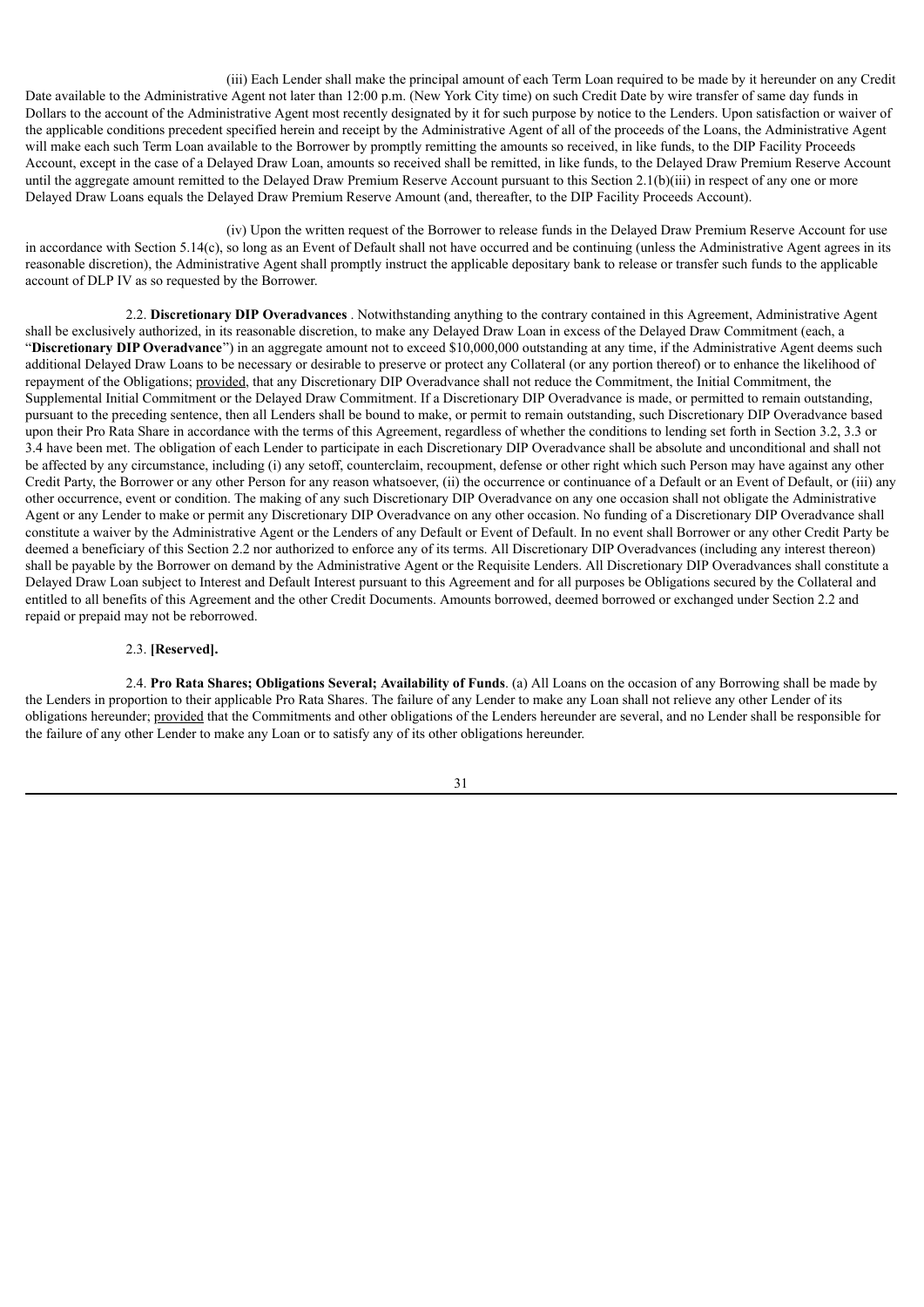(iii) Each Lender shall make the principal amount of each Term Loan required to be made by it hereunder on any Credit Date available to the Administrative Agent not later than 12:00 p.m. (New York City time) on such Credit Date by wire transfer of same day funds in Dollars to the account of the Administrative Agent most recently designated by it for such purpose by notice to the Lenders. Upon satisfaction or waiver of the applicable conditions precedent specified herein and receipt by the Administrative Agent of all of the proceeds of the Loans, the Administrative Agent will make each such Term Loan available to the Borrower by promptly remitting the amounts so received, in like funds, to the DIP Facility Proceeds Account, except in the case of a Delayed Draw Loan, amounts so received shall be remitted, in like funds, to the Delayed Draw Premium Reserve Account until the aggregate amount remitted to the Delayed Draw Premium Reserve Account pursuant to this Section 2.1(b)(iii) in respect of any one or more Delayed Draw Loans equals the Delayed Draw Premium Reserve Amount (and, thereafter, to the DIP Facility Proceeds Account).

(iv) Upon the written request of the Borrower to release funds in the Delayed Draw Premium Reserve Account for use in accordance with Section 5.14(c), so long as an Event of Default shall not have occurred and be continuing (unless the Administrative Agent agrees in its reasonable discretion), the Administrative Agent shall promptly instruct the applicable depositary bank to release or transfer such funds to the applicable account of DLP IV as so requested by the Borrower.

2.2. **Discretionary DIP Overadvances** . Notwithstanding anything to the contrary contained in this Agreement, Administrative Agent shall be exclusively authorized, in its reasonable discretion, to make any Delayed Draw Loan in excess of the Delayed Draw Commitment (each, a "**Discretionary DIP Overadvance**") in an aggregate amount not to exceed $10,000,000 outstanding at any time, if the Administrative Agent deems such additional Delayed Draw Loans to be necessary or desirable to preserve or protect any Collateral (or any portion thereof) or to enhance the likelihood of repayment of the Obligations; provided, that any Discretionary DIP Overadvance shall not reduce the Commitment, the Initial Commitment, the Supplemental Initial Commitment or the Delayed Draw Commitment. If a Discretionary DIP Overadvance is made, or permitted to remain outstanding, pursuant to the preceding sentence, then all Lenders shall be bound to make, or permit to remain outstanding, such Discretionary DIP Overadvance based upon their Pro Rata Share in accordance with the terms of this Agreement, regardless of whether the conditions to lending set forth in Section 3.2, 3.3 or 3.4 have been met. The obligation of each Lender to participate in each Discretionary DIP Overadvance shall be absolute and unconditional and shall not be affected by any circumstance, including (i) any setoff, counterclaim, recoupment, defense or other right which such Person may have against any other Credit Party, the Borrower or any other Person for any reason whatsoever, (ii) the occurrence or continuance of a Default or an Event of Default, or (iii) any other occurrence, event or condition. The making of any such Discretionary DIP Overadvance on any one occasion shall not obligate the Administrative Agent or any Lender to make or permit any Discretionary DIP Overadvance on any other occasion. No funding of a Discretionary DIP Overadvance shall constitute a waiver by the Administrative Agent or the Lenders of any Default or Event of Default. In no event shall Borrower or any other Credit Party be deemed a beneficiary of this Section 2.2 nor authorized to enforce any of its terms. All Discretionary DIP Overadvances (including any interest thereon) shall be payable by the Borrower on demand by the Administrative Agent or the Requisite Lenders. All Discretionary DIP Overadvances shall constitute a Delayed Draw Loan subject to Interest and Default Interest pursuant to this Agreement and for all purposes be Obligations secured by the Collateral and entitled to all benefits of this Agreement and the other Credit Documents. Amounts borrowed, deemed borrowed or exchanged under Section 2.2 and repaid or prepaid may not be reborrowed.

2.3. **[Reserved].**

2.4. **Pro Rata Shares; Obligations Several; Availability of Funds**. (a) All Loans on the occasion of any Borrowing shall be made by the Lenders in proportion to their applicable Pro Rata Shares. The failure of any Lender to make any Loan shall not relieve any other Lender of its obligations hereunder; provided that the Commitments and other obligations of the Lenders hereunder are several, and no Lender shall be responsible for the failure of any other Lender to make any Loan or to satisfy any of its other obligations hereunder.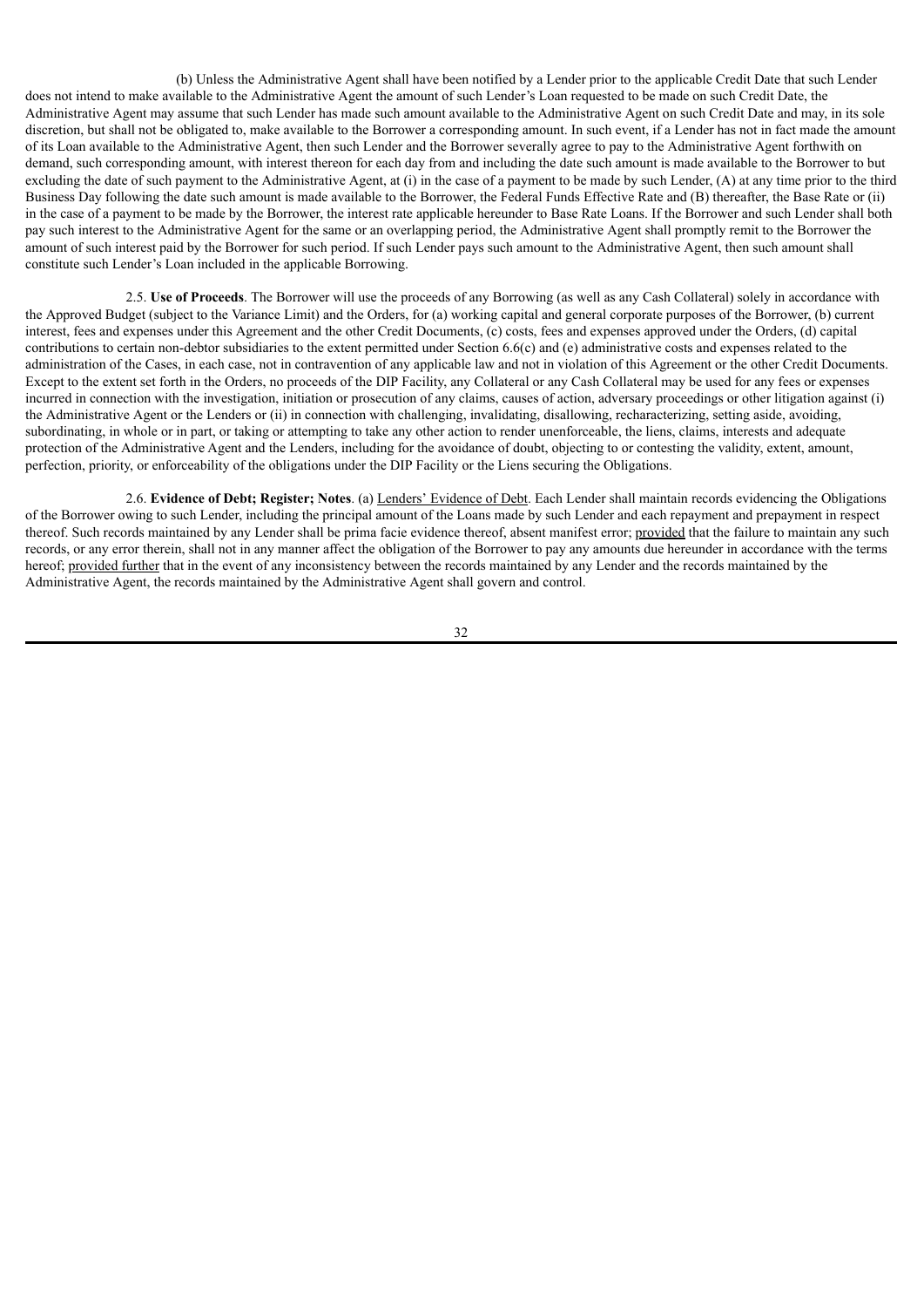(b) Unless the Administrative Agent shall have been notified by a Lender prior to the applicable Credit Date that such Lender does not intend to make available to the Administrative Agent the amount of such Lender's Loan requested to be made on such Credit Date, the Administrative Agent may assume that such Lender has made such amount available to the Administrative Agent on such Credit Date and may, in its sole discretion, but shall not be obligated to, make available to the Borrower a corresponding amount. In such event, if a Lender has not in fact made the amount of its Loan available to the Administrative Agent, then such Lender and the Borrower severally agree to pay to the Administrative Agent forthwith on demand, such corresponding amount, with interest thereon for each day from and including the date such amount is made available to the Borrower to but excluding the date of such payment to the Administrative Agent, at (i) in the case of a payment to be made by such Lender, (A) at any time prior to the third Business Day following the date such amount is made available to the Borrower, the Federal Funds Effective Rate and (B) thereafter, the Base Rate or (ii) in the case of a payment to be made by the Borrower, the interest rate applicable hereunder to Base Rate Loans. If the Borrower and such Lender shall both pay such interest to the Administrative Agent for the same or an overlapping period, the Administrative Agent shall promptly remit to the Borrower the amount of such interest paid by the Borrower for such period. If such Lender pays such amount to the Administrative Agent, then such amount shall constitute such Lender's Loan included in the applicable Borrowing.

2.5. **Use of Proceeds**. The Borrower will use the proceeds of any Borrowing (as well as any Cash Collateral) solely in accordance with the Approved Budget (subject to the Variance Limit) and the Orders, for (a) working capital and general corporate purposes of the Borrower, (b) current interest, fees and expenses under this Agreement and the other Credit Documents, (c) costs, fees and expenses approved under the Orders, (d) capital contributions to certain non-debtor subsidiaries to the extent permitted under Section 6.6(c) and (e) administrative costs and expenses related to the administration of the Cases, in each case, not in contravention of any applicable law and not in violation of this Agreement or the other Credit Documents. Except to the extent set forth in the Orders, no proceeds of the DIP Facility, any Collateral or any Cash Collateral may be used for any fees or expenses incurred in connection with the investigation, initiation or prosecution of any claims, causes of action, adversary proceedings or other litigation against (i) the Administrative Agent or the Lenders or (ii) in connection with challenging, invalidating, disallowing, recharacterizing, setting aside, avoiding, subordinating, in whole or in part, or taking or attempting to take any other action to render unenforceable, the liens, claims, interests and adequate protection of the Administrative Agent and the Lenders, including for the avoidance of doubt, objecting to or contesting the validity, extent, amount, perfection, priority, or enforceability of the obligations under the DIP Facility or the Liens securing the Obligations.

2.6. **Evidence of Debt; Register; Notes**. (a) Lenders' Evidence of Debt. Each Lender shall maintain records evidencing the Obligations of the Borrower owing to such Lender, including the principal amount of the Loans made by such Lender and each repayment and prepayment in respect thereof. Such records maintained by any Lender shall be prima facie evidence thereof, absent manifest error; provided that the failure to maintain any such records, or any error therein, shall not in any manner affect the obligation of the Borrower to pay any amounts due hereunder in accordance with the terms hereof; provided further that in the event of any inconsistency between the records maintained by any Lender and the records maintained by the Administrative Agent, the records maintained by the Administrative Agent shall govern and control.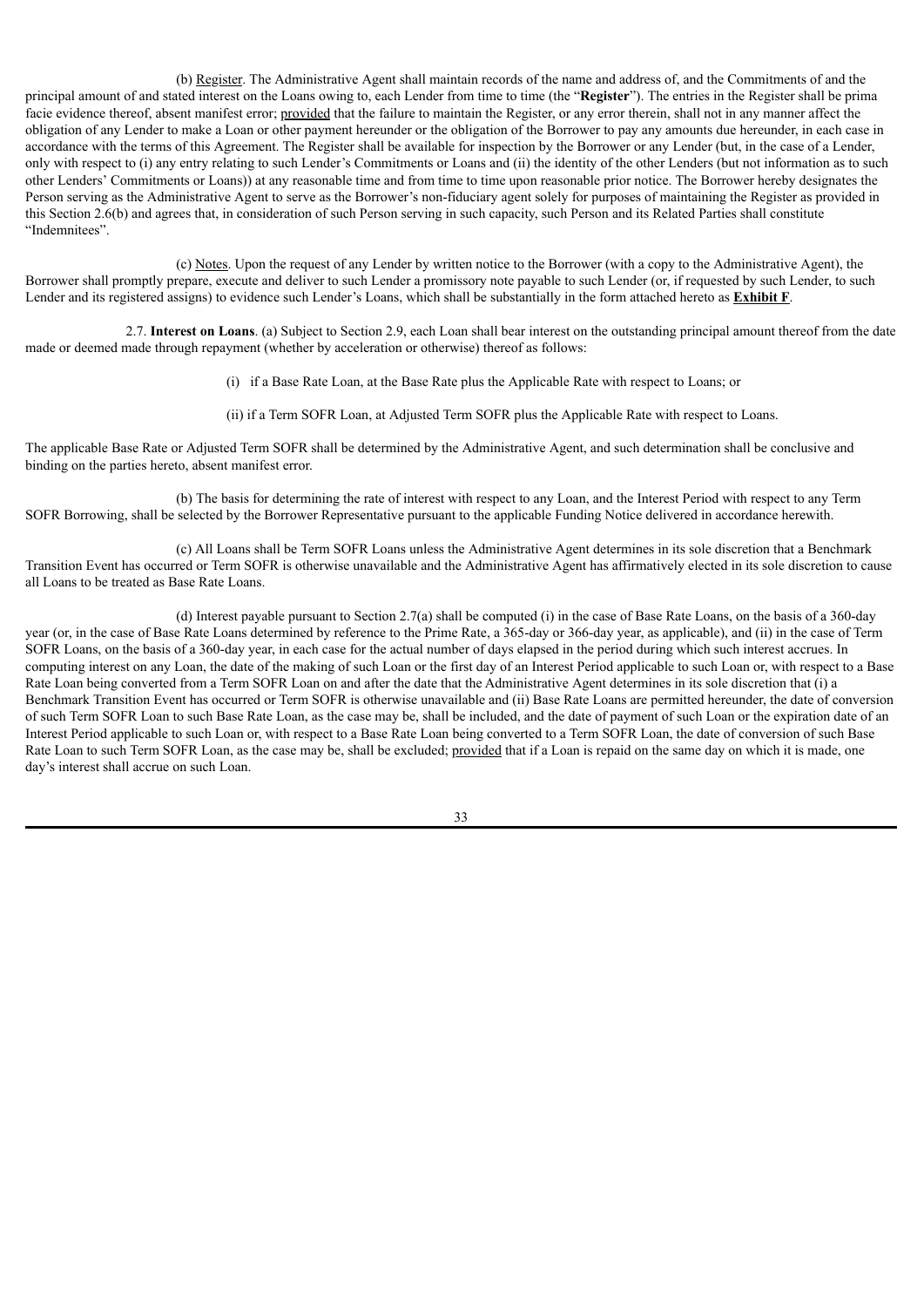(b) Register. The Administrative Agent shall maintain records of the name and address of, and the Commitments of and the principal amount of and stated interest on the Loans owing to, each Lender from time to time (the "**Register**"). The entries in the Register shall be prima facie evidence thereof, absent manifest error; provided that the failure to maintain the Register, or any error therein, shall not in any manner affect the obligation of any Lender to make a Loan or other payment hereunder or the obligation of the Borrower to pay any amounts due hereunder, in each case in accordance with the terms of this Agreement. The Register shall be available for inspection by the Borrower or any Lender (but, in the case of a Lender, only with respect to (i) any entry relating to such Lender's Commitments or Loans and (ii) the identity of the other Lenders (but not information as to such other Lenders' Commitments or Loans)) at any reasonable time and from time to time upon reasonable prior notice. The Borrower hereby designates the Person serving as the Administrative Agent to serve as the Borrower's non-fiduciary agent solely for purposes of maintaining the Register as provided in this Section 2.6(b) and agrees that, in consideration of such Person serving in such capacity, such Person and its Related Parties shall constitute "Indemnitees".

(c) Notes. Upon the request of any Lender by written notice to the Borrower (with a copy to the Administrative Agent), the Borrower shall promptly prepare, execute and deliver to such Lender a promissory note payable to such Lender (or, if requested by such Lender, to such Lender and its registered assigns) to evidence such Lender's Loans, which shall be substantially in the form attached hereto as **Exhibit F**.

2.7. **Interest on Loans**. (a) Subject to Section 2.9, each Loan shall bear interest on the outstanding principal amount thereof from the date made or deemed made through repayment (whether by acceleration or otherwise) thereof as follows:

(i) if a Base Rate Loan, at the Base Rate plus the Applicable Rate with respect to Loans; or

(ii) if a Term SOFR Loan, at Adjusted Term SOFR plus the Applicable Rate with respect to Loans.

The applicable Base Rate or Adjusted Term SOFR shall be determined by the Administrative Agent, and such determination shall be conclusive and binding on the parties hereto, absent manifest error.

(b) The basis for determining the rate of interest with respect to any Loan, and the Interest Period with respect to any Term SOFR Borrowing, shall be selected by the Borrower Representative pursuant to the applicable Funding Notice delivered in accordance herewith.

(c) All Loans shall be Term SOFR Loans unless the Administrative Agent determines in its sole discretion that a Benchmark Transition Event has occurred or Term SOFR is otherwise unavailable and the Administrative Agent has affirmatively elected in its sole discretion to cause all Loans to be treated as Base Rate Loans.

(d) Interest payable pursuant to Section 2.7(a) shall be computed (i) in the case of Base Rate Loans, on the basis of a 360-day year (or, in the case of Base Rate Loans determined by reference to the Prime Rate, a 365-day or 366-day year, as applicable), and (ii) in the case of Term SOFR Loans, on the basis of a 360-day year, in each case for the actual number of days elapsed in the period during which such interest accrues. In computing interest on any Loan, the date of the making of such Loan or the first day of an Interest Period applicable to such Loan or, with respect to a Base Rate Loan being converted from a Term SOFR Loan on and after the date that the Administrative Agent determines in its sole discretion that (i) a Benchmark Transition Event has occurred or Term SOFR is otherwise unavailable and (ii) Base Rate Loans are permitted hereunder, the date of conversion of such Term SOFR Loan to such Base Rate Loan, as the case may be, shall be included, and the date of payment of such Loan or the expiration date of an Interest Period applicable to such Loan or, with respect to a Base Rate Loan being converted to a Term SOFR Loan, the date of conversion of such Base Rate Loan to such Term SOFR Loan, as the case may be, shall be excluded; provided that if a Loan is repaid on the same day on which it is made, one day's interest shall accrue on such Loan.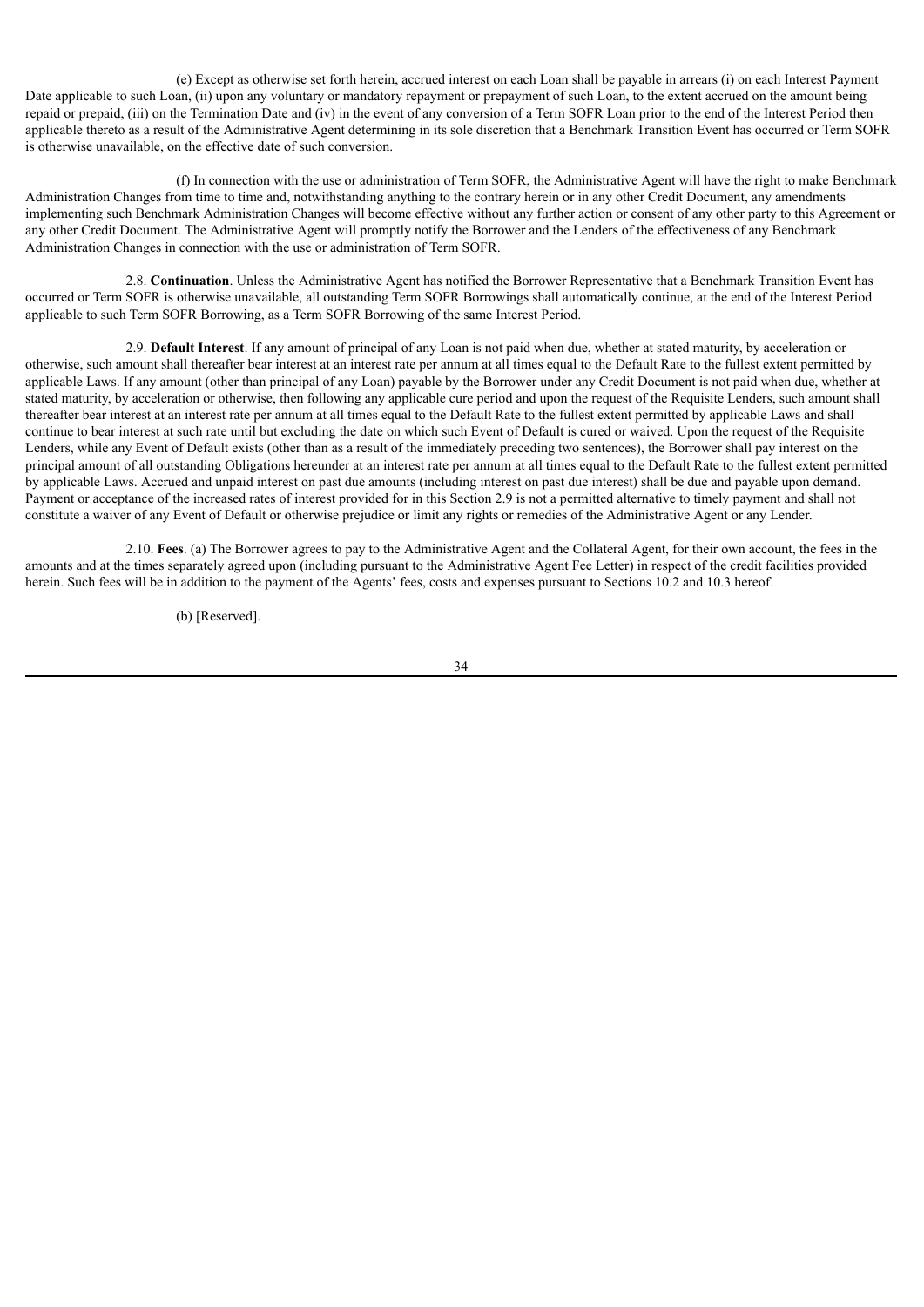(e) Except as otherwise set forth herein, accrued interest on each Loan shall be payable in arrears (i) on each Interest Payment Date applicable to such Loan, (ii) upon any voluntary or mandatory repayment or prepayment of such Loan, to the extent accrued on the amount being repaid or prepaid, (iii) on the Termination Date and (iv) in the event of any conversion of a Term SOFR Loan prior to the end of the Interest Period then applicable thereto as a result of the Administrative Agent determining in its sole discretion that a Benchmark Transition Event has occurred or Term SOFR is otherwise unavailable, on the effective date of such conversion.

(f) In connection with the use or administration of Term SOFR, the Administrative Agent will have the right to make Benchmark Administration Changes from time to time and, notwithstanding anything to the contrary herein or in any other Credit Document, any amendments implementing such Benchmark Administration Changes will become effective without any further action or consent of any other party to this Agreement or any other Credit Document. The Administrative Agent will promptly notify the Borrower and the Lenders of the effectiveness of any Benchmark Administration Changes in connection with the use or administration of Term SOFR.

2.8. **Continuation**. Unless the Administrative Agent has notified the Borrower Representative that a Benchmark Transition Event has occurred or Term SOFR is otherwise unavailable, all outstanding Term SOFR Borrowings shall automatically continue, at the end of the Interest Period applicable to such Term SOFR Borrowing, as a Term SOFR Borrowing of the same Interest Period.

2.9. **Default Interest**. If any amount of principal of any Loan is not paid when due, whether at stated maturity, by acceleration or otherwise, such amount shall thereafter bear interest at an interest rate per annum at all times equal to the Default Rate to the fullest extent permitted by applicable Laws. If any amount (other than principal of any Loan) payable by the Borrower under any Credit Document is not paid when due, whether at stated maturity, by acceleration or otherwise, then following any applicable cure period and upon the request of the Requisite Lenders, such amount shall thereafter bear interest at an interest rate per annum at all times equal to the Default Rate to the fullest extent permitted by applicable Laws and shall continue to bear interest at such rate until but excluding the date on which such Event of Default is cured or waived. Upon the request of the Requisite Lenders, while any Event of Default exists (other than as a result of the immediately preceding two sentences), the Borrower shall pay interest on the principal amount of all outstanding Obligations hereunder at an interest rate per annum at all times equal to the Default Rate to the fullest extent permitted by applicable Laws. Accrued and unpaid interest on past due amounts (including interest on past due interest) shall be due and payable upon demand. Payment or acceptance of the increased rates of interest provided for in this Section 2.9 is not a permitted alternative to timely payment and shall not constitute a waiver of any Event of Default or otherwise prejudice or limit any rights or remedies of the Administrative Agent or any Lender.

2.10. **Fees**. (a) The Borrower agrees to pay to the Administrative Agent and the Collateral Agent, for their own account, the fees in the amounts and at the times separately agreed upon (including pursuant to the Administrative Agent Fee Letter) in respect of the credit facilities provided herein. Such fees will be in addition to the payment of the Agents' fees, costs and expenses pursuant to Sections 10.2 and 10.3 hereof.

(b) [Reserved].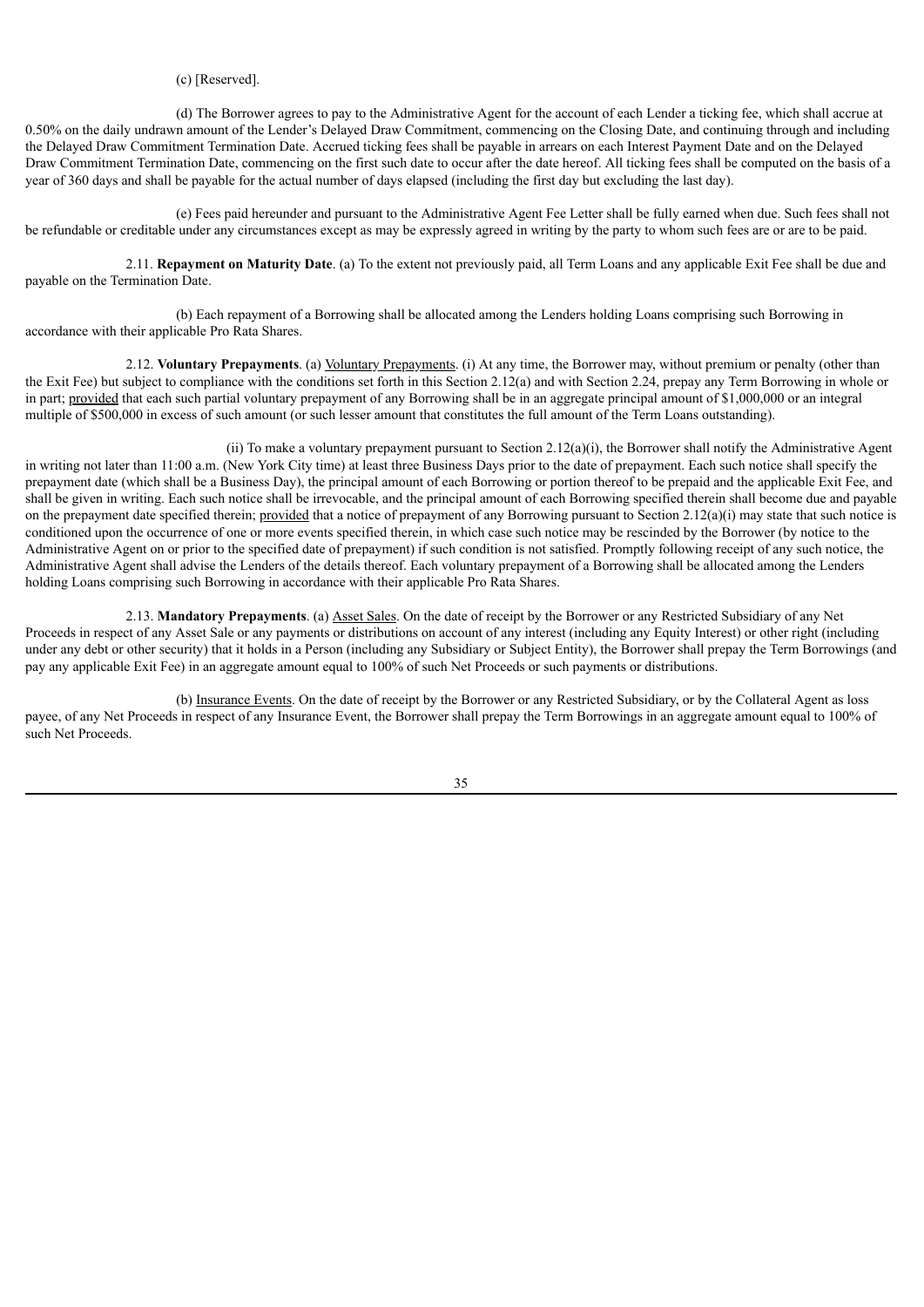(c) [Reserved].

(d) The Borrower agrees to pay to the Administrative Agent for the account of each Lender a ticking fee, which shall accrue at 0.50% on the daily undrawn amount of the Lender's Delayed Draw Commitment, commencing on the Closing Date, and continuing through and including the Delayed Draw Commitment Termination Date. Accrued ticking fees shall be payable in arrears on each Interest Payment Date and on the Delayed Draw Commitment Termination Date, commencing on the first such date to occur after the date hereof. All ticking fees shall be computed on the basis of a year of 360 days and shall be payable for the actual number of days elapsed (including the first day but excluding the last day).

(e) Fees paid hereunder and pursuant to the Administrative Agent Fee Letter shall be fully earned when due. Such fees shall not be refundable or creditable under any circumstances except as may be expressly agreed in writing by the party to whom such fees are or are to be paid.

2.11. **Repayment on Maturity Date**. (a) To the extent not previously paid, all Term Loans and any applicable Exit Fee shall be due and payable on the Termination Date.

(b) Each repayment of a Borrowing shall be allocated among the Lenders holding Loans comprising such Borrowing in accordance with their applicable Pro Rata Shares.

2.12. **Voluntary Prepayments**. (a) Voluntary Prepayments. (i) At any time, the Borrower may, without premium or penalty (other than the Exit Fee) but subject to compliance with the conditions set forth in this Section 2.12(a) and with Section 2.24, prepay any Term Borrowing in whole or in part; provided that each such partial voluntary prepayment of any Borrowing shall be in an aggregate principal amount of $1,000,000 or an integral multiple of $500,000 in excess of such amount (or such lesser amount that constitutes the full amount of the Term Loans outstanding).

(ii) To make a voluntary prepayment pursuant to Section 2.12(a)(i), the Borrower shall notify the Administrative Agent in writing not later than 11:00 a.m. (New York City time) at least three Business Days prior to the date of prepayment. Each such notice shall specify the prepayment date (which shall be a Business Day), the principal amount of each Borrowing or portion thereof to be prepaid and the applicable Exit Fee, and shall be given in writing. Each such notice shall be irrevocable, and the principal amount of each Borrowing specified therein shall become due and payable on the prepayment date specified therein; provided that a notice of prepayment of any Borrowing pursuant to Section 2.12(a)(i) may state that such notice is conditioned upon the occurrence of one or more events specified therein, in which case such notice may be rescinded by the Borrower (by notice to the Administrative Agent on or prior to the specified date of prepayment) if such condition is not satisfied. Promptly following receipt of any such notice, the Administrative Agent shall advise the Lenders of the details thereof. Each voluntary prepayment of a Borrowing shall be allocated among the Lenders holding Loans comprising such Borrowing in accordance with their applicable Pro Rata Shares.

2.13. **Mandatory Prepayments**. (a) Asset Sales. On the date of receipt by the Borrower or any Restricted Subsidiary of any Net Proceeds in respect of any Asset Sale or any payments or distributions on account of any interest (including any Equity Interest) or other right (including under any debt or other security) that it holds in a Person (including any Subsidiary or Subject Entity), the Borrower shall prepay the Term Borrowings (and pay any applicable Exit Fee) in an aggregate amount equal to 100% of such Net Proceeds or such payments or distributions.

(b) Insurance Events. On the date of receipt by the Borrower or any Restricted Subsidiary, or by the Collateral Agent as loss payee, of any Net Proceeds in respect of any Insurance Event, the Borrower shall prepay the Term Borrowings in an aggregate amount equal to 100% of such Net Proceeds.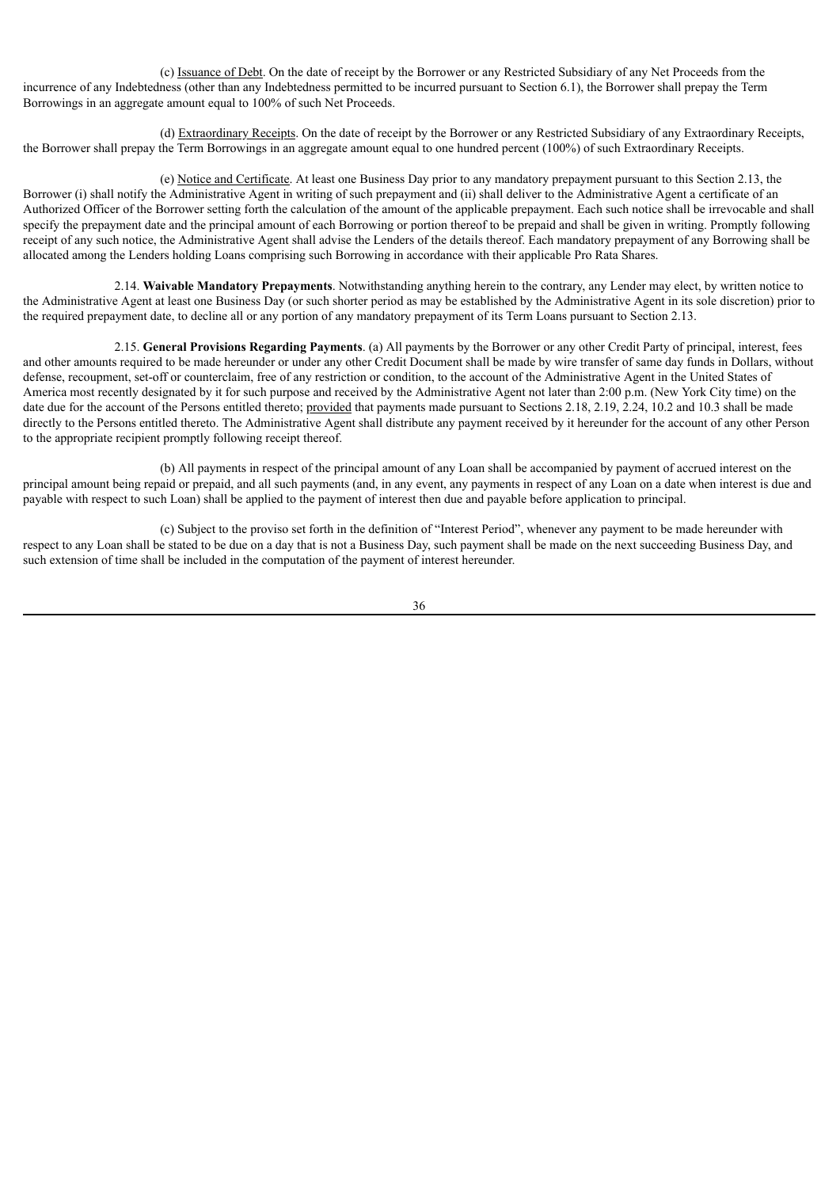(c) Issuance of Debt. On the date of receipt by the Borrower or any Restricted Subsidiary of any Net Proceeds from the incurrence of any Indebtedness (other than any Indebtedness permitted to be incurred pursuant to Section 6.1), the Borrower shall prepay the Term Borrowings in an aggregate amount equal to 100% of such Net Proceeds.

(d) Extraordinary Receipts. On the date of receipt by the Borrower or any Restricted Subsidiary of any Extraordinary Receipts, the Borrower shall prepay the Term Borrowings in an aggregate amount equal to one hundred percent (100%) of such Extraordinary Receipts.

(e) Notice and Certificate. At least one Business Day prior to any mandatory prepayment pursuant to this Section 2.13, the Borrower (i) shall notify the Administrative Agent in writing of such prepayment and (ii) shall deliver to the Administrative Agent a certificate of an Authorized Officer of the Borrower setting forth the calculation of the amount of the applicable prepayment. Each such notice shall be irrevocable and shall specify the prepayment date and the principal amount of each Borrowing or portion thereof to be prepaid and shall be given in writing. Promptly following receipt of any such notice, the Administrative Agent shall advise the Lenders of the details thereof. Each mandatory prepayment of any Borrowing shall be allocated among the Lenders holding Loans comprising such Borrowing in accordance with their applicable Pro Rata Shares.

2.14. **Waivable Mandatory Prepayments**. Notwithstanding anything herein to the contrary, any Lender may elect, by written notice to the Administrative Agent at least one Business Day (or such shorter period as may be established by the Administrative Agent in its sole discretion) prior to the required prepayment date, to decline all or any portion of any mandatory prepayment of its Term Loans pursuant to Section 2.13.

2.15. **General Provisions Regarding Payments**. (a) All payments by the Borrower or any other Credit Party of principal, interest, fees and other amounts required to be made hereunder or under any other Credit Document shall be made by wire transfer of same day funds in Dollars, without defense, recoupment, set-off or counterclaim, free of any restriction or condition, to the account of the Administrative Agent in the United States of America most recently designated by it for such purpose and received by the Administrative Agent not later than 2:00 p.m. (New York City time) on the date due for the account of the Persons entitled thereto; provided that payments made pursuant to Sections 2.18, 2.19, 2.24, 10.2 and 10.3 shall be made directly to the Persons entitled thereto. The Administrative Agent shall distribute any payment received by it hereunder for the account of any other Person to the appropriate recipient promptly following receipt thereof.

(b) All payments in respect of the principal amount of any Loan shall be accompanied by payment of accrued interest on the principal amount being repaid or prepaid, and all such payments (and, in any event, any payments in respect of any Loan on a date when interest is due and payable with respect to such Loan) shall be applied to the payment of interest then due and payable before application to principal.

(c) Subject to the proviso set forth in the definition of "Interest Period", whenever any payment to be made hereunder with respect to any Loan shall be stated to be due on a day that is not a Business Day, such payment shall be made on the next succeeding Business Day, and such extension of time shall be included in the computation of the payment of interest hereunder.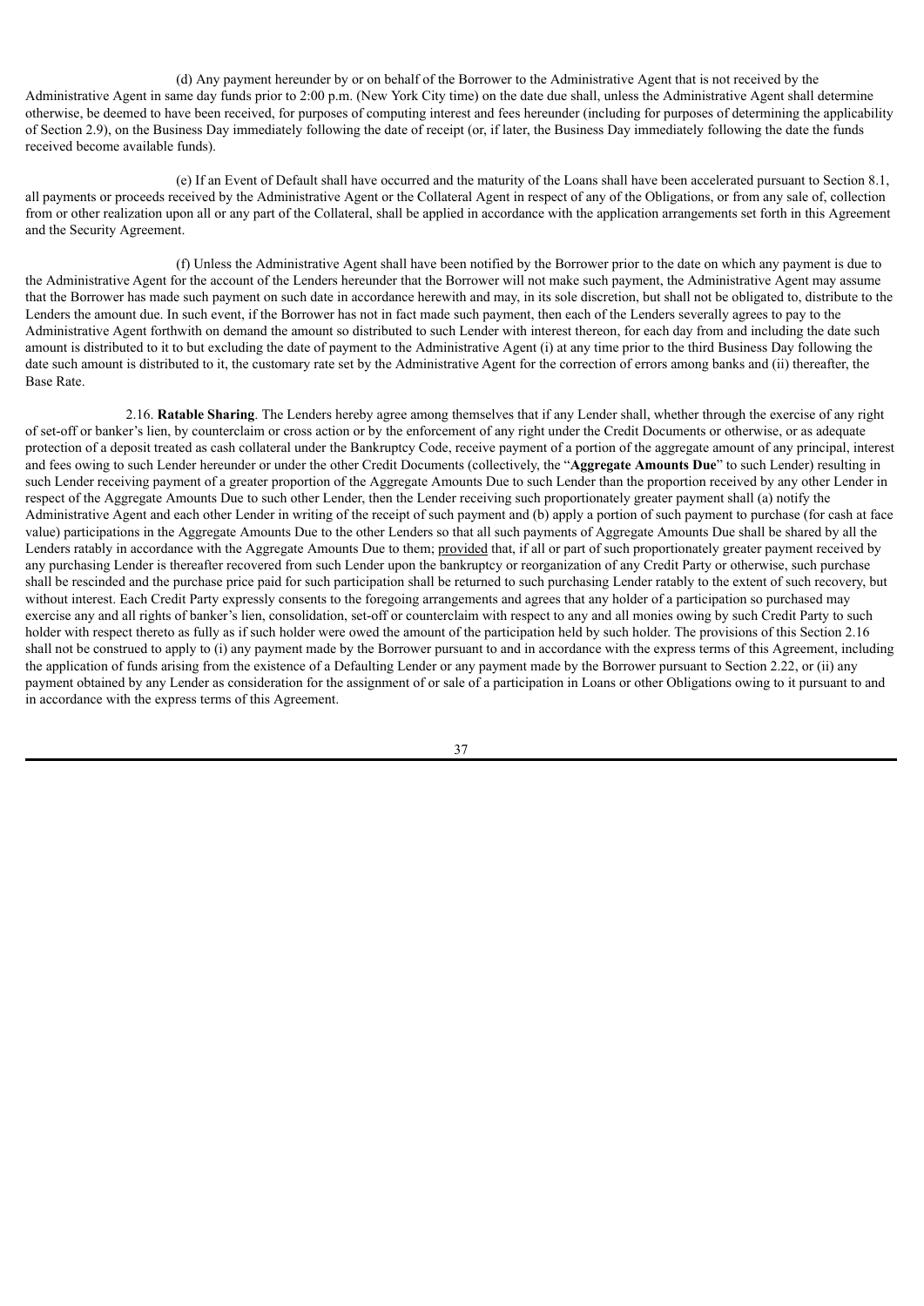(d) Any payment hereunder by or on behalf of the Borrower to the Administrative Agent that is not received by the Administrative Agent in same day funds prior to 2:00 p.m. (New York City time) on the date due shall, unless the Administrative Agent shall determine otherwise, be deemed to have been received, for purposes of computing interest and fees hereunder (including for purposes of determining the applicability of Section 2.9), on the Business Day immediately following the date of receipt (or, if later, the Business Day immediately following the date the funds received become available funds).

(e) If an Event of Default shall have occurred and the maturity of the Loans shall have been accelerated pursuant to Section 8.1, all payments or proceeds received by the Administrative Agent or the Collateral Agent in respect of any of the Obligations, or from any sale of, collection from or other realization upon all or any part of the Collateral, shall be applied in accordance with the application arrangements set forth in this Agreement and the Security Agreement.

(f) Unless the Administrative Agent shall have been notified by the Borrower prior to the date on which any payment is due to the Administrative Agent for the account of the Lenders hereunder that the Borrower will not make such payment, the Administrative Agent may assume that the Borrower has made such payment on such date in accordance herewith and may, in its sole discretion, but shall not be obligated to, distribute to the Lenders the amount due. In such event, if the Borrower has not in fact made such payment, then each of the Lenders severally agrees to pay to the Administrative Agent forthwith on demand the amount so distributed to such Lender with interest thereon, for each day from and including the date such amount is distributed to it to but excluding the date of payment to the Administrative Agent (i) at any time prior to the third Business Day following the date such amount is distributed to it, the customary rate set by the Administrative Agent for the correction of errors among banks and (ii) thereafter, the Base Rate.

2.16. **Ratable Sharing**. The Lenders hereby agree among themselves that if any Lender shall, whether through the exercise of any right of set-off or banker's lien, by counterclaim or cross action or by the enforcement of any right under the Credit Documents or otherwise, or as adequate protection of a deposit treated as cash collateral under the Bankruptcy Code, receive payment of a portion of the aggregate amount of any principal, interest and fees owing to such Lender hereunder or under the other Credit Documents (collectively, the "**Aggregate Amounts Due**" to such Lender) resulting in such Lender receiving payment of a greater proportion of the Aggregate Amounts Due to such Lender than the proportion received by any other Lender in respect of the Aggregate Amounts Due to such other Lender, then the Lender receiving such proportionately greater payment shall (a) notify the Administrative Agent and each other Lender in writing of the receipt of such payment and (b) apply a portion of such payment to purchase (for cash at face value) participations in the Aggregate Amounts Due to the other Lenders so that all such payments of Aggregate Amounts Due shall be shared by all the Lenders ratably in accordance with the Aggregate Amounts Due to them; provided that, if all or part of such proportionately greater payment received by any purchasing Lender is thereafter recovered from such Lender upon the bankruptcy or reorganization of any Credit Party or otherwise, such purchase shall be rescinded and the purchase price paid for such participation shall be returned to such purchasing Lender ratably to the extent of such recovery, but without interest. Each Credit Party expressly consents to the foregoing arrangements and agrees that any holder of a participation so purchased may exercise any and all rights of banker's lien, consolidation, set-off or counterclaim with respect to any and all monies owing by such Credit Party to such holder with respect thereto as fully as if such holder were owed the amount of the participation held by such holder. The provisions of this Section 2.16 shall not be construed to apply to (i) any payment made by the Borrower pursuant to and in accordance with the express terms of this Agreement, including the application of funds arising from the existence of a Defaulting Lender or any payment made by the Borrower pursuant to Section 2.22, or (ii) any payment obtained by any Lender as consideration for the assignment of or sale of a participation in Loans or other Obligations owing to it pursuant to and in accordance with the express terms of this Agreement.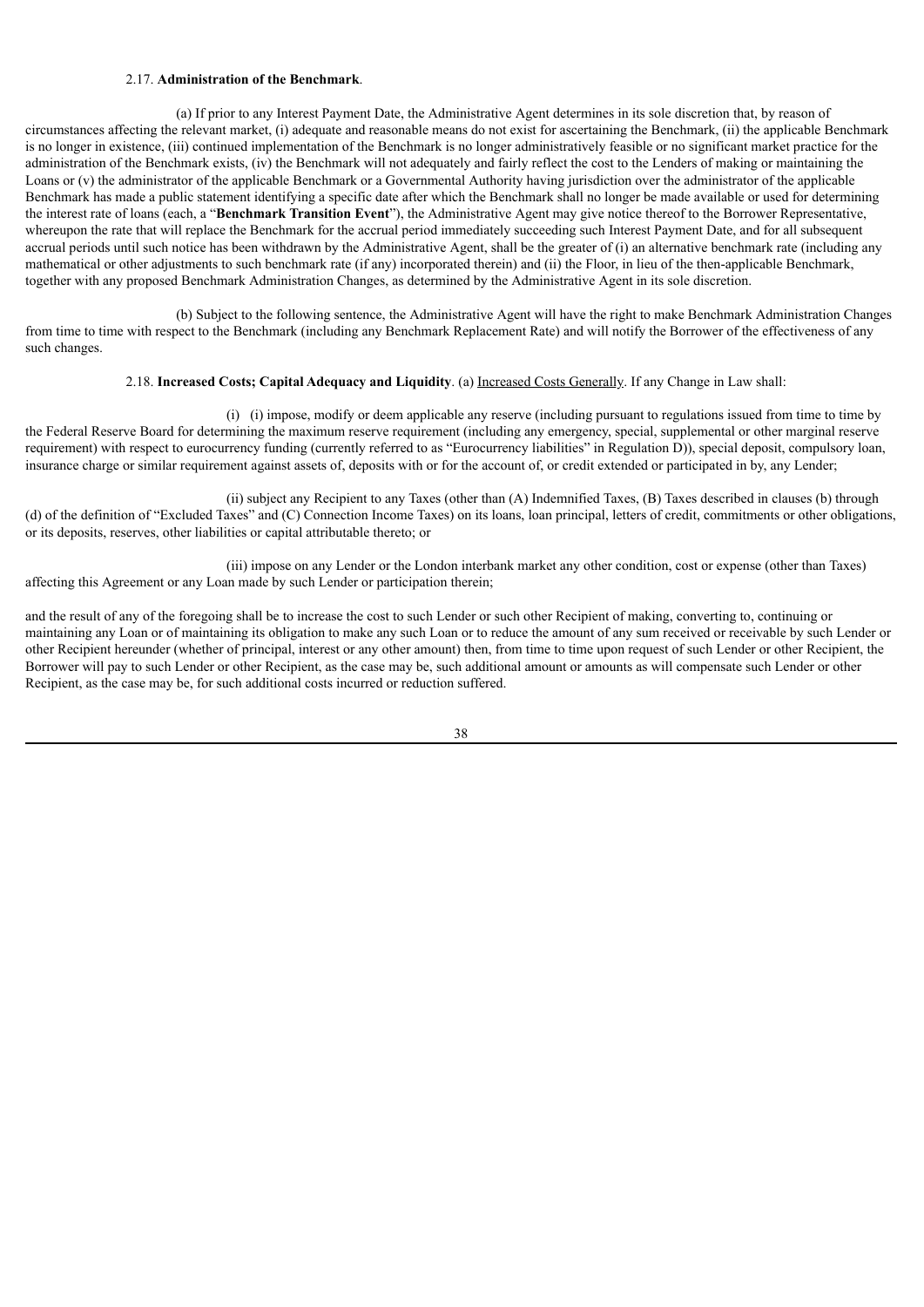2.17. **Administration of the Benchmark**.

(a) If prior to any Interest Payment Date, the Administrative Agent determines in its sole discretion that, by reason of circumstances affecting the relevant market, (i) adequate and reasonable means do not exist for ascertaining the Benchmark, (ii) the applicable Benchmark is no longer in existence, (iii) continued implementation of the Benchmark is no longer administratively feasible or no significant market practice for the administration of the Benchmark exists, (iv) the Benchmark will not adequately and fairly reflect the cost to the Lenders of making or maintaining the Loans or (v) the administrator of the applicable Benchmark or a Governmental Authority having jurisdiction over the administrator of the applicable Benchmark has made a public statement identifying a specific date after which the Benchmark shall no longer be made available or used for determining the interest rate of loans (each, a "**Benchmark Transition Event**"), the Administrative Agent may give notice thereof to the Borrower Representative, whereupon the rate that will replace the Benchmark for the accrual period immediately succeeding such Interest Payment Date, and for all subsequent accrual periods until such notice has been withdrawn by the Administrative Agent, shall be the greater of (i) an alternative benchmark rate (including any mathematical or other adjustments to such benchmark rate (if any) incorporated therein) and (ii) the Floor, in lieu of the then-applicable Benchmark, together with any proposed Benchmark Administration Changes, as determined by the Administrative Agent in its sole discretion.

(b) Subject to the following sentence, the Administrative Agent will have the right to make Benchmark Administration Changes from time to time with respect to the Benchmark (including any Benchmark Replacement Rate) and will notify the Borrower of the effectiveness of any such changes.

2.18. **Increased Costs; Capital Adequacy and Liquidity**. (a) Increased Costs Generally. If any Change in Law shall:

(i) (i) impose, modify or deem applicable any reserve (including pursuant to regulations issued from time to time by the Federal Reserve Board for determining the maximum reserve requirement (including any emergency, special, supplemental or other marginal reserve requirement) with respect to eurocurrency funding (currently referred to as "Eurocurrency liabilities" in Regulation D)), special deposit, compulsory loan, insurance charge or similar requirement against assets of, deposits with or for the account of, or credit extended or participated in by, any Lender;

(ii) subject any Recipient to any Taxes (other than (A) Indemnified Taxes, (B) Taxes described in clauses (b) through (d) of the definition of "Excluded Taxes" and (C) Connection Income Taxes) on its loans, loan principal, letters of credit, commitments or other obligations, or its deposits, reserves, other liabilities or capital attributable thereto; or

(iii) impose on any Lender or the London interbank market any other condition, cost or expense (other than Taxes) affecting this Agreement or any Loan made by such Lender or participation therein;

and the result of any of the foregoing shall be to increase the cost to such Lender or such other Recipient of making, converting to, continuing or maintaining any Loan or of maintaining its obligation to make any such Loan or to reduce the amount of any sum received or receivable by such Lender or other Recipient hereunder (whether of principal, interest or any other amount) then, from time to time upon request of such Lender or other Recipient, the Borrower will pay to such Lender or other Recipient, as the case may be, such additional amount or amounts as will compensate such Lender or other Recipient, as the case may be, for such additional costs incurred or reduction suffered.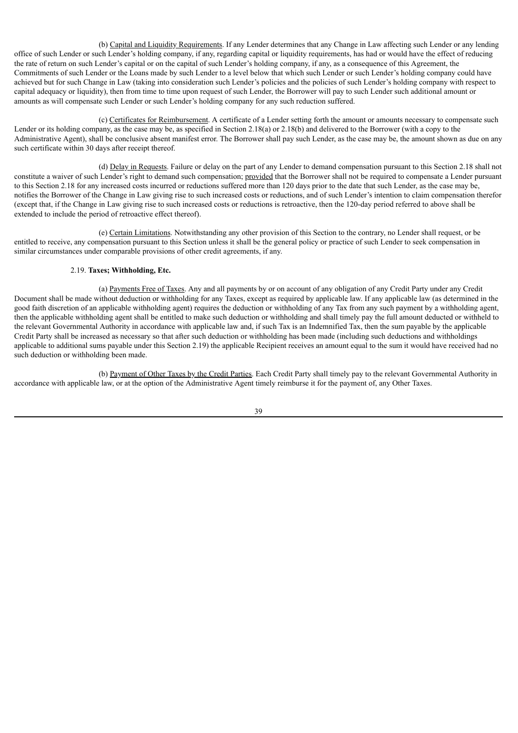(b) Capital and Liquidity Requirements. If any Lender determines that any Change in Law affecting such Lender or any lending office of such Lender or such Lender's holding company, if any, regarding capital or liquidity requirements, has had or would have the effect of reducing the rate of return on such Lender's capital or on the capital of such Lender's holding company, if any, as a consequence of this Agreement, the Commitments of such Lender or the Loans made by such Lender to a level below that which such Lender or such Lender's holding company could have achieved but for such Change in Law (taking into consideration such Lender's policies and the policies of such Lender's holding company with respect to capital adequacy or liquidity), then from time to time upon request of such Lender, the Borrower will pay to such Lender such additional amount or amounts as will compensate such Lender or such Lender's holding company for any such reduction suffered.

(c) Certificates for Reimbursement. A certificate of a Lender setting forth the amount or amounts necessary to compensate such Lender or its holding company, as the case may be, as specified in Section 2.18(a) or 2.18(b) and delivered to the Borrower (with a copy to the Administrative Agent), shall be conclusive absent manifest error. The Borrower shall pay such Lender, as the case may be, the amount shown as due on any such certificate within 30 days after receipt thereof.

(d) Delay in Requests. Failure or delay on the part of any Lender to demand compensation pursuant to this Section 2.18 shall not constitute a waiver of such Lender's right to demand such compensation; provided that the Borrower shall not be required to compensate a Lender pursuant to this Section 2.18 for any increased costs incurred or reductions suffered more than 120 days prior to the date that such Lender, as the case may be, notifies the Borrower of the Change in Law giving rise to such increased costs or reductions, and of such Lender's intention to claim compensation therefor (except that, if the Change in Law giving rise to such increased costs or reductions is retroactive, then the 120-day period referred to above shall be extended to include the period of retroactive effect thereof).

(e) Certain Limitations. Notwithstanding any other provision of this Section to the contrary, no Lender shall request, or be entitled to receive, any compensation pursuant to this Section unless it shall be the general policy or practice of such Lender to seek compensation in similar circumstances under comparable provisions of other credit agreements, if any.

2.19. **Taxes; Withholding, Etc.**

(a) Payments Free of Taxes. Any and all payments by or on account of any obligation of any Credit Party under any Credit Document shall be made without deduction or withholding for any Taxes, except as required by applicable law. If any applicable law (as determined in the good faith discretion of an applicable withholding agent) requires the deduction or withholding of any Tax from any such payment by a withholding agent, then the applicable withholding agent shall be entitled to make such deduction or withholding and shall timely pay the full amount deducted or withheld to the relevant Governmental Authority in accordance with applicable law and, if such Tax is an Indemnified Tax, then the sum payable by the applicable Credit Party shall be increased as necessary so that after such deduction or withholding has been made (including such deductions and withholdings applicable to additional sums payable under this Section 2.19) the applicable Recipient receives an amount equal to the sum it would have received had no such deduction or withholding been made.

(b) Payment of Other Taxes by the Credit Parties. Each Credit Party shall timely pay to the relevant Governmental Authority in accordance with applicable law, or at the option of the Administrative Agent timely reimburse it for the payment of, any Other Taxes.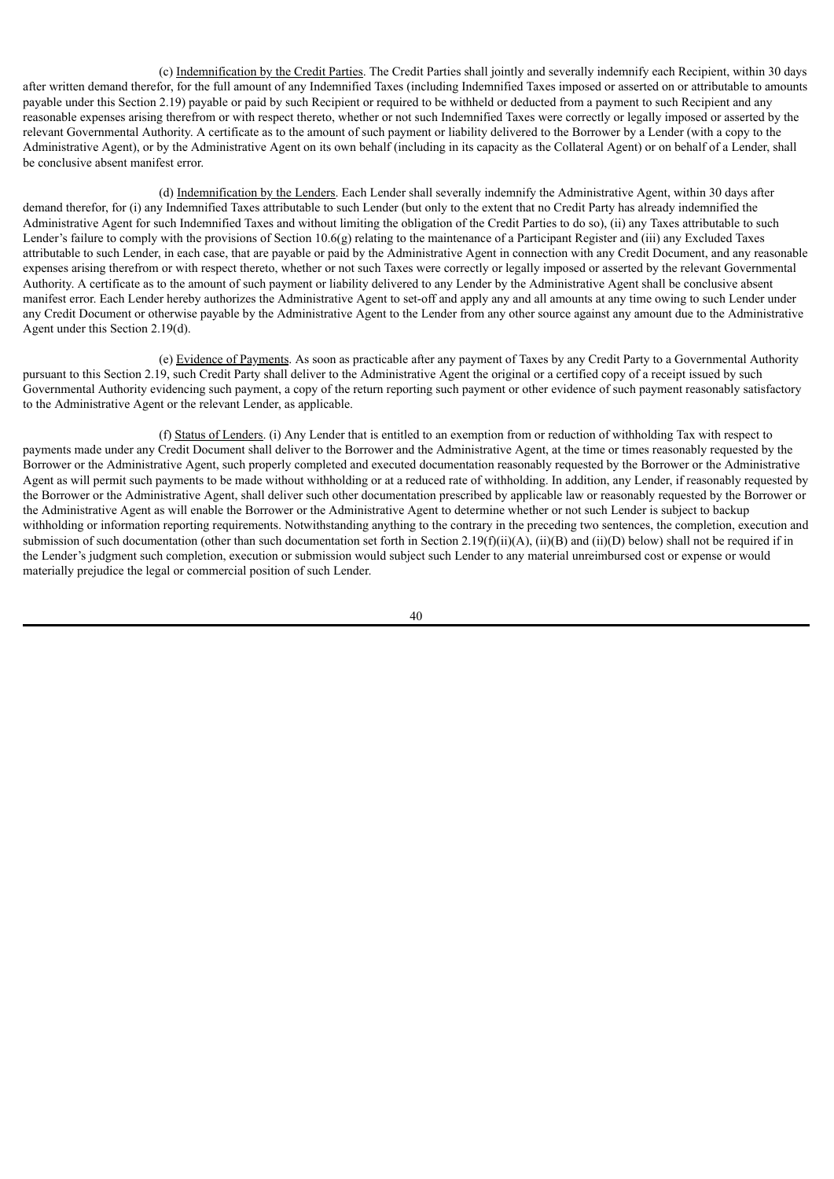(c) Indemnification by the Credit Parties. The Credit Parties shall jointly and severally indemnify each Recipient, within 30 days after written demand therefor, for the full amount of any Indemnified Taxes (including Indemnified Taxes imposed or asserted on or attributable to amounts payable under this Section 2.19) payable or paid by such Recipient or required to be withheld or deducted from a payment to such Recipient and any reasonable expenses arising therefrom or with respect thereto, whether or not such Indemnified Taxes were correctly or legally imposed or asserted by the relevant Governmental Authority. A certificate as to the amount of such payment or liability delivered to the Borrower by a Lender (with a copy to the Administrative Agent), or by the Administrative Agent on its own behalf (including in its capacity as the Collateral Agent) or on behalf of a Lender, shall be conclusive absent manifest error.

(d) Indemnification by the Lenders. Each Lender shall severally indemnify the Administrative Agent, within 30 days after demand therefor, for (i) any Indemnified Taxes attributable to such Lender (but only to the extent that no Credit Party has already indemnified the Administrative Agent for such Indemnified Taxes and without limiting the obligation of the Credit Parties to do so), (ii) any Taxes attributable to such Lender's failure to comply with the provisions of Section 10.6(g) relating to the maintenance of a Participant Register and (iii) any Excluded Taxes attributable to such Lender, in each case, that are payable or paid by the Administrative Agent in connection with any Credit Document, and any reasonable expenses arising therefrom or with respect thereto, whether or not such Taxes were correctly or legally imposed or asserted by the relevant Governmental Authority. A certificate as to the amount of such payment or liability delivered to any Lender by the Administrative Agent shall be conclusive absent manifest error. Each Lender hereby authorizes the Administrative Agent to set-off and apply any and all amounts at any time owing to such Lender under any Credit Document or otherwise payable by the Administrative Agent to the Lender from any other source against any amount due to the Administrative Agent under this Section 2.19(d).

(e) Evidence of Payments. As soon as practicable after any payment of Taxes by any Credit Party to a Governmental Authority pursuant to this Section 2.19, such Credit Party shall deliver to the Administrative Agent the original or a certified copy of a receipt issued by such Governmental Authority evidencing such payment, a copy of the return reporting such payment or other evidence of such payment reasonably satisfactory to the Administrative Agent or the relevant Lender, as applicable.

(f) Status of Lenders. (i) Any Lender that is entitled to an exemption from or reduction of withholding Tax with respect to payments made under any Credit Document shall deliver to the Borrower and the Administrative Agent, at the time or times reasonably requested by the Borrower or the Administrative Agent, such properly completed and executed documentation reasonably requested by the Borrower or the Administrative Agent as will permit such payments to be made without withholding or at a reduced rate of withholding. In addition, any Lender, if reasonably requested by the Borrower or the Administrative Agent, shall deliver such other documentation prescribed by applicable law or reasonably requested by the Borrower or the Administrative Agent as will enable the Borrower or the Administrative Agent to determine whether or not such Lender is subject to backup withholding or information reporting requirements. Notwithstanding anything to the contrary in the preceding two sentences, the completion, execution and submission of such documentation (other than such documentation set forth in Section 2.19(f)(ii)(A), (ii)(B) and (ii)(D) below) shall not be required if in the Lender's judgment such completion, execution or submission would subject such Lender to any material unreimbursed cost or expense or would materially prejudice the legal or commercial position of such Lender.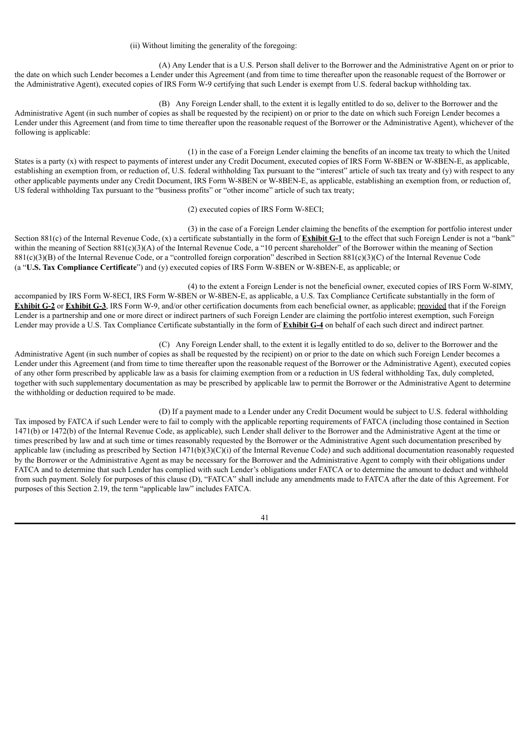(ii) Without limiting the generality of the foregoing:

(A) Any Lender that is a U.S. Person shall deliver to the Borrower and the Administrative Agent on or prior to the date on which such Lender becomes a Lender under this Agreement (and from time to time thereafter upon the reasonable request of the Borrower or the Administrative Agent), executed copies of IRS Form W-9 certifying that such Lender is exempt from U.S. federal backup withholding tax.

(B) Any Foreign Lender shall, to the extent it is legally entitled to do so, deliver to the Borrower and the Administrative Agent (in such number of copies as shall be requested by the recipient) on or prior to the date on which such Foreign Lender becomes a Lender under this Agreement (and from time to time thereafter upon the reasonable request of the Borrower or the Administrative Agent), whichever of the following is applicable:

(1) in the case of a Foreign Lender claiming the benefits of an income tax treaty to which the United States is a party (x) with respect to payments of interest under any Credit Document, executed copies of IRS Form W-8BEN or W-8BEN-E, as applicable, establishing an exemption from, or reduction of, U.S. federal withholding Tax pursuant to the "interest" article of such tax treaty and (y) with respect to any other applicable payments under any Credit Document, IRS Form W-8BEN or W-8BEN-E, as applicable, establishing an exemption from, or reduction of, US federal withholding Tax pursuant to the "business profits" or "other income" article of such tax treaty;

(2) executed copies of IRS Form W-8ECI;

(3) in the case of a Foreign Lender claiming the benefits of the exemption for portfolio interest under Section 881(c) of the Internal Revenue Code, (x) a certificate substantially in the form of **Exhibit G-1** to the effect that such Foreign Lender is not a "bank" within the meaning of Section 881(c)(3)(A) of the Internal Revenue Code, a "10 percent shareholder" of the Borrower within the meaning of Section 881(c)(3)(B) of the Internal Revenue Code, or a "controlled foreign corporation" described in Section 881(c)(3)(C) of the Internal Revenue Code (a "**U.S. Tax Compliance Certificate**") and (y) executed copies of IRS Form W-8BEN or W-8BEN-E, as applicable; or

(4) to the extent a Foreign Lender is not the beneficial owner, executed copies of IRS Form W-8IMY, accompanied by IRS Form W-8ECI, IRS Form W-8BEN or W-8BEN-E, as applicable, a U.S. Tax Compliance Certificate substantially in the form of **Exhibit G-2** or **Exhibit G-3**, IRS Form W-9, and/or other certification documents from each beneficial owner, as applicable; provided that if the Foreign Lender is a partnership and one or more direct or indirect partners of such Foreign Lender are claiming the portfolio interest exemption, such Foreign Lender may provide a U.S. Tax Compliance Certificate substantially in the form of **Exhibit G-4** on behalf of each such direct and indirect partner.

(C) Any Foreign Lender shall, to the extent it is legally entitled to do so, deliver to the Borrower and the Administrative Agent (in such number of copies as shall be requested by the recipient) on or prior to the date on which such Foreign Lender becomes a Lender under this Agreement (and from time to time thereafter upon the reasonable request of the Borrower or the Administrative Agent), executed copies of any other form prescribed by applicable law as a basis for claiming exemption from or a reduction in US federal withholding Tax, duly completed, together with such supplementary documentation as may be prescribed by applicable law to permit the Borrower or the Administrative Agent to determine the withholding or deduction required to be made.

(D) If a payment made to a Lender under any Credit Document would be subject to U.S. federal withholding Tax imposed by FATCA if such Lender were to fail to comply with the applicable reporting requirements of FATCA (including those contained in Section 1471(b) or 1472(b) of the Internal Revenue Code, as applicable), such Lender shall deliver to the Borrower and the Administrative Agent at the time or times prescribed by law and at such time or times reasonably requested by the Borrower or the Administrative Agent such documentation prescribed by applicable law (including as prescribed by Section 1471(b)(3)(C)(i) of the Internal Revenue Code) and such additional documentation reasonably requested by the Borrower or the Administrative Agent as may be necessary for the Borrower and the Administrative Agent to comply with their obligations under FATCA and to determine that such Lender has complied with such Lender's obligations under FATCA or to determine the amount to deduct and withhold from such payment. Solely for purposes of this clause (D), "FATCA" shall include any amendments made to FATCA after the date of this Agreement. For purposes of this Section 2.19, the term "applicable law" includes FATCA.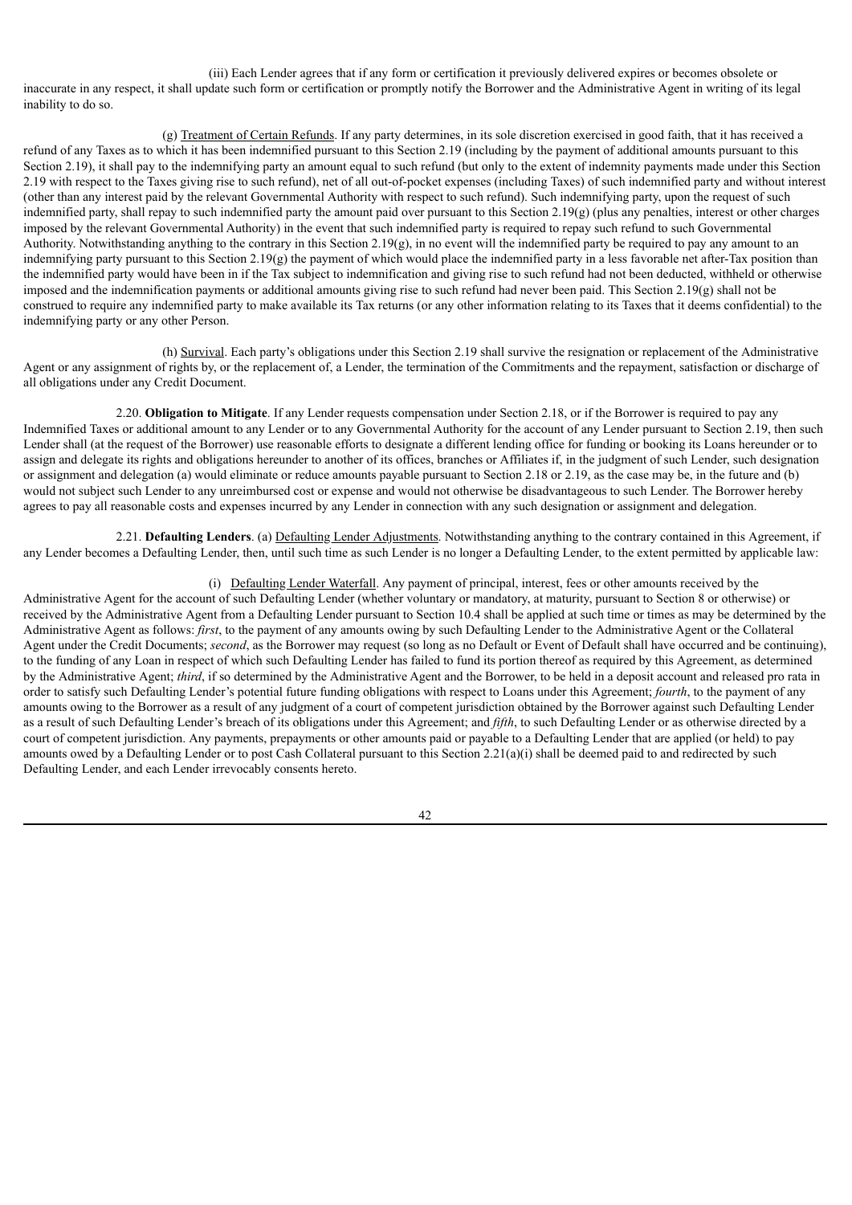(iii) Each Lender agrees that if any form or certification it previously delivered expires or becomes obsolete or inaccurate in any respect, it shall update such form or certification or promptly notify the Borrower and the Administrative Agent in writing of its legal inability to do so.

(g) Treatment of Certain Refunds. If any party determines, in its sole discretion exercised in good faith, that it has received a refund of any Taxes as to which it has been indemnified pursuant to this Section 2.19 (including by the payment of additional amounts pursuant to this Section 2.19), it shall pay to the indemnifying party an amount equal to such refund (but only to the extent of indemnity payments made under this Section 2.19 with respect to the Taxes giving rise to such refund), net of all out-of-pocket expenses (including Taxes) of such indemnified party and without interest (other than any interest paid by the relevant Governmental Authority with respect to such refund). Such indemnifying party, upon the request of such indemnified party, shall repay to such indemnified party the amount paid over pursuant to this Section 2.19(g) (plus any penalties, interest or other charges imposed by the relevant Governmental Authority) in the event that such indemnified party is required to repay such refund to such Governmental Authority. Notwithstanding anything to the contrary in this Section 2.19(g), in no event will the indemnified party be required to pay any amount to an indemnifying party pursuant to this Section 2.19(g) the payment of which would place the indemnified party in a less favorable net after-Tax position than the indemnified party would have been in if the Tax subject to indemnification and giving rise to such refund had not been deducted, withheld or otherwise imposed and the indemnification payments or additional amounts giving rise to such refund had never been paid. This Section 2.19(g) shall not be construed to require any indemnified party to make available its Tax returns (or any other information relating to its Taxes that it deems confidential) to the indemnifying party or any other Person.

(h) Survival. Each party's obligations under this Section 2.19 shall survive the resignation or replacement of the Administrative Agent or any assignment of rights by, or the replacement of, a Lender, the termination of the Commitments and the repayment, satisfaction or discharge of all obligations under any Credit Document.

2.20. **Obligation to Mitigate**. If any Lender requests compensation under Section 2.18, or if the Borrower is required to pay any Indemnified Taxes or additional amount to any Lender or to any Governmental Authority for the account of any Lender pursuant to Section 2.19, then such Lender shall (at the request of the Borrower) use reasonable efforts to designate a different lending office for funding or booking its Loans hereunder or to assign and delegate its rights and obligations hereunder to another of its offices, branches or Affiliates if, in the judgment of such Lender, such designation or assignment and delegation (a) would eliminate or reduce amounts payable pursuant to Section 2.18 or 2.19, as the case may be, in the future and (b) would not subject such Lender to any unreimbursed cost or expense and would not otherwise be disadvantageous to such Lender. The Borrower hereby agrees to pay all reasonable costs and expenses incurred by any Lender in connection with any such designation or assignment and delegation.

2.21. **Defaulting Lenders**. (a) Defaulting Lender Adjustments. Notwithstanding anything to the contrary contained in this Agreement, if any Lender becomes a Defaulting Lender, then, until such time as such Lender is no longer a Defaulting Lender, to the extent permitted by applicable law:

(i) Defaulting Lender Waterfall. Any payment of principal, interest, fees or other amounts received by the Administrative Agent for the account of such Defaulting Lender (whether voluntary or mandatory, at maturity, pursuant to Section 8 or otherwise) or received by the Administrative Agent from a Defaulting Lender pursuant to Section 10.4 shall be applied at such time or times as may be determined by the Administrative Agent as follows: *first*, to the payment of any amounts owing by such Defaulting Lender to the Administrative Agent or the Collateral Agent under the Credit Documents; *second*, as the Borrower may request (so long as no Default or Event of Default shall have occurred and be continuing), to the funding of any Loan in respect of which such Defaulting Lender has failed to fund its portion thereof as required by this Agreement, as determined by the Administrative Agent; *third*, if so determined by the Administrative Agent and the Borrower, to be held in a deposit account and released pro rata in order to satisfy such Defaulting Lender's potential future funding obligations with respect to Loans under this Agreement; *fourth*, to the payment of any amounts owing to the Borrower as a result of any judgment of a court of competent jurisdiction obtained by the Borrower against such Defaulting Lender as a result of such Defaulting Lender's breach of its obligations under this Agreement; and *fifth*, to such Defaulting Lender or as otherwise directed by a court of competent jurisdiction. Any payments, prepayments or other amounts paid or payable to a Defaulting Lender that are applied (or held) to pay amounts owed by a Defaulting Lender or to post Cash Collateral pursuant to this Section 2.21(a)(i) shall be deemed paid to and redirected by such Defaulting Lender, and each Lender irrevocably consents hereto.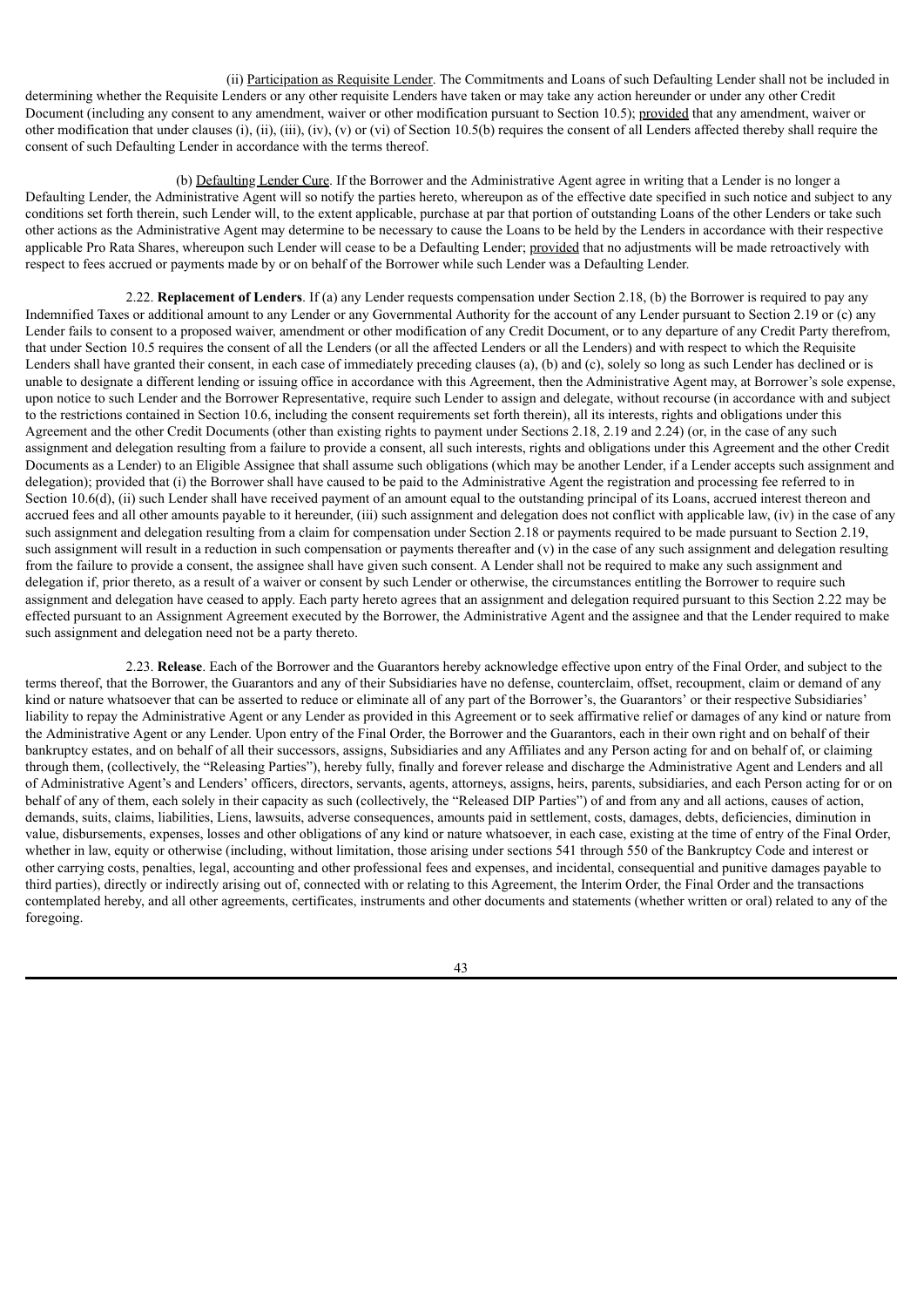(ii) Participation as Requisite Lender. The Commitments and Loans of such Defaulting Lender shall not be included in determining whether the Requisite Lenders or any other requisite Lenders have taken or may take any action hereunder or under any other Credit Document (including any consent to any amendment, waiver or other modification pursuant to Section 10.5); provided that any amendment, waiver or other modification that under clauses (i), (ii), (iii), (iv), (v) or (vi) of Section 10.5(b) requires the consent of all Lenders affected thereby shall require the consent of such Defaulting Lender in accordance with the terms thereof.

(b) Defaulting Lender Cure. If the Borrower and the Administrative Agent agree in writing that a Lender is no longer a Defaulting Lender, the Administrative Agent will so notify the parties hereto, whereupon as of the effective date specified in such notice and subject to any conditions set forth therein, such Lender will, to the extent applicable, purchase at par that portion of outstanding Loans of the other Lenders or take such other actions as the Administrative Agent may determine to be necessary to cause the Loans to be held by the Lenders in accordance with their respective applicable Pro Rata Shares, whereupon such Lender will cease to be a Defaulting Lender; provided that no adjustments will be made retroactively with respect to fees accrued or payments made by or on behalf of the Borrower while such Lender was a Defaulting Lender.

2.22. **Replacement of Lenders**. If (a) any Lender requests compensation under Section 2.18, (b) the Borrower is required to pay any Indemnified Taxes or additional amount to any Lender or any Governmental Authority for the account of any Lender pursuant to Section 2.19 or (c) any Lender fails to consent to a proposed waiver, amendment or other modification of any Credit Document, or to any departure of any Credit Party therefrom, that under Section 10.5 requires the consent of all the Lenders (or all the affected Lenders or all the Lenders) and with respect to which the Requisite Lenders shall have granted their consent, in each case of immediately preceding clauses (a), (b) and (c), solely so long as such Lender has declined or is unable to designate a different lending or issuing office in accordance with this Agreement, then the Administrative Agent may, at Borrower's sole expense, upon notice to such Lender and the Borrower Representative, require such Lender to assign and delegate, without recourse (in accordance with and subject to the restrictions contained in Section 10.6, including the consent requirements set forth therein), all its interests, rights and obligations under this Agreement and the other Credit Documents (other than existing rights to payment under Sections 2.18, 2.19 and 2.24) (or, in the case of any such assignment and delegation resulting from a failure to provide a consent, all such interests, rights and obligations under this Agreement and the other Credit Documents as a Lender) to an Eligible Assignee that shall assume such obligations (which may be another Lender, if a Lender accepts such assignment and delegation); provided that (i) the Borrower shall have caused to be paid to the Administrative Agent the registration and processing fee referred to in Section 10.6(d), (ii) such Lender shall have received payment of an amount equal to the outstanding principal of its Loans, accrued interest thereon and accrued fees and all other amounts payable to it hereunder, (iii) such assignment and delegation does not conflict with applicable law, (iv) in the case of any such assignment and delegation resulting from a claim for compensation under Section 2.18 or payments required to be made pursuant to Section 2.19, such assignment will result in a reduction in such compensation or payments thereafter and (v) in the case of any such assignment and delegation resulting from the failure to provide a consent, the assignee shall have given such consent. A Lender shall not be required to make any such assignment and delegation if, prior thereto, as a result of a waiver or consent by such Lender or otherwise, the circumstances entitling the Borrower to require such assignment and delegation have ceased to apply. Each party hereto agrees that an assignment and delegation required pursuant to this Section 2.22 may be effected pursuant to an Assignment Agreement executed by the Borrower, the Administrative Agent and the assignee and that the Lender required to make such assignment and delegation need not be a party thereto.

2.23. **Release**. Each of the Borrower and the Guarantors hereby acknowledge effective upon entry of the Final Order, and subject to the terms thereof, that the Borrower, the Guarantors and any of their Subsidiaries have no defense, counterclaim, offset, recoupment, claim or demand of any kind or nature whatsoever that can be asserted to reduce or eliminate all of any part of the Borrower's, the Guarantors' or their respective Subsidiaries' liability to repay the Administrative Agent or any Lender as provided in this Agreement or to seek affirmative relief or damages of any kind or nature from the Administrative Agent or any Lender. Upon entry of the Final Order, the Borrower and the Guarantors, each in their own right and on behalf of their bankruptcy estates, and on behalf of all their successors, assigns, Subsidiaries and any Affiliates and any Person acting for and on behalf of, or claiming through them, (collectively, the "Releasing Parties"), hereby fully, finally and forever release and discharge the Administrative Agent and Lenders and all of Administrative Agent's and Lenders' officers, directors, servants, agents, attorneys, assigns, heirs, parents, subsidiaries, and each Person acting for or on behalf of any of them, each solely in their capacity as such (collectively, the "Released DIP Parties") of and from any and all actions, causes of action, demands, suits, claims, liabilities, Liens, lawsuits, adverse consequences, amounts paid in settlement, costs, damages, debts, deficiencies, diminution in value, disbursements, expenses, losses and other obligations of any kind or nature whatsoever, in each case, existing at the time of entry of the Final Order, whether in law, equity or otherwise (including, without limitation, those arising under sections 541 through 550 of the Bankruptcy Code and interest or other carrying costs, penalties, legal, accounting and other professional fees and expenses, and incidental, consequential and punitive damages payable to third parties), directly or indirectly arising out of, connected with or relating to this Agreement, the Interim Order, the Final Order and the transactions contemplated hereby, and all other agreements, certificates, instruments and other documents and statements (whether written or oral) related to any of the foregoing.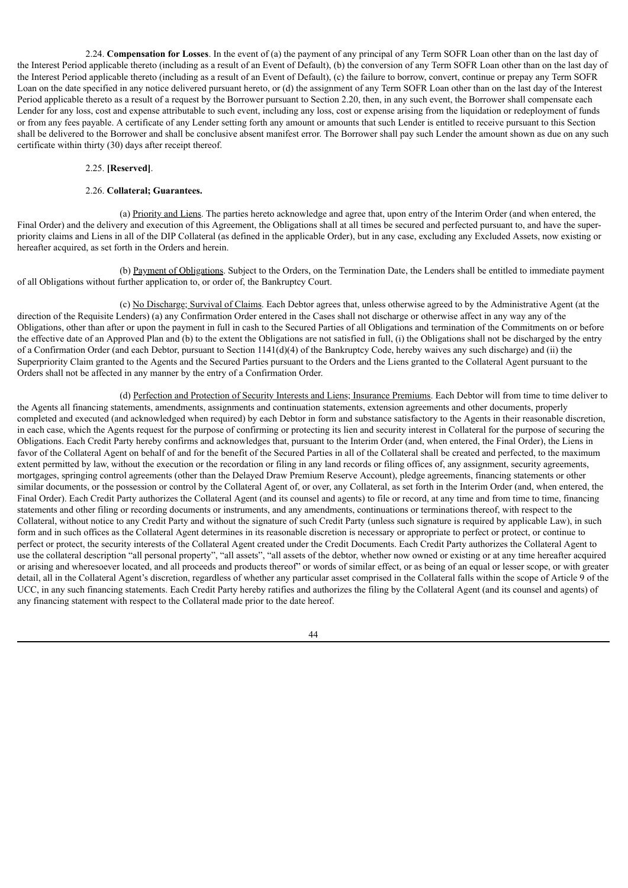2.24. **Compensation for Losses**. In the event of (a) the payment of any principal of any Term SOFR Loan other than on the last day of the Interest Period applicable thereto (including as a result of an Event of Default), (b) the conversion of any Term SOFR Loan other than on the last day of the Interest Period applicable thereto (including as a result of an Event of Default), (c) the failure to borrow, convert, continue or prepay any Term SOFR Loan on the date specified in any notice delivered pursuant hereto, or (d) the assignment of any Term SOFR Loan other than on the last day of the Interest Period applicable thereto as a result of a request by the Borrower pursuant to Section 2.20, then, in any such event, the Borrower shall compensate each Lender for any loss, cost and expense attributable to such event, including any loss, cost or expense arising from the liquidation or redeployment of funds or from any fees payable. A certificate of any Lender setting forth any amount or amounts that such Lender is entitled to receive pursuant to this Section shall be delivered to the Borrower and shall be conclusive absent manifest error. The Borrower shall pay such Lender the amount shown as due on any such certificate within thirty (30) days after receipt thereof.

2.25. **[Reserved]**.

2.26. **Collateral; Guarantees.**

(a) Priority and Liens. The parties hereto acknowledge and agree that, upon entry of the Interim Order (and when entered, the Final Order) and the delivery and execution of this Agreement, the Obligations shall at all times be secured and perfected pursuant to, and have the super-priority claims and Liens in all of the DIP Collateral (as defined in the applicable Order), but in any case, excluding any Excluded Assets, now existing or hereafter acquired, as set forth in the Orders and herein.

(b) Payment of Obligations. Subject to the Orders, on the Termination Date, the Lenders shall be entitled to immediate payment of all Obligations without further application to, or order of, the Bankruptcy Court.

(c) No Discharge; Survival of Claims. Each Debtor agrees that, unless otherwise agreed to by the Administrative Agent (at the direction of the Requisite Lenders) (a) any Confirmation Order entered in the Cases shall not discharge or otherwise affect in any way any of the Obligations, other than after or upon the payment in full in cash to the Secured Parties of all Obligations and termination of the Commitments on or before the effective date of an Approved Plan and (b) to the extent the Obligations are not satisfied in full, (i) the Obligations shall not be discharged by the entry of a Confirmation Order (and each Debtor, pursuant to Section 1141(d)(4) of the Bankruptcy Code, hereby waives any such discharge) and (ii) the Superpriority Claim granted to the Agents and the Secured Parties pursuant to the Orders and the Liens granted to the Collateral Agent pursuant to the Orders shall not be affected in any manner by the entry of a Confirmation Order.

(d) Perfection and Protection of Security Interests and Liens; Insurance Premiums. Each Debtor will from time to time deliver to the Agents all financing statements, amendments, assignments and continuation statements, extension agreements and other documents, properly completed and executed (and acknowledged when required) by each Debtor in form and substance satisfactory to the Agents in their reasonable discretion, in each case, which the Agents request for the purpose of confirming or protecting its lien and security interest in Collateral for the purpose of securing the Obligations. Each Credit Party hereby confirms and acknowledges that, pursuant to the Interim Order (and, when entered, the Final Order), the Liens in favor of the Collateral Agent on behalf of and for the benefit of the Secured Parties in all of the Collateral shall be created and perfected, to the maximum extent permitted by law, without the execution or the recordation or filing in any land records or filing offices of, any assignment, security agreements, mortgages, springing control agreements (other than the Delayed Draw Premium Reserve Account), pledge agreements, financing statements or other similar documents, or the possession or control by the Collateral Agent of, or over, any Collateral, as set forth in the Interim Order (and, when entered, the Final Order). Each Credit Party authorizes the Collateral Agent (and its counsel and agents) to file or record, at any time and from time to time, financing statements and other filing or recording documents or instruments, and any amendments, continuations or terminations thereof, with respect to the Collateral, without notice to any Credit Party and without the signature of such Credit Party (unless such signature is required by applicable Law), in such form and in such offices as the Collateral Agent determines in its reasonable discretion is necessary or appropriate to perfect or protect, or continue to perfect or protect, the security interests of the Collateral Agent created under the Credit Documents. Each Credit Party authorizes the Collateral Agent to use the collateral description "all personal property", "all assets", "all assets of the debtor, whether now owned or existing or at any time hereafter acquired or arising and wheresoever located, and all proceeds and products thereof" or words of similar effect, or as being of an equal or lesser scope, or with greater detail, all in the Collateral Agent's discretion, regardless of whether any particular asset comprised in the Collateral falls within the scope of Article 9 of the UCC, in any such financing statements. Each Credit Party hereby ratifies and authorizes the filing by the Collateral Agent (and its counsel and agents) of any financing statement with respect to the Collateral made prior to the date hereof.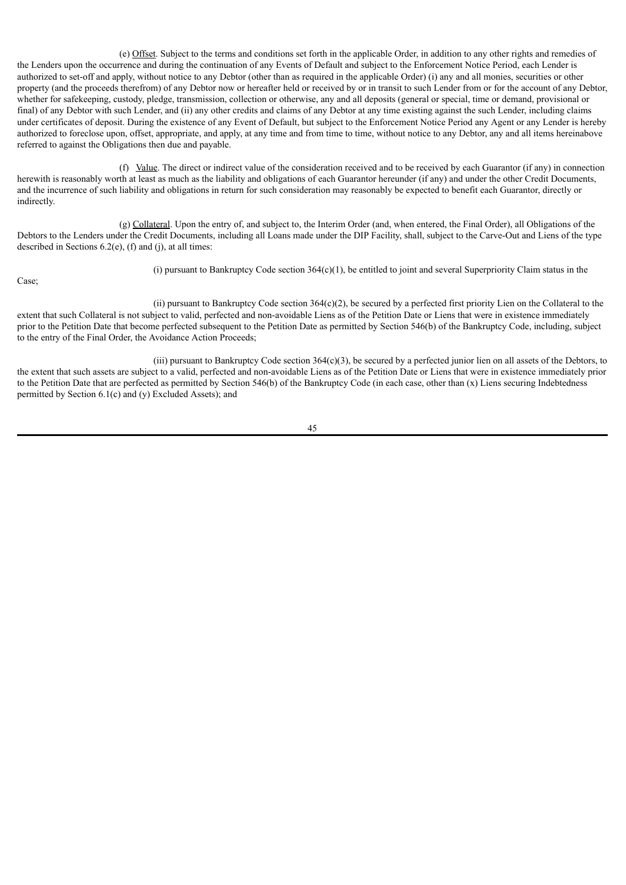(e) Offset. Subject to the terms and conditions set forth in the applicable Order, in addition to any other rights and remedies of the Lenders upon the occurrence and during the continuation of any Events of Default and subject to the Enforcement Notice Period, each Lender is authorized to set-off and apply, without notice to any Debtor (other than as required in the applicable Order) (i) any and all monies, securities or other property (and the proceeds therefrom) of any Debtor now or hereafter held or received by or in transit to such Lender from or for the account of any Debtor, whether for safekeeping, custody, pledge, transmission, collection or otherwise, any and all deposits (general or special, time or demand, provisional or final) of any Debtor with such Lender, and (ii) any other credits and claims of any Debtor at any time existing against the such Lender, including claims under certificates of deposit. During the existence of any Event of Default, but subject to the Enforcement Notice Period any Agent or any Lender is hereby authorized to foreclose upon, offset, appropriate, and apply, at any time and from time to time, without notice to any Debtor, any and all items hereinabove referred to against the Obligations then due and payable.

(f) Value. The direct or indirect value of the consideration received and to be received by each Guarantor (if any) in connection herewith is reasonably worth at least as much as the liability and obligations of each Guarantor hereunder (if any) and under the other Credit Documents, and the incurrence of such liability and obligations in return for such consideration may reasonably be expected to benefit each Guarantor, directly or indirectly.

(g) Collateral. Upon the entry of, and subject to, the Interim Order (and, when entered, the Final Order), all Obligations of the Debtors to the Lenders under the Credit Documents, including all Loans made under the DIP Facility, shall, subject to the Carve-Out and Liens of the type described in Sections 6.2(e), (f) and (j), at all times:

(i) pursuant to Bankruptcy Code section 364(c)(1), be entitled to joint and several Superpriority Claim status in the Case;

(ii) pursuant to Bankruptcy Code section 364(c)(2), be secured by a perfected first priority Lien on the Collateral to the extent that such Collateral is not subject to valid, perfected and non-avoidable Liens as of the Petition Date or Liens that were in existence immediately prior to the Petition Date that become perfected subsequent to the Petition Date as permitted by Section 546(b) of the Bankruptcy Code, including, subject to the entry of the Final Order, the Avoidance Action Proceeds;

(iii) pursuant to Bankruptcy Code section 364(c)(3), be secured by a perfected junior lien on all assets of the Debtors, to the extent that such assets are subject to a valid, perfected and non-avoidable Liens as of the Petition Date or Liens that were in existence immediately prior to the Petition Date that are perfected as permitted by Section 546(b) of the Bankruptcy Code (in each case, other than (x) Liens securing Indebtedness permitted by Section 6.1(c) and (y) Excluded Assets); and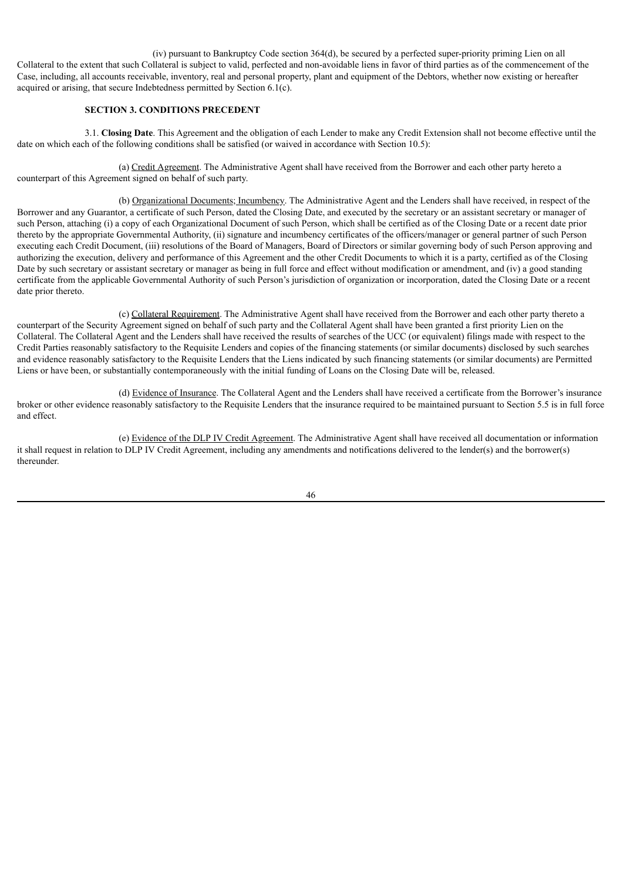(iv) pursuant to Bankruptcy Code section 364(d), be secured by a perfected super-priority priming Lien on all Collateral to the extent that such Collateral is subject to valid, perfected and non-avoidable liens in favor of third parties as of the commencement of the Case, including, all accounts receivable, inventory, real and personal property, plant and equipment of the Debtors, whether now existing or hereafter acquired or arising, that secure Indebtedness permitted by Section 6.1(c).

**SECTION 3. CONDITIONS PRECEDENT**

3.1. **Closing Date**. This Agreement and the obligation of each Lender to make any Credit Extension shall not become effective until the date on which each of the following conditions shall be satisfied (or waived in accordance with Section 10.5):

(a) Credit Agreement. The Administrative Agent shall have received from the Borrower and each other party hereto a counterpart of this Agreement signed on behalf of such party.

(b) Organizational Documents; Incumbency. The Administrative Agent and the Lenders shall have received, in respect of the Borrower and any Guarantor, a certificate of such Person, dated the Closing Date, and executed by the secretary or an assistant secretary or manager of such Person, attaching (i) a copy of each Organizational Document of such Person, which shall be certified as of the Closing Date or a recent date prior thereto by the appropriate Governmental Authority, (ii) signature and incumbency certificates of the officers/manager or general partner of such Person executing each Credit Document, (iii) resolutions of the Board of Managers, Board of Directors or similar governing body of such Person approving and authorizing the execution, delivery and performance of this Agreement and the other Credit Documents to which it is a party, certified as of the Closing Date by such secretary or assistant secretary or manager as being in full force and effect without modification or amendment, and (iv) a good standing certificate from the applicable Governmental Authority of such Person's jurisdiction of organization or incorporation, dated the Closing Date or a recent date prior thereto.

(c) Collateral Requirement. The Administrative Agent shall have received from the Borrower and each other party thereto a counterpart of the Security Agreement signed on behalf of such party and the Collateral Agent shall have been granted a first priority Lien on the Collateral. The Collateral Agent and the Lenders shall have received the results of searches of the UCC (or equivalent) filings made with respect to the Credit Parties reasonably satisfactory to the Requisite Lenders and copies of the financing statements (or similar documents) disclosed by such searches and evidence reasonably satisfactory to the Requisite Lenders that the Liens indicated by such financing statements (or similar documents) are Permitted Liens or have been, or substantially contemporaneously with the initial funding of Loans on the Closing Date will be, released.

(d) Evidence of Insurance. The Collateral Agent and the Lenders shall have received a certificate from the Borrower's insurance broker or other evidence reasonably satisfactory to the Requisite Lenders that the insurance required to be maintained pursuant to Section 5.5 is in full force and effect.

(e) Evidence of the DLP IV Credit Agreement. The Administrative Agent shall have received all documentation or information it shall request in relation to DLP IV Credit Agreement, including any amendments and notifications delivered to the lender(s) and the borrower(s) thereunder.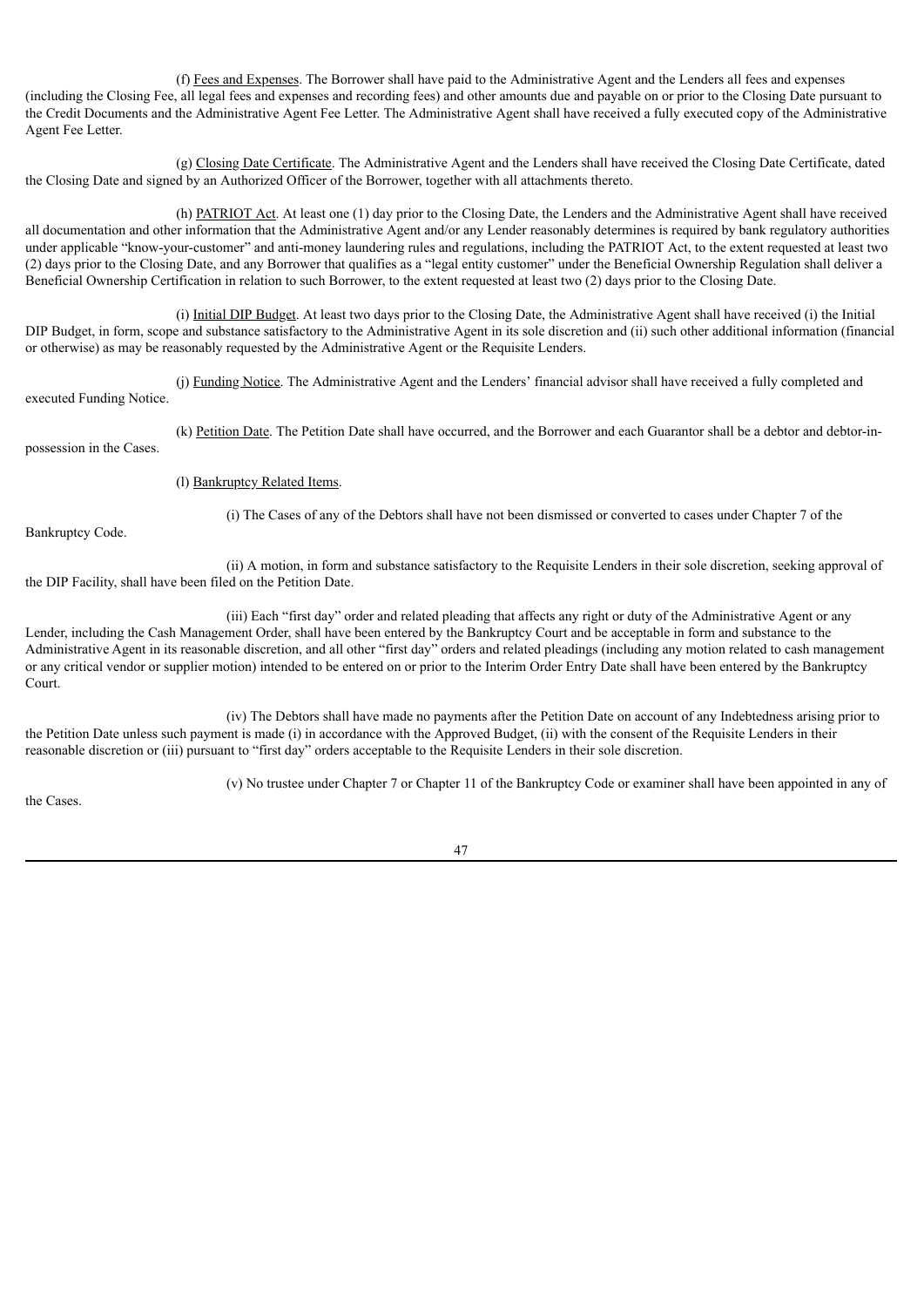(f) Fees and Expenses. The Borrower shall have paid to the Administrative Agent and the Lenders all fees and expenses (including the Closing Fee, all legal fees and expenses and recording fees) and other amounts due and payable on or prior to the Closing Date pursuant to the Credit Documents and the Administrative Agent Fee Letter. The Administrative Agent shall have received a fully executed copy of the Administrative Agent Fee Letter.

(g) Closing Date Certificate. The Administrative Agent and the Lenders shall have received the Closing Date Certificate, dated the Closing Date and signed by an Authorized Officer of the Borrower, together with all attachments thereto.

(h) PATRIOT Act. At least one (1) day prior to the Closing Date, the Lenders and the Administrative Agent shall have received all documentation and other information that the Administrative Agent and/or any Lender reasonably determines is required by bank regulatory authorities under applicable "know-your-customer" and anti-money laundering rules and regulations, including the PATRIOT Act, to the extent requested at least two (2) days prior to the Closing Date, and any Borrower that qualifies as a "legal entity customer" under the Beneficial Ownership Regulation shall deliver a Beneficial Ownership Certification in relation to such Borrower, to the extent requested at least two (2) days prior to the Closing Date.

(i) Initial DIP Budget. At least two days prior to the Closing Date, the Administrative Agent shall have received (i) the Initial DIP Budget, in form, scope and substance satisfactory to the Administrative Agent in its sole discretion and (ii) such other additional information (financial or otherwise) as may be reasonably requested by the Administrative Agent or the Requisite Lenders.

(j) Funding Notice. The Administrative Agent and the Lenders' financial advisor shall have received a fully completed and executed Funding Notice.

(k) Petition Date. The Petition Date shall have occurred, and the Borrower and each Guarantor shall be a debtor and debtor-in-possession in the Cases.

(l) Bankruptcy Related Items.

(i) The Cases of any of the Debtors shall have not been dismissed or converted to cases under Chapter 7 of the Bankruptcy Code.

(ii) A motion, in form and substance satisfactory to the Requisite Lenders in their sole discretion, seeking approval of the DIP Facility, shall have been filed on the Petition Date.

(iii) Each "first day" order and related pleading that affects any right or duty of the Administrative Agent or any Lender, including the Cash Management Order, shall have been entered by the Bankruptcy Court and be acceptable in form and substance to the Administrative Agent in its reasonable discretion, and all other "first day" orders and related pleadings (including any motion related to cash management or any critical vendor or supplier motion) intended to be entered on or prior to the Interim Order Entry Date shall have been entered by the Bankruptcy Court.

(iv) The Debtors shall have made no payments after the Petition Date on account of any Indebtedness arising prior to the Petition Date unless such payment is made (i) in accordance with the Approved Budget, (ii) with the consent of the Requisite Lenders in their reasonable discretion or (iii) pursuant to "first day" orders acceptable to the Requisite Lenders in their sole discretion.

(v) No trustee under Chapter 7 or Chapter 11 of the Bankruptcy Code or examiner shall have been appointed in any of the Cases.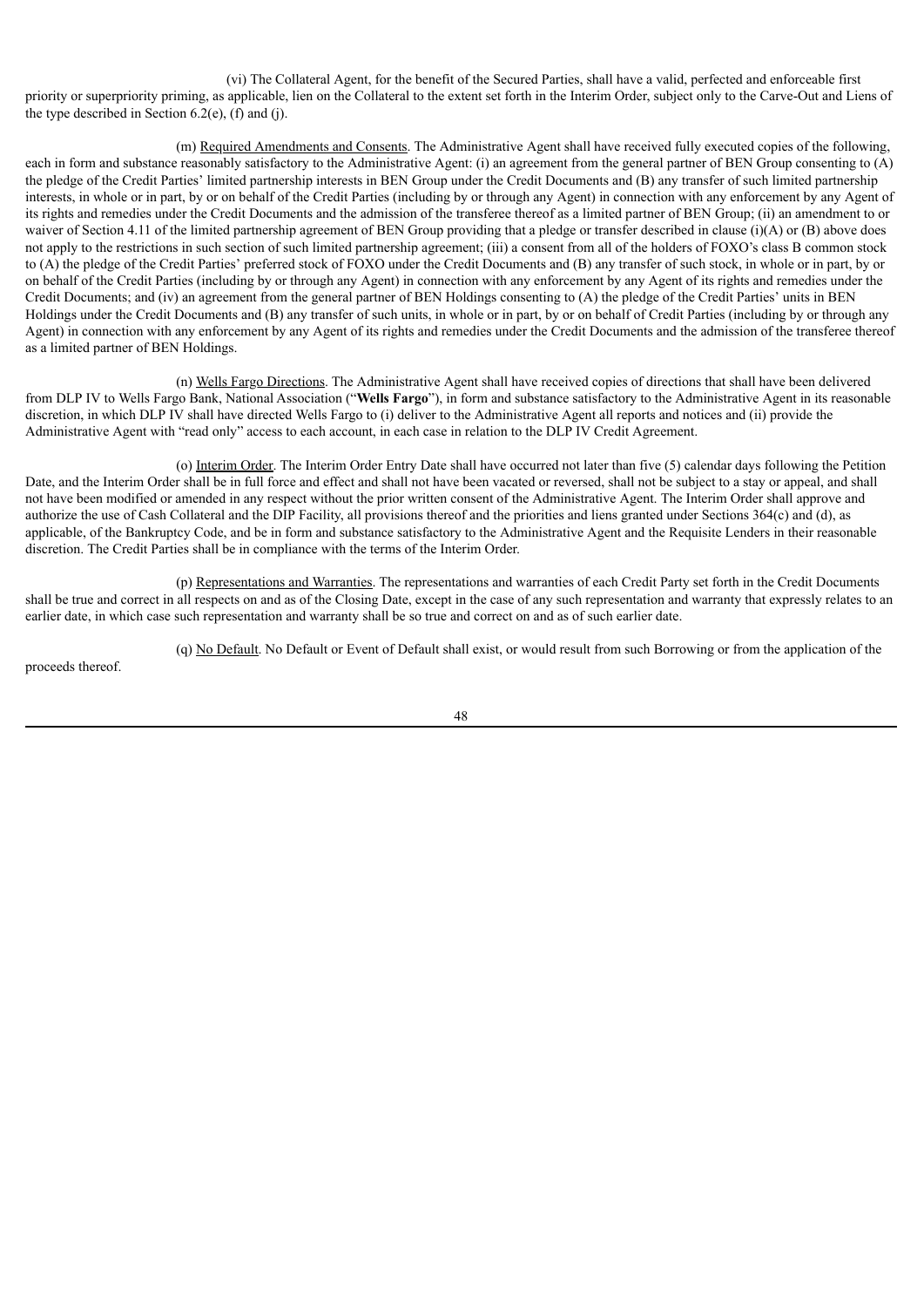(vi) The Collateral Agent, for the benefit of the Secured Parties, shall have a valid, perfected and enforceable first priority or superpriority priming, as applicable, lien on the Collateral to the extent set forth in the Interim Order, subject only to the Carve-Out and Liens of the type described in Section 6.2(e), (f) and (j).

(m) Required Amendments and Consents. The Administrative Agent shall have received fully executed copies of the following, each in form and substance reasonably satisfactory to the Administrative Agent: (i) an agreement from the general partner of BEN Group consenting to (A) the pledge of the Credit Parties' limited partnership interests in BEN Group under the Credit Documents and (B) any transfer of such limited partnership interests, in whole or in part, by or on behalf of the Credit Parties (including by or through any Agent) in connection with any enforcement by any Agent of its rights and remedies under the Credit Documents and the admission of the transferee thereof as a limited partner of BEN Group; (ii) an amendment to or waiver of Section 4.11 of the limited partnership agreement of BEN Group providing that a pledge or transfer described in clause (i)(A) or (B) above does not apply to the restrictions in such section of such limited partnership agreement; (iii) a consent from all of the holders of FOXO's class B common stock to (A) the pledge of the Credit Parties' preferred stock of FOXO under the Credit Documents and (B) any transfer of such stock, in whole or in part, by or on behalf of the Credit Parties (including by or through any Agent) in connection with any enforcement by any Agent of its rights and remedies under the Credit Documents; and (iv) an agreement from the general partner of BEN Holdings consenting to (A) the pledge of the Credit Parties' units in BEN Holdings under the Credit Documents and (B) any transfer of such units, in whole or in part, by or on behalf of Credit Parties (including by or through any Agent) in connection with any enforcement by any Agent of its rights and remedies under the Credit Documents and the admission of the transferee thereof as a limited partner of BEN Holdings.

(n) Wells Fargo Directions. The Administrative Agent shall have received copies of directions that shall have been delivered from DLP IV to Wells Fargo Bank, National Association ("**Wells Fargo**"), in form and substance satisfactory to the Administrative Agent in its reasonable discretion, in which DLP IV shall have directed Wells Fargo to (i) deliver to the Administrative Agent all reports and notices and (ii) provide the Administrative Agent with "read only" access to each account, in each case in relation to the DLP IV Credit Agreement.

(o) Interim Order. The Interim Order Entry Date shall have occurred not later than five (5) calendar days following the Petition Date, and the Interim Order shall be in full force and effect and shall not have been vacated or reversed, shall not be subject to a stay or appeal, and shall not have been modified or amended in any respect without the prior written consent of the Administrative Agent. The Interim Order shall approve and authorize the use of Cash Collateral and the DIP Facility, all provisions thereof and the priorities and liens granted under Sections 364(c) and (d), as applicable, of the Bankruptcy Code, and be in form and substance satisfactory to the Administrative Agent and the Requisite Lenders in their reasonable discretion. The Credit Parties shall be in compliance with the terms of the Interim Order.

(p) Representations and Warranties. The representations and warranties of each Credit Party set forth in the Credit Documents shall be true and correct in all respects on and as of the Closing Date, except in the case of any such representation and warranty that expressly relates to an earlier date, in which case such representation and warranty shall be so true and correct on and as of such earlier date.

(q) No Default. No Default or Event of Default shall exist, or would result from such Borrowing or from the application of the proceeds thereof.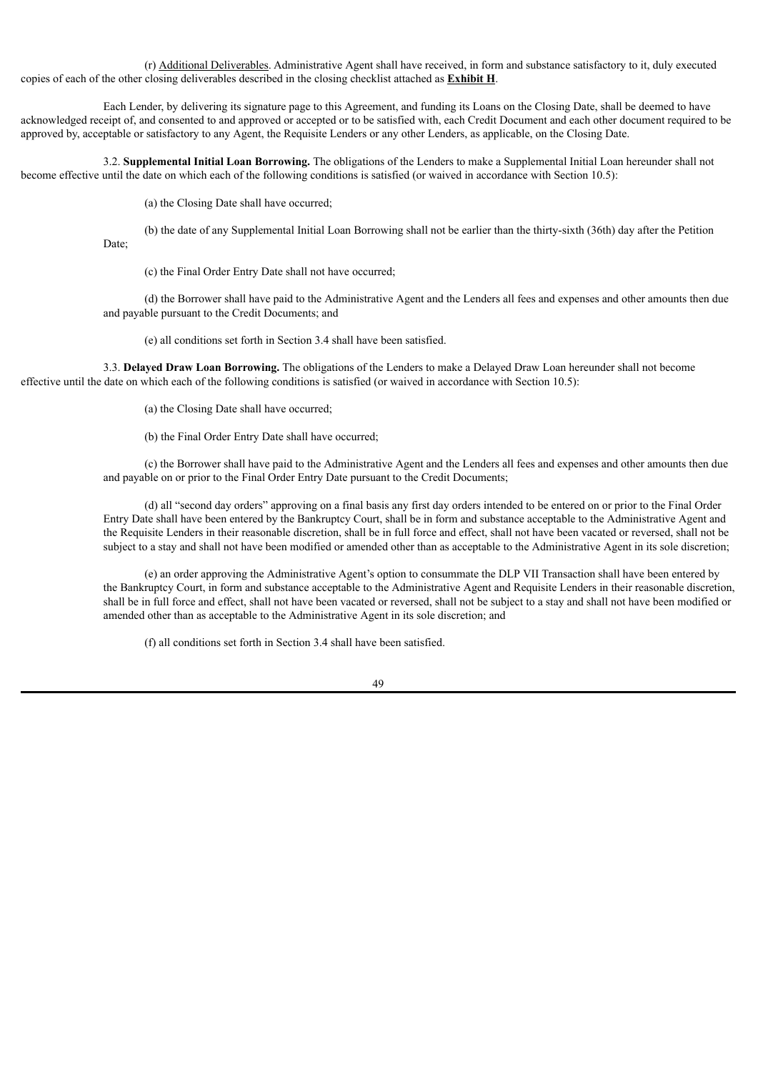(r) Additional Deliverables. Administrative Agent shall have received, in form and substance satisfactory to it, duly executed copies of each of the other closing deliverables described in the closing checklist attached as **Exhibit H**.

Each Lender, by delivering its signature page to this Agreement, and funding its Loans on the Closing Date, shall be deemed to have acknowledged receipt of, and consented to and approved or accepted or to be satisfied with, each Credit Document and each other document required to be approved by, acceptable or satisfactory to any Agent, the Requisite Lenders or any other Lenders, as applicable, on the Closing Date.

3.2. **Supplemental Initial Loan Borrowing.** The obligations of the Lenders to make a Supplemental Initial Loan hereunder shall not become effective until the date on which each of the following conditions is satisfied (or waived in accordance with Section 10.5):

(a) the Closing Date shall have occurred;

(b) the date of any Supplemental Initial Loan Borrowing shall not be earlier than the thirty-sixth (36th) day after the Petition Date;

(c) the Final Order Entry Date shall not have occurred;

(d) the Borrower shall have paid to the Administrative Agent and the Lenders all fees and expenses and other amounts then due and payable pursuant to the Credit Documents; and

(e) all conditions set forth in Section 3.4 shall have been satisfied.

3.3. **Delayed Draw Loan Borrowing.** The obligations of the Lenders to make a Delayed Draw Loan hereunder shall not become effective until the date on which each of the following conditions is satisfied (or waived in accordance with Section 10.5):

(a) the Closing Date shall have occurred;

(b) the Final Order Entry Date shall have occurred;

(c) the Borrower shall have paid to the Administrative Agent and the Lenders all fees and expenses and other amounts then due and payable on or prior to the Final Order Entry Date pursuant to the Credit Documents;

(d) all "second day orders" approving on a final basis any first day orders intended to be entered on or prior to the Final Order Entry Date shall have been entered by the Bankruptcy Court, shall be in form and substance acceptable to the Administrative Agent and the Requisite Lenders in their reasonable discretion, shall be in full force and effect, shall not have been vacated or reversed, shall not be subject to a stay and shall not have been modified or amended other than as acceptable to the Administrative Agent in its sole discretion;

(e) an order approving the Administrative Agent's option to consummate the DLP VII Transaction shall have been entered by the Bankruptcy Court, in form and substance acceptable to the Administrative Agent and Requisite Lenders in their reasonable discretion, shall be in full force and effect, shall not have been vacated or reversed, shall not be subject to a stay and shall not have been modified or amended other than as acceptable to the Administrative Agent in its sole discretion; and

(f) all conditions set forth in Section 3.4 shall have been satisfied.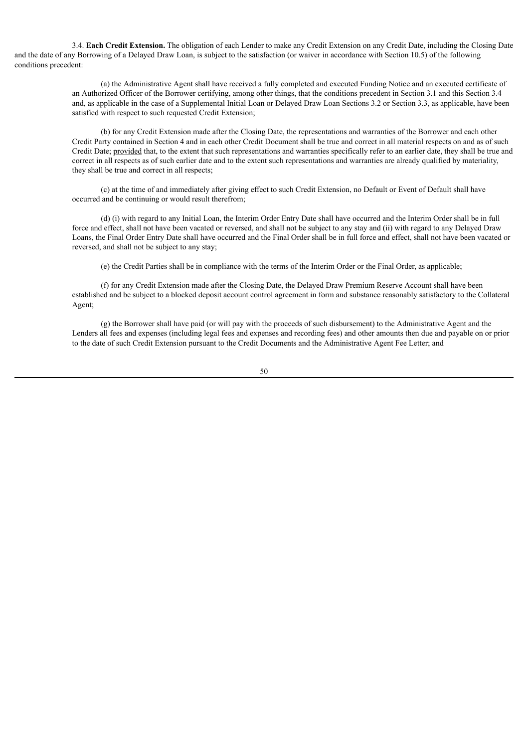3.4. **Each Credit Extension.** The obligation of each Lender to make any Credit Extension on any Credit Date, including the Closing Date and the date of any Borrowing of a Delayed Draw Loan, is subject to the satisfaction (or waiver in accordance with Section 10.5) of the following conditions precedent:

(a) the Administrative Agent shall have received a fully completed and executed Funding Notice and an executed certificate of an Authorized Officer of the Borrower certifying, among other things, that the conditions precedent in Section 3.1 and this Section 3.4 and, as applicable in the case of a Supplemental Initial Loan or Delayed Draw Loan Sections 3.2 or Section 3.3, as applicable, have been satisfied with respect to such requested Credit Extension;

(b) for any Credit Extension made after the Closing Date, the representations and warranties of the Borrower and each other Credit Party contained in Section 4 and in each other Credit Document shall be true and correct in all material respects on and as of such Credit Date; provided that, to the extent that such representations and warranties specifically refer to an earlier date, they shall be true and correct in all respects as of such earlier date and to the extent such representations and warranties are already qualified by materiality, they shall be true and correct in all respects;

(c) at the time of and immediately after giving effect to such Credit Extension, no Default or Event of Default shall have occurred and be continuing or would result therefrom;

(d) (i) with regard to any Initial Loan, the Interim Order Entry Date shall have occurred and the Interim Order shall be in full force and effect, shall not have been vacated or reversed, and shall not be subject to any stay and (ii) with regard to any Delayed Draw Loans, the Final Order Entry Date shall have occurred and the Final Order shall be in full force and effect, shall not have been vacated or reversed, and shall not be subject to any stay;

(e) the Credit Parties shall be in compliance with the terms of the Interim Order or the Final Order, as applicable;

(f) for any Credit Extension made after the Closing Date, the Delayed Draw Premium Reserve Account shall have been established and be subject to a blocked deposit account control agreement in form and substance reasonably satisfactory to the Collateral Agent;

(g) the Borrower shall have paid (or will pay with the proceeds of such disbursement) to the Administrative Agent and the Lenders all fees and expenses (including legal fees and expenses and recording fees) and other amounts then due and payable on or prior to the date of such Credit Extension pursuant to the Credit Documents and the Administrative Agent Fee Letter; and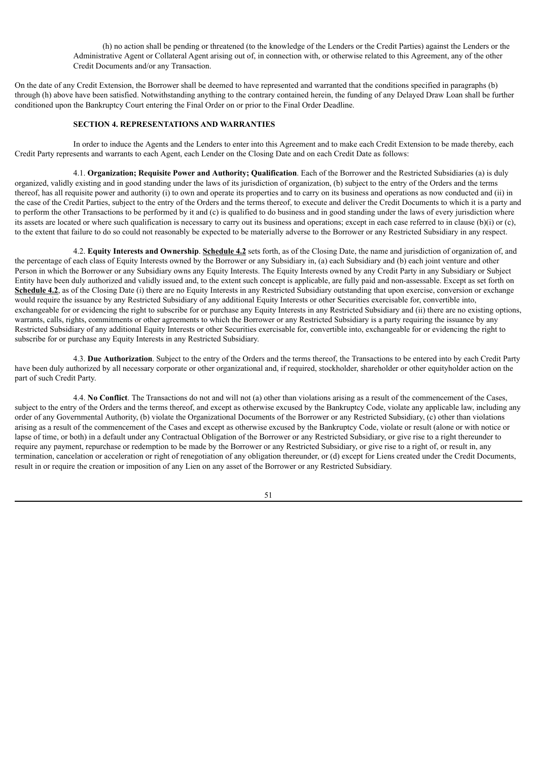(h) no action shall be pending or threatened (to the knowledge of the Lenders or the Credit Parties) against the Lenders or the Administrative Agent or Collateral Agent arising out of, in connection with, or otherwise related to this Agreement, any of the other Credit Documents and/or any Transaction.

On the date of any Credit Extension, the Borrower shall be deemed to have represented and warranted that the conditions specified in paragraphs (b) through (h) above have been satisfied. Notwithstanding anything to the contrary contained herein, the funding of any Delayed Draw Loan shall be further conditioned upon the Bankruptcy Court entering the Final Order on or prior to the Final Order Deadline.

## SECTION 4. REPRESENTATIONS AND WARRANTIES

In order to induce the Agents and the Lenders to enter into this Agreement and to make each Credit Extension to be made thereby, each Credit Party represents and warrants to each Agent, each Lender on the Closing Date and on each Credit Date as follows:

4.1. **Organization; Requisite Power and Authority; Qualification**. Each of the Borrower and the Restricted Subsidiaries (a) is duly organized, validly existing and in good standing under the laws of its jurisdiction of organization, (b) subject to the entry of the Orders and the terms thereof, has all requisite power and authority (i) to own and operate its properties and to carry on its business and operations as now conducted and (ii) in the case of the Credit Parties, subject to the entry of the Orders and the terms thereof, to execute and deliver the Credit Documents to which it is a party and to perform the other Transactions to be performed by it and (c) is qualified to do business and in good standing under the laws of every jurisdiction where its assets are located or where such qualification is necessary to carry out its business and operations; except in each case referred to in clause (b)(i) or (c), to the extent that failure to do so could not reasonably be expected to be materially adverse to the Borrower or any Restricted Subsidiary in any respect.

4.2. **Equity Interests and Ownership**. **Schedule 4.2** sets forth, as of the Closing Date, the name and jurisdiction of organization of, and the percentage of each class of Equity Interests owned by the Borrower or any Subsidiary in, (a) each Subsidiary and (b) each joint venture and other Person in which the Borrower or any Subsidiary owns any Equity Interests. The Equity Interests owned by any Credit Party in any Subsidiary or Subject Entity have been duly authorized and validly issued and, to the extent such concept is applicable, are fully paid and non-assessable. Except as set forth on **Schedule 4.2**, as of the Closing Date (i) there are no Equity Interests in any Restricted Subsidiary outstanding that upon exercise, conversion or exchange would require the issuance by any Restricted Subsidiary of any additional Equity Interests or other Securities exercisable for, convertible into, exchangeable for or evidencing the right to subscribe for or purchase any Equity Interests in any Restricted Subsidiary and (ii) there are no existing options, warrants, calls, rights, commitments or other agreements to which the Borrower or any Restricted Subsidiary is a party requiring the issuance by any Restricted Subsidiary of any additional Equity Interests or other Securities exercisable for, convertible into, exchangeable for or evidencing the right to subscribe for or purchase any Equity Interests in any Restricted Subsidiary.

4.3. **Due Authorization**. Subject to the entry of the Orders and the terms thereof, the Transactions to be entered into by each Credit Party have been duly authorized by all necessary corporate or other organizational and, if required, stockholder, shareholder or other equityholder action on the part of such Credit Party.

4.4. **No Conflict**. The Transactions do not and will not (a) other than violations arising as a result of the commencement of the Cases, subject to the entry of the Orders and the terms thereof, and except as otherwise excused by the Bankruptcy Code, violate any applicable law, including any order of any Governmental Authority, (b) violate the Organizational Documents of the Borrower or any Restricted Subsidiary, (c) other than violations arising as a result of the commencement of the Cases and except as otherwise excused by the Bankruptcy Code, violate or result (alone or with notice or lapse of time, or both) in a default under any Contractual Obligation of the Borrower or any Restricted Subsidiary, or give rise to a right thereunder to require any payment, repurchase or redemption to be made by the Borrower or any Restricted Subsidiary, or give rise to a right of, or result in, any termination, cancelation or acceleration or right of renegotiation of any obligation thereunder, or (d) except for Liens created under the Credit Documents, result in or require the creation or imposition of any Lien on any asset of the Borrower or any Restricted Subsidiary.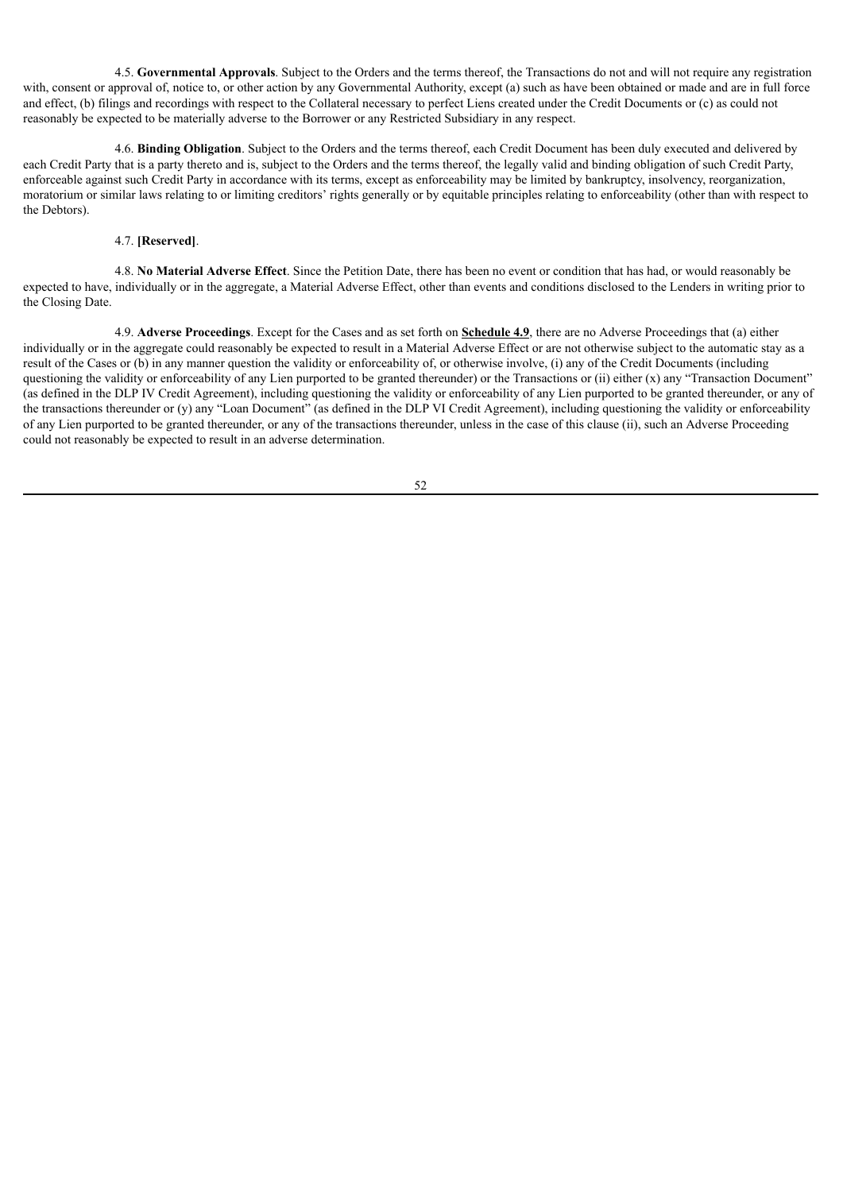4.5. **Governmental Approvals**. Subject to the Orders and the terms thereof, the Transactions do not and will not require any registration with, consent or approval of, notice to, or other action by any Governmental Authority, except (a) such as have been obtained or made and are in full force and effect, (b) filings and recordings with respect to the Collateral necessary to perfect Liens created under the Credit Documents or (c) as could not reasonably be expected to be materially adverse to the Borrower or any Restricted Subsidiary in any respect.

4.6. **Binding Obligation**. Subject to the Orders and the terms thereof, each Credit Document has been duly executed and delivered by each Credit Party that is a party thereto and is, subject to the Orders and the terms thereof, the legally valid and binding obligation of such Credit Party, enforceable against such Credit Party in accordance with its terms, except as enforceability may be limited by bankruptcy, insolvency, reorganization, moratorium or similar laws relating to or limiting creditors' rights generally or by equitable principles relating to enforceability (other than with respect to the Debtors).

4.7. **[Reserved]**.

4.8. **No Material Adverse Effect**. Since the Petition Date, there has been no event or condition that has had, or would reasonably be expected to have, individually or in the aggregate, a Material Adverse Effect, other than events and conditions disclosed to the Lenders in writing prior to the Closing Date.

4.9. **Adverse Proceedings**. Except for the Cases and as set forth on **Schedule 4.9**, there are no Adverse Proceedings that (a) either individually or in the aggregate could reasonably be expected to result in a Material Adverse Effect or are not otherwise subject to the automatic stay as a result of the Cases or (b) in any manner question the validity or enforceability of, or otherwise involve, (i) any of the Credit Documents (including questioning the validity or enforceability of any Lien purported to be granted thereunder) or the Transactions or (ii) either (x) any "Transaction Document" (as defined in the DLP IV Credit Agreement), including questioning the validity or enforceability of any Lien purported to be granted thereunder, or any of the transactions thereunder or (y) any "Loan Document" (as defined in the DLP VI Credit Agreement), including questioning the validity or enforceability of any Lien purported to be granted thereunder, or any of the transactions thereunder, unless in the case of this clause (ii), such an Adverse Proceeding could not reasonably be expected to result in an adverse determination.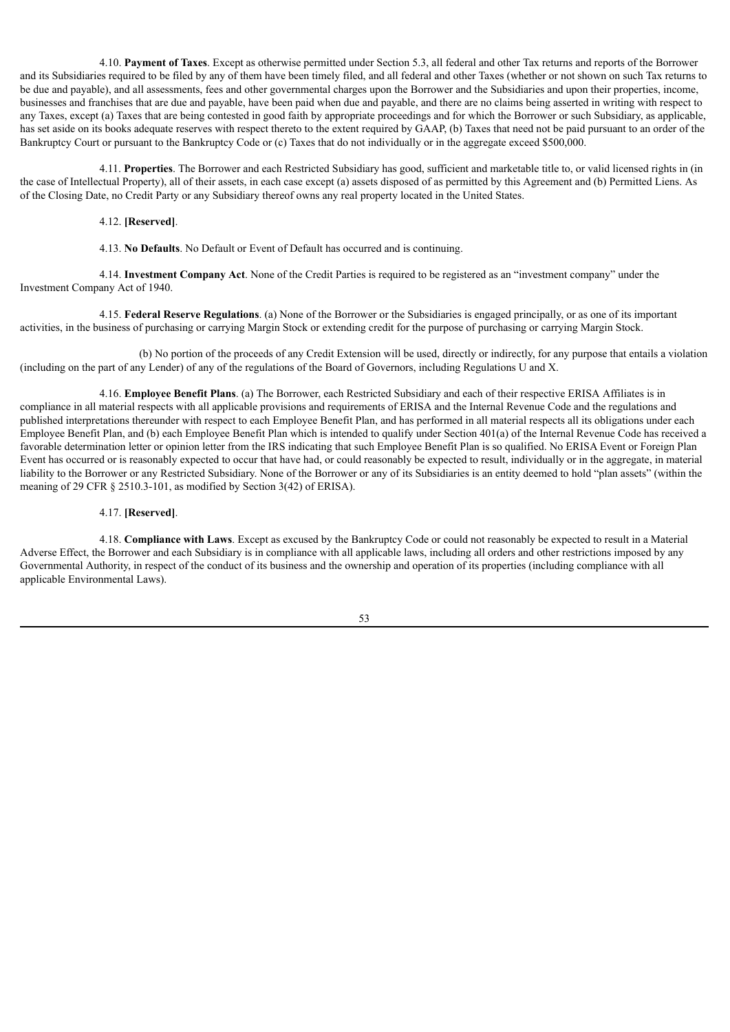4.10. **Payment of Taxes**. Except as otherwise permitted under Section 5.3, all federal and other Tax returns and reports of the Borrower and its Subsidiaries required to be filed by any of them have been timely filed, and all federal and other Taxes (whether or not shown on such Tax returns to be due and payable), and all assessments, fees and other governmental charges upon the Borrower and the Subsidiaries and upon their properties, income, businesses and franchises that are due and payable, have been paid when due and payable, and there are no claims being asserted in writing with respect to any Taxes, except (a) Taxes that are being contested in good faith by appropriate proceedings and for which the Borrower or such Subsidiary, as applicable, has set aside on its books adequate reserves with respect thereto to the extent required by GAAP, (b) Taxes that need not be paid pursuant to an order of the Bankruptcy Court or pursuant to the Bankruptcy Code or (c) Taxes that do not individually or in the aggregate exceed $500,000.

4.11. **Properties**. The Borrower and each Restricted Subsidiary has good, sufficient and marketable title to, or valid licensed rights in (in the case of Intellectual Property), all of their assets, in each case except (a) assets disposed of as permitted by this Agreement and (b) Permitted Liens. As of the Closing Date, no Credit Party or any Subsidiary thereof owns any real property located in the United States.

4.12. **[Reserved]**.

4.13. **No Defaults**. No Default or Event of Default has occurred and is continuing.

4.14. **Investment Company Act**. None of the Credit Parties is required to be registered as an "investment company" under the Investment Company Act of 1940.

4.15. **Federal Reserve Regulations**. (a) None of the Borrower or the Subsidiaries is engaged principally, or as one of its important activities, in the business of purchasing or carrying Margin Stock or extending credit for the purpose of purchasing or carrying Margin Stock.

(b) No portion of the proceeds of any Credit Extension will be used, directly or indirectly, for any purpose that entails a violation (including on the part of any Lender) of any of the regulations of the Board of Governors, including Regulations U and X.

4.16. **Employee Benefit Plans**. (a) The Borrower, each Restricted Subsidiary and each of their respective ERISA Affiliates is in compliance in all material respects with all applicable provisions and requirements of ERISA and the Internal Revenue Code and the regulations and published interpretations thereunder with respect to each Employee Benefit Plan, and has performed in all material respects all its obligations under each Employee Benefit Plan, and (b) each Employee Benefit Plan which is intended to qualify under Section 401(a) of the Internal Revenue Code has received a favorable determination letter or opinion letter from the IRS indicating that such Employee Benefit Plan is so qualified. No ERISA Event or Foreign Plan Event has occurred or is reasonably expected to occur that have had, or could reasonably be expected to result, individually or in the aggregate, in material liability to the Borrower or any Restricted Subsidiary. None of the Borrower or any of its Subsidiaries is an entity deemed to hold "plan assets" (within the meaning of 29 CFR § 2510.3-101, as modified by Section 3(42) of ERISA).

4.17. **[Reserved]**.

4.18. **Compliance with Laws**. Except as excused by the Bankruptcy Code or could not reasonably be expected to result in a Material Adverse Effect, the Borrower and each Subsidiary is in compliance with all applicable laws, including all orders and other restrictions imposed by any Governmental Authority, in respect of the conduct of its business and the ownership and operation of its properties (including compliance with all applicable Environmental Laws).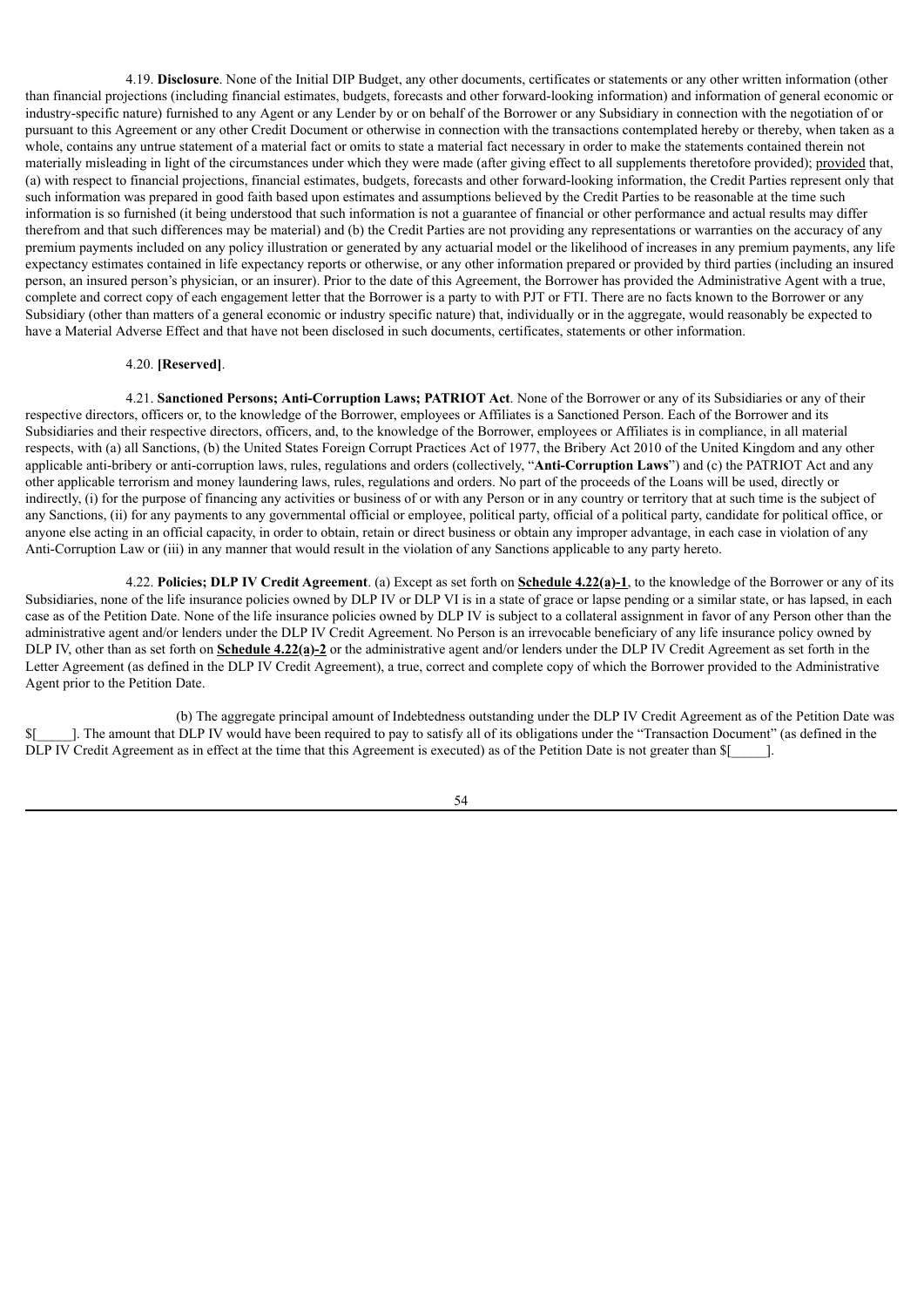4.19. **Disclosure**. None of the Initial DIP Budget, any other documents, certificates or statements or any other written information (other than financial projections (including financial estimates, budgets, forecasts and other forward-looking information) and information of general economic or industry-specific nature) furnished to any Agent or any Lender by or on behalf of the Borrower or any Subsidiary in connection with the negotiation of or pursuant to this Agreement or any other Credit Document or otherwise in connection with the transactions contemplated hereby or thereby, when taken as a whole, contains any untrue statement of a material fact or omits to state a material fact necessary in order to make the statements contained therein not materially misleading in light of the circumstances under which they were made (after giving effect to all supplements theretofore provided); provided that, (a) with respect to financial projections, financial estimates, budgets, forecasts and other forward-looking information, the Credit Parties represent only that such information was prepared in good faith based upon estimates and assumptions believed by the Credit Parties to be reasonable at the time such information is so furnished (it being understood that such information is not a guarantee of financial or other performance and actual results may differ therefrom and that such differences may be material) and (b) the Credit Parties are not providing any representations or warranties on the accuracy of any premium payments included on any policy illustration or generated by any actuarial model or the likelihood of increases in any premium payments, any life expectancy estimates contained in life expectancy reports or otherwise, or any other information prepared or provided by third parties (including an insured person, an insured person's physician, or an insurer). Prior to the date of this Agreement, the Borrower has provided the Administrative Agent with a true, complete and correct copy of each engagement letter that the Borrower is a party to with PJT or FTI. There are no facts known to the Borrower or any Subsidiary (other than matters of a general economic or industry specific nature) that, individually or in the aggregate, would reasonably be expected to have a Material Adverse Effect and that have not been disclosed in such documents, certificates, statements or other information.

4.20. **[Reserved]**.

4.21. **Sanctioned Persons; Anti-Corruption Laws; PATRIOT Act**. None of the Borrower or any of its Subsidiaries or any of their respective directors, officers or, to the knowledge of the Borrower, employees or Affiliates is a Sanctioned Person. Each of the Borrower and its Subsidiaries and their respective directors, officers, and, to the knowledge of the Borrower, employees or Affiliates is in compliance, in all material respects, with (a) all Sanctions, (b) the United States Foreign Corrupt Practices Act of 1977, the Bribery Act 2010 of the United Kingdom and any other applicable anti-bribery or anti-corruption laws, rules, regulations and orders (collectively, "**Anti-Corruption Laws**") and (c) the PATRIOT Act and any other applicable terrorism and money laundering laws, rules, regulations and orders. No part of the proceeds of the Loans will be used, directly or indirectly, (i) for the purpose of financing any activities or business of or with any Person or in any country or territory that at such time is the subject of any Sanctions, (ii) for any payments to any governmental official or employee, political party, official of a political party, candidate for political office, or anyone else acting in an official capacity, in order to obtain, retain or direct business or obtain any improper advantage, in each case in violation of any Anti-Corruption Law or (iii) in any manner that would result in the violation of any Sanctions applicable to any party hereto.

4.22. **Policies; DLP IV Credit Agreement**. (a) Except as set forth on **Schedule 4.22(a)-1**, to the knowledge of the Borrower or any of its Subsidiaries, none of the life insurance policies owned by DLP IV or DLP VI is in a state of grace or lapse pending or a similar state, or has lapsed, in each case as of the Petition Date. None of the life insurance policies owned by DLP IV is subject to a collateral assignment in favor of any Person other than the administrative agent and/or lenders under the DLP IV Credit Agreement. No Person is an irrevocable beneficiary of any life insurance policy owned by DLP IV, other than as set forth on **Schedule 4.22(a)-2** or the administrative agent and/or lenders under the DLP IV Credit Agreement as set forth in the Letter Agreement (as defined in the DLP IV Credit Agreement), a true, correct and complete copy of which the Borrower provided to the Administrative Agent prior to the Petition Date.

(b) The aggregate principal amount of Indebtedness outstanding under the DLP IV Credit Agreement as of the Petition Date was $[_____]. The amount that DLP IV would have been required to pay to satisfy all of its obligations under the "Transaction Document" (as defined in the DLP IV Credit Agreement as in effect at the time that this Agreement is executed) as of the Petition Date is not greater than $[_____].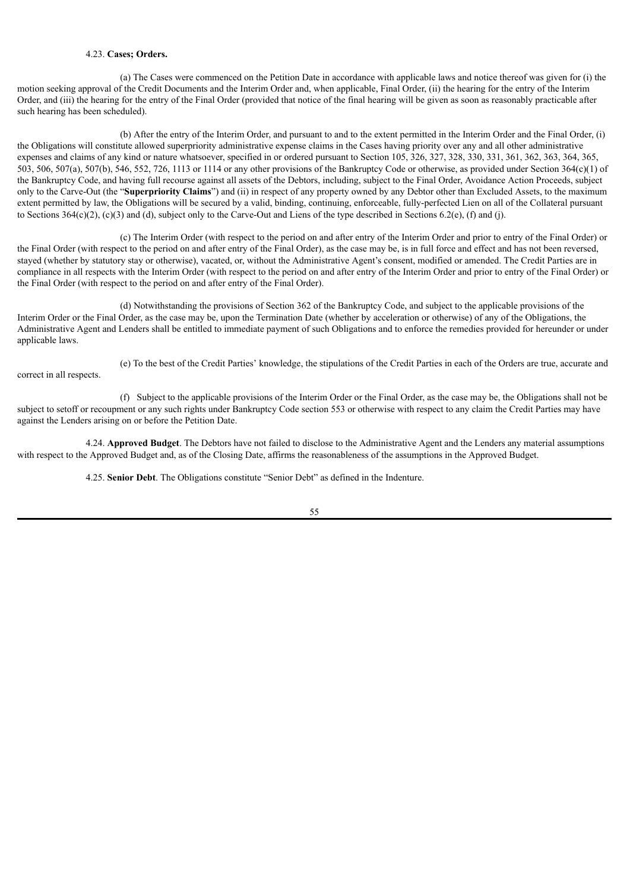4.23. **Cases; Orders.**

(a) The Cases were commenced on the Petition Date in accordance with applicable laws and notice thereof was given for (i) the motion seeking approval of the Credit Documents and the Interim Order and, when applicable, Final Order, (ii) the hearing for the entry of the Interim Order, and (iii) the hearing for the entry of the Final Order (provided that notice of the final hearing will be given as soon as reasonably practicable after such hearing has been scheduled).

(b) After the entry of the Interim Order, and pursuant to and to the extent permitted in the Interim Order and the Final Order, (i) the Obligations will constitute allowed superpriority administrative expense claims in the Cases having priority over any and all other administrative expenses and claims of any kind or nature whatsoever, specified in or ordered pursuant to Section 105, 326, 327, 328, 330, 331, 361, 362, 363, 364, 365, 503, 506, 507(a), 507(b), 546, 552, 726, 1113 or 1114 or any other provisions of the Bankruptcy Code or otherwise, as provided under Section 364(c)(1) of the Bankruptcy Code, and having full recourse against all assets of the Debtors, including, subject to the Final Order, Avoidance Action Proceeds, subject only to the Carve-Out (the "**Superpriority Claims**") and (ii) in respect of any property owned by any Debtor other than Excluded Assets, to the maximum extent permitted by law, the Obligations will be secured by a valid, binding, continuing, enforceable, fully-perfected Lien on all of the Collateral pursuant to Sections 364(c)(2), (c)(3) and (d), subject only to the Carve-Out and Liens of the type described in Sections 6.2(e), (f) and (j).

(c) The Interim Order (with respect to the period on and after entry of the Interim Order and prior to entry of the Final Order) or the Final Order (with respect to the period on and after entry of the Final Order), as the case may be, is in full force and effect and has not been reversed, stayed (whether by statutory stay or otherwise), vacated, or, without the Administrative Agent's consent, modified or amended. The Credit Parties are in compliance in all respects with the Interim Order (with respect to the period on and after entry of the Interim Order and prior to entry of the Final Order) or the Final Order (with respect to the period on and after entry of the Final Order).

(d) Notwithstanding the provisions of Section 362 of the Bankruptcy Code, and subject to the applicable provisions of the Interim Order or the Final Order, as the case may be, upon the Termination Date (whether by acceleration or otherwise) of any of the Obligations, the Administrative Agent and Lenders shall be entitled to immediate payment of such Obligations and to enforce the remedies provided for hereunder or under applicable laws.

(e) To the best of the Credit Parties' knowledge, the stipulations of the Credit Parties in each of the Orders are true, accurate and correct in all respects.

(f) Subject to the applicable provisions of the Interim Order or the Final Order, as the case may be, the Obligations shall not be subject to setoff or recoupment or any such rights under Bankruptcy Code section 553 or otherwise with respect to any claim the Credit Parties may have against the Lenders arising on or before the Petition Date.

4.24. **Approved Budget**. The Debtors have not failed to disclose to the Administrative Agent and the Lenders any material assumptions with respect to the Approved Budget and, as of the Closing Date, affirms the reasonableness of the assumptions in the Approved Budget.

4.25. **Senior Debt**. The Obligations constitute "Senior Debt" as defined in the Indenture.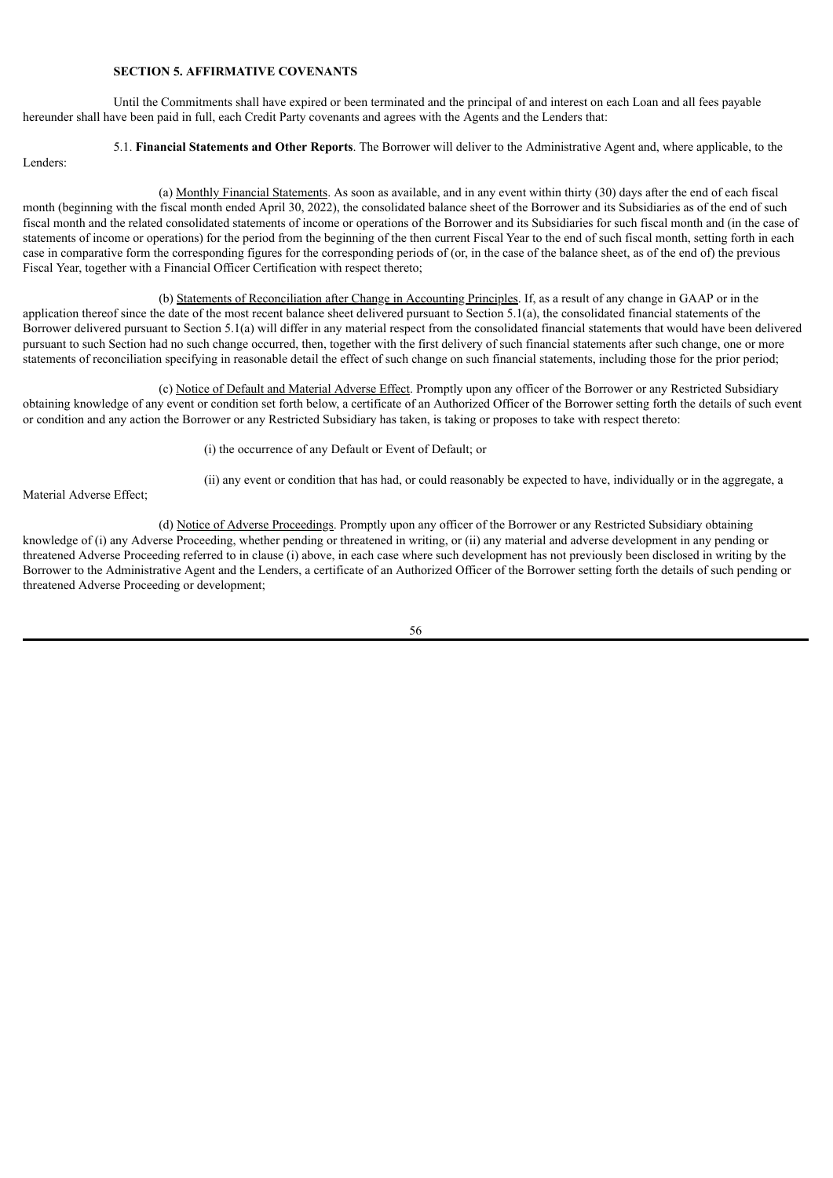**SECTION 5. AFFIRMATIVE COVENANTS**

Until the Commitments shall have expired or been terminated and the principal of and interest on each Loan and all fees payable hereunder shall have been paid in full, each Credit Party covenants and agrees with the Agents and the Lenders that:

5.1. **Financial Statements and Other Reports**. The Borrower will deliver to the Administrative Agent and, where applicable, to the Lenders:

(a) Monthly Financial Statements. As soon as available, and in any event within thirty (30) days after the end of each fiscal month (beginning with the fiscal month ended April 30, 2022), the consolidated balance sheet of the Borrower and its Subsidiaries as of the end of such fiscal month and the related consolidated statements of income or operations of the Borrower and its Subsidiaries for such fiscal month and (in the case of statements of income or operations) for the period from the beginning of the then current Fiscal Year to the end of such fiscal month, setting forth in each case in comparative form the corresponding figures for the corresponding periods of (or, in the case of the balance sheet, as of the end of) the previous Fiscal Year, together with a Financial Officer Certification with respect thereto;

(b) Statements of Reconciliation after Change in Accounting Principles. If, as a result of any change in GAAP or in the application thereof since the date of the most recent balance sheet delivered pursuant to Section 5.1(a), the consolidated financial statements of the Borrower delivered pursuant to Section 5.1(a) will differ in any material respect from the consolidated financial statements that would have been delivered pursuant to such Section had no such change occurred, then, together with the first delivery of such financial statements after such change, one or more statements of reconciliation specifying in reasonable detail the effect of such change on such financial statements, including those for the prior period;

(c) Notice of Default and Material Adverse Effect. Promptly upon any officer of the Borrower or any Restricted Subsidiary obtaining knowledge of any event or condition set forth below, a certificate of an Authorized Officer of the Borrower setting forth the details of such event or condition and any action the Borrower or any Restricted Subsidiary has taken, is taking or proposes to take with respect thereto:

(i) the occurrence of any Default or Event of Default; or

(ii) any event or condition that has had, or could reasonably be expected to have, individually or in the aggregate, a Material Adverse Effect;

(d) Notice of Adverse Proceedings. Promptly upon any officer of the Borrower or any Restricted Subsidiary obtaining knowledge of (i) any Adverse Proceeding, whether pending or threatened in writing, or (ii) any material and adverse development in any pending or threatened Adverse Proceeding referred to in clause (i) above, in each case where such development has not previously been disclosed in writing by the Borrower to the Administrative Agent and the Lenders, a certificate of an Authorized Officer of the Borrower setting forth the details of such pending or threatened Adverse Proceeding or development;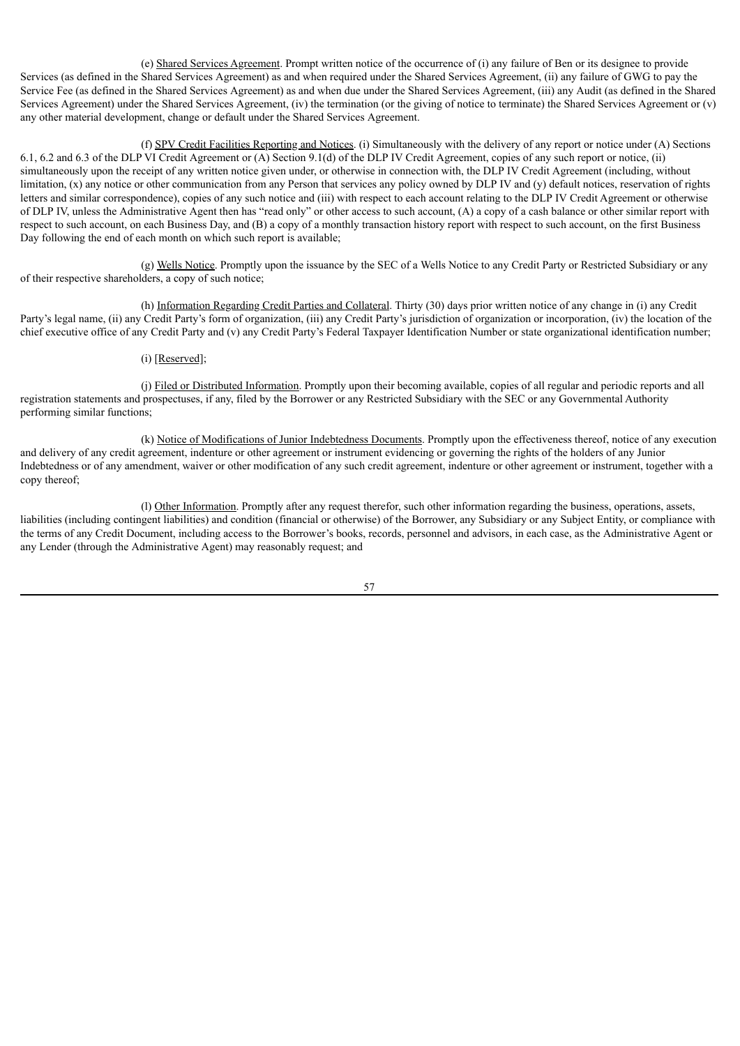(e) Shared Services Agreement. Prompt written notice of the occurrence of (i) any failure of Ben or its designee to provide Services (as defined in the Shared Services Agreement) as and when required under the Shared Services Agreement, (ii) any failure of GWG to pay the Service Fee (as defined in the Shared Services Agreement) as and when due under the Shared Services Agreement, (iii) any Audit (as defined in the Shared Services Agreement) under the Shared Services Agreement, (iv) the termination (or the giving of notice to terminate) the Shared Services Agreement or (v) any other material development, change or default under the Shared Services Agreement.

(f) SPV Credit Facilities Reporting and Notices. (i) Simultaneously with the delivery of any report or notice under (A) Sections 6.1, 6.2 and 6.3 of the DLP VI Credit Agreement or (A) Section 9.1(d) of the DLP IV Credit Agreement, copies of any such report or notice, (ii) simultaneously upon the receipt of any written notice given under, or otherwise in connection with, the DLP IV Credit Agreement (including, without limitation, (x) any notice or other communication from any Person that services any policy owned by DLP IV and (y) default notices, reservation of rights letters and similar correspondence), copies of any such notice and (iii) with respect to each account relating to the DLP IV Credit Agreement or otherwise of DLP IV, unless the Administrative Agent then has "read only" or other access to such account, (A) a copy of a cash balance or other similar report with respect to such account, on each Business Day, and (B) a copy of a monthly transaction history report with respect to such account, on the first Business Day following the end of each month on which such report is available;

(g) Wells Notice. Promptly upon the issuance by the SEC of a Wells Notice to any Credit Party or Restricted Subsidiary or any of their respective shareholders, a copy of such notice;

(h) Information Regarding Credit Parties and Collateral. Thirty (30) days prior written notice of any change in (i) any Credit Party's legal name, (ii) any Credit Party's form of organization, (iii) any Credit Party's jurisdiction of organization or incorporation, (iv) the location of the chief executive office of any Credit Party and (v) any Credit Party's Federal Taxpayer Identification Number or state organizational identification number;

(i) [Reserved];

(j) Filed or Distributed Information. Promptly upon their becoming available, copies of all regular and periodic reports and all registration statements and prospectuses, if any, filed by the Borrower or any Restricted Subsidiary with the SEC or any Governmental Authority performing similar functions;

(k) Notice of Modifications of Junior Indebtedness Documents. Promptly upon the effectiveness thereof, notice of any execution and delivery of any credit agreement, indenture or other agreement or instrument evidencing or governing the rights of the holders of any Junior Indebtedness or of any amendment, waiver or other modification of any such credit agreement, indenture or other agreement or instrument, together with a copy thereof;

(l) Other Information. Promptly after any request therefor, such other information regarding the business, operations, assets, liabilities (including contingent liabilities) and condition (financial or otherwise) of the Borrower, any Subsidiary or any Subject Entity, or compliance with the terms of any Credit Document, including access to the Borrower's books, records, personnel and advisors, in each case, as the Administrative Agent or any Lender (through the Administrative Agent) may reasonably request; and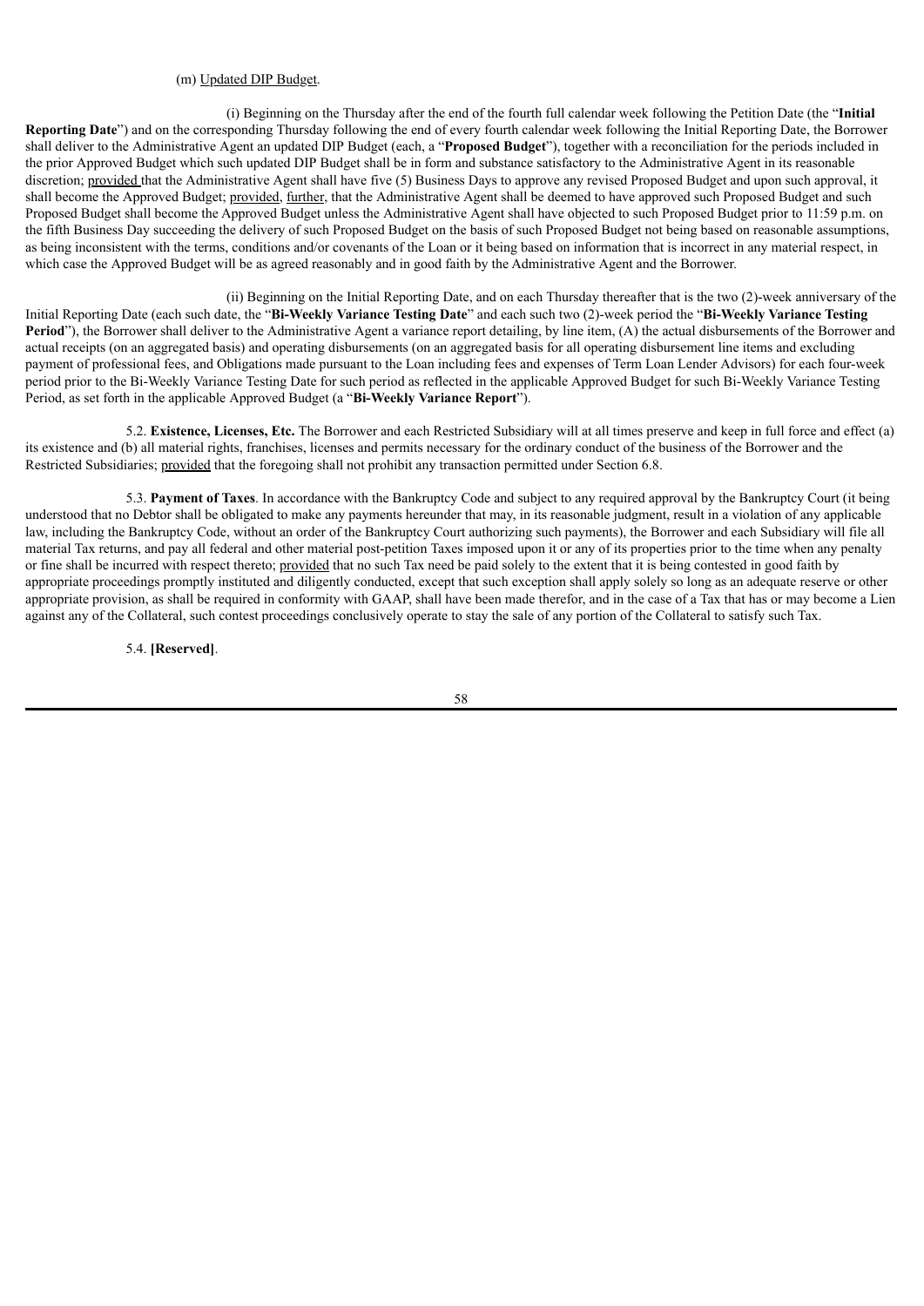(m) Updated DIP Budget.

(i) Beginning on the Thursday after the end of the fourth full calendar week following the Petition Date (the "**Initial Reporting Date**") and on the corresponding Thursday following the end of every fourth calendar week following the Initial Reporting Date, the Borrower shall deliver to the Administrative Agent an updated DIP Budget (each, a "**Proposed Budget**"), together with a reconciliation for the periods included in the prior Approved Budget which such updated DIP Budget shall be in form and substance satisfactory to the Administrative Agent in its reasonable discretion; provided that the Administrative Agent shall have five (5) Business Days to approve any revised Proposed Budget and upon such approval, it shall become the Approved Budget; provided, further, that the Administrative Agent shall be deemed to have approved such Proposed Budget and such Proposed Budget shall become the Approved Budget unless the Administrative Agent shall have objected to such Proposed Budget prior to 11:59 p.m. on the fifth Business Day succeeding the delivery of such Proposed Budget on the basis of such Proposed Budget not being based on reasonable assumptions, as being inconsistent with the terms, conditions and/or covenants of the Loan or it being based on information that is incorrect in any material respect, in which case the Approved Budget will be as agreed reasonably and in good faith by the Administrative Agent and the Borrower.

(ii) Beginning on the Initial Reporting Date, and on each Thursday thereafter that is the two (2)-week anniversary of the Initial Reporting Date (each such date, the "**Bi-Weekly Variance Testing Date**" and each such two (2)-week period the "**Bi-Weekly Variance Testing Period**"), the Borrower shall deliver to the Administrative Agent a variance report detailing, by line item, (A) the actual disbursements of the Borrower and actual receipts (on an aggregated basis) and operating disbursements (on an aggregated basis for all operating disbursement line items and excluding payment of professional fees, and Obligations made pursuant to the Loan including fees and expenses of Term Loan Lender Advisors) for each four-week period prior to the Bi-Weekly Variance Testing Date for such period as reflected in the applicable Approved Budget for such Bi-Weekly Variance Testing Period, as set forth in the applicable Approved Budget (a "**Bi-Weekly Variance Report**").

5.2. **Existence, Licenses, Etc.** The Borrower and each Restricted Subsidiary will at all times preserve and keep in full force and effect (a) its existence and (b) all material rights, franchises, licenses and permits necessary for the ordinary conduct of the business of the Borrower and the Restricted Subsidiaries; provided that the foregoing shall not prohibit any transaction permitted under Section 6.8.

5.3. **Payment of Taxes**. In accordance with the Bankruptcy Code and subject to any required approval by the Bankruptcy Court (it being understood that no Debtor shall be obligated to make any payments hereunder that may, in its reasonable judgment, result in a violation of any applicable law, including the Bankruptcy Code, without an order of the Bankruptcy Court authorizing such payments), the Borrower and each Subsidiary will file all material Tax returns, and pay all federal and other material post-petition Taxes imposed upon it or any of its properties prior to the time when any penalty or fine shall be incurred with respect thereto; provided that no such Tax need be paid solely to the extent that it is being contested in good faith by appropriate proceedings promptly instituted and diligently conducted, except that such exception shall apply solely so long as an adequate reserve or other appropriate provision, as shall be required in conformity with GAAP, shall have been made therefor, and in the case of a Tax that has or may become a Lien against any of the Collateral, such contest proceedings conclusively operate to stay the sale of any portion of the Collateral to satisfy such Tax.

5.4. **[Reserved]**.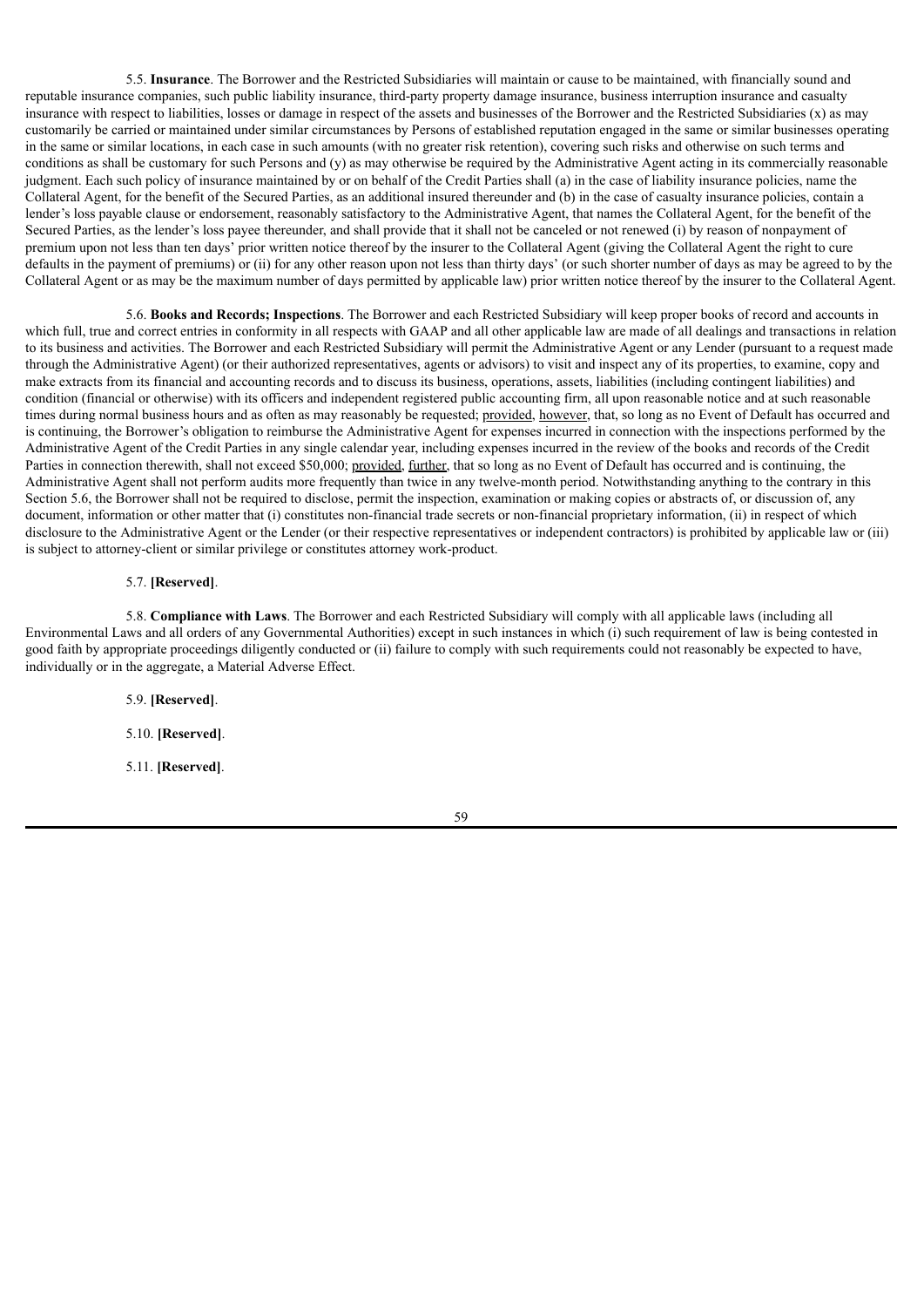5.5. **Insurance**. The Borrower and the Restricted Subsidiaries will maintain or cause to be maintained, with financially sound and reputable insurance companies, such public liability insurance, third-party property damage insurance, business interruption insurance and casualty insurance with respect to liabilities, losses or damage in respect of the assets and businesses of the Borrower and the Restricted Subsidiaries (x) as may customarily be carried or maintained under similar circumstances by Persons of established reputation engaged in the same or similar businesses operating in the same or similar locations, in each case in such amounts (with no greater risk retention), covering such risks and otherwise on such terms and conditions as shall be customary for such Persons and (y) as may otherwise be required by the Administrative Agent acting in its commercially reasonable judgment. Each such policy of insurance maintained by or on behalf of the Credit Parties shall (a) in the case of liability insurance policies, name the Collateral Agent, for the benefit of the Secured Parties, as an additional insured thereunder and (b) in the case of casualty insurance policies, contain a lender's loss payable clause or endorsement, reasonably satisfactory to the Administrative Agent, that names the Collateral Agent, for the benefit of the Secured Parties, as the lender's loss payee thereunder, and shall provide that it shall not be canceled or not renewed (i) by reason of nonpayment of premium upon not less than ten days' prior written notice thereof by the insurer to the Collateral Agent (giving the Collateral Agent the right to cure defaults in the payment of premiums) or (ii) for any other reason upon not less than thirty days' (or such shorter number of days as may be agreed to by the Collateral Agent or as may be the maximum number of days permitted by applicable law) prior written notice thereof by the insurer to the Collateral Agent.

5.6. **Books and Records; Inspections**. The Borrower and each Restricted Subsidiary will keep proper books of record and accounts in which full, true and correct entries in conformity in all respects with GAAP and all other applicable law are made of all dealings and transactions in relation to its business and activities. The Borrower and each Restricted Subsidiary will permit the Administrative Agent or any Lender (pursuant to a request made through the Administrative Agent) (or their authorized representatives, agents or advisors) to visit and inspect any of its properties, to examine, copy and make extracts from its financial and accounting records and to discuss its business, operations, assets, liabilities (including contingent liabilities) and condition (financial or otherwise) with its officers and independent registered public accounting firm, all upon reasonable notice and at such reasonable times during normal business hours and as often as may reasonably be requested; provided, however, that, so long as no Event of Default has occurred and is continuing, the Borrower's obligation to reimburse the Administrative Agent for expenses incurred in connection with the inspections performed by the Administrative Agent of the Credit Parties in any single calendar year, including expenses incurred in the review of the books and records of the Credit Parties in connection therewith, shall not exceed \$50,000; provided, further, that so long as no Event of Default has occurred and is continuing, the Administrative Agent shall not perform audits more frequently than twice in any twelve-month period. Notwithstanding anything to the contrary in this Section 5.6, the Borrower shall not be required to disclose, permit the inspection, examination or making copies or abstracts of, or discussion of, any document, information or other matter that (i) constitutes non-financial trade secrets or non-financial proprietary information, (ii) in respect of which disclosure to the Administrative Agent or the Lender (or their respective representatives or independent contractors) is prohibited by applicable law or (iii) is subject to attorney-client or similar privilege or constitutes attorney work-product.

5.7. **[Reserved]**.

5.8. **Compliance with Laws**. The Borrower and each Restricted Subsidiary will comply with all applicable laws (including all Environmental Laws and all orders of any Governmental Authorities) except in such instances in which (i) such requirement of law is being contested in good faith by appropriate proceedings diligently conducted or (ii) failure to comply with such requirements could not reasonably be expected to have, individually or in the aggregate, a Material Adverse Effect.

5.9. **[Reserved]**.

5.10. **[Reserved]**.

5.11. **[Reserved]**.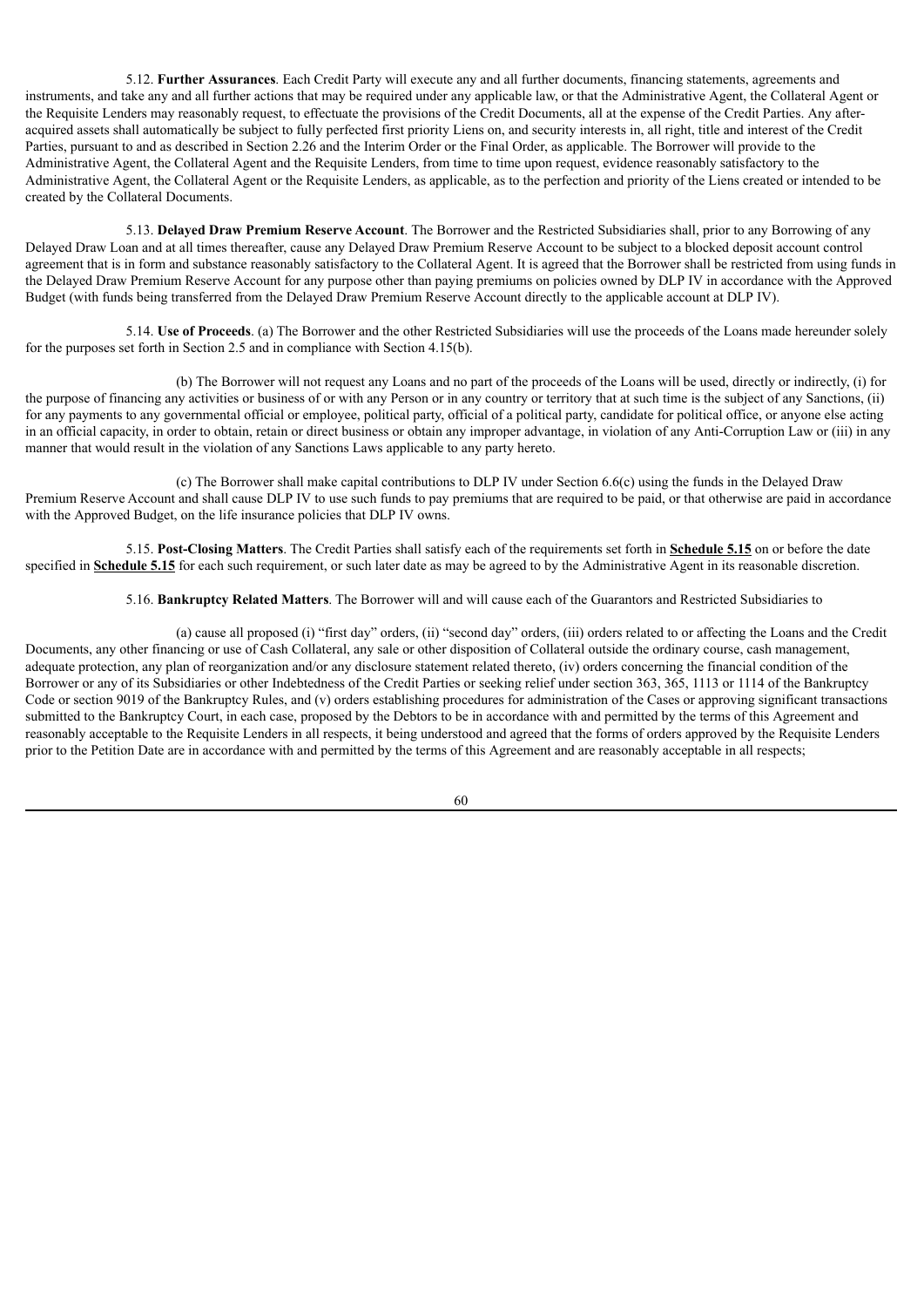5.12. **Further Assurances**. Each Credit Party will execute any and all further documents, financing statements, agreements and instruments, and take any and all further actions that may be required under any applicable law, or that the Administrative Agent, the Collateral Agent or the Requisite Lenders may reasonably request, to effectuate the provisions of the Credit Documents, all at the expense of the Credit Parties. Any after-acquired assets shall automatically be subject to fully perfected first priority Liens on, and security interests in, all right, title and interest of the Credit Parties, pursuant to and as described in Section 2.26 and the Interim Order or the Final Order, as applicable. The Borrower will provide to the Administrative Agent, the Collateral Agent and the Requisite Lenders, from time to time upon request, evidence reasonably satisfactory to the Administrative Agent, the Collateral Agent or the Requisite Lenders, as applicable, as to the perfection and priority of the Liens created or intended to be created by the Collateral Documents.

5.13. **Delayed Draw Premium Reserve Account**. The Borrower and the Restricted Subsidiaries shall, prior to any Borrowing of any Delayed Draw Loan and at all times thereafter, cause any Delayed Draw Premium Reserve Account to be subject to a blocked deposit account control agreement that is in form and substance reasonably satisfactory to the Collateral Agent. It is agreed that the Borrower shall be restricted from using funds in the Delayed Draw Premium Reserve Account for any purpose other than paying premiums on policies owned by DLP IV in accordance with the Approved Budget (with funds being transferred from the Delayed Draw Premium Reserve Account directly to the applicable account at DLP IV).

5.14. **Use of Proceeds**. (a) The Borrower and the other Restricted Subsidiaries will use the proceeds of the Loans made hereunder solely for the purposes set forth in Section 2.5 and in compliance with Section 4.15(b).

(b) The Borrower will not request any Loans and no part of the proceeds of the Loans will be used, directly or indirectly, (i) for the purpose of financing any activities or business of or with any Person or in any country or territory that at such time is the subject of any Sanctions, (ii) for any payments to any governmental official or employee, political party, official of a political party, candidate for political office, or anyone else acting in an official capacity, in order to obtain, retain or direct business or obtain any improper advantage, in violation of any Anti-Corruption Law or (iii) in any manner that would result in the violation of any Sanctions Laws applicable to any party hereto.

(c) The Borrower shall make capital contributions to DLP IV under Section 6.6(c) using the funds in the Delayed Draw Premium Reserve Account and shall cause DLP IV to use such funds to pay premiums that are required to be paid, or that otherwise are paid in accordance with the Approved Budget, on the life insurance policies that DLP IV owns.

5.15. **Post-Closing Matters**. The Credit Parties shall satisfy each of the requirements set forth in **Schedule 5.15** on or before the date specified in **Schedule 5.15** for each such requirement, or such later date as may be agreed to by the Administrative Agent in its reasonable discretion.

5.16. **Bankruptcy Related Matters**. The Borrower will and will cause each of the Guarantors and Restricted Subsidiaries to

(a) cause all proposed (i) "first day" orders, (ii) "second day" orders, (iii) orders related to or affecting the Loans and the Credit Documents, any other financing or use of Cash Collateral, any sale or other disposition of Collateral outside the ordinary course, cash management, adequate protection, any plan of reorganization and/or any disclosure statement related thereto, (iv) orders concerning the financial condition of the Borrower or any of its Subsidiaries or other Indebtedness of the Credit Parties or seeking relief under section 363, 365, 1113 or 1114 of the Bankruptcy Code or section 9019 of the Bankruptcy Rules, and (v) orders establishing procedures for administration of the Cases or approving significant transactions submitted to the Bankruptcy Court, in each case, proposed by the Debtors to be in accordance with and permitted by the terms of this Agreement and reasonably acceptable to the Requisite Lenders in all respects, it being understood and agreed that the forms of orders approved by the Requisite Lenders prior to the Petition Date are in accordance with and permitted by the terms of this Agreement and are reasonably acceptable in all respects;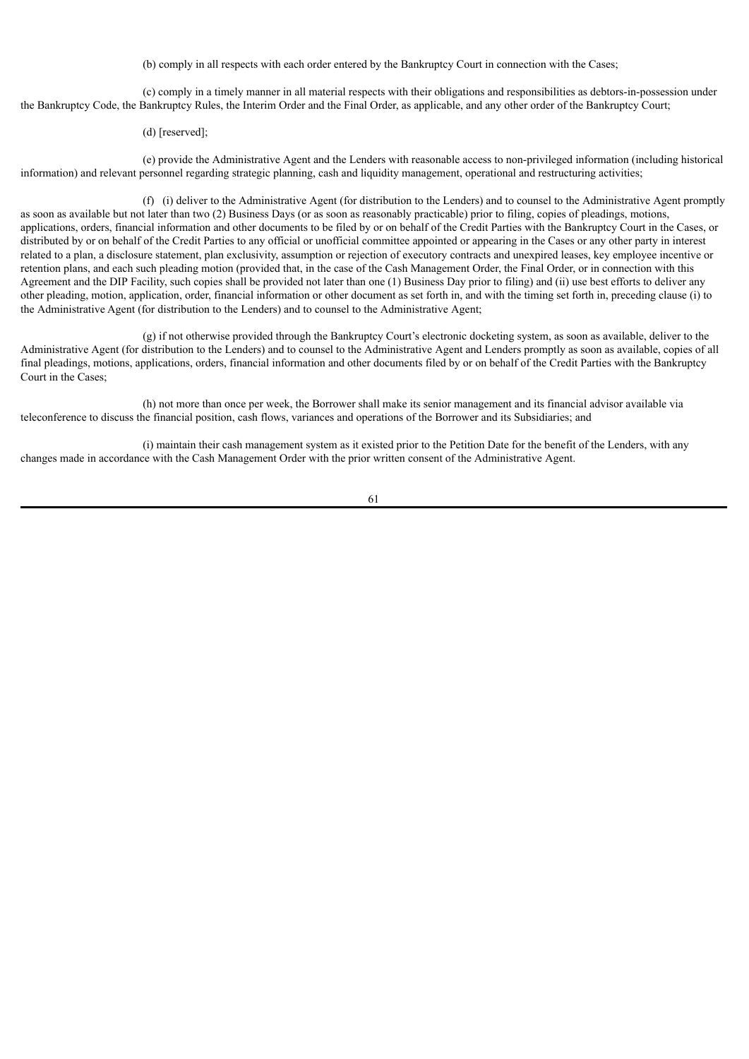(b) comply in all respects with each order entered by the Bankruptcy Court in connection with the Cases;

(c) comply in a timely manner in all material respects with their obligations and responsibilities as debtors-in-possession under the Bankruptcy Code, the Bankruptcy Rules, the Interim Order and the Final Order, as applicable, and any other order of the Bankruptcy Court;

(d) [reserved];

(e) provide the Administrative Agent and the Lenders with reasonable access to non-privileged information (including historical information) and relevant personnel regarding strategic planning, cash and liquidity management, operational and restructuring activities;

(f) (i) deliver to the Administrative Agent (for distribution to the Lenders) and to counsel to the Administrative Agent promptly as soon as available but not later than two (2) Business Days (or as soon as reasonably practicable) prior to filing, copies of pleadings, motions, applications, orders, financial information and other documents to be filed by or on behalf of the Credit Parties with the Bankruptcy Court in the Cases, or distributed by or on behalf of the Credit Parties to any official or unofficial committee appointed or appearing in the Cases or any other party in interest related to a plan, a disclosure statement, plan exclusivity, assumption or rejection of executory contracts and unexpired leases, key employee incentive or retention plans, and each such pleading motion (provided that, in the case of the Cash Management Order, the Final Order, or in connection with this Agreement and the DIP Facility, such copies shall be provided not later than one (1) Business Day prior to filing) and (ii) use best efforts to deliver any other pleading, motion, application, order, financial information or other document as set forth in, and with the timing set forth in, preceding clause (i) to the Administrative Agent (for distribution to the Lenders) and to counsel to the Administrative Agent;

(g) if not otherwise provided through the Bankruptcy Court's electronic docketing system, as soon as available, deliver to the Administrative Agent (for distribution to the Lenders) and to counsel to the Administrative Agent and Lenders promptly as soon as available, copies of all final pleadings, motions, applications, orders, financial information and other documents filed by or on behalf of the Credit Parties with the Bankruptcy Court in the Cases;

(h) not more than once per week, the Borrower shall make its senior management and its financial advisor available via teleconference to discuss the financial position, cash flows, variances and operations of the Borrower and its Subsidiaries; and

(i) maintain their cash management system as it existed prior to the Petition Date for the benefit of the Lenders, with any changes made in accordance with the Cash Management Order with the prior written consent of the Administrative Agent.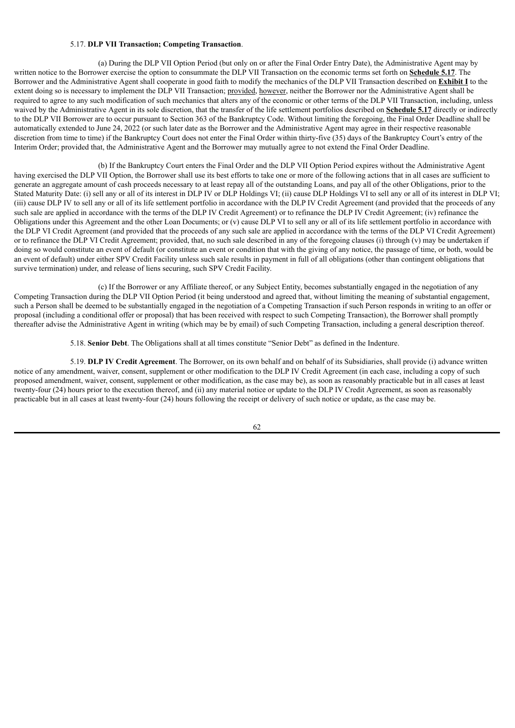5.17. **DLP VII Transaction; Competing Transaction**.

(a) During the DLP VII Option Period (but only on or after the Final Order Entry Date), the Administrative Agent may by written notice to the Borrower exercise the option to consummate the DLP VII Transaction on the economic terms set forth on **Schedule 5.17**. The Borrower and the Administrative Agent shall cooperate in good faith to modify the mechanics of the DLP VII Transaction described on **Exhibit I** to the extent doing so is necessary to implement the DLP VII Transaction; provided, however, neither the Borrower nor the Administrative Agent shall be required to agree to any such modification of such mechanics that alters any of the economic or other terms of the DLP VII Transaction, including, unless waived by the Administrative Agent in its sole discretion, that the transfer of the life settlement portfolios described on **Schedule 5.17** directly or indirectly to the DLP VII Borrower are to occur pursuant to Section 363 of the Bankruptcy Code. Without limiting the foregoing, the Final Order Deadline shall be automatically extended to June 24, 2022 (or such later date as the Borrower and the Administrative Agent may agree in their respective reasonable discretion from time to time) if the Bankruptcy Court does not enter the Final Order within thirty-five (35) days of the Bankruptcy Court's entry of the Interim Order; provided that, the Administrative Agent and the Borrower may mutually agree to not extend the Final Order Deadline.

(b) If the Bankruptcy Court enters the Final Order and the DLP VII Option Period expires without the Administrative Agent having exercised the DLP VII Option, the Borrower shall use its best efforts to take one or more of the following actions that in all cases are sufficient to generate an aggregate amount of cash proceeds necessary to at least repay all of the outstanding Loans, and pay all of the other Obligations, prior to the Stated Maturity Date: (i) sell any or all of its interest in DLP IV or DLP Holdings VI; (ii) cause DLP Holdings VI to sell any or all of its interest in DLP VI; (iii) cause DLP IV to sell any or all of its life settlement portfolio in accordance with the DLP IV Credit Agreement (and provided that the proceeds of any such sale are applied in accordance with the terms of the DLP IV Credit Agreement) or to refinance the DLP IV Credit Agreement; (iv) refinance the Obligations under this Agreement and the other Loan Documents; or (v) cause DLP VI to sell any or all of its life settlement portfolio in accordance with the DLP VI Credit Agreement (and provided that the proceeds of any such sale are applied in accordance with the terms of the DLP VI Credit Agreement) or to refinance the DLP VI Credit Agreement; provided, that, no such sale described in any of the foregoing clauses (i) through (v) may be undertaken if doing so would constitute an event of default (or constitute an event or condition that with the giving of any notice, the passage of time, or both, would be an event of default) under either SPV Credit Facility unless such sale results in payment in full of all obligations (other than contingent obligations that survive termination) under, and release of liens securing, such SPV Credit Facility.

(c) If the Borrower or any Affiliate thereof, or any Subject Entity, becomes substantially engaged in the negotiation of any Competing Transaction during the DLP VII Option Period (it being understood and agreed that, without limiting the meaning of substantial engagement, such a Person shall be deemed to be substantially engaged in the negotiation of a Competing Transaction if such Person responds in writing to an offer or proposal (including a conditional offer or proposal) that has been received with respect to such Competing Transaction), the Borrower shall promptly thereafter advise the Administrative Agent in writing (which may be by email) of such Competing Transaction, including a general description thereof.

5.18. **Senior Debt**. The Obligations shall at all times constitute "Senior Debt" as defined in the Indenture.

5.19. **DLP IV Credit Agreement**. The Borrower, on its own behalf and on behalf of its Subsidiaries, shall provide (i) advance written notice of any amendment, waiver, consent, supplement or other modification to the DLP IV Credit Agreement (in each case, including a copy of such proposed amendment, waiver, consent, supplement or other modification, as the case may be), as soon as reasonably practicable but in all cases at least twenty-four (24) hours prior to the execution thereof, and (ii) any material notice or update to the DLP IV Credit Agreement, as soon as reasonably practicable but in all cases at least twenty-four (24) hours following the receipt or delivery of such notice or update, as the case may be.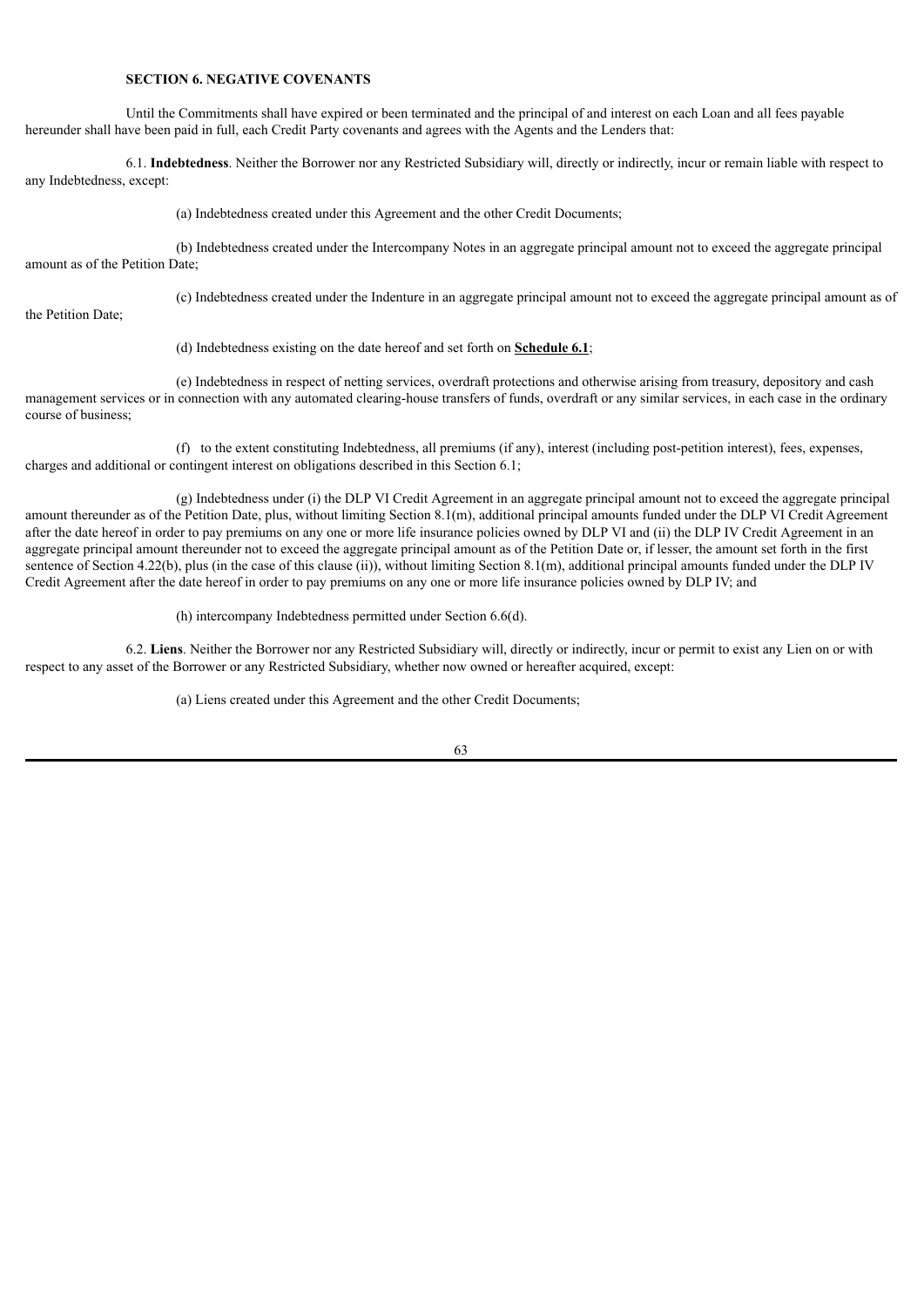**SECTION 6. NEGATIVE COVENANTS**

Until the Commitments shall have expired or been terminated and the principal of and interest on each Loan and all fees payable hereunder shall have been paid in full, each Credit Party covenants and agrees with the Agents and the Lenders that:

6.1. **Indebtedness**. Neither the Borrower nor any Restricted Subsidiary will, directly or indirectly, incur or remain liable with respect to any Indebtedness, except:

(a) Indebtedness created under this Agreement and the other Credit Documents;

(b) Indebtedness created under the Intercompany Notes in an aggregate principal amount not to exceed the aggregate principal amount as of the Petition Date;

(c) Indebtedness created under the Indenture in an aggregate principal amount not to exceed the aggregate principal amount as of the Petition Date;

(d) Indebtedness existing on the date hereof and set forth on **Schedule 6.1**;

(e) Indebtedness in respect of netting services, overdraft protections and otherwise arising from treasury, depository and cash management services or in connection with any automated clearing-house transfers of funds, overdraft or any similar services, in each case in the ordinary course of business;

(f) to the extent constituting Indebtedness, all premiums (if any), interest (including post-petition interest), fees, expenses, charges and additional or contingent interest on obligations described in this Section 6.1;

(g) Indebtedness under (i) the DLP VI Credit Agreement in an aggregate principal amount not to exceed the aggregate principal amount thereunder as of the Petition Date, plus, without limiting Section 8.1(m), additional principal amounts funded under the DLP VI Credit Agreement after the date hereof in order to pay premiums on any one or more life insurance policies owned by DLP VI and (ii) the DLP IV Credit Agreement in an aggregate principal amount thereunder not to exceed the aggregate principal amount as of the Petition Date or, if lesser, the amount set forth in the first sentence of Section 4.22(b), plus (in the case of this clause (ii)), without limiting Section 8.1(m), additional principal amounts funded under the DLP IV Credit Agreement after the date hereof in order to pay premiums on any one or more life insurance policies owned by DLP IV; and

(h) intercompany Indebtedness permitted under Section 6.6(d).

6.2. **Liens**. Neither the Borrower nor any Restricted Subsidiary will, directly or indirectly, incur or permit to exist any Lien on or with respect to any asset of the Borrower or any Restricted Subsidiary, whether now owned or hereafter acquired, except:

(a) Liens created under this Agreement and the other Credit Documents;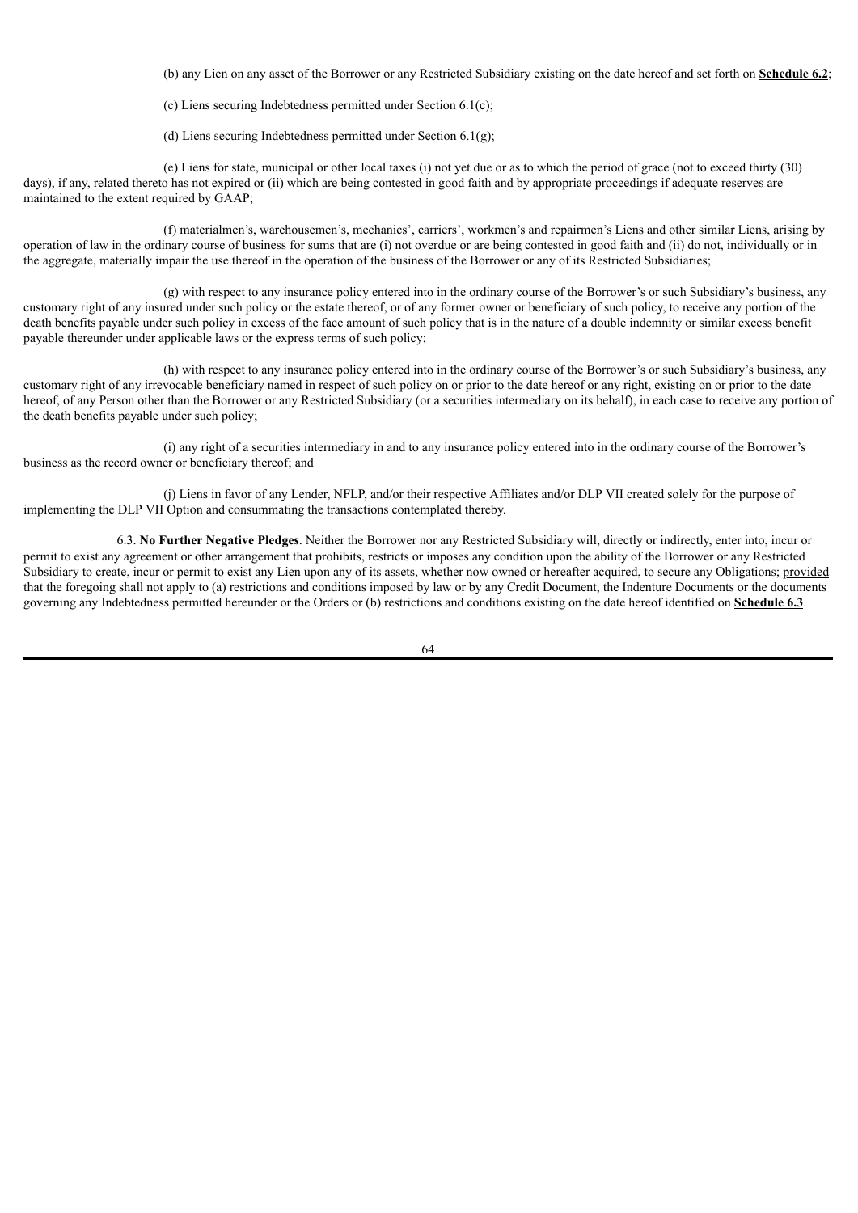(b) any Lien on any asset of the Borrower or any Restricted Subsidiary existing on the date hereof and set forth on **Schedule 6.2**;

(c) Liens securing Indebtedness permitted under Section 6.1(c);

(d) Liens securing Indebtedness permitted under Section 6.1(g);

(e) Liens for state, municipal or other local taxes (i) not yet due or as to which the period of grace (not to exceed thirty (30) days), if any, related thereto has not expired or (ii) which are being contested in good faith and by appropriate proceedings if adequate reserves are maintained to the extent required by GAAP;

(f) materialmen's, warehousemen's, mechanics', carriers', workmen's and repairmen's Liens and other similar Liens, arising by operation of law in the ordinary course of business for sums that are (i) not overdue or are being contested in good faith and (ii) do not, individually or in the aggregate, materially impair the use thereof in the operation of the business of the Borrower or any of its Restricted Subsidiaries;

(g) with respect to any insurance policy entered into in the ordinary course of the Borrower's or such Subsidiary's business, any customary right of any insured under such policy or the estate thereof, or of any former owner or beneficiary of such policy, to receive any portion of the death benefits payable under such policy in excess of the face amount of such policy that is in the nature of a double indemnity or similar excess benefit payable thereunder under applicable laws or the express terms of such policy;

(h) with respect to any insurance policy entered into in the ordinary course of the Borrower's or such Subsidiary's business, any customary right of any irrevocable beneficiary named in respect of such policy on or prior to the date hereof or any right, existing on or prior to the date hereof, of any Person other than the Borrower or any Restricted Subsidiary (or a securities intermediary on its behalf), in each case to receive any portion of the death benefits payable under such policy;

(i) any right of a securities intermediary in and to any insurance policy entered into in the ordinary course of the Borrower's business as the record owner or beneficiary thereof; and

(j) Liens in favor of any Lender, NFLP, and/or their respective Affiliates and/or DLP VII created solely for the purpose of implementing the DLP VII Option and consummating the transactions contemplated thereby.

6.3. **No Further Negative Pledges**. Neither the Borrower nor any Restricted Subsidiary will, directly or indirectly, enter into, incur or permit to exist any agreement or other arrangement that prohibits, restricts or imposes any condition upon the ability of the Borrower or any Restricted Subsidiary to create, incur or permit to exist any Lien upon any of its assets, whether now owned or hereafter acquired, to secure any Obligations; provided that the foregoing shall not apply to (a) restrictions and conditions imposed by law or by any Credit Document, the Indenture Documents or the documents governing any Indebtedness permitted hereunder or the Orders or (b) restrictions and conditions existing on the date hereof identified on **Schedule 6.3**.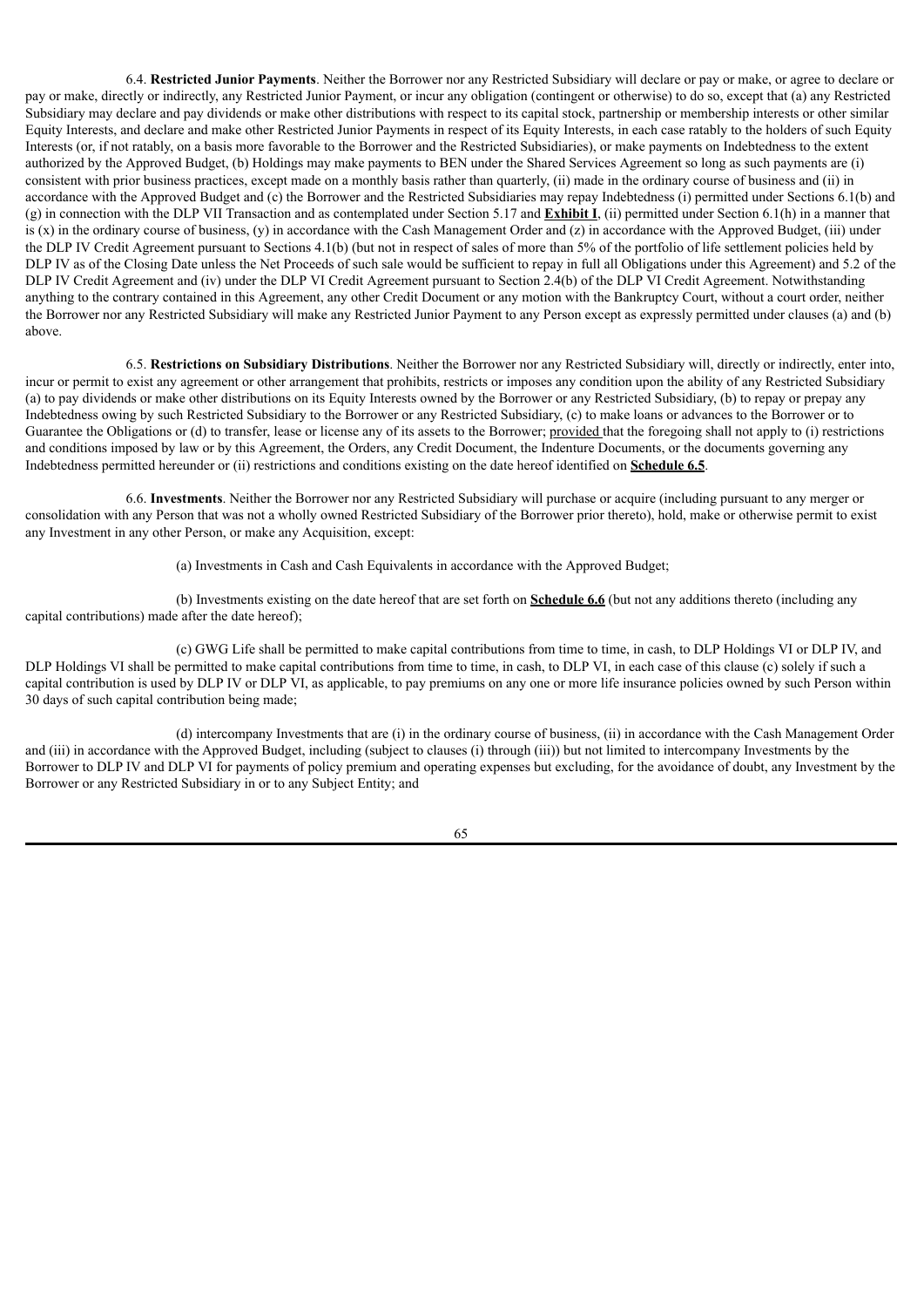6.4. **Restricted Junior Payments**. Neither the Borrower nor any Restricted Subsidiary will declare or pay or make, or agree to declare or pay or make, directly or indirectly, any Restricted Junior Payment, or incur any obligation (contingent or otherwise) to do so, except that (a) any Restricted Subsidiary may declare and pay dividends or make other distributions with respect to its capital stock, partnership or membership interests or other similar Equity Interests, and declare and make other Restricted Junior Payments in respect of its Equity Interests, in each case ratably to the holders of such Equity Interests (or, if not ratably, on a basis more favorable to the Borrower and the Restricted Subsidiaries), or make payments on Indebtedness to the extent authorized by the Approved Budget, (b) Holdings may make payments to BEN under the Shared Services Agreement so long as such payments are (i) consistent with prior business practices, except made on a monthly basis rather than quarterly, (ii) made in the ordinary course of business and (ii) in accordance with the Approved Budget and (c) the Borrower and the Restricted Subsidiaries may repay Indebtedness (i) permitted under Sections 6.1(b) and (g) in connection with the DLP VII Transaction and as contemplated under Section 5.17 and **Exhibit I**, (ii) permitted under Section 6.1(h) in a manner that is (x) in the ordinary course of business, (y) in accordance with the Cash Management Order and (z) in accordance with the Approved Budget, (iii) under the DLP IV Credit Agreement pursuant to Sections 4.1(b) (but not in respect of sales of more than 5% of the portfolio of life settlement policies held by DLP IV as of the Closing Date unless the Net Proceeds of such sale would be sufficient to repay in full all Obligations under this Agreement) and 5.2 of the DLP IV Credit Agreement and (iv) under the DLP VI Credit Agreement pursuant to Section 2.4(b) of the DLP VI Credit Agreement. Notwithstanding anything to the contrary contained in this Agreement, any other Credit Document or any motion with the Bankruptcy Court, without a court order, neither the Borrower nor any Restricted Subsidiary will make any Restricted Junior Payment to any Person except as expressly permitted under clauses (a) and (b) above.

6.5. **Restrictions on Subsidiary Distributions**. Neither the Borrower nor any Restricted Subsidiary will, directly or indirectly, enter into, incur or permit to exist any agreement or other arrangement that prohibits, restricts or imposes any condition upon the ability of any Restricted Subsidiary (a) to pay dividends or make other distributions on its Equity Interests owned by the Borrower or any Restricted Subsidiary, (b) to repay or prepay any Indebtedness owing by such Restricted Subsidiary to the Borrower or any Restricted Subsidiary, (c) to make loans or advances to the Borrower or to Guarantee the Obligations or (d) to transfer, lease or license any of its assets to the Borrower; provided that the foregoing shall not apply to (i) restrictions and conditions imposed by law or by this Agreement, the Orders, any Credit Document, the Indenture Documents, or the documents governing any Indebtedness permitted hereunder or (ii) restrictions and conditions existing on the date hereof identified on **Schedule 6.5**.

6.6. **Investments**. Neither the Borrower nor any Restricted Subsidiary will purchase or acquire (including pursuant to any merger or consolidation with any Person that was not a wholly owned Restricted Subsidiary of the Borrower prior thereto), hold, make or otherwise permit to exist any Investment in any other Person, or make any Acquisition, except:

(a) Investments in Cash and Cash Equivalents in accordance with the Approved Budget;

(b) Investments existing on the date hereof that are set forth on **Schedule 6.6** (but not any additions thereto (including any capital contributions) made after the date hereof);

(c) GWG Life shall be permitted to make capital contributions from time to time, in cash, to DLP Holdings VI or DLP IV, and DLP Holdings VI shall be permitted to make capital contributions from time to time, in cash, to DLP VI, in each case of this clause (c) solely if such a capital contribution is used by DLP IV or DLP VI, as applicable, to pay premiums on any one or more life insurance policies owned by such Person within 30 days of such capital contribution being made;

(d) intercompany Investments that are (i) in the ordinary course of business, (ii) in accordance with the Cash Management Order and (iii) in accordance with the Approved Budget, including (subject to clauses (i) through (iii)) but not limited to intercompany Investments by the Borrower to DLP IV and DLP VI for payments of policy premium and operating expenses but excluding, for the avoidance of doubt, any Investment by the Borrower or any Restricted Subsidiary in or to any Subject Entity; and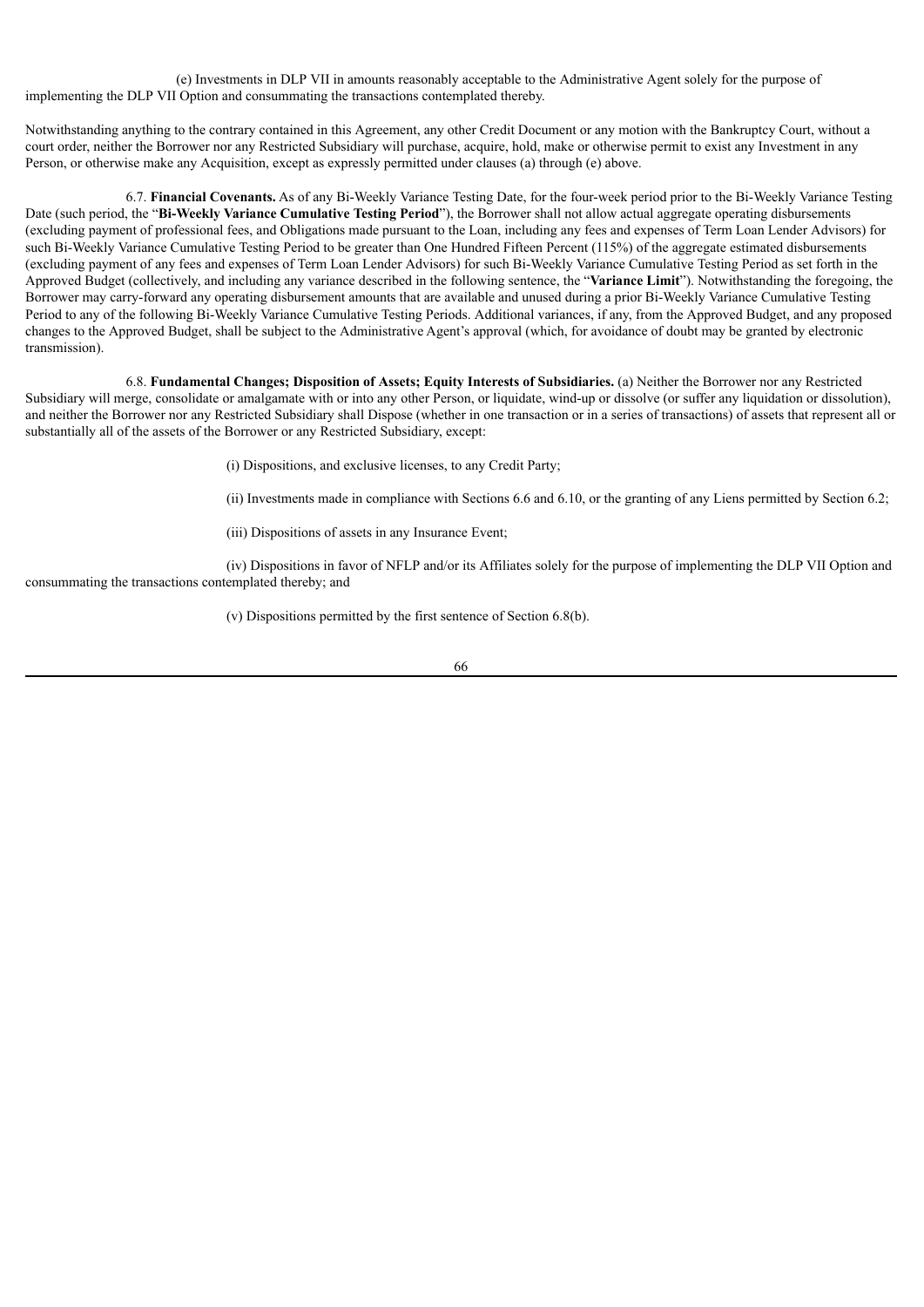(e) Investments in DLP VII in amounts reasonably acceptable to the Administrative Agent solely for the purpose of implementing the DLP VII Option and consummating the transactions contemplated thereby.

Notwithstanding anything to the contrary contained in this Agreement, any other Credit Document or any motion with the Bankruptcy Court, without a court order, neither the Borrower nor any Restricted Subsidiary will purchase, acquire, hold, make or otherwise permit to exist any Investment in any Person, or otherwise make any Acquisition, except as expressly permitted under clauses (a) through (e) above.

6.7. **Financial Covenants.** As of any Bi-Weekly Variance Testing Date, for the four-week period prior to the Bi-Weekly Variance Testing Date (such period, the "**Bi-Weekly Variance Cumulative Testing Period**"), the Borrower shall not allow actual aggregate operating disbursements (excluding payment of professional fees, and Obligations made pursuant to the Loan, including any fees and expenses of Term Loan Lender Advisors) for such Bi-Weekly Variance Cumulative Testing Period to be greater than One Hundred Fifteen Percent (115%) of the aggregate estimated disbursements (excluding payment of any fees and expenses of Term Loan Lender Advisors) for such Bi-Weekly Variance Cumulative Testing Period as set forth in the Approved Budget (collectively, and including any variance described in the following sentence, the "**Variance Limit**"). Notwithstanding the foregoing, the Borrower may carry-forward any operating disbursement amounts that are available and unused during a prior Bi-Weekly Variance Cumulative Testing Period to any of the following Bi-Weekly Variance Cumulative Testing Periods. Additional variances, if any, from the Approved Budget, and any proposed changes to the Approved Budget, shall be subject to the Administrative Agent's approval (which, for avoidance of doubt may be granted by electronic transmission).

6.8. **Fundamental Changes; Disposition of Assets; Equity Interests of Subsidiaries.** (a) Neither the Borrower nor any Restricted Subsidiary will merge, consolidate or amalgamate with or into any other Person, or liquidate, wind-up or dissolve (or suffer any liquidation or dissolution), and neither the Borrower nor any Restricted Subsidiary shall Dispose (whether in one transaction or in a series of transactions) of assets that represent all or substantially all of the assets of the Borrower or any Restricted Subsidiary, except:

(i) Dispositions, and exclusive licenses, to any Credit Party;

(ii) Investments made in compliance with Sections 6.6 and 6.10, or the granting of any Liens permitted by Section 6.2;

(iii) Dispositions of assets in any Insurance Event;

(iv) Dispositions in favor of NFLP and/or its Affiliates solely for the purpose of implementing the DLP VII Option and consummating the transactions contemplated thereby; and

(v) Dispositions permitted by the first sentence of Section 6.8(b).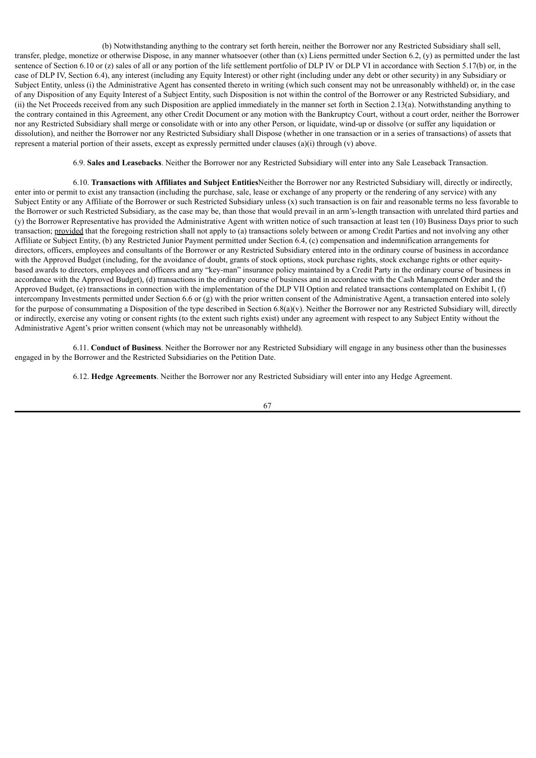(b) Notwithstanding anything to the contrary set forth herein, neither the Borrower nor any Restricted Subsidiary shall sell, transfer, pledge, monetize or otherwise Dispose, in any manner whatsoever (other than (x) Liens permitted under Section 6.2, (y) as permitted under the last sentence of Section 6.10 or (z) sales of all or any portion of the life settlement portfolio of DLP IV or DLP VI in accordance with Section 5.17(b) or, in the case of DLP IV, Section 6.4), any interest (including any Equity Interest) or other right (including under any debt or other security) in any Subsidiary or Subject Entity, unless (i) the Administrative Agent has consented thereto in writing (which such consent may not be unreasonably withheld) or, in the case of any Disposition of any Equity Interest of a Subject Entity, such Disposition is not within the control of the Borrower or any Restricted Subsidiary, and (ii) the Net Proceeds received from any such Disposition are applied immediately in the manner set forth in Section 2.13(a). Notwithstanding anything to the contrary contained in this Agreement, any other Credit Document or any motion with the Bankruptcy Court, without a court order, neither the Borrower nor any Restricted Subsidiary shall merge or consolidate with or into any other Person, or liquidate, wind-up or dissolve (or suffer any liquidation or dissolution), and neither the Borrower nor any Restricted Subsidiary shall Dispose (whether in one transaction or in a series of transactions) of assets that represent a material portion of their assets, except as expressly permitted under clauses (a)(i) through (v) above.

6.9. **Sales and Leasebacks**. Neither the Borrower nor any Restricted Subsidiary will enter into any Sale Leaseback Transaction.

6.10. **Transactions with Affiliates and Subject Entities**Neither the Borrower nor any Restricted Subsidiary will, directly or indirectly, enter into or permit to exist any transaction (including the purchase, sale, lease or exchange of any property or the rendering of any service) with any Subject Entity or any Affiliate of the Borrower or such Restricted Subsidiary unless (x) such transaction is on fair and reasonable terms no less favorable to the Borrower or such Restricted Subsidiary, as the case may be, than those that would prevail in an arm's-length transaction with unrelated third parties and (y) the Borrower Representative has provided the Administrative Agent with written notice of such transaction at least ten (10) Business Days prior to such transaction; provided that the foregoing restriction shall not apply to (a) transactions solely between or among Credit Parties and not involving any other Affiliate or Subject Entity, (b) any Restricted Junior Payment permitted under Section 6.4, (c) compensation and indemnification arrangements for directors, officers, employees and consultants of the Borrower or any Restricted Subsidiary entered into in the ordinary course of business in accordance with the Approved Budget (including, for the avoidance of doubt, grants of stock options, stock purchase rights, stock exchange rights or other equity-based awards to directors, employees and officers and any "key-man" insurance policy maintained by a Credit Party in the ordinary course of business in accordance with the Approved Budget), (d) transactions in the ordinary course of business and in accordance with the Cash Management Order and the Approved Budget, (e) transactions in connection with the implementation of the DLP VII Option and related transactions contemplated on Exhibit I, (f) intercompany Investments permitted under Section 6.6 or (g) with the prior written consent of the Administrative Agent, a transaction entered into solely for the purpose of consummating a Disposition of the type described in Section 6.8(a)(v). Neither the Borrower nor any Restricted Subsidiary will, directly or indirectly, exercise any voting or consent rights (to the extent such rights exist) under any agreement with respect to any Subject Entity without the Administrative Agent's prior written consent (which may not be unreasonably withheld).

6.11. **Conduct of Business**. Neither the Borrower nor any Restricted Subsidiary will engage in any business other than the businesses engaged in by the Borrower and the Restricted Subsidiaries on the Petition Date.

6.12. **Hedge Agreements**. Neither the Borrower nor any Restricted Subsidiary will enter into any Hedge Agreement.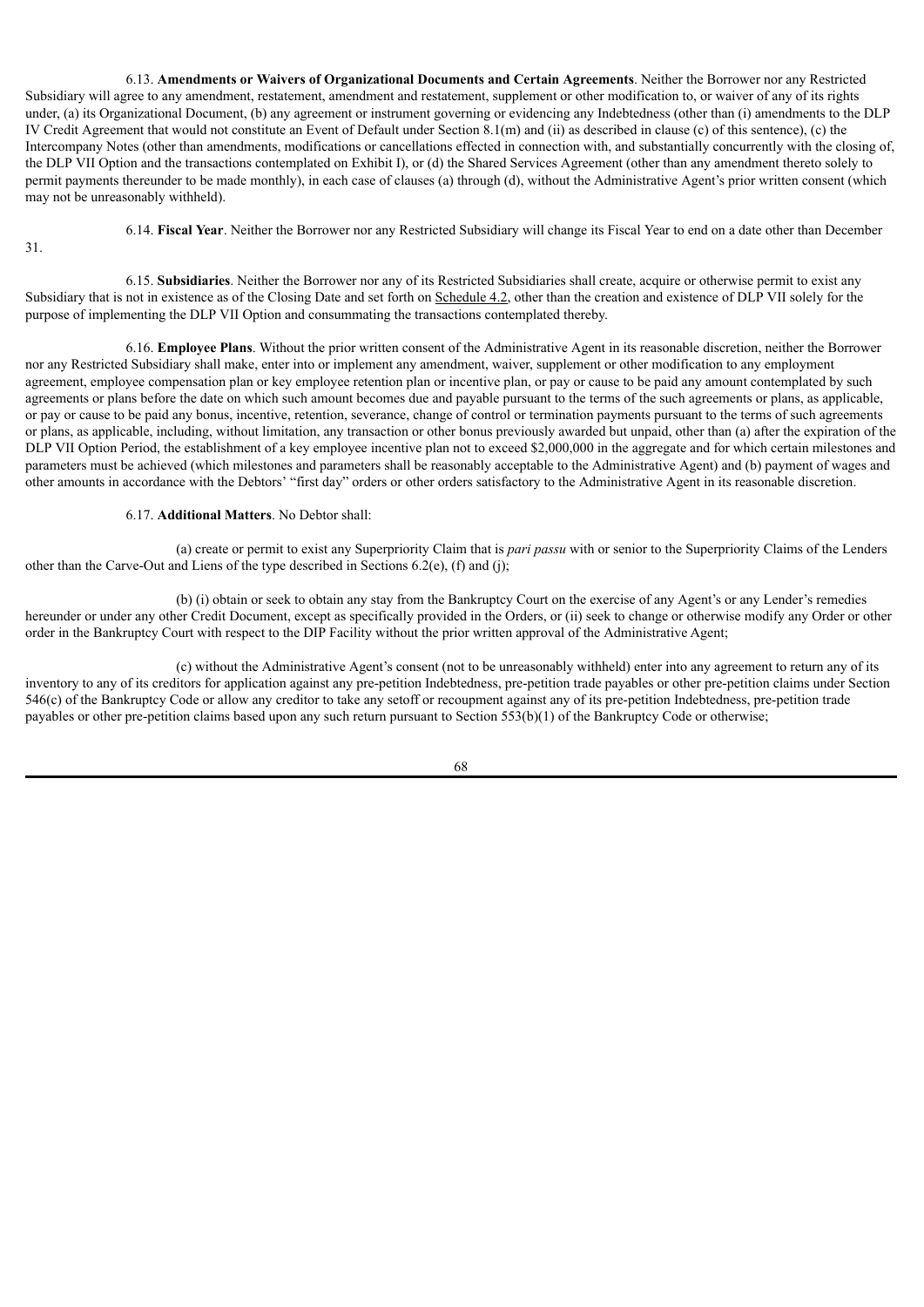6.13. **Amendments or Waivers of Organizational Documents and Certain Agreements**. Neither the Borrower nor any Restricted Subsidiary will agree to any amendment, restatement, amendment and restatement, supplement or other modification to, or waiver of any of its rights under, (a) its Organizational Document, (b) any agreement or instrument governing or evidencing any Indebtedness (other than (i) amendments to the DLP IV Credit Agreement that would not constitute an Event of Default under Section 8.1(m) and (ii) as described in clause (c) of this sentence), (c) the Intercompany Notes (other than amendments, modifications or cancellations effected in connection with, and substantially concurrently with the closing of, the DLP VII Option and the transactions contemplated on Exhibit I), or (d) the Shared Services Agreement (other than any amendment thereto solely to permit payments thereunder to be made monthly), in each case of clauses (a) through (d), without the Administrative Agent's prior written consent (which may not be unreasonably withheld).

6.14. **Fiscal Year**. Neither the Borrower nor any Restricted Subsidiary will change its Fiscal Year to end on a date other than December 31.

6.15. **Subsidiaries**. Neither the Borrower nor any of its Restricted Subsidiaries shall create, acquire or otherwise permit to exist any Subsidiary that is not in existence as of the Closing Date and set forth on Schedule 4.2, other than the creation and existence of DLP VII solely for the purpose of implementing the DLP VII Option and consummating the transactions contemplated thereby.

6.16. **Employee Plans**. Without the prior written consent of the Administrative Agent in its reasonable discretion, neither the Borrower nor any Restricted Subsidiary shall make, enter into or implement any amendment, waiver, supplement or other modification to any employment agreement, employee compensation plan or key employee retention plan or incentive plan, or pay or cause to be paid any amount contemplated by such agreements or plans before the date on which such amount becomes due and payable pursuant to the terms of the such agreements or plans, as applicable, or pay or cause to be paid any bonus, incentive, retention, severance, change of control or termination payments pursuant to the terms of such agreements or plans, as applicable, including, without limitation, any transaction or other bonus previously awarded but unpaid, other than (a) after the expiration of the DLP VII Option Period, the establishment of a key employee incentive plan not to exceed $2,000,000 in the aggregate and for which certain milestones and parameters must be achieved (which milestones and parameters shall be reasonably acceptable to the Administrative Agent) and (b) payment of wages and other amounts in accordance with the Debtors' "first day" orders or other orders satisfactory to the Administrative Agent in its reasonable discretion.

6.17. **Additional Matters**. No Debtor shall:

(a) create or permit to exist any Superpriority Claim that is *pari passu* with or senior to the Superpriority Claims of the Lenders other than the Carve-Out and Liens of the type described in Sections 6.2(e), (f) and (j);

(b) (i) obtain or seek to obtain any stay from the Bankruptcy Court on the exercise of any Agent's or any Lender's remedies hereunder or under any other Credit Document, except as specifically provided in the Orders, or (ii) seek to change or otherwise modify any Order or other order in the Bankruptcy Court with respect to the DIP Facility without the prior written approval of the Administrative Agent;

(c) without the Administrative Agent's consent (not to be unreasonably withheld) enter into any agreement to return any of its inventory to any of its creditors for application against any pre-petition Indebtedness, pre-petition trade payables or other pre-petition claims under Section 546(c) of the Bankruptcy Code or allow any creditor to take any setoff or recoupment against any of its pre-petition Indebtedness, pre-petition trade payables or other pre-petition claims based upon any such return pursuant to Section 553(b)(1) of the Bankruptcy Code or otherwise;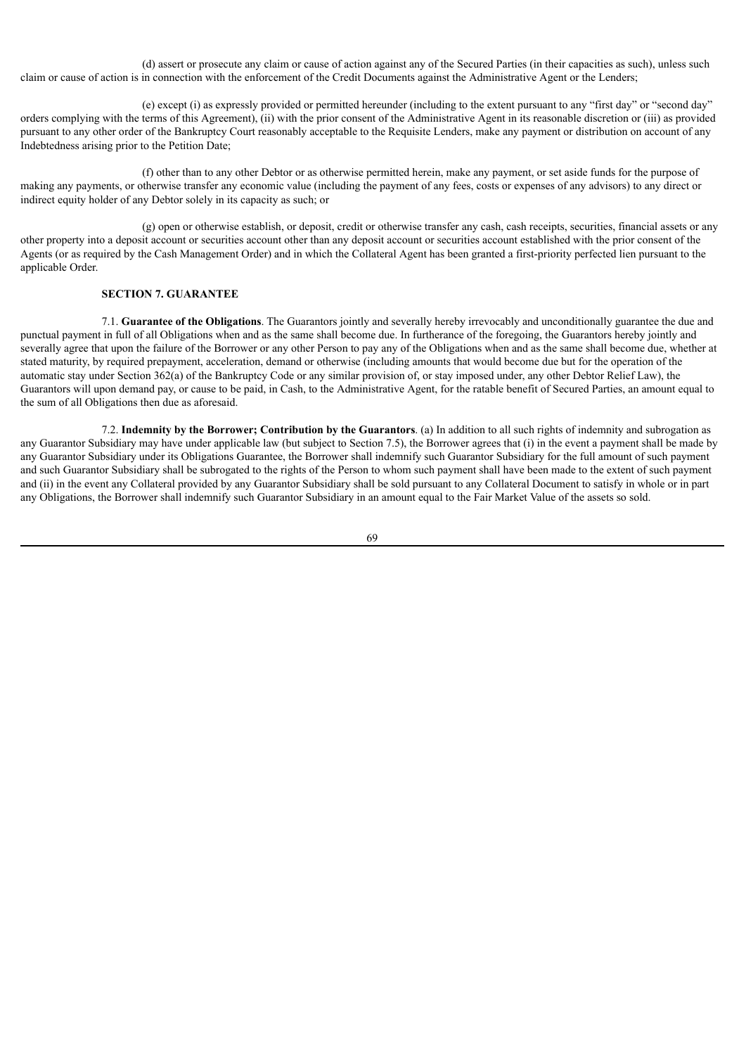(d) assert or prosecute any claim or cause of action against any of the Secured Parties (in their capacities as such), unless such claim or cause of action is in connection with the enforcement of the Credit Documents against the Administrative Agent or the Lenders;

(e) except (i) as expressly provided or permitted hereunder (including to the extent pursuant to any "first day" or "second day" orders complying with the terms of this Agreement), (ii) with the prior consent of the Administrative Agent in its reasonable discretion or (iii) as provided pursuant to any other order of the Bankruptcy Court reasonably acceptable to the Requisite Lenders, make any payment or distribution on account of any Indebtedness arising prior to the Petition Date;

(f) other than to any other Debtor or as otherwise permitted herein, make any payment, or set aside funds for the purpose of making any payments, or otherwise transfer any economic value (including the payment of any fees, costs or expenses of any advisors) to any direct or indirect equity holder of any Debtor solely in its capacity as such; or

(g) open or otherwise establish, or deposit, credit or otherwise transfer any cash, cash receipts, securities, financial assets or any other property into a deposit account or securities account other than any deposit account or securities account established with the prior consent of the Agents (or as required by the Cash Management Order) and in which the Collateral Agent has been granted a first-priority perfected lien pursuant to the applicable Order.

## SECTION 7. GUARANTEE

7.1. **Guarantee of the Obligations**. The Guarantors jointly and severally hereby irrevocably and unconditionally guarantee the due and punctual payment in full of all Obligations when and as the same shall become due. In furtherance of the foregoing, the Guarantors hereby jointly and severally agree that upon the failure of the Borrower or any other Person to pay any of the Obligations when and as the same shall become due, whether at stated maturity, by required prepayment, acceleration, demand or otherwise (including amounts that would become due but for the operation of the automatic stay under Section 362(a) of the Bankruptcy Code or any similar provision of, or stay imposed under, any other Debtor Relief Law), the Guarantors will upon demand pay, or cause to be paid, in Cash, to the Administrative Agent, for the ratable benefit of Secured Parties, an amount equal to the sum of all Obligations then due as aforesaid.

7.2. **Indemnity by the Borrower; Contribution by the Guarantors**. (a) In addition to all such rights of indemnity and subrogation as any Guarantor Subsidiary may have under applicable law (but subject to Section 7.5), the Borrower agrees that (i) in the event a payment shall be made by any Guarantor Subsidiary under its Obligations Guarantee, the Borrower shall indemnify such Guarantor Subsidiary for the full amount of such payment and such Guarantor Subsidiary shall be subrogated to the rights of the Person to whom such payment shall have been made to the extent of such payment and (ii) in the event any Collateral provided by any Guarantor Subsidiary shall be sold pursuant to any Collateral Document to satisfy in whole or in part any Obligations, the Borrower shall indemnify such Guarantor Subsidiary in an amount equal to the Fair Market Value of the assets so sold.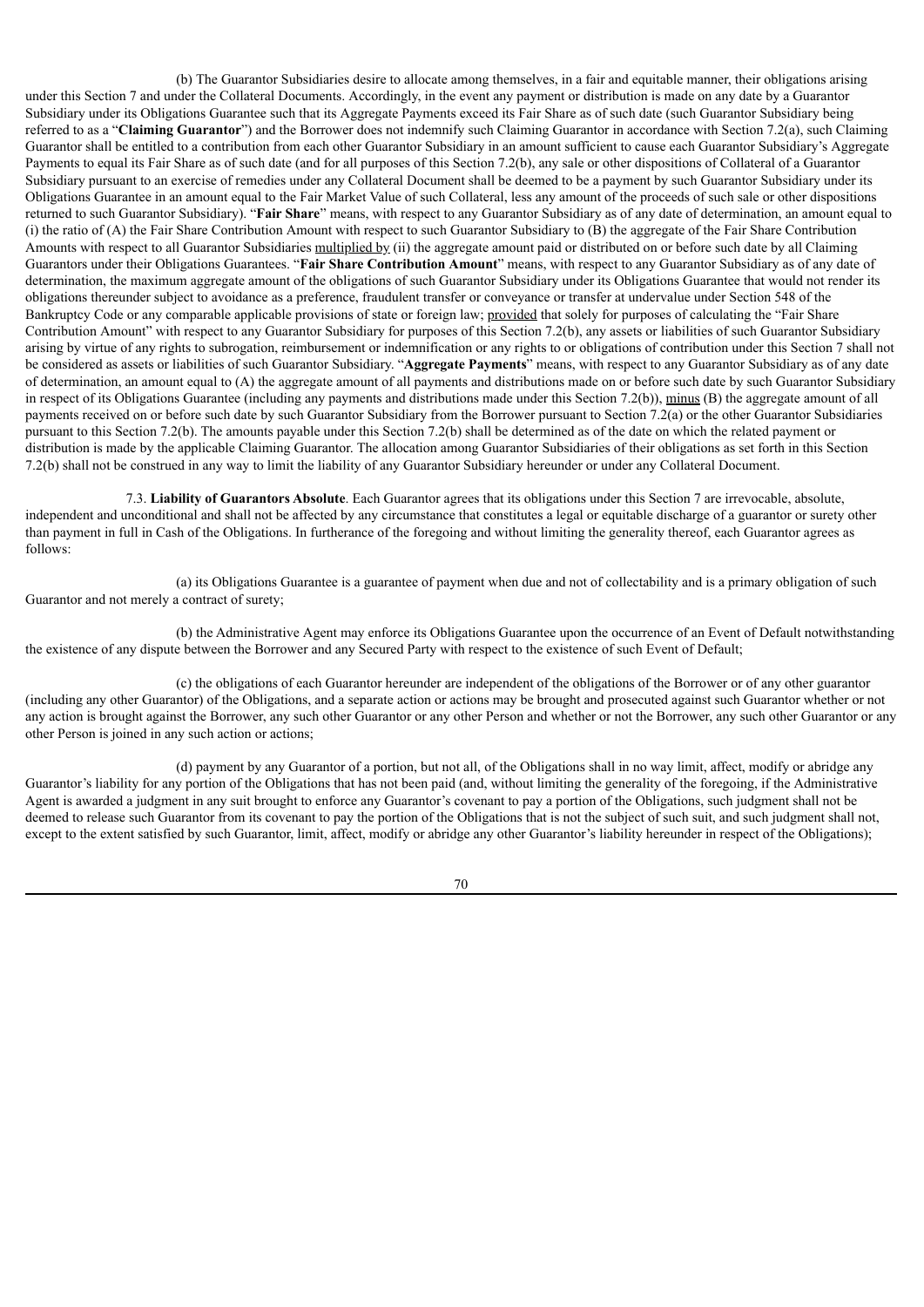(b) The Guarantor Subsidiaries desire to allocate among themselves, in a fair and equitable manner, their obligations arising under this Section 7 and under the Collateral Documents. Accordingly, in the event any payment or distribution is made on any date by a Guarantor Subsidiary under its Obligations Guarantee such that its Aggregate Payments exceed its Fair Share as of such date (such Guarantor Subsidiary being referred to as a "**Claiming Guarantor**") and the Borrower does not indemnify such Claiming Guarantor in accordance with Section 7.2(a), such Claiming Guarantor shall be entitled to a contribution from each other Guarantor Subsidiary in an amount sufficient to cause each Guarantor Subsidiary's Aggregate Payments to equal its Fair Share as of such date (and for all purposes of this Section 7.2(b), any sale or other dispositions of Collateral of a Guarantor Subsidiary pursuant to an exercise of remedies under any Collateral Document shall be deemed to be a payment by such Guarantor Subsidiary under its Obligations Guarantee in an amount equal to the Fair Market Value of such Collateral, less any amount of the proceeds of such sale or other dispositions returned to such Guarantor Subsidiary). "**Fair Share**" means, with respect to any Guarantor Subsidiary as of any date of determination, an amount equal to (i) the ratio of (A) the Fair Share Contribution Amount with respect to such Guarantor Subsidiary to (B) the aggregate of the Fair Share Contribution Amounts with respect to all Guarantor Subsidiaries multiplied by (ii) the aggregate amount paid or distributed on or before such date by all Claiming Guarantors under their Obligations Guarantees. "**Fair Share Contribution Amount**" means, with respect to any Guarantor Subsidiary as of any date of determination, the maximum aggregate amount of the obligations of such Guarantor Subsidiary under its Obligations Guarantee that would not render its obligations thereunder subject to avoidance as a preference, fraudulent transfer or conveyance or transfer at undervalue under Section 548 of the Bankruptcy Code or any comparable applicable provisions of state or foreign law; provided that solely for purposes of calculating the "Fair Share Contribution Amount" with respect to any Guarantor Subsidiary for purposes of this Section 7.2(b), any assets or liabilities of such Guarantor Subsidiary arising by virtue of any rights to subrogation, reimbursement or indemnification or any rights to or obligations of contribution under this Section 7 shall not be considered as assets or liabilities of such Guarantor Subsidiary. "**Aggregate Payments**" means, with respect to any Guarantor Subsidiary as of any date of determination, an amount equal to (A) the aggregate amount of all payments and distributions made on or before such date by such Guarantor Subsidiary in respect of its Obligations Guarantee (including any payments and distributions made under this Section 7.2(b)), minus (B) the aggregate amount of all payments received on or before such date by such Guarantor Subsidiary from the Borrower pursuant to Section 7.2(a) or the other Guarantor Subsidiaries pursuant to this Section 7.2(b). The amounts payable under this Section 7.2(b) shall be determined as of the date on which the related payment or distribution is made by the applicable Claiming Guarantor. The allocation among Guarantor Subsidiaries of their obligations as set forth in this Section 7.2(b) shall not be construed in any way to limit the liability of any Guarantor Subsidiary hereunder or under any Collateral Document.

7.3. **Liability of Guarantors Absolute**. Each Guarantor agrees that its obligations under this Section 7 are irrevocable, absolute, independent and unconditional and shall not be affected by any circumstance that constitutes a legal or equitable discharge of a guarantor or surety other than payment in full in Cash of the Obligations. In furtherance of the foregoing and without limiting the generality thereof, each Guarantor agrees as follows:

(a) its Obligations Guarantee is a guarantee of payment when due and not of collectability and is a primary obligation of such Guarantor and not merely a contract of surety;

(b) the Administrative Agent may enforce its Obligations Guarantee upon the occurrence of an Event of Default notwithstanding the existence of any dispute between the Borrower and any Secured Party with respect to the existence of such Event of Default;

(c) the obligations of each Guarantor hereunder are independent of the obligations of the Borrower or of any other guarantor (including any other Guarantor) of the Obligations, and a separate action or actions may be brought and prosecuted against such Guarantor whether or not any action is brought against the Borrower, any such other Guarantor or any other Person and whether or not the Borrower, any such other Guarantor or any other Person is joined in any such action or actions;

(d) payment by any Guarantor of a portion, but not all, of the Obligations shall in no way limit, affect, modify or abridge any Guarantor's liability for any portion of the Obligations that has not been paid (and, without limiting the generality of the foregoing, if the Administrative Agent is awarded a judgment in any suit brought to enforce any Guarantor's covenant to pay a portion of the Obligations, such judgment shall not be deemed to release such Guarantor from its covenant to pay the portion of the Obligations that is not the subject of such suit, and such judgment shall not, except to the extent satisfied by such Guarantor, limit, affect, modify or abridge any other Guarantor's liability hereunder in respect of the Obligations);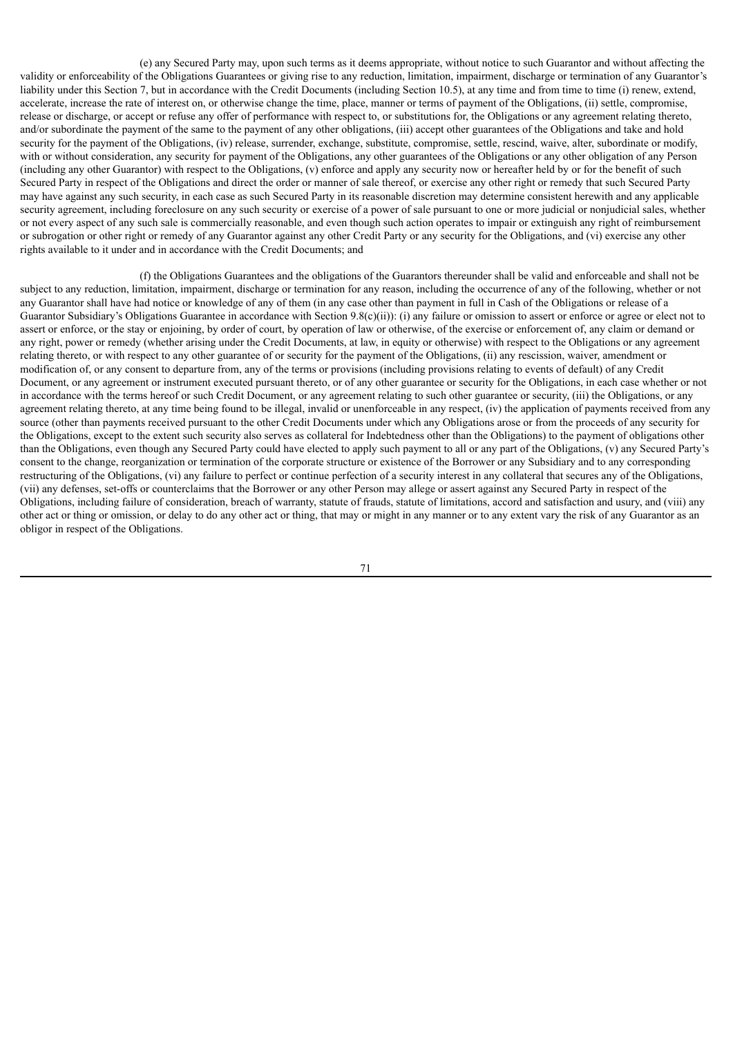(e) any Secured Party may, upon such terms as it deems appropriate, without notice to such Guarantor and without affecting the validity or enforceability of the Obligations Guarantees or giving rise to any reduction, limitation, impairment, discharge or termination of any Guarantor's liability under this Section 7, but in accordance with the Credit Documents (including Section 10.5), at any time and from time to time (i) renew, extend, accelerate, increase the rate of interest on, or otherwise change the time, place, manner or terms of payment of the Obligations, (ii) settle, compromise, release or discharge, or accept or refuse any offer of performance with respect to, or substitutions for, the Obligations or any agreement relating thereto, and/or subordinate the payment of the same to the payment of any other obligations, (iii) accept other guarantees of the Obligations and take and hold security for the payment of the Obligations, (iv) release, surrender, exchange, substitute, compromise, settle, rescind, waive, alter, subordinate or modify, with or without consideration, any security for payment of the Obligations, any other guarantees of the Obligations or any other obligation of any Person (including any other Guarantor) with respect to the Obligations, (v) enforce and apply any security now or hereafter held by or for the benefit of such Secured Party in respect of the Obligations and direct the order or manner of sale thereof, or exercise any other right or remedy that such Secured Party may have against any such security, in each case as such Secured Party in its reasonable discretion may determine consistent herewith and any applicable security agreement, including foreclosure on any such security or exercise of a power of sale pursuant to one or more judicial or nonjudicial sales, whether or not every aspect of any such sale is commercially reasonable, and even though such action operates to impair or extinguish any right of reimbursement or subrogation or other right or remedy of any Guarantor against any other Credit Party or any security for the Obligations, and (vi) exercise any other rights available to it under and in accordance with the Credit Documents; and

(f) the Obligations Guarantees and the obligations of the Guarantors thereunder shall be valid and enforceable and shall not be subject to any reduction, limitation, impairment, discharge or termination for any reason, including the occurrence of any of the following, whether or not any Guarantor shall have had notice or knowledge of any of them (in any case other than payment in full in Cash of the Obligations or release of a Guarantor Subsidiary's Obligations Guarantee in accordance with Section 9.8(c)(ii)): (i) any failure or omission to assert or enforce or agree or elect not to assert or enforce, or the stay or enjoining, by order of court, by operation of law or otherwise, of the exercise or enforcement of, any claim or demand or any right, power or remedy (whether arising under the Credit Documents, at law, in equity or otherwise) with respect to the Obligations or any agreement relating thereto, or with respect to any other guarantee of or security for the payment of the Obligations, (ii) any rescission, waiver, amendment or modification of, or any consent to departure from, any of the terms or provisions (including provisions relating to events of default) of any Credit Document, or any agreement or instrument executed pursuant thereto, or of any other guarantee or security for the Obligations, in each case whether or not in accordance with the terms hereof or such Credit Document, or any agreement relating to such other guarantee or security, (iii) the Obligations, or any agreement relating thereto, at any time being found to be illegal, invalid or unenforceable in any respect, (iv) the application of payments received from any source (other than payments received pursuant to the other Credit Documents under which any Obligations arose or from the proceeds of any security for the Obligations, except to the extent such security also serves as collateral for Indebtedness other than the Obligations) to the payment of obligations other than the Obligations, even though any Secured Party could have elected to apply such payment to all or any part of the Obligations, (v) any Secured Party's consent to the change, reorganization or termination of the corporate structure or existence of the Borrower or any Subsidiary and to any corresponding restructuring of the Obligations, (vi) any failure to perfect or continue perfection of a security interest in any collateral that secures any of the Obligations, (vii) any defenses, set-offs or counterclaims that the Borrower or any other Person may allege or assert against any Secured Party in respect of the Obligations, including failure of consideration, breach of warranty, statute of frauds, statute of limitations, accord and satisfaction and usury, and (viii) any other act or thing or omission, or delay to do any other act or thing, that may or might in any manner or to any extent vary the risk of any Guarantor as an obligor in respect of the Obligations.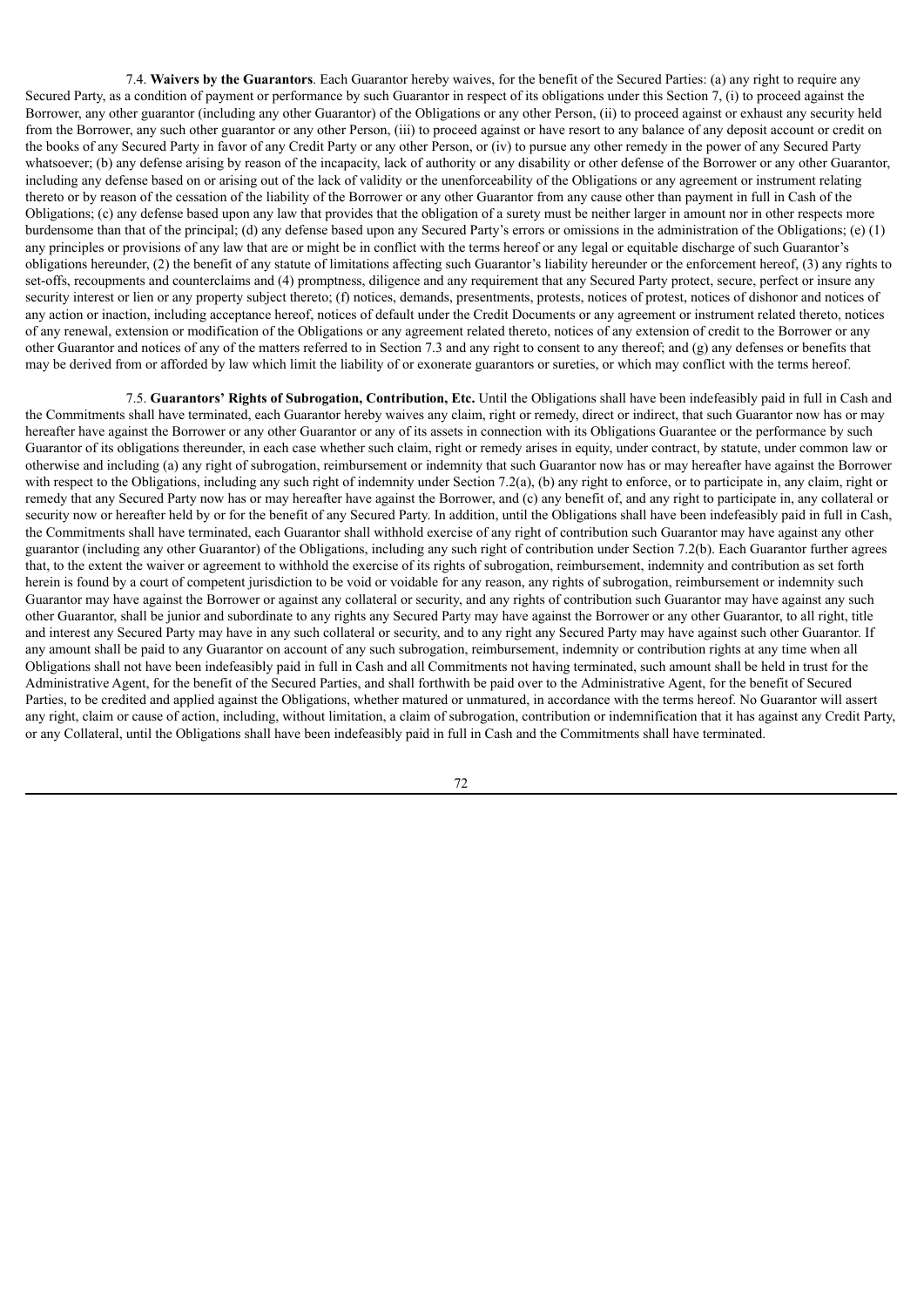7.4. **Waivers by the Guarantors**. Each Guarantor hereby waives, for the benefit of the Secured Parties: (a) any right to require any Secured Party, as a condition of payment or performance by such Guarantor in respect of its obligations under this Section 7, (i) to proceed against the Borrower, any other guarantor (including any other Guarantor) of the Obligations or any other Person, (ii) to proceed against or exhaust any security held from the Borrower, any such other guarantor or any other Person, (iii) to proceed against or have resort to any balance of any deposit account or credit on the books of any Secured Party in favor of any Credit Party or any other Person, or (iv) to pursue any other remedy in the power of any Secured Party whatsoever; (b) any defense arising by reason of the incapacity, lack of authority or any disability or other defense of the Borrower or any other Guarantor, including any defense based on or arising out of the lack of validity or the unenforceability of the Obligations or any agreement or instrument relating thereto or by reason of the cessation of the liability of the Borrower or any other Guarantor from any cause other than payment in full in Cash of the Obligations; (c) any defense based upon any law that provides that the obligation of a surety must be neither larger in amount nor in other respects more burdensome than that of the principal; (d) any defense based upon any Secured Party's errors or omissions in the administration of the Obligations; (e) (1) any principles or provisions of any law that are or might be in conflict with the terms hereof or any legal or equitable discharge of such Guarantor's obligations hereunder, (2) the benefit of any statute of limitations affecting such Guarantor's liability hereunder or the enforcement hereof, (3) any rights to set-offs, recoupments and counterclaims and (4) promptness, diligence and any requirement that any Secured Party protect, secure, perfect or insure any security interest or lien or any property subject thereto; (f) notices, demands, presentments, protests, notices of protest, notices of dishonor and notices of any action or inaction, including acceptance hereof, notices of default under the Credit Documents or any agreement or instrument related thereto, notices of any renewal, extension or modification of the Obligations or any agreement related thereto, notices of any extension of credit to the Borrower or any other Guarantor and notices of any of the matters referred to in Section 7.3 and any right to consent to any thereof; and (g) any defenses or benefits that may be derived from or afforded by law which limit the liability of or exonerate guarantors or sureties, or which may conflict with the terms hereof.

7.5. **Guarantors' Rights of Subrogation, Contribution, Etc.** Until the Obligations shall have been indefeasibly paid in full in Cash and the Commitments shall have terminated, each Guarantor hereby waives any claim, right or remedy, direct or indirect, that such Guarantor now has or may hereafter have against the Borrower or any other Guarantor or any of its assets in connection with its Obligations Guarantee or the performance by such Guarantor of its obligations thereunder, in each case whether such claim, right or remedy arises in equity, under contract, by statute, under common law or otherwise and including (a) any right of subrogation, reimbursement or indemnity that such Guarantor now has or may hereafter have against the Borrower with respect to the Obligations, including any such right of indemnity under Section 7.2(a), (b) any right to enforce, or to participate in, any claim, right or remedy that any Secured Party now has or may hereafter have against the Borrower, and (c) any benefit of, and any right to participate in, any collateral or security now or hereafter held by or for the benefit of any Secured Party. In addition, until the Obligations shall have been indefeasibly paid in full in Cash, the Commitments shall have terminated, each Guarantor shall withhold exercise of any right of contribution such Guarantor may have against any other guarantor (including any other Guarantor) of the Obligations, including any such right of contribution under Section 7.2(b). Each Guarantor further agrees that, to the extent the waiver or agreement to withhold the exercise of its rights of subrogation, reimbursement, indemnity and contribution as set forth herein is found by a court of competent jurisdiction to be void or voidable for any reason, any rights of subrogation, reimbursement or indemnity such Guarantor may have against the Borrower or against any collateral or security, and any rights of contribution such Guarantor may have against any such other Guarantor, shall be junior and subordinate to any rights any Secured Party may have against the Borrower or any other Guarantor, to all right, title and interest any Secured Party may have in any such collateral or security, and to any right any Secured Party may have against such other Guarantor. If any amount shall be paid to any Guarantor on account of any such subrogation, reimbursement, indemnity or contribution rights at any time when all Obligations shall not have been indefeasibly paid in full in Cash and all Commitments not having terminated, such amount shall be held in trust for the Administrative Agent, for the benefit of the Secured Parties, and shall forthwith be paid over to the Administrative Agent, for the benefit of Secured Parties, to be credited and applied against the Obligations, whether matured or unmatured, in accordance with the terms hereof. No Guarantor will assert any right, claim or cause of action, including, without limitation, a claim of subrogation, contribution or indemnification that it has against any Credit Party, or any Collateral, until the Obligations shall have been indefeasibly paid in full in Cash and the Commitments shall have terminated.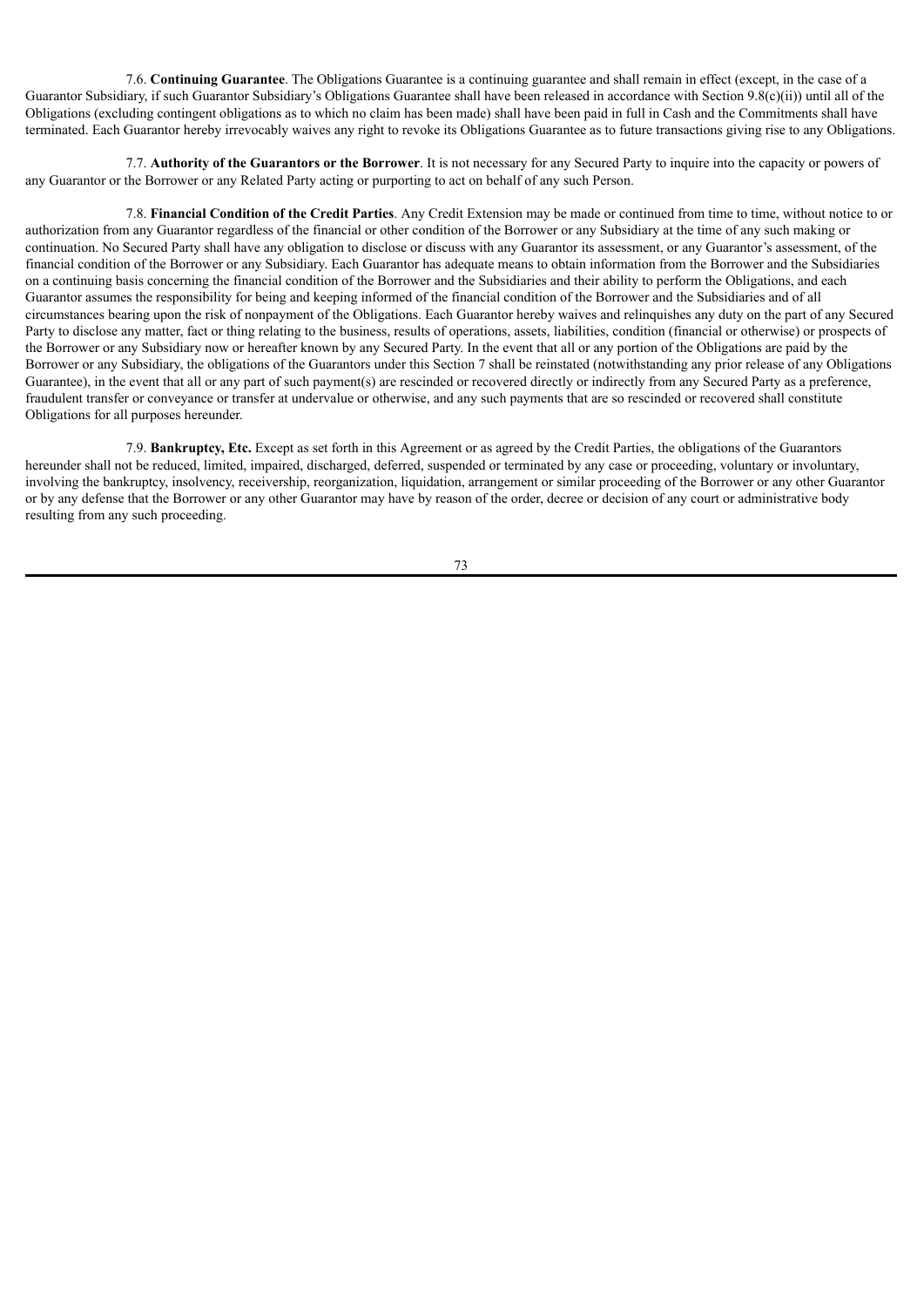7.6. **Continuing Guarantee**. The Obligations Guarantee is a continuing guarantee and shall remain in effect (except, in the case of a Guarantor Subsidiary, if such Guarantor Subsidiary's Obligations Guarantee shall have been released in accordance with Section 9.8(c)(ii)) until all of the Obligations (excluding contingent obligations as to which no claim has been made) shall have been paid in full in Cash and the Commitments shall have terminated. Each Guarantor hereby irrevocably waives any right to revoke its Obligations Guarantee as to future transactions giving rise to any Obligations.

7.7. **Authority of the Guarantors or the Borrower**. It is not necessary for any Secured Party to inquire into the capacity or powers of any Guarantor or the Borrower or any Related Party acting or purporting to act on behalf of any such Person.

7.8. **Financial Condition of the Credit Parties**. Any Credit Extension may be made or continued from time to time, without notice to or authorization from any Guarantor regardless of the financial or other condition of the Borrower or any Subsidiary at the time of any such making or continuation. No Secured Party shall have any obligation to disclose or discuss with any Guarantor its assessment, or any Guarantor's assessment, of the financial condition of the Borrower or any Subsidiary. Each Guarantor has adequate means to obtain information from the Borrower and the Subsidiaries on a continuing basis concerning the financial condition of the Borrower and the Subsidiaries and their ability to perform the Obligations, and each Guarantor assumes the responsibility for being and keeping informed of the financial condition of the Borrower and the Subsidiaries and of all circumstances bearing upon the risk of nonpayment of the Obligations. Each Guarantor hereby waives and relinquishes any duty on the part of any Secured Party to disclose any matter, fact or thing relating to the business, results of operations, assets, liabilities, condition (financial or otherwise) or prospects of the Borrower or any Subsidiary now or hereafter known by any Secured Party. In the event that all or any portion of the Obligations are paid by the Borrower or any Subsidiary, the obligations of the Guarantors under this Section 7 shall be reinstated (notwithstanding any prior release of any Obligations Guarantee), in the event that all or any part of such payment(s) are rescinded or recovered directly or indirectly from any Secured Party as a preference, fraudulent transfer or conveyance or transfer at undervalue or otherwise, and any such payments that are so rescinded or recovered shall constitute Obligations for all purposes hereunder.

7.9. **Bankruptcy, Etc.** Except as set forth in this Agreement or as agreed by the Credit Parties, the obligations of the Guarantors hereunder shall not be reduced, limited, impaired, discharged, deferred, suspended or terminated by any case or proceeding, voluntary or involuntary, involving the bankruptcy, insolvency, receivership, reorganization, liquidation, arrangement or similar proceeding of the Borrower or any other Guarantor or by any defense that the Borrower or any other Guarantor may have by reason of the order, decree or decision of any court or administrative body resulting from any such proceeding.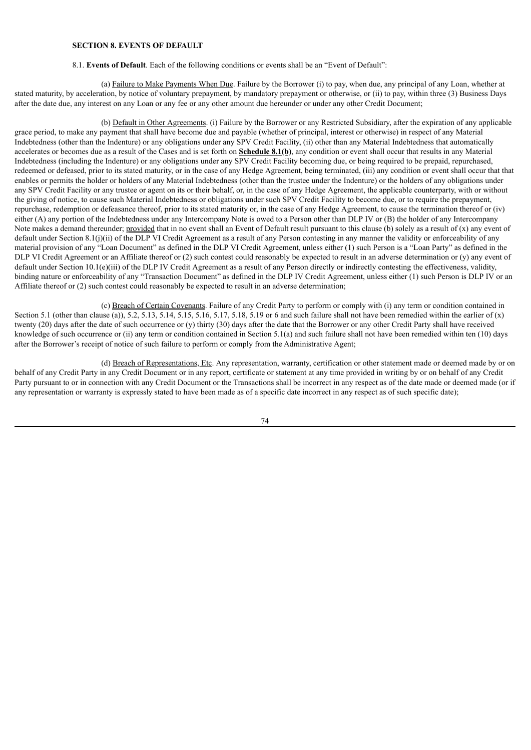**SECTION 8. EVENTS OF DEFAULT**

8.1. **Events of Default**. Each of the following conditions or events shall be an "Event of Default":

(a) Failure to Make Payments When Due. Failure by the Borrower (i) to pay, when due, any principal of any Loan, whether at stated maturity, by acceleration, by notice of voluntary prepayment, by mandatory prepayment or otherwise, or (ii) to pay, within three (3) Business Days after the date due, any interest on any Loan or any fee or any other amount due hereunder or under any other Credit Document;

(b) Default in Other Agreements. (i) Failure by the Borrower or any Restricted Subsidiary, after the expiration of any applicable grace period, to make any payment that shall have become due and payable (whether of principal, interest or otherwise) in respect of any Material Indebtedness (other than the Indenture) or any obligations under any SPV Credit Facility, (ii) other than any Material Indebtedness that automatically accelerates or becomes due as a result of the Cases and is set forth on **Schedule 8.1(b)**, any condition or event shall occur that results in any Material Indebtedness (including the Indenture) or any obligations under any SPV Credit Facility becoming due, or being required to be prepaid, repurchased, redeemed or defeased, prior to its stated maturity, or in the case of any Hedge Agreement, being terminated, (iii) any condition or event shall occur that that enables or permits the holder or holders of any Material Indebtedness (other than the trustee under the Indenture) or the holders of any obligations under any SPV Credit Facility or any trustee or agent on its or their behalf, or, in the case of any Hedge Agreement, the applicable counterparty, with or without the giving of notice, to cause such Material Indebtedness or obligations under such SPV Credit Facility to become due, or to require the prepayment, repurchase, redemption or defeasance thereof, prior to its stated maturity or, in the case of any Hedge Agreement, to cause the termination thereof or (iv) either (A) any portion of the Indebtedness under any Intercompany Note is owed to a Person other than DLP IV or (B) the holder of any Intercompany Note makes a demand thereunder; provided that in no event shall an Event of Default result pursuant to this clause (b) solely as a result of (x) any event of default under Section 8.1(j)(ii) of the DLP VI Credit Agreement as a result of any Person contesting in any manner the validity or enforceability of any material provision of any "Loan Document" as defined in the DLP VI Credit Agreement, unless either (1) such Person is a "Loan Party" as defined in the DLP VI Credit Agreement or an Affiliate thereof or (2) such contest could reasonably be expected to result in an adverse determination or (y) any event of default under Section 10.1(e)(iii) of the DLP IV Credit Agreement as a result of any Person directly or indirectly contesting the effectiveness, validity, binding nature or enforceability of any "Transaction Document" as defined in the DLP IV Credit Agreement, unless either (1) such Person is DLP IV or an Affiliate thereof or (2) such contest could reasonably be expected to result in an adverse determination;

(c) Breach of Certain Covenants. Failure of any Credit Party to perform or comply with (i) any term or condition contained in Section 5.1 (other than clause (a)), 5.2, 5.13, 5.14, 5.15, 5.16, 5.17, 5.18, 5.19 or 6 and such failure shall not have been remedied within the earlier of (x) twenty (20) days after the date of such occurrence or (y) thirty (30) days after the date that the Borrower or any other Credit Party shall have received knowledge of such occurrence or (ii) any term or condition contained in Section 5.1(a) and such failure shall not have been remedied within ten (10) days after the Borrower's receipt of notice of such failure to perform or comply from the Administrative Agent;

(d) Breach of Representations, Etc. Any representation, warranty, certification or other statement made or deemed made by or on behalf of any Credit Party in any Credit Document or in any report, certificate or statement at any time provided in writing by or on behalf of any Credit Party pursuant to or in connection with any Credit Document or the Transactions shall be incorrect in any respect as of the date made or deemed made (or if any representation or warranty is expressly stated to have been made as of a specific date incorrect in any respect as of such specific date);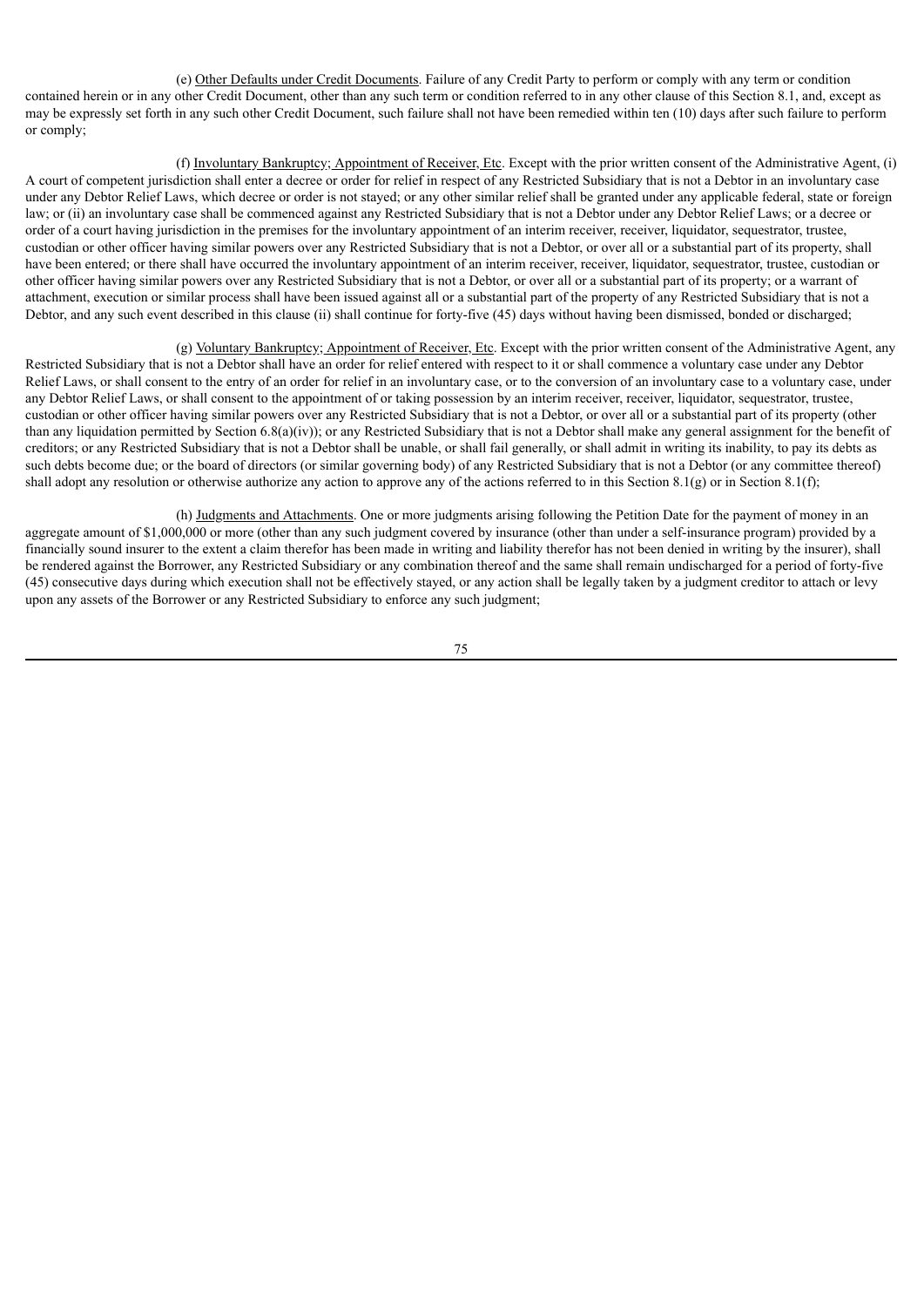(e) Other Defaults under Credit Documents. Failure of any Credit Party to perform or comply with any term or condition contained herein or in any other Credit Document, other than any such term or condition referred to in any other clause of this Section 8.1, and, except as may be expressly set forth in any such other Credit Document, such failure shall not have been remedied within ten (10) days after such failure to perform or comply;

(f) Involuntary Bankruptcy; Appointment of Receiver, Etc. Except with the prior written consent of the Administrative Agent, (i) A court of competent jurisdiction shall enter a decree or order for relief in respect of any Restricted Subsidiary that is not a Debtor in an involuntary case under any Debtor Relief Laws, which decree or order is not stayed; or any other similar relief shall be granted under any applicable federal, state or foreign law; or (ii) an involuntary case shall be commenced against any Restricted Subsidiary that is not a Debtor under any Debtor Relief Laws; or a decree or order of a court having jurisdiction in the premises for the involuntary appointment of an interim receiver, receiver, liquidator, sequestrator, trustee, custodian or other officer having similar powers over any Restricted Subsidiary that is not a Debtor, or over all or a substantial part of its property, shall have been entered; or there shall have occurred the involuntary appointment of an interim receiver, receiver, liquidator, sequestrator, trustee, custodian or other officer having similar powers over any Restricted Subsidiary that is not a Debtor, or over all or a substantial part of its property; or a warrant of attachment, execution or similar process shall have been issued against all or a substantial part of the property of any Restricted Subsidiary that is not a Debtor, and any such event described in this clause (ii) shall continue for forty-five (45) days without having been dismissed, bonded or discharged;

(g) Voluntary Bankruptcy; Appointment of Receiver, Etc. Except with the prior written consent of the Administrative Agent, any Restricted Subsidiary that is not a Debtor shall have an order for relief entered with respect to it or shall commence a voluntary case under any Debtor Relief Laws, or shall consent to the entry of an order for relief in an involuntary case, or to the conversion of an involuntary case to a voluntary case, under any Debtor Relief Laws, or shall consent to the appointment of or taking possession by an interim receiver, receiver, liquidator, sequestrator, trustee, custodian or other officer having similar powers over any Restricted Subsidiary that is not a Debtor, or over all or a substantial part of its property (other than any liquidation permitted by Section 6.8(a)(iv)); or any Restricted Subsidiary that is not a Debtor shall make any general assignment for the benefit of creditors; or any Restricted Subsidiary that is not a Debtor shall be unable, or shall fail generally, or shall admit in writing its inability, to pay its debts as such debts become due; or the board of directors (or similar governing body) of any Restricted Subsidiary that is not a Debtor (or any committee thereof) shall adopt any resolution or otherwise authorize any action to approve any of the actions referred to in this Section 8.1(g) or in Section 8.1(f);

(h) Judgments and Attachments. One or more judgments arising following the Petition Date for the payment of money in an aggregate amount of $1,000,000 or more (other than any such judgment covered by insurance (other than under a self-insurance program) provided by a financially sound insurer to the extent a claim therefor has been made in writing and liability therefor has not been denied in writing by the insurer), shall be rendered against the Borrower, any Restricted Subsidiary or any combination thereof and the same shall remain undischarged for a period of forty-five (45) consecutive days during which execution shall not be effectively stayed, or any action shall be legally taken by a judgment creditor to attach or levy upon any assets of the Borrower or any Restricted Subsidiary to enforce any such judgment;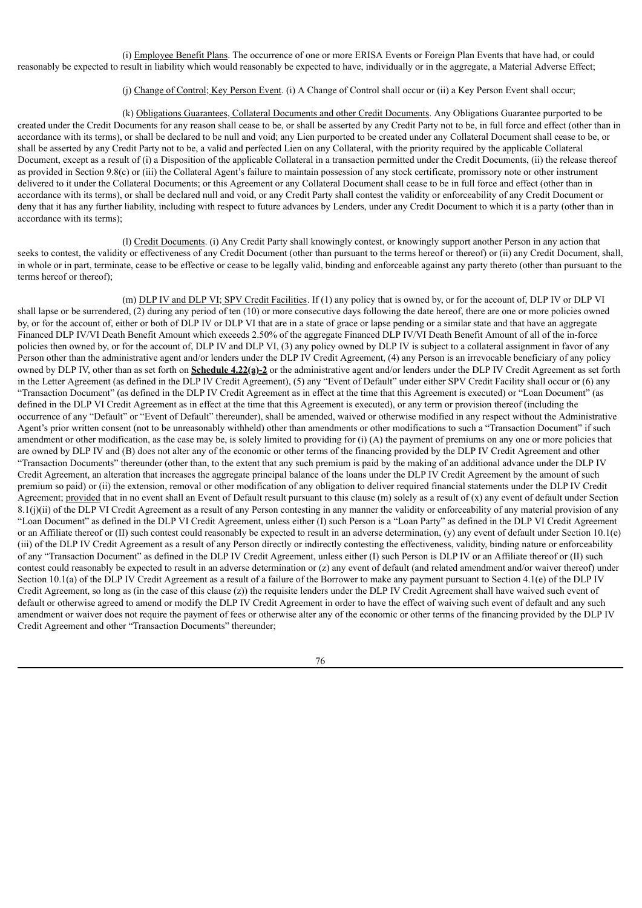(i) Employee Benefit Plans. The occurrence of one or more ERISA Events or Foreign Plan Events that have had, or could reasonably be expected to result in liability which would reasonably be expected to have, individually or in the aggregate, a Material Adverse Effect;

(j) Change of Control; Key Person Event. (i) A Change of Control shall occur or (ii) a Key Person Event shall occur;

(k) Obligations Guarantees, Collateral Documents and other Credit Documents. Any Obligations Guarantee purported to be created under the Credit Documents for any reason shall cease to be, or shall be asserted by any Credit Party not to be, in full force and effect (other than in accordance with its terms), or shall be declared to be null and void; any Lien purported to be created under any Collateral Document shall cease to be, or shall be asserted by any Credit Party not to be, a valid and perfected Lien on any Collateral, with the priority required by the applicable Collateral Document, except as a result of (i) a Disposition of the applicable Collateral in a transaction permitted under the Credit Documents, (ii) the release thereof as provided in Section 9.8(c) or (iii) the Collateral Agent's failure to maintain possession of any stock certificate, promissory note or other instrument delivered to it under the Collateral Documents; or this Agreement or any Collateral Document shall cease to be in full force and effect (other than in accordance with its terms), or shall be declared null and void, or any Credit Party shall contest the validity or enforceability of any Credit Document or deny that it has any further liability, including with respect to future advances by Lenders, under any Credit Document to which it is a party (other than in accordance with its terms);

(l) Credit Documents. (i) Any Credit Party shall knowingly contest, or knowingly support another Person in any action that seeks to contest, the validity or effectiveness of any Credit Document (other than pursuant to the terms hereof or thereof) or (ii) any Credit Document, shall, in whole or in part, terminate, cease to be effective or cease to be legally valid, binding and enforceable against any party thereto (other than pursuant to the terms hereof or thereof);

(m) DLP IV and DLP VI; SPV Credit Facilities. If (1) any policy that is owned by, or for the account of, DLP IV or DLP VI shall lapse or be surrendered, (2) during any period of ten (10) or more consecutive days following the date hereof, there are one or more policies owned by, or for the account of, either or both of DLP IV or DLP VI that are in a state of grace or lapse pending or a similar state and that have an aggregate Financed DLP IV/VI Death Benefit Amount which exceeds 2.50% of the aggregate Financed DLP IV/VI Death Benefit Amount of all of the in-force policies then owned by, or for the account of, DLP IV and DLP VI, (3) any policy owned by DLP IV is subject to a collateral assignment in favor of any Person other than the administrative agent and/or lenders under the DLP IV Credit Agreement, (4) any Person is an irrevocable beneficiary of any policy owned by DLP IV, other than as set forth on **Schedule 4.22(a)-2** or the administrative agent and/or lenders under the DLP IV Credit Agreement as set forth in the Letter Agreement (as defined in the DLP IV Credit Agreement), (5) any "Event of Default" under either SPV Credit Facility shall occur or (6) any "Transaction Document" (as defined in the DLP IV Credit Agreement as in effect at the time that this Agreement is executed) or "Loan Document" (as defined in the DLP VI Credit Agreement as in effect at the time that this Agreement is executed), or any term or provision thereof (including the occurrence of any "Default" or "Event of Default" thereunder), shall be amended, waived or otherwise modified in any respect without the Administrative Agent's prior written consent (not to be unreasonably withheld) other than amendments or other modifications to such a "Transaction Document" if such amendment or other modification, as the case may be, is solely limited to providing for (i) (A) the payment of premiums on any one or more policies that are owned by DLP IV and (B) does not alter any of the economic or other terms of the financing provided by the DLP IV Credit Agreement and other "Transaction Documents" thereunder (other than, to the extent that any such premium is paid by the making of an additional advance under the DLP IV Credit Agreement, an alteration that increases the aggregate principal balance of the loans under the DLP IV Credit Agreement by the amount of such premium so paid) or (ii) the extension, removal or other modification of any obligation to deliver required financial statements under the DLP IV Credit Agreement; provided that in no event shall an Event of Default result pursuant to this clause (m) solely as a result of (x) any event of default under Section 8.1(j)(ii) of the DLP VI Credit Agreement as a result of any Person contesting in any manner the validity or enforceability of any material provision of any "Loan Document" as defined in the DLP VI Credit Agreement, unless either (I) such Person is a "Loan Party" as defined in the DLP VI Credit Agreement or an Affiliate thereof or (II) such contest could reasonably be expected to result in an adverse determination, (y) any event of default under Section 10.1(e)(iii) of the DLP IV Credit Agreement as a result of any Person directly or indirectly contesting the effectiveness, validity, binding nature or enforceability of any "Transaction Document" as defined in the DLP IV Credit Agreement, unless either (I) such Person is DLP IV or an Affiliate thereof or (II) such contest could reasonably be expected to result in an adverse determination or (z) any event of default (and related amendment and/or waiver thereof) under Section 10.1(a) of the DLP IV Credit Agreement as a result of a failure of the Borrower to make any payment pursuant to Section 4.1(e) of the DLP IV Credit Agreement, so long as (in the case of this clause (z)) the requisite lenders under the DLP IV Credit Agreement shall have waived such event of default or otherwise agreed to amend or modify the DLP IV Credit Agreement in order to have the effect of waiving such event of default and any such amendment or waiver does not require the payment of fees or otherwise alter any of the economic or other terms of the financing provided by the DLP IV Credit Agreement and other "Transaction Documents" thereunder;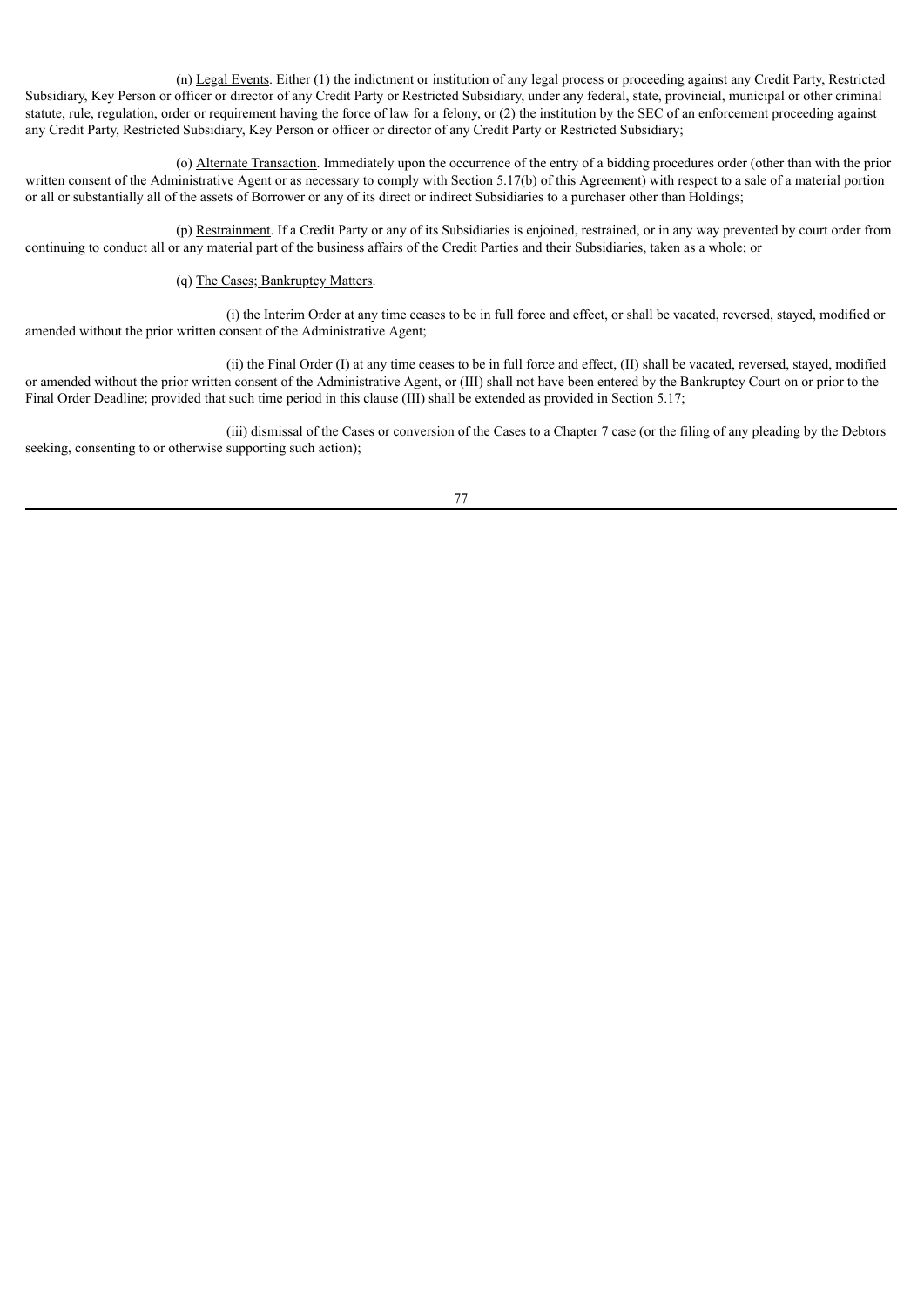(n) Legal Events. Either (1) the indictment or institution of any legal process or proceeding against any Credit Party, Restricted Subsidiary, Key Person or officer or director of any Credit Party or Restricted Subsidiary, under any federal, state, provincial, municipal or other criminal statute, rule, regulation, order or requirement having the force of law for a felony, or (2) the institution by the SEC of an enforcement proceeding against any Credit Party, Restricted Subsidiary, Key Person or officer or director of any Credit Party or Restricted Subsidiary;

(o) Alternate Transaction. Immediately upon the occurrence of the entry of a bidding procedures order (other than with the prior written consent of the Administrative Agent or as necessary to comply with Section 5.17(b) of this Agreement) with respect to a sale of a material portion or all or substantially all of the assets of Borrower or any of its direct or indirect Subsidiaries to a purchaser other than Holdings;

(p) Restrainment. If a Credit Party or any of its Subsidiaries is enjoined, restrained, or in any way prevented by court order from continuing to conduct all or any material part of the business affairs of the Credit Parties and their Subsidiaries, taken as a whole; or

(q) The Cases; Bankruptcy Matters.

(i) the Interim Order at any time ceases to be in full force and effect, or shall be vacated, reversed, stayed, modified or amended without the prior written consent of the Administrative Agent;

(ii) the Final Order (I) at any time ceases to be in full force and effect, (II) shall be vacated, reversed, stayed, modified or amended without the prior written consent of the Administrative Agent, or (III) shall not have been entered by the Bankruptcy Court on or prior to the Final Order Deadline; provided that such time period in this clause (III) shall be extended as provided in Section 5.17;

(iii) dismissal of the Cases or conversion of the Cases to a Chapter 7 case (or the filing of any pleading by the Debtors seeking, consenting to or otherwise supporting such action);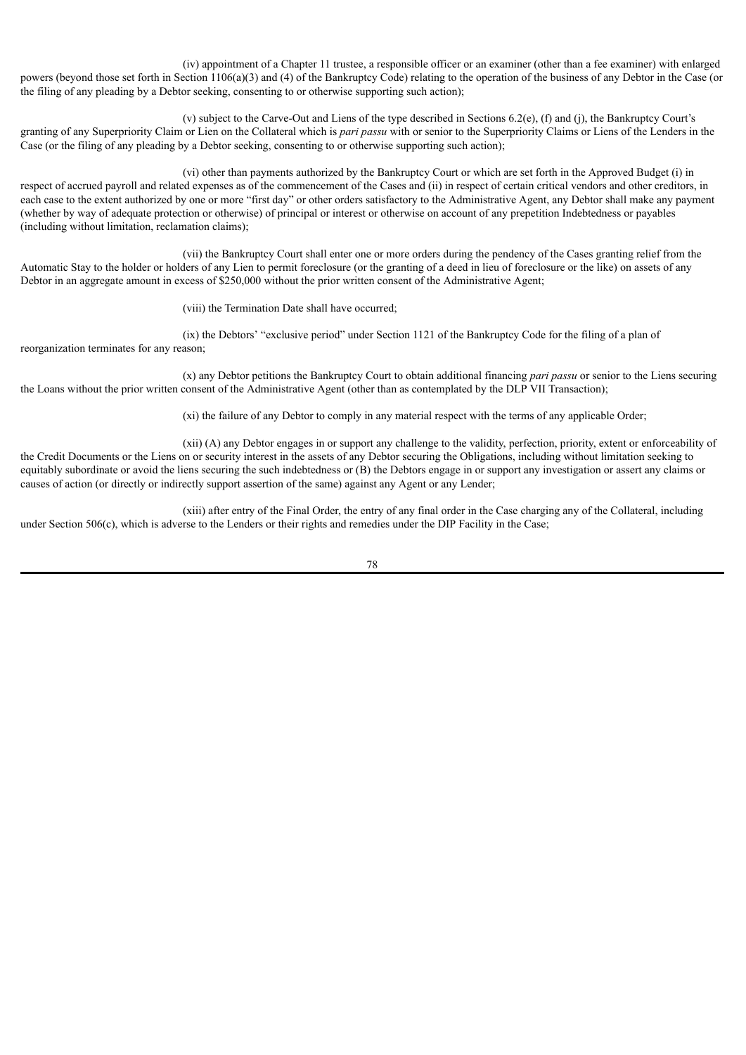(iv) appointment of a Chapter 11 trustee, a responsible officer or an examiner (other than a fee examiner) with enlarged powers (beyond those set forth in Section 1106(a)(3) and (4) of the Bankruptcy Code) relating to the operation of the business of any Debtor in the Case (or the filing of any pleading by a Debtor seeking, consenting to or otherwise supporting such action);

(v) subject to the Carve-Out and Liens of the type described in Sections 6.2(e), (f) and (j), the Bankruptcy Court's granting of any Superpriority Claim or Lien on the Collateral which is *pari passu* with or senior to the Superpriority Claims or Liens of the Lenders in the Case (or the filing of any pleading by a Debtor seeking, consenting to or otherwise supporting such action);

(vi) other than payments authorized by the Bankruptcy Court or which are set forth in the Approved Budget (i) in respect of accrued payroll and related expenses as of the commencement of the Cases and (ii) in respect of certain critical vendors and other creditors, in each case to the extent authorized by one or more "first day" or other orders satisfactory to the Administrative Agent, any Debtor shall make any payment (whether by way of adequate protection or otherwise) of principal or interest or otherwise on account of any prepetition Indebtedness or payables (including without limitation, reclamation claims);

(vii) the Bankruptcy Court shall enter one or more orders during the pendency of the Cases granting relief from the Automatic Stay to the holder or holders of any Lien to permit foreclosure (or the granting of a deed in lieu of foreclosure or the like) on assets of any Debtor in an aggregate amount in excess of $250,000 without the prior written consent of the Administrative Agent;

(viii) the Termination Date shall have occurred;

(ix) the Debtors' "exclusive period" under Section 1121 of the Bankruptcy Code for the filing of a plan of reorganization terminates for any reason;

(x) any Debtor petitions the Bankruptcy Court to obtain additional financing *pari passu* or senior to the Liens securing the Loans without the prior written consent of the Administrative Agent (other than as contemplated by the DLP VII Transaction);

(xi) the failure of any Debtor to comply in any material respect with the terms of any applicable Order;

(xii) (A) any Debtor engages in or support any challenge to the validity, perfection, priority, extent or enforceability of the Credit Documents or the Liens on or security interest in the assets of any Debtor securing the Obligations, including without limitation seeking to equitably subordinate or avoid the liens securing the such indebtedness or (B) the Debtors engage in or support any investigation or assert any claims or causes of action (or directly or indirectly support assertion of the same) against any Agent or any Lender;

(xiii) after entry of the Final Order, the entry of any final order in the Case charging any of the Collateral, including under Section 506(c), which is adverse to the Lenders or their rights and remedies under the DIP Facility in the Case;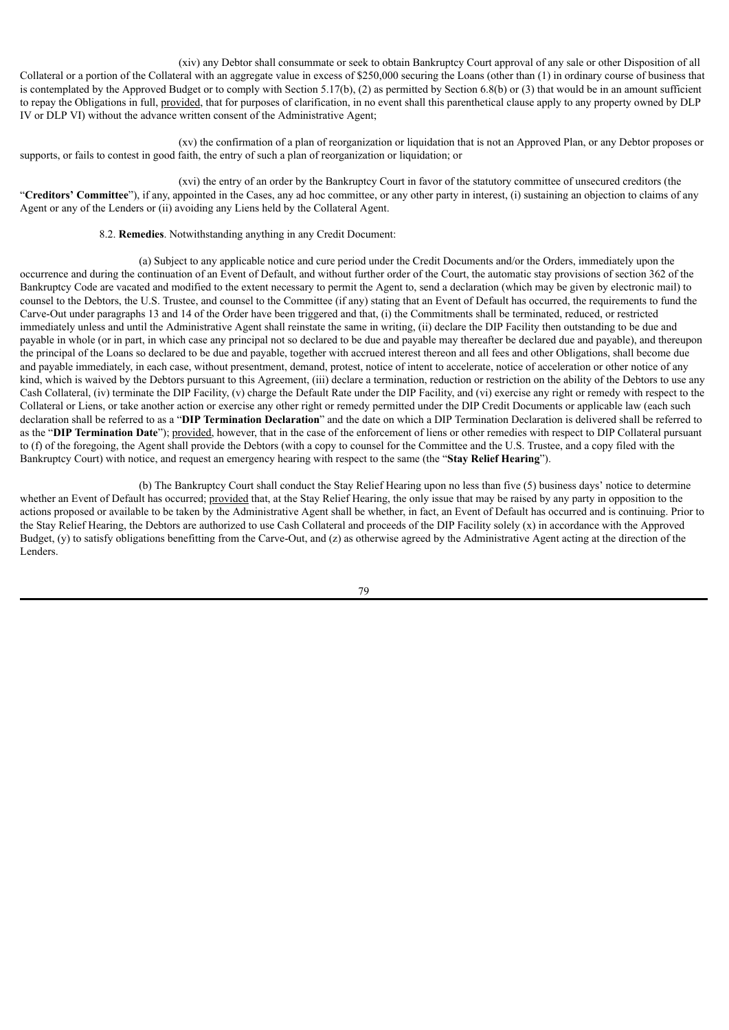(xiv) any Debtor shall consummate or seek to obtain Bankruptcy Court approval of any sale or other Disposition of all Collateral or a portion of the Collateral with an aggregate value in excess of $250,000 securing the Loans (other than (1) in ordinary course of business that is contemplated by the Approved Budget or to comply with Section 5.17(b), (2) as permitted by Section 6.8(b) or (3) that would be in an amount sufficient to repay the Obligations in full, provided, that for purposes of clarification, in no event shall this parenthetical clause apply to any property owned by DLP IV or DLP VI) without the advance written consent of the Administrative Agent;

(xv) the confirmation of a plan of reorganization or liquidation that is not an Approved Plan, or any Debtor proposes or supports, or fails to contest in good faith, the entry of such a plan of reorganization or liquidation; or

(xvi) the entry of an order by the Bankruptcy Court in favor of the statutory committee of unsecured creditors (the "**Creditors' Committee**"), if any, appointed in the Cases, any ad hoc committee, or any other party in interest, (i) sustaining an objection to claims of any Agent or any of the Lenders or (ii) avoiding any Liens held by the Collateral Agent.

8.2. **Remedies**. Notwithstanding anything in any Credit Document:

(a) Subject to any applicable notice and cure period under the Credit Documents and/or the Orders, immediately upon the occurrence and during the continuation of an Event of Default, and without further order of the Court, the automatic stay provisions of section 362 of the Bankruptcy Code are vacated and modified to the extent necessary to permit the Agent to, send a declaration (which may be given by electronic mail) to counsel to the Debtors, the U.S. Trustee, and counsel to the Committee (if any) stating that an Event of Default has occurred, the requirements to fund the Carve-Out under paragraphs 13 and 14 of the Order have been triggered and that, (i) the Commitments shall be terminated, reduced, or restricted immediately unless and until the Administrative Agent shall reinstate the same in writing, (ii) declare the DIP Facility then outstanding to be due and payable in whole (or in part, in which case any principal not so declared to be due and payable may thereafter be declared due and payable), and thereupon the principal of the Loans so declared to be due and payable, together with accrued interest thereon and all fees and other Obligations, shall become due and payable immediately, in each case, without presentment, demand, protest, notice of intent to accelerate, notice of acceleration or other notice of any kind, which is waived by the Debtors pursuant to this Agreement, (iii) declare a termination, reduction or restriction on the ability of the Debtors to use any Cash Collateral, (iv) terminate the DIP Facility, (v) charge the Default Rate under the DIP Facility, and (vi) exercise any right or remedy with respect to the Collateral or Liens, or take another action or exercise any other right or remedy permitted under the DIP Credit Documents or applicable law (each such declaration shall be referred to as a "**DIP Termination Declaration**" and the date on which a DIP Termination Declaration is delivered shall be referred to as the "**DIP Termination Date**"); provided, however, that in the case of the enforcement of liens or other remedies with respect to DIP Collateral pursuant to (f) of the foregoing, the Agent shall provide the Debtors (with a copy to counsel for the Committee and the U.S. Trustee, and a copy filed with the Bankruptcy Court) with notice, and request an emergency hearing with respect to the same (the "**Stay Relief Hearing**").

(b) The Bankruptcy Court shall conduct the Stay Relief Hearing upon no less than five (5) business days' notice to determine whether an Event of Default has occurred; provided that, at the Stay Relief Hearing, the only issue that may be raised by any party in opposition to the actions proposed or available to be taken by the Administrative Agent shall be whether, in fact, an Event of Default has occurred and is continuing. Prior to the Stay Relief Hearing, the Debtors are authorized to use Cash Collateral and proceeds of the DIP Facility solely (x) in accordance with the Approved Budget, (y) to satisfy obligations benefitting from the Carve-Out, and (z) as otherwise agreed by the Administrative Agent acting at the direction of the Lenders.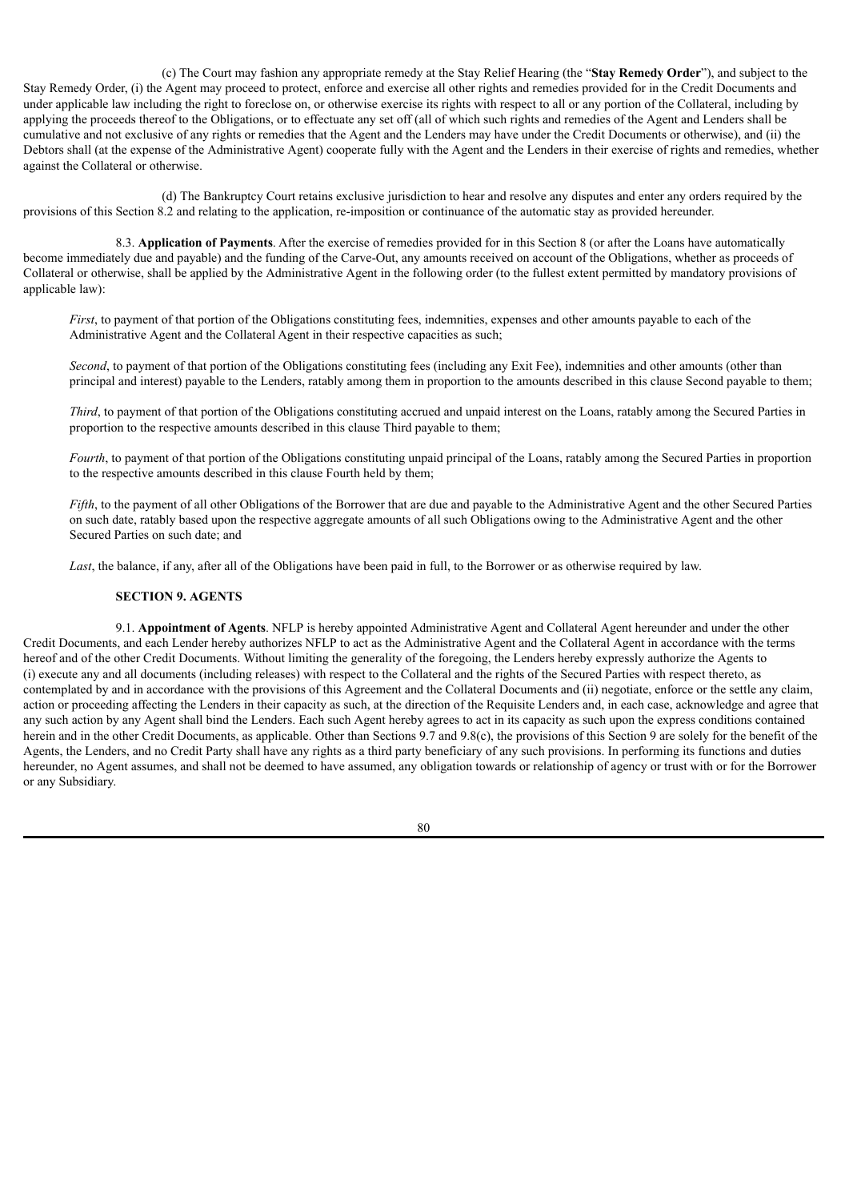(c) The Court may fashion any appropriate remedy at the Stay Relief Hearing (the "**Stay Remedy Order**"), and subject to the Stay Remedy Order, (i) the Agent may proceed to protect, enforce and exercise all other rights and remedies provided for in the Credit Documents and under applicable law including the right to foreclose on, or otherwise exercise its rights with respect to all or any portion of the Collateral, including by applying the proceeds thereof to the Obligations, or to effectuate any set off (all of which such rights and remedies of the Agent and Lenders shall be cumulative and not exclusive of any rights or remedies that the Agent and the Lenders may have under the Credit Documents or otherwise), and (ii) the Debtors shall (at the expense of the Administrative Agent) cooperate fully with the Agent and the Lenders in their exercise of rights and remedies, whether against the Collateral or otherwise.

(d) The Bankruptcy Court retains exclusive jurisdiction to hear and resolve any disputes and enter any orders required by the provisions of this Section 8.2 and relating to the application, re-imposition or continuance of the automatic stay as provided hereunder.

8.3. **Application of Payments**. After the exercise of remedies provided for in this Section 8 (or after the Loans have automatically become immediately due and payable) and the funding of the Carve-Out, any amounts received on account of the Obligations, whether as proceeds of Collateral or otherwise, shall be applied by the Administrative Agent in the following order (to the fullest extent permitted by mandatory provisions of applicable law):

*First*, to payment of that portion of the Obligations constituting fees, indemnities, expenses and other amounts payable to each of the Administrative Agent and the Collateral Agent in their respective capacities as such;

*Second*, to payment of that portion of the Obligations constituting fees (including any Exit Fee), indemnities and other amounts (other than principal and interest) payable to the Lenders, ratably among them in proportion to the amounts described in this clause Second payable to them;

*Third*, to payment of that portion of the Obligations constituting accrued and unpaid interest on the Loans, ratably among the Secured Parties in proportion to the respective amounts described in this clause Third payable to them;

*Fourth*, to payment of that portion of the Obligations constituting unpaid principal of the Loans, ratably among the Secured Parties in proportion to the respective amounts described in this clause Fourth held by them;

*Fifth*, to the payment of all other Obligations of the Borrower that are due and payable to the Administrative Agent and the other Secured Parties on such date, ratably based upon the respective aggregate amounts of all such Obligations owing to the Administrative Agent and the other Secured Parties on such date; and

*Last*, the balance, if any, after all of the Obligations have been paid in full, to the Borrower or as otherwise required by law.

## SECTION 9. AGENTS

9.1. **Appointment of Agents**. NFLP is hereby appointed Administrative Agent and Collateral Agent hereunder and under the other Credit Documents, and each Lender hereby authorizes NFLP to act as the Administrative Agent and the Collateral Agent in accordance with the terms hereof and of the other Credit Documents. Without limiting the generality of the foregoing, the Lenders hereby expressly authorize the Agents to (i) execute any and all documents (including releases) with respect to the Collateral and the rights of the Secured Parties with respect thereto, as contemplated by and in accordance with the provisions of this Agreement and the Collateral Documents and (ii) negotiate, enforce or the settle any claim, action or proceeding affecting the Lenders in their capacity as such, at the direction of the Requisite Lenders and, in each case, acknowledge and agree that any such action by any Agent shall bind the Lenders. Each such Agent hereby agrees to act in its capacity as such upon the express conditions contained herein and in the other Credit Documents, as applicable. Other than Sections 9.7 and 9.8(c), the provisions of this Section 9 are solely for the benefit of the Agents, the Lenders, and no Credit Party shall have any rights as a third party beneficiary of any such provisions. In performing its functions and duties hereunder, no Agent assumes, and shall not be deemed to have assumed, any obligation towards or relationship of agency or trust with or for the Borrower or any Subsidiary.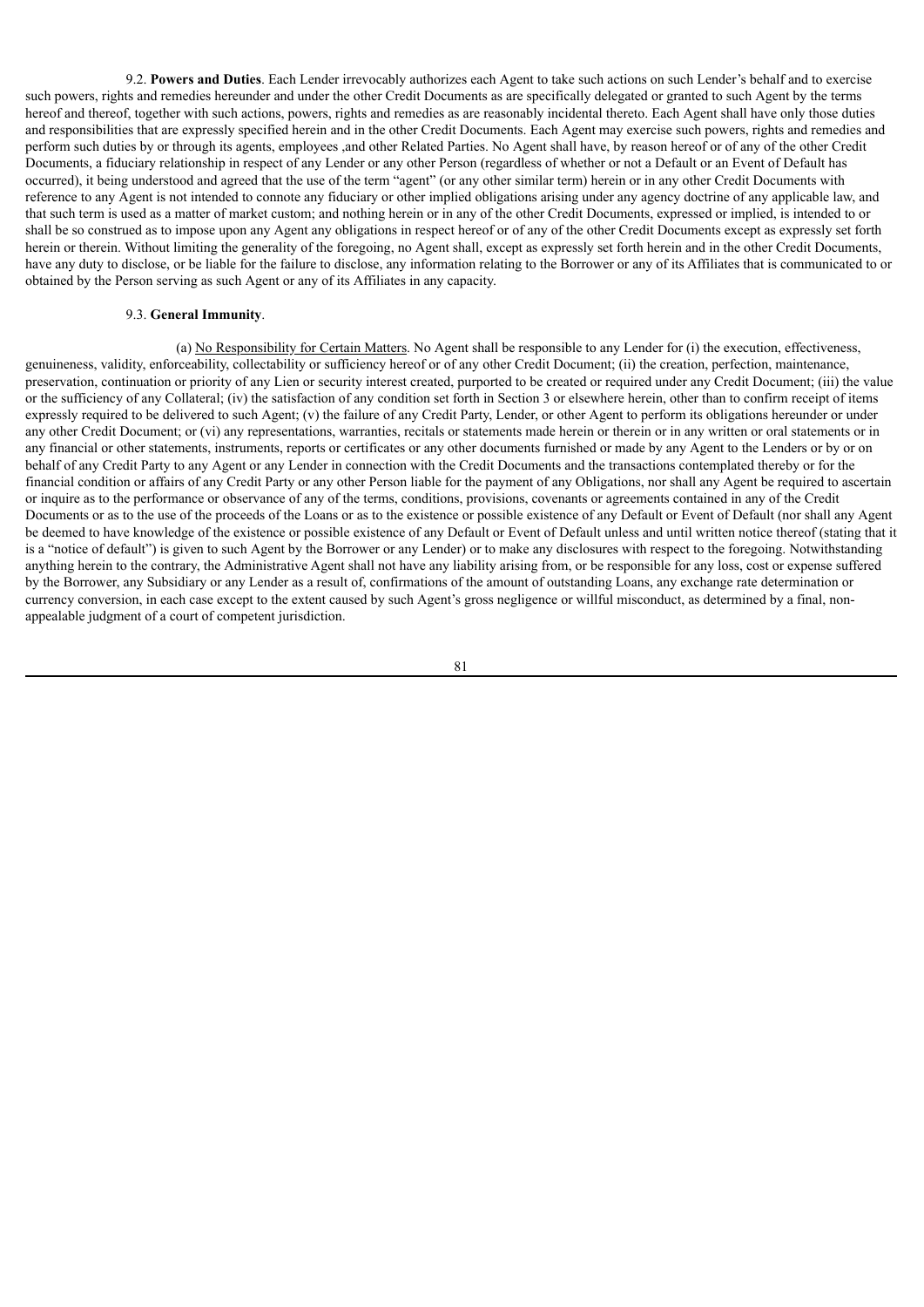9.2. **Powers and Duties**. Each Lender irrevocably authorizes each Agent to take such actions on such Lender's behalf and to exercise such powers, rights and remedies hereunder and under the other Credit Documents as are specifically delegated or granted to such Agent by the terms hereof and thereof, together with such actions, powers, rights and remedies as are reasonably incidental thereto. Each Agent shall have only those duties and responsibilities that are expressly specified herein and in the other Credit Documents. Each Agent may exercise such powers, rights and remedies and perform such duties by or through its agents, employees ,and other Related Parties. No Agent shall have, by reason hereof or of any of the other Credit Documents, a fiduciary relationship in respect of any Lender or any other Person (regardless of whether or not a Default or an Event of Default has occurred), it being understood and agreed that the use of the term "agent" (or any other similar term) herein or in any other Credit Documents with reference to any Agent is not intended to connote any fiduciary or other implied obligations arising under any agency doctrine of any applicable law, and that such term is used as a matter of market custom; and nothing herein or in any of the other Credit Documents, expressed or implied, is intended to or shall be so construed as to impose upon any Agent any obligations in respect hereof or of any of the other Credit Documents except as expressly set forth herein or therein. Without limiting the generality of the foregoing, no Agent shall, except as expressly set forth herein and in the other Credit Documents, have any duty to disclose, or be liable for the failure to disclose, any information relating to the Borrower or any of its Affiliates that is communicated to or obtained by the Person serving as such Agent or any of its Affiliates in any capacity.

9.3. **General Immunity**.

(a) No Responsibility for Certain Matters. No Agent shall be responsible to any Lender for (i) the execution, effectiveness, genuineness, validity, enforceability, collectability or sufficiency hereof or of any other Credit Document; (ii) the creation, perfection, maintenance, preservation, continuation or priority of any Lien or security interest created, purported to be created or required under any Credit Document; (iii) the value or the sufficiency of any Collateral; (iv) the satisfaction of any condition set forth in Section 3 or elsewhere herein, other than to confirm receipt of items expressly required to be delivered to such Agent; (v) the failure of any Credit Party, Lender, or other Agent to perform its obligations hereunder or under any other Credit Document; or (vi) any representations, warranties, recitals or statements made herein or therein or in any written or oral statements or in any financial or other statements, instruments, reports or certificates or any other documents furnished or made by any Agent to the Lenders or by or on behalf of any Credit Party to any Agent or any Lender in connection with the Credit Documents and the transactions contemplated thereby or for the financial condition or affairs of any Credit Party or any other Person liable for the payment of any Obligations, nor shall any Agent be required to ascertain or inquire as to the performance or observance of any of the terms, conditions, provisions, covenants or agreements contained in any of the Credit Documents or as to the use of the proceeds of the Loans or as to the existence or possible existence of any Default or Event of Default (nor shall any Agent be deemed to have knowledge of the existence or possible existence of any Default or Event of Default unless and until written notice thereof (stating that it is a "notice of default") is given to such Agent by the Borrower or any Lender) or to make any disclosures with respect to the foregoing. Notwithstanding anything herein to the contrary, the Administrative Agent shall not have any liability arising from, or be responsible for any loss, cost or expense suffered by the Borrower, any Subsidiary or any Lender as a result of, confirmations of the amount of outstanding Loans, any exchange rate determination or currency conversion, in each case except to the extent caused by such Agent's gross negligence or willful misconduct, as determined by a final, non-appealable judgment of a court of competent jurisdiction.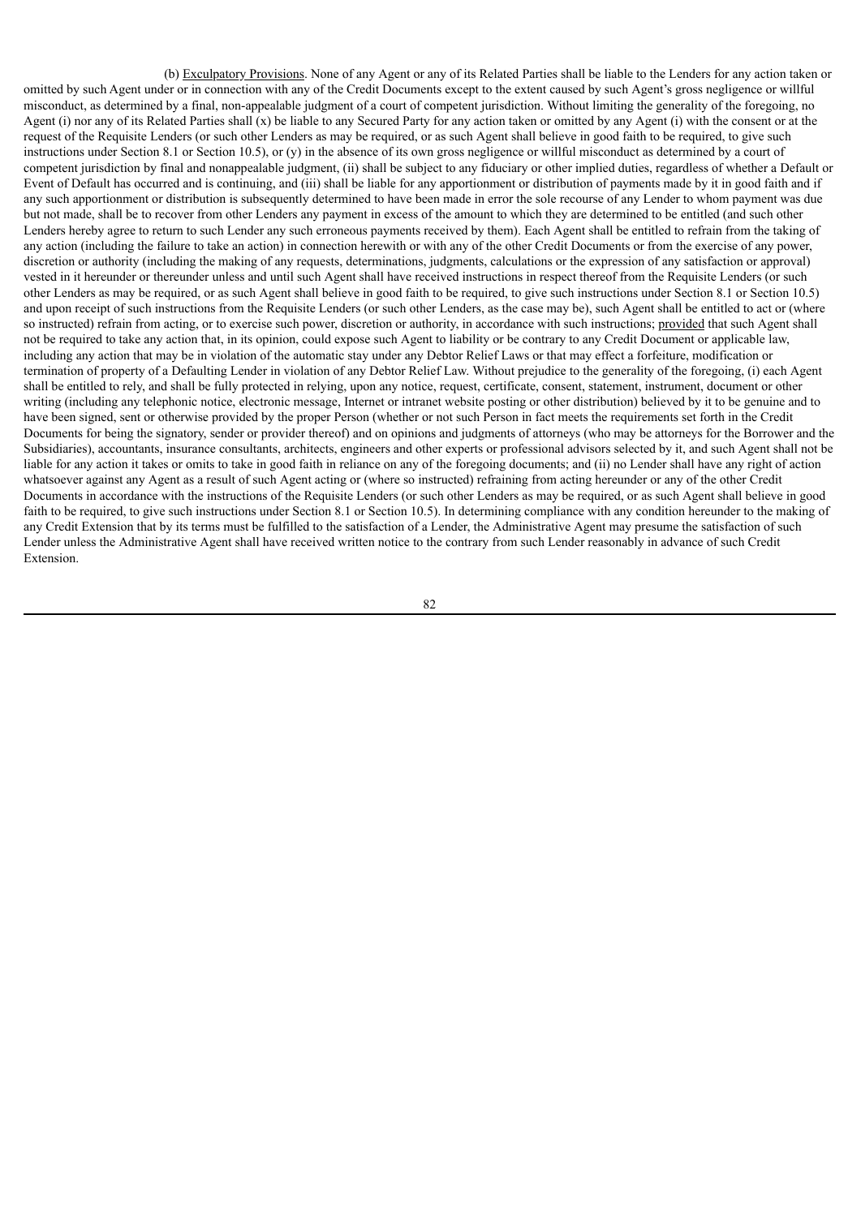(b) Exculpatory Provisions. None of any Agent or any of its Related Parties shall be liable to the Lenders for any action taken or omitted by such Agent under or in connection with any of the Credit Documents except to the extent caused by such Agent's gross negligence or willful misconduct, as determined by a final, non-appealable judgment of a court of competent jurisdiction. Without limiting the generality of the foregoing, no Agent (i) nor any of its Related Parties shall (x) be liable to any Secured Party for any action taken or omitted by any Agent (i) with the consent or at the request of the Requisite Lenders (or such other Lenders as may be required, or as such Agent shall believe in good faith to be required, to give such instructions under Section 8.1 or Section 10.5), or (y) in the absence of its own gross negligence or willful misconduct as determined by a court of competent jurisdiction by final and nonappealable judgment, (ii) shall be subject to any fiduciary or other implied duties, regardless of whether a Default or Event of Default has occurred and is continuing, and (iii) shall be liable for any apportionment or distribution of payments made by it in good faith and if any such apportionment or distribution is subsequently determined to have been made in error the sole recourse of any Lender to whom payment was due but not made, shall be to recover from other Lenders any payment in excess of the amount to which they are determined to be entitled (and such other Lenders hereby agree to return to such Lender any such erroneous payments received by them). Each Agent shall be entitled to refrain from the taking of any action (including the failure to take an action) in connection herewith or with any of the other Credit Documents or from the exercise of any power, discretion or authority (including the making of any requests, determinations, judgments, calculations or the expression of any satisfaction or approval) vested in it hereunder or thereunder unless and until such Agent shall have received instructions in respect thereof from the Requisite Lenders (or such other Lenders as may be required, or as such Agent shall believe in good faith to be required, to give such instructions under Section 8.1 or Section 10.5) and upon receipt of such instructions from the Requisite Lenders (or such other Lenders, as the case may be), such Agent shall be entitled to act or (where so instructed) refrain from acting, or to exercise such power, discretion or authority, in accordance with such instructions; provided that such Agent shall not be required to take any action that, in its opinion, could expose such Agent to liability or be contrary to any Credit Document or applicable law, including any action that may be in violation of the automatic stay under any Debtor Relief Laws or that may effect a forfeiture, modification or termination of property of a Defaulting Lender in violation of any Debtor Relief Law. Without prejudice to the generality of the foregoing, (i) each Agent shall be entitled to rely, and shall be fully protected in relying, upon any notice, request, certificate, consent, statement, instrument, document or other writing (including any telephonic notice, electronic message, Internet or intranet website posting or other distribution) believed by it to be genuine and to have been signed, sent or otherwise provided by the proper Person (whether or not such Person in fact meets the requirements set forth in the Credit Documents for being the signatory, sender or provider thereof) and on opinions and judgments of attorneys (who may be attorneys for the Borrower and the Subsidiaries), accountants, insurance consultants, architects, engineers and other experts or professional advisors selected by it, and such Agent shall not be liable for any action it takes or omits to take in good faith in reliance on any of the foregoing documents; and (ii) no Lender shall have any right of action whatsoever against any Agent as a result of such Agent acting or (where so instructed) refraining from acting hereunder or any of the other Credit Documents in accordance with the instructions of the Requisite Lenders (or such other Lenders as may be required, or as such Agent shall believe in good faith to be required, to give such instructions under Section 8.1 or Section 10.5). In determining compliance with any condition hereunder to the making of any Credit Extension that by its terms must be fulfilled to the satisfaction of a Lender, the Administrative Agent may presume the satisfaction of such Lender unless the Administrative Agent shall have received written notice to the contrary from such Lender reasonably in advance of such Credit Extension.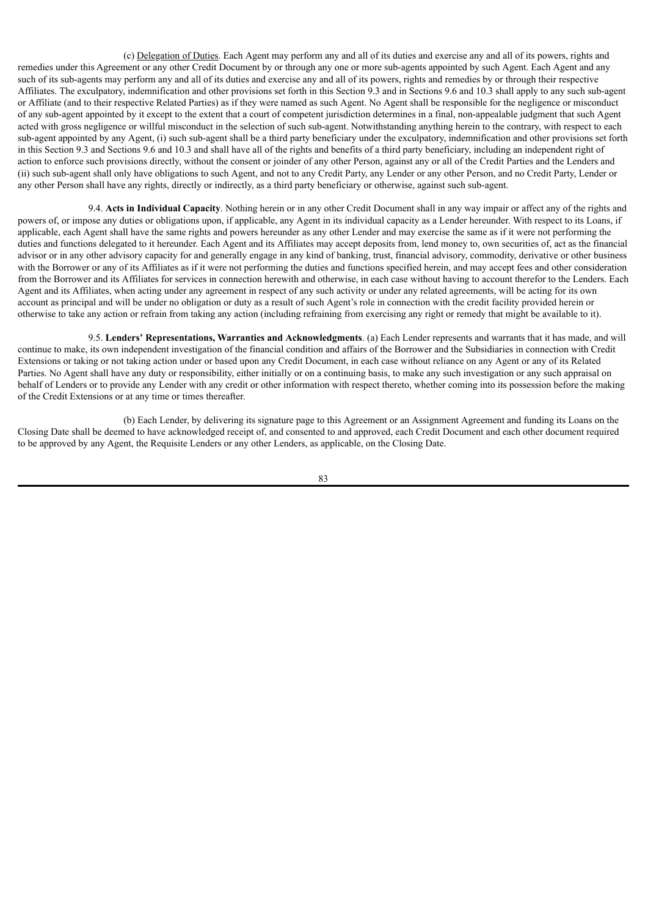(c) Delegation of Duties. Each Agent may perform any and all of its duties and exercise any and all of its powers, rights and remedies under this Agreement or any other Credit Document by or through any one or more sub-agents appointed by such Agent. Each Agent and any such of its sub-agents may perform any and all of its duties and exercise any and all of its powers, rights and remedies by or through their respective Affiliates. The exculpatory, indemnification and other provisions set forth in this Section 9.3 and in Sections 9.6 and 10.3 shall apply to any such sub-agent or Affiliate (and to their respective Related Parties) as if they were named as such Agent. No Agent shall be responsible for the negligence or misconduct of any sub-agent appointed by it except to the extent that a court of competent jurisdiction determines in a final, non-appealable judgment that such Agent acted with gross negligence or willful misconduct in the selection of such sub-agent. Notwithstanding anything herein to the contrary, with respect to each sub-agent appointed by any Agent, (i) such sub-agent shall be a third party beneficiary under the exculpatory, indemnification and other provisions set forth in this Section 9.3 and Sections 9.6 and 10.3 and shall have all of the rights and benefits of a third party beneficiary, including an independent right of action to enforce such provisions directly, without the consent or joinder of any other Person, against any or all of the Credit Parties and the Lenders and (ii) such sub-agent shall only have obligations to such Agent, and not to any Credit Party, any Lender or any other Person, and no Credit Party, Lender or any other Person shall have any rights, directly or indirectly, as a third party beneficiary or otherwise, against such sub-agent.

9.4. **Acts in Individual Capacity**. Nothing herein or in any other Credit Document shall in any way impair or affect any of the rights and powers of, or impose any duties or obligations upon, if applicable, any Agent in its individual capacity as a Lender hereunder. With respect to its Loans, if applicable, each Agent shall have the same rights and powers hereunder as any other Lender and may exercise the same as if it were not performing the duties and functions delegated to it hereunder. Each Agent and its Affiliates may accept deposits from, lend money to, own securities of, act as the financial advisor or in any other advisory capacity for and generally engage in any kind of banking, trust, financial advisory, commodity, derivative or other business with the Borrower or any of its Affiliates as if it were not performing the duties and functions specified herein, and may accept fees and other consideration from the Borrower and its Affiliates for services in connection herewith and otherwise, in each case without having to account therefor to the Lenders. Each Agent and its Affiliates, when acting under any agreement in respect of any such activity or under any related agreements, will be acting for its own account as principal and will be under no obligation or duty as a result of such Agent's role in connection with the credit facility provided herein or otherwise to take any action or refrain from taking any action (including refraining from exercising any right or remedy that might be available to it).

9.5. **Lenders' Representations, Warranties and Acknowledgments**. (a) Each Lender represents and warrants that it has made, and will continue to make, its own independent investigation of the financial condition and affairs of the Borrower and the Subsidiaries in connection with Credit Extensions or taking or not taking action under or based upon any Credit Document, in each case without reliance on any Agent or any of its Related Parties. No Agent shall have any duty or responsibility, either initially or on a continuing basis, to make any such investigation or any such appraisal on behalf of Lenders or to provide any Lender with any credit or other information with respect thereto, whether coming into its possession before the making of the Credit Extensions or at any time or times thereafter.

(b) Each Lender, by delivering its signature page to this Agreement or an Assignment Agreement and funding its Loans on the Closing Date shall be deemed to have acknowledged receipt of, and consented to and approved, each Credit Document and each other document required to be approved by any Agent, the Requisite Lenders or any other Lenders, as applicable, on the Closing Date.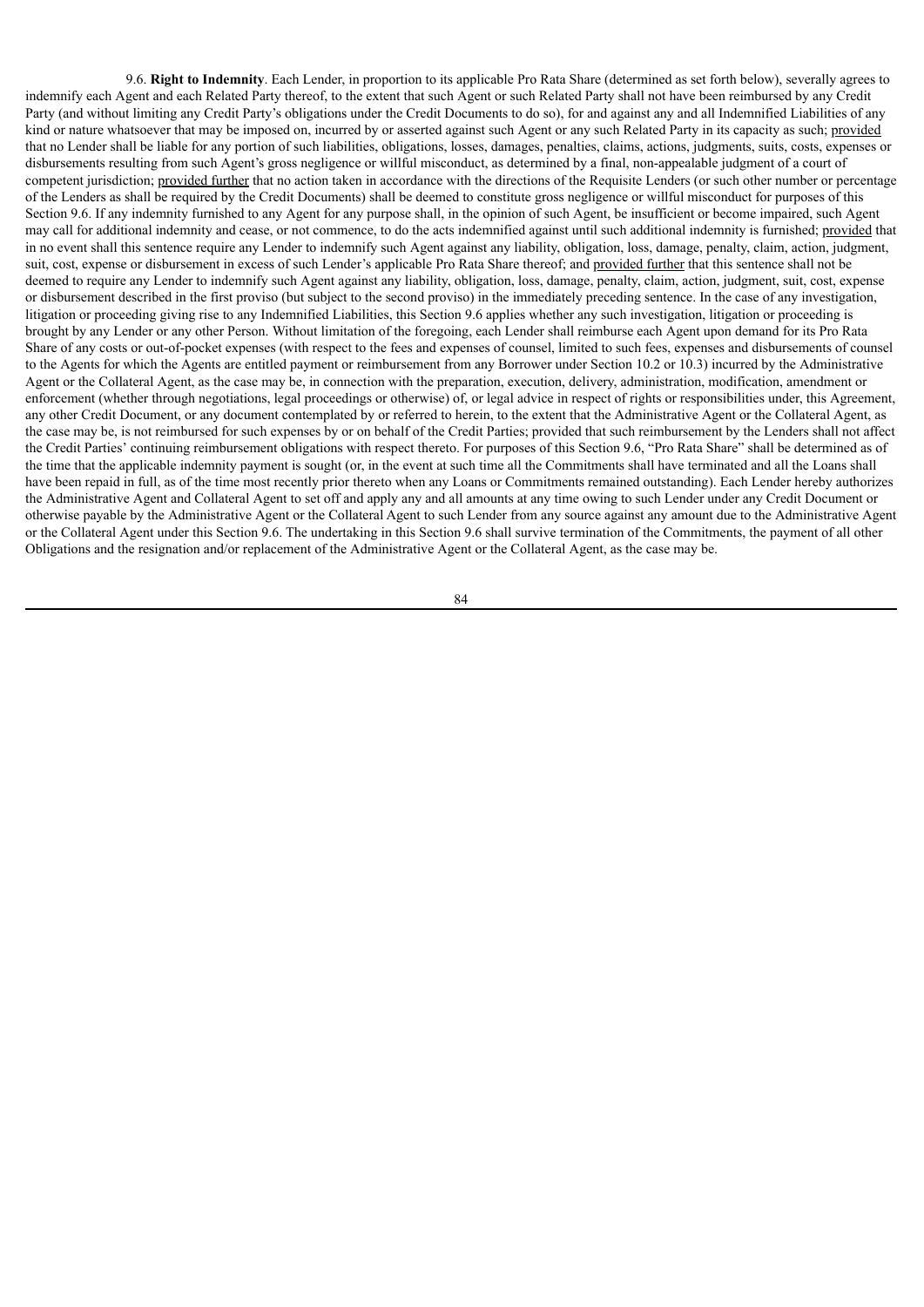9.6. **Right to Indemnity**. Each Lender, in proportion to its applicable Pro Rata Share (determined as set forth below), severally agrees to indemnify each Agent and each Related Party thereof, to the extent that such Agent or such Related Party shall not have been reimbursed by any Credit Party (and without limiting any Credit Party's obligations under the Credit Documents to do so), for and against any and all Indemnified Liabilities of any kind or nature whatsoever that may be imposed on, incurred by or asserted against such Agent or any such Related Party in its capacity as such; provided that no Lender shall be liable for any portion of such liabilities, obligations, losses, damages, penalties, claims, actions, judgments, suits, costs, expenses or disbursements resulting from such Agent's gross negligence or willful misconduct, as determined by a final, non-appealable judgment of a court of competent jurisdiction; provided further that no action taken in accordance with the directions of the Requisite Lenders (or such other number or percentage of the Lenders as shall be required by the Credit Documents) shall be deemed to constitute gross negligence or willful misconduct for purposes of this Section 9.6. If any indemnity furnished to any Agent for any purpose shall, in the opinion of such Agent, be insufficient or become impaired, such Agent may call for additional indemnity and cease, or not commence, to do the acts indemnified against until such additional indemnity is furnished; provided that in no event shall this sentence require any Lender to indemnify such Agent against any liability, obligation, loss, damage, penalty, claim, action, judgment, suit, cost, expense or disbursement in excess of such Lender's applicable Pro Rata Share thereof; and provided further that this sentence shall not be deemed to require any Lender to indemnify such Agent against any liability, obligation, loss, damage, penalty, claim, action, judgment, suit, cost, expense or disbursement described in the first proviso (but subject to the second proviso) in the immediately preceding sentence. In the case of any investigation, litigation or proceeding giving rise to any Indemnified Liabilities, this Section 9.6 applies whether any such investigation, litigation or proceeding is brought by any Lender or any other Person. Without limitation of the foregoing, each Lender shall reimburse each Agent upon demand for its Pro Rata Share of any costs or out-of-pocket expenses (with respect to the fees and expenses of counsel, limited to such fees, expenses and disbursements of counsel to the Agents for which the Agents are entitled payment or reimbursement from any Borrower under Section 10.2 or 10.3) incurred by the Administrative Agent or the Collateral Agent, as the case may be, in connection with the preparation, execution, delivery, administration, modification, amendment or enforcement (whether through negotiations, legal proceedings or otherwise) of, or legal advice in respect of rights or responsibilities under, this Agreement, any other Credit Document, or any document contemplated by or referred to herein, to the extent that the Administrative Agent or the Collateral Agent, as the case may be, is not reimbursed for such expenses by or on behalf of the Credit Parties; provided that such reimbursement by the Lenders shall not affect the Credit Parties' continuing reimbursement obligations with respect thereto. For purposes of this Section 9.6, "Pro Rata Share" shall be determined as of the time that the applicable indemnity payment is sought (or, in the event at such time all the Commitments shall have terminated and all the Loans shall have been repaid in full, as of the time most recently prior thereto when any Loans or Commitments remained outstanding). Each Lender hereby authorizes the Administrative Agent and Collateral Agent to set off and apply any and all amounts at any time owing to such Lender under any Credit Document or otherwise payable by the Administrative Agent or the Collateral Agent to such Lender from any source against any amount due to the Administrative Agent or the Collateral Agent under this Section 9.6. The undertaking in this Section 9.6 shall survive termination of the Commitments, the payment of all other Obligations and the resignation and/or replacement of the Administrative Agent or the Collateral Agent, as the case may be.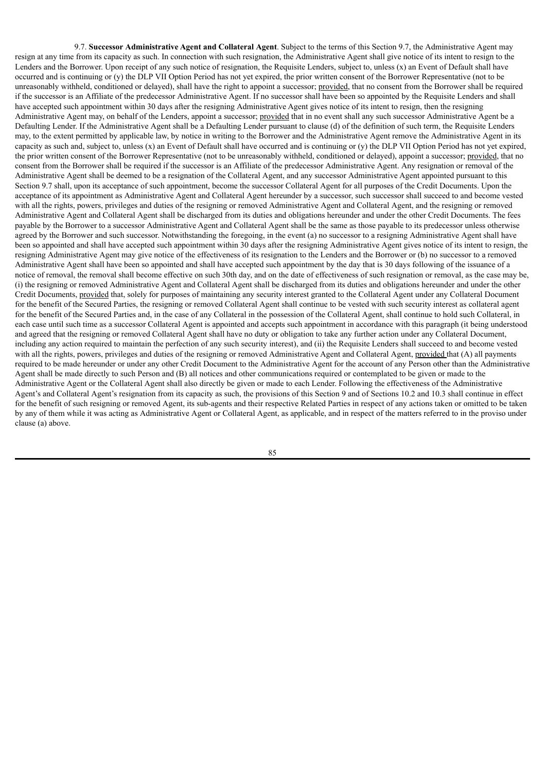9.7. **Successor Administrative Agent and Collateral Agent**. Subject to the terms of this Section 9.7, the Administrative Agent may resign at any time from its capacity as such. In connection with such resignation, the Administrative Agent shall give notice of its intent to resign to the Lenders and the Borrower. Upon receipt of any such notice of resignation, the Requisite Lenders, subject to, unless (x) an Event of Default shall have occurred and is continuing or (y) the DLP VII Option Period has not yet expired, the prior written consent of the Borrower Representative (not to be unreasonably withheld, conditioned or delayed), shall have the right to appoint a successor; provided, that no consent from the Borrower shall be required if the successor is an Affiliate of the predecessor Administrative Agent. If no successor shall have been so appointed by the Requisite Lenders and shall have accepted such appointment within 30 days after the resigning Administrative Agent gives notice of its intent to resign, then the resigning Administrative Agent may, on behalf of the Lenders, appoint a successor; provided that in no event shall any such successor Administrative Agent be a Defaulting Lender. If the Administrative Agent shall be a Defaulting Lender pursuant to clause (d) of the definition of such term, the Requisite Lenders may, to the extent permitted by applicable law, by notice in writing to the Borrower and the Administrative Agent remove the Administrative Agent in its capacity as such and, subject to, unless (x) an Event of Default shall have occurred and is continuing or (y) the DLP VII Option Period has not yet expired, the prior written consent of the Borrower Representative (not to be unreasonably withheld, conditioned or delayed), appoint a successor; provided, that no consent from the Borrower shall be required if the successor is an Affiliate of the predecessor Administrative Agent. Any resignation or removal of the Administrative Agent shall be deemed to be a resignation of the Collateral Agent, and any successor Administrative Agent appointed pursuant to this Section 9.7 shall, upon its acceptance of such appointment, become the successor Collateral Agent for all purposes of the Credit Documents. Upon the acceptance of its appointment as Administrative Agent and Collateral Agent hereunder by a successor, such successor shall succeed to and become vested with all the rights, powers, privileges and duties of the resigning or removed Administrative Agent and Collateral Agent, and the resigning or removed Administrative Agent and Collateral Agent shall be discharged from its duties and obligations hereunder and under the other Credit Documents. The fees payable by the Borrower to a successor Administrative Agent and Collateral Agent shall be the same as those payable to its predecessor unless otherwise agreed by the Borrower and such successor. Notwithstanding the foregoing, in the event (a) no successor to a resigning Administrative Agent shall have been so appointed and shall have accepted such appointment within 30 days after the resigning Administrative Agent gives notice of its intent to resign, the resigning Administrative Agent may give notice of the effectiveness of its resignation to the Lenders and the Borrower or (b) no successor to a removed Administrative Agent shall have been so appointed and shall have accepted such appointment by the day that is 30 days following of the issuance of a notice of removal, the removal shall become effective on such 30th day, and on the date of effectiveness of such resignation or removal, as the case may be, (i) the resigning or removed Administrative Agent and Collateral Agent shall be discharged from its duties and obligations hereunder and under the other Credit Documents, provided that, solely for purposes of maintaining any security interest granted to the Collateral Agent under any Collateral Document for the benefit of the Secured Parties, the resigning or removed Collateral Agent shall continue to be vested with such security interest as collateral agent for the benefit of the Secured Parties and, in the case of any Collateral in the possession of the Collateral Agent, shall continue to hold such Collateral, in each case until such time as a successor Collateral Agent is appointed and accepts such appointment in accordance with this paragraph (it being understood and agreed that the resigning or removed Collateral Agent shall have no duty or obligation to take any further action under any Collateral Document, including any action required to maintain the perfection of any such security interest), and (ii) the Requisite Lenders shall succeed to and become vested with all the rights, powers, privileges and duties of the resigning or removed Administrative Agent and Collateral Agent, provided that (A) all payments required to be made hereunder or under any other Credit Document to the Administrative Agent for the account of any Person other than the Administrative Agent shall be made directly to such Person and (B) all notices and other communications required or contemplated to be given or made to the Administrative Agent or the Collateral Agent shall also directly be given or made to each Lender. Following the effectiveness of the Administrative Agent's and Collateral Agent's resignation from its capacity as such, the provisions of this Section 9 and of Sections 10.2 and 10.3 shall continue in effect for the benefit of such resigning or removed Agent, its sub-agents and their respective Related Parties in respect of any actions taken or omitted to be taken by any of them while it was acting as Administrative Agent or Collateral Agent, as applicable, and in respect of the matters referred to in the proviso under clause (a) above.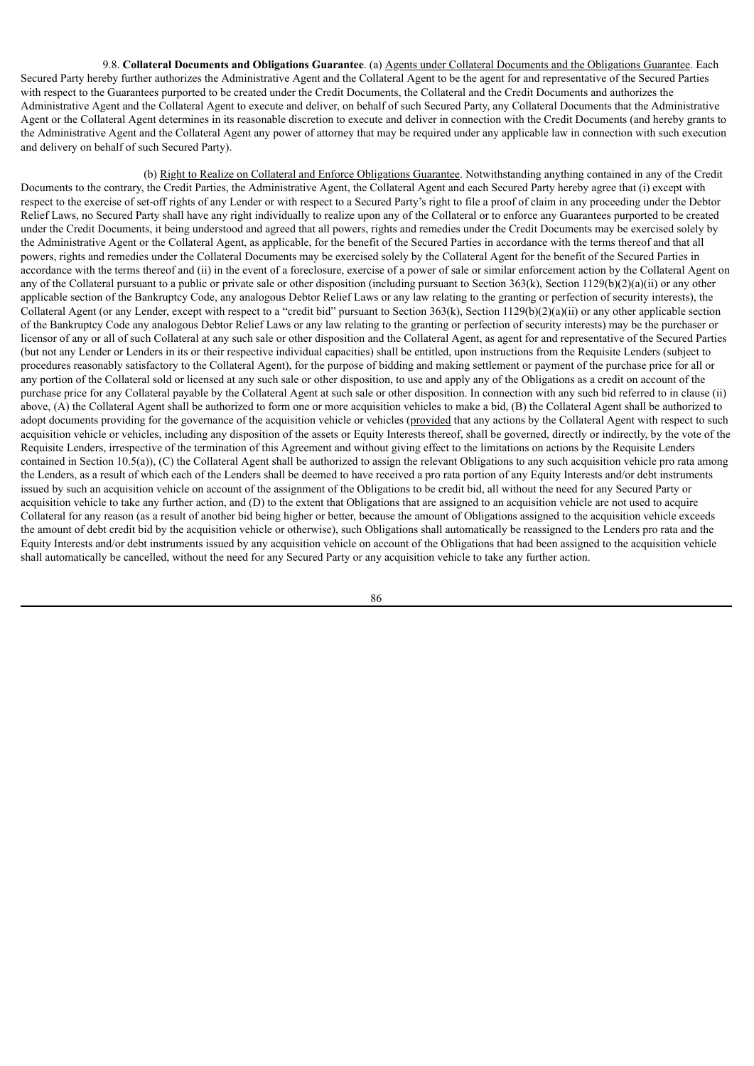9.8. **Collateral Documents and Obligations Guarantee**. (a) Agents under Collateral Documents and the Obligations Guarantee. Each Secured Party hereby further authorizes the Administrative Agent and the Collateral Agent to be the agent for and representative of the Secured Parties with respect to the Guarantees purported to be created under the Credit Documents, the Collateral and the Credit Documents and authorizes the Administrative Agent and the Collateral Agent to execute and deliver, on behalf of such Secured Party, any Collateral Documents that the Administrative Agent or the Collateral Agent determines in its reasonable discretion to execute and deliver in connection with the Credit Documents (and hereby grants to the Administrative Agent and the Collateral Agent any power of attorney that may be required under any applicable law in connection with such execution and delivery on behalf of such Secured Party).

(b) Right to Realize on Collateral and Enforce Obligations Guarantee. Notwithstanding anything contained in any of the Credit Documents to the contrary, the Credit Parties, the Administrative Agent, the Collateral Agent and each Secured Party hereby agree that (i) except with respect to the exercise of set-off rights of any Lender or with respect to a Secured Party's right to file a proof of claim in any proceeding under the Debtor Relief Laws, no Secured Party shall have any right individually to realize upon any of the Collateral or to enforce any Guarantees purported to be created under the Credit Documents, it being understood and agreed that all powers, rights and remedies under the Credit Documents may be exercised solely by the Administrative Agent or the Collateral Agent, as applicable, for the benefit of the Secured Parties in accordance with the terms thereof and that all powers, rights and remedies under the Collateral Documents may be exercised solely by the Collateral Agent for the benefit of the Secured Parties in accordance with the terms thereof and (ii) in the event of a foreclosure, exercise of a power of sale or similar enforcement action by the Collateral Agent on any of the Collateral pursuant to a public or private sale or other disposition (including pursuant to Section 363(k), Section 1129(b)(2)(a)(ii) or any other applicable section of the Bankruptcy Code, any analogous Debtor Relief Laws or any law relating to the granting or perfection of security interests), the Collateral Agent (or any Lender, except with respect to a "credit bid" pursuant to Section 363(k), Section 1129(b)(2)(a)(ii) or any other applicable section of the Bankruptcy Code any analogous Debtor Relief Laws or any law relating to the granting or perfection of security interests) may be the purchaser or licensor of any or all of such Collateral at any such sale or other disposition and the Collateral Agent, as agent for and representative of the Secured Parties (but not any Lender or Lenders in its or their respective individual capacities) shall be entitled, upon instructions from the Requisite Lenders (subject to procedures reasonably satisfactory to the Collateral Agent), for the purpose of bidding and making settlement or payment of the purchase price for all or any portion of the Collateral sold or licensed at any such sale or other disposition, to use and apply any of the Obligations as a credit on account of the purchase price for any Collateral payable by the Collateral Agent at such sale or other disposition. In connection with any such bid referred to in clause (ii) above, (A) the Collateral Agent shall be authorized to form one or more acquisition vehicles to make a bid, (B) the Collateral Agent shall be authorized to adopt documents providing for the governance of the acquisition vehicle or vehicles (provided that any actions by the Collateral Agent with respect to such acquisition vehicle or vehicles, including any disposition of the assets or Equity Interests thereof, shall be governed, directly or indirectly, by the vote of the Requisite Lenders, irrespective of the termination of this Agreement and without giving effect to the limitations on actions by the Requisite Lenders contained in Section 10.5(a)), (C) the Collateral Agent shall be authorized to assign the relevant Obligations to any such acquisition vehicle pro rata among the Lenders, as a result of which each of the Lenders shall be deemed to have received a pro rata portion of any Equity Interests and/or debt instruments issued by such an acquisition vehicle on account of the assignment of the Obligations to be credit bid, all without the need for any Secured Party or acquisition vehicle to take any further action, and (D) to the extent that Obligations that are assigned to an acquisition vehicle are not used to acquire Collateral for any reason (as a result of another bid being higher or better, because the amount of Obligations assigned to the acquisition vehicle exceeds the amount of debt credit bid by the acquisition vehicle or otherwise), such Obligations shall automatically be reassigned to the Lenders pro rata and the Equity Interests and/or debt instruments issued by any acquisition vehicle on account of the Obligations that had been assigned to the acquisition vehicle shall automatically be cancelled, without the need for any Secured Party or any acquisition vehicle to take any further action.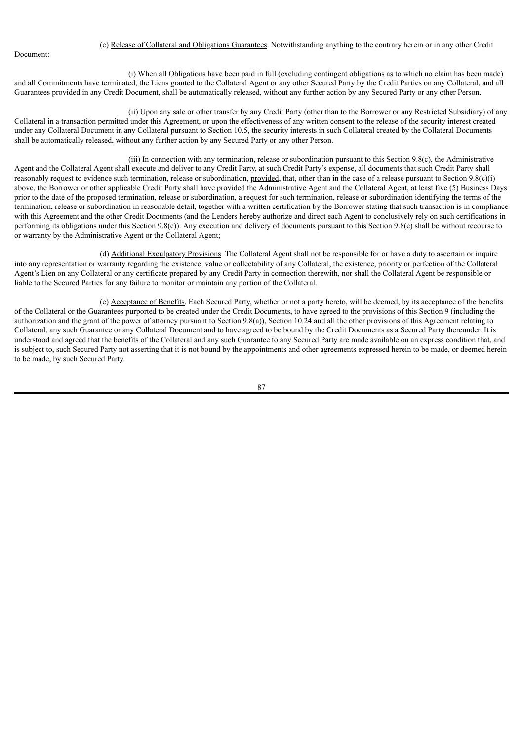(c) Release of Collateral and Obligations Guarantees. Notwithstanding anything to the contrary herein or in any other Credit Document:

(i) When all Obligations have been paid in full (excluding contingent obligations as to which no claim has been made) and all Commitments have terminated, the Liens granted to the Collateral Agent or any other Secured Party by the Credit Parties on any Collateral, and all Guarantees provided in any Credit Document, shall be automatically released, without any further action by any Secured Party or any other Person.

(ii) Upon any sale or other transfer by any Credit Party (other than to the Borrower or any Restricted Subsidiary) of any Collateral in a transaction permitted under this Agreement, or upon the effectiveness of any written consent to the release of the security interest created under any Collateral Document in any Collateral pursuant to Section 10.5, the security interests in such Collateral created by the Collateral Documents shall be automatically released, without any further action by any Secured Party or any other Person.

(iii) In connection with any termination, release or subordination pursuant to this Section 9.8(c), the Administrative Agent and the Collateral Agent shall execute and deliver to any Credit Party, at such Credit Party's expense, all documents that such Credit Party shall reasonably request to evidence such termination, release or subordination, provided, that, other than in the case of a release pursuant to Section 9.8(c)(i) above, the Borrower or other applicable Credit Party shall have provided the Administrative Agent and the Collateral Agent, at least five (5) Business Days prior to the date of the proposed termination, release or subordination, a request for such termination, release or subordination identifying the terms of the termination, release or subordination in reasonable detail, together with a written certification by the Borrower stating that such transaction is in compliance with this Agreement and the other Credit Documents (and the Lenders hereby authorize and direct each Agent to conclusively rely on such certifications in performing its obligations under this Section 9.8(c)). Any execution and delivery of documents pursuant to this Section 9.8(c) shall be without recourse to or warranty by the Administrative Agent or the Collateral Agent;

(d) Additional Exculpatory Provisions. The Collateral Agent shall not be responsible for or have a duty to ascertain or inquire into any representation or warranty regarding the existence, value or collectability of any Collateral, the existence, priority or perfection of the Collateral Agent's Lien on any Collateral or any certificate prepared by any Credit Party in connection therewith, nor shall the Collateral Agent be responsible or liable to the Secured Parties for any failure to monitor or maintain any portion of the Collateral.

(e) Acceptance of Benefits. Each Secured Party, whether or not a party hereto, will be deemed, by its acceptance of the benefits of the Collateral or the Guarantees purported to be created under the Credit Documents, to have agreed to the provisions of this Section 9 (including the authorization and the grant of the power of attorney pursuant to Section 9.8(a)), Section 10.24 and all the other provisions of this Agreement relating to Collateral, any such Guarantee or any Collateral Document and to have agreed to be bound by the Credit Documents as a Secured Party thereunder. It is understood and agreed that the benefits of the Collateral and any such Guarantee to any Secured Party are made available on an express condition that, and is subject to, such Secured Party not asserting that it is not bound by the appointments and other agreements expressed herein to be made, or deemed herein to be made, by such Secured Party.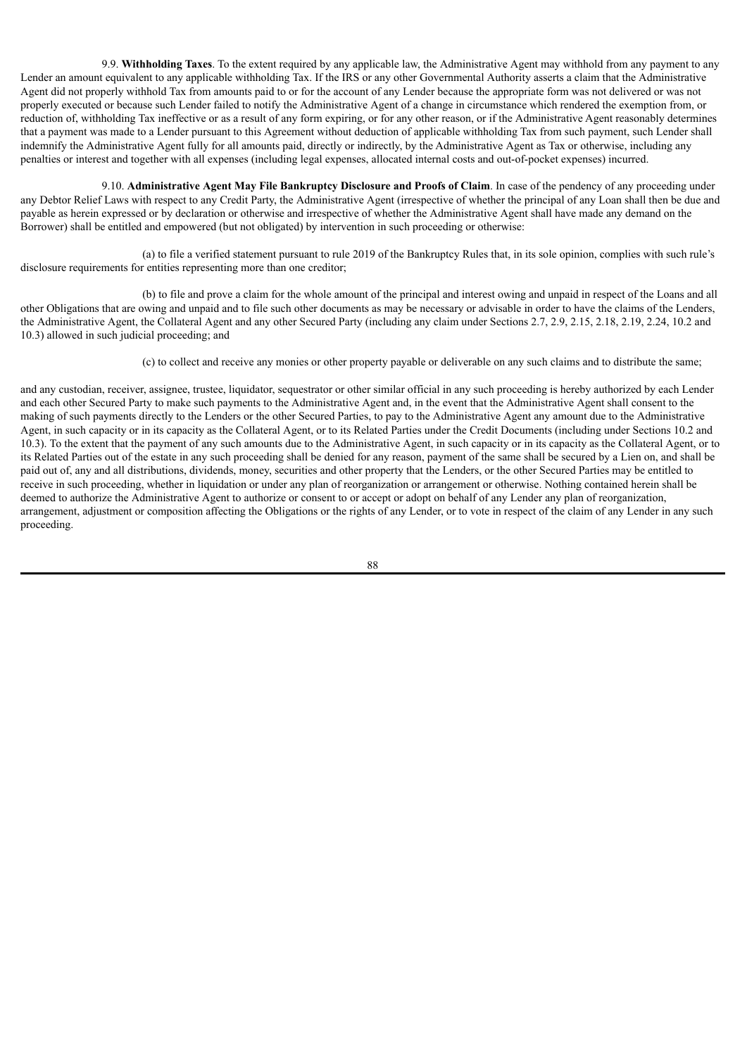9.9. **Withholding Taxes**. To the extent required by any applicable law, the Administrative Agent may withhold from any payment to any Lender an amount equivalent to any applicable withholding Tax. If the IRS or any other Governmental Authority asserts a claim that the Administrative Agent did not properly withhold Tax from amounts paid to or for the account of any Lender because the appropriate form was not delivered or was not properly executed or because such Lender failed to notify the Administrative Agent of a change in circumstance which rendered the exemption from, or reduction of, withholding Tax ineffective or as a result of any form expiring, or for any other reason, or if the Administrative Agent reasonably determines that a payment was made to a Lender pursuant to this Agreement without deduction of applicable withholding Tax from such payment, such Lender shall indemnify the Administrative Agent fully for all amounts paid, directly or indirectly, by the Administrative Agent as Tax or otherwise, including any penalties or interest and together with all expenses (including legal expenses, allocated internal costs and out-of-pocket expenses) incurred.

9.10. **Administrative Agent May File Bankruptcy Disclosure and Proofs of Claim**. In case of the pendency of any proceeding under any Debtor Relief Laws with respect to any Credit Party, the Administrative Agent (irrespective of whether the principal of any Loan shall then be due and payable as herein expressed or by declaration or otherwise and irrespective of whether the Administrative Agent shall have made any demand on the Borrower) shall be entitled and empowered (but not obligated) by intervention in such proceeding or otherwise:

(a) to file a verified statement pursuant to rule 2019 of the Bankruptcy Rules that, in its sole opinion, complies with such rule's disclosure requirements for entities representing more than one creditor;

(b) to file and prove a claim for the whole amount of the principal and interest owing and unpaid in respect of the Loans and all other Obligations that are owing and unpaid and to file such other documents as may be necessary or advisable in order to have the claims of the Lenders, the Administrative Agent, the Collateral Agent and any other Secured Party (including any claim under Sections 2.7, 2.9, 2.15, 2.18, 2.19, 2.24, 10.2 and 10.3) allowed in such judicial proceeding; and

(c) to collect and receive any monies or other property payable or deliverable on any such claims and to distribute the same;

and any custodian, receiver, assignee, trustee, liquidator, sequestrator or other similar official in any such proceeding is hereby authorized by each Lender and each other Secured Party to make such payments to the Administrative Agent and, in the event that the Administrative Agent shall consent to the making of such payments directly to the Lenders or the other Secured Parties, to pay to the Administrative Agent any amount due to the Administrative Agent, in such capacity or in its capacity as the Collateral Agent, or to its Related Parties under the Credit Documents (including under Sections 10.2 and 10.3). To the extent that the payment of any such amounts due to the Administrative Agent, in such capacity or in its capacity as the Collateral Agent, or to its Related Parties out of the estate in any such proceeding shall be denied for any reason, payment of the same shall be secured by a Lien on, and shall be paid out of, any and all distributions, dividends, money, securities and other property that the Lenders, or the other Secured Parties may be entitled to receive in such proceeding, whether in liquidation or under any plan of reorganization or arrangement or otherwise. Nothing contained herein shall be deemed to authorize the Administrative Agent to authorize or consent to or accept or adopt on behalf of any Lender any plan of reorganization, arrangement, adjustment or composition affecting the Obligations or the rights of any Lender, or to vote in respect of the claim of any Lender in any such proceeding.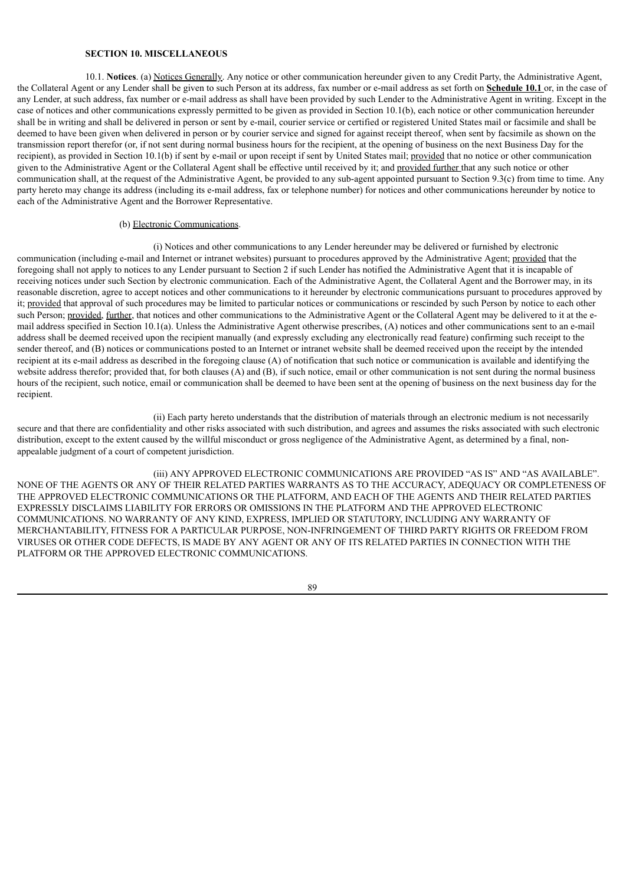**SECTION 10. MISCELLANEOUS**

10.1. **Notices**. (a) Notices Generally. Any notice or other communication hereunder given to any Credit Party, the Administrative Agent, the Collateral Agent or any Lender shall be given to such Person at its address, fax number or e-mail address as set forth on **Schedule 10.1** or, in the case of any Lender, at such address, fax number or e-mail address as shall have been provided by such Lender to the Administrative Agent in writing. Except in the case of notices and other communications expressly permitted to be given as provided in Section 10.1(b), each notice or other communication hereunder shall be in writing and shall be delivered in person or sent by e-mail, courier service or certified or registered United States mail or facsimile and shall be deemed to have been given when delivered in person or by courier service and signed for against receipt thereof, when sent by facsimile as shown on the transmission report therefor (or, if not sent during normal business hours for the recipient, at the opening of business on the next Business Day for the recipient), as provided in Section 10.1(b) if sent by e-mail or upon receipt if sent by United States mail; provided that no notice or other communication given to the Administrative Agent or the Collateral Agent shall be effective until received by it; and provided further that any such notice or other communication shall, at the request of the Administrative Agent, be provided to any sub-agent appointed pursuant to Section 9.3(c) from time to time. Any party hereto may change its address (including its e-mail address, fax or telephone number) for notices and other communications hereunder by notice to each of the Administrative Agent and the Borrower Representative.

(b) Electronic Communications.

(i) Notices and other communications to any Lender hereunder may be delivered or furnished by electronic communication (including e-mail and Internet or intranet websites) pursuant to procedures approved by the Administrative Agent; provided that the foregoing shall not apply to notices to any Lender pursuant to Section 2 if such Lender has notified the Administrative Agent that it is incapable of receiving notices under such Section by electronic communication. Each of the Administrative Agent, the Collateral Agent and the Borrower may, in its reasonable discretion, agree to accept notices and other communications to it hereunder by electronic communications pursuant to procedures approved by it; provided that approval of such procedures may be limited to particular notices or communications or rescinded by such Person by notice to each other such Person; provided, further, that notices and other communications to the Administrative Agent or the Collateral Agent may be delivered to it at the e-mail address specified in Section 10.1(a). Unless the Administrative Agent otherwise prescribes, (A) notices and other communications sent to an e-mail address shall be deemed received upon the recipient manually (and expressly excluding any electronically read feature) confirming such receipt to the sender thereof, and (B) notices or communications posted to an Internet or intranet website shall be deemed received upon the receipt by the intended recipient at its e-mail address as described in the foregoing clause (A) of notification that such notice or communication is available and identifying the website address therefor; provided that, for both clauses (A) and (B), if such notice, email or other communication is not sent during the normal business hours of the recipient, such notice, email or communication shall be deemed to have been sent at the opening of business on the next business day for the recipient.

(ii) Each party hereto understands that the distribution of materials through an electronic medium is not necessarily secure and that there are confidentiality and other risks associated with such distribution, and agrees and assumes the risks associated with such electronic distribution, except to the extent caused by the willful misconduct or gross negligence of the Administrative Agent, as determined by a final, non-appealable judgment of a court of competent jurisdiction.

(iii) ANY APPROVED ELECTRONIC COMMUNICATIONS ARE PROVIDED "AS IS" AND "AS AVAILABLE". NONE OF THE AGENTS OR ANY OF THEIR RELATED PARTIES WARRANTS AS TO THE ACCURACY, ADEQUACY OR COMPLETENESS OF THE APPROVED ELECTRONIC COMMUNICATIONS OR THE PLATFORM, AND EACH OF THE AGENTS AND THEIR RELATED PARTIES EXPRESSLY DISCLAIMS LIABILITY FOR ERRORS OR OMISSIONS IN THE PLATFORM AND THE APPROVED ELECTRONIC COMMUNICATIONS. NO WARRANTY OF ANY KIND, EXPRESS, IMPLIED OR STATUTORY, INCLUDING ANY WARRANTY OF MERCHANTABILITY, FITNESS FOR A PARTICULAR PURPOSE, NON-INFRINGEMENT OF THIRD PARTY RIGHTS OR FREEDOM FROM VIRUSES OR OTHER CODE DEFECTS, IS MADE BY ANY AGENT OR ANY OF ITS RELATED PARTIES IN CONNECTION WITH THE PLATFORM OR THE APPROVED ELECTRONIC COMMUNICATIONS.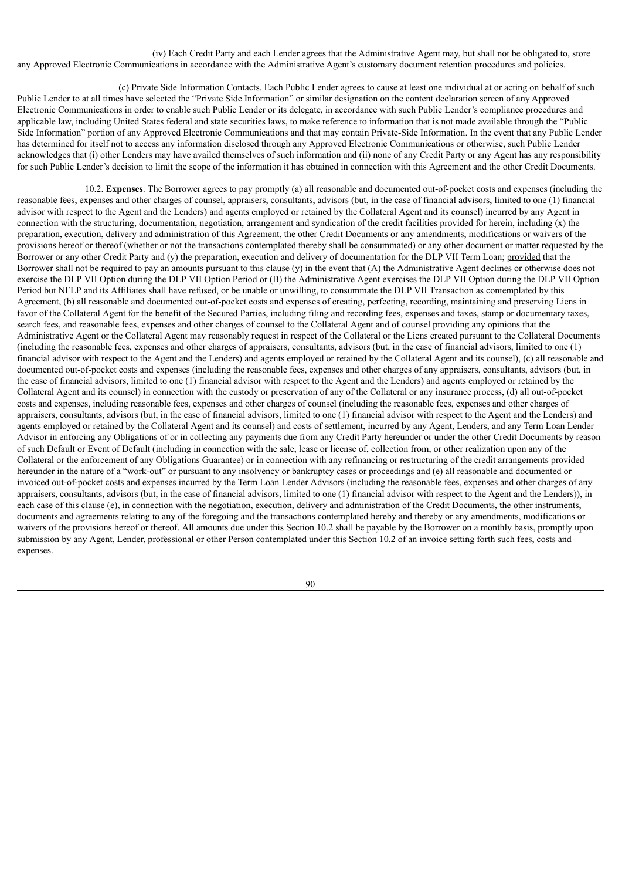(iv) Each Credit Party and each Lender agrees that the Administrative Agent may, but shall not be obligated to, store any Approved Electronic Communications in accordance with the Administrative Agent's customary document retention procedures and policies.

(c) Private Side Information Contacts. Each Public Lender agrees to cause at least one individual at or acting on behalf of such Public Lender to at all times have selected the "Private Side Information" or similar designation on the content declaration screen of any Approved Electronic Communications in order to enable such Public Lender or its delegate, in accordance with such Public Lender's compliance procedures and applicable law, including United States federal and state securities laws, to make reference to information that is not made available through the "Public Side Information" portion of any Approved Electronic Communications and that may contain Private-Side Information. In the event that any Public Lender has determined for itself not to access any information disclosed through any Approved Electronic Communications or otherwise, such Public Lender acknowledges that (i) other Lenders may have availed themselves of such information and (ii) none of any Credit Party or any Agent has any responsibility for such Public Lender's decision to limit the scope of the information it has obtained in connection with this Agreement and the other Credit Documents.

10.2. **Expenses**. The Borrower agrees to pay promptly (a) all reasonable and documented out-of-pocket costs and expenses (including the reasonable fees, expenses and other charges of counsel, appraisers, consultants, advisors (but, in the case of financial advisors, limited to one (1) financial advisor with respect to the Agent and the Lenders) and agents employed or retained by the Collateral Agent and its counsel) incurred by any Agent in connection with the structuring, documentation, negotiation, arrangement and syndication of the credit facilities provided for herein, including (x) the preparation, execution, delivery and administration of this Agreement, the other Credit Documents or any amendments, modifications or waivers of the provisions hereof or thereof (whether or not the transactions contemplated thereby shall be consummated) or any other document or matter requested by the Borrower or any other Credit Party and (y) the preparation, execution and delivery of documentation for the DLP VII Term Loan; provided that the Borrower shall not be required to pay an amounts pursuant to this clause (y) in the event that (A) the Administrative Agent declines or otherwise does not exercise the DLP VII Option during the DLP VII Option Period or (B) the Administrative Agent exercises the DLP VII Option during the DLP VII Option Period but NFLP and its Affiliates shall have refused, or be unable or unwilling, to consummate the DLP VII Transaction as contemplated by this Agreement, (b) all reasonable and documented out-of-pocket costs and expenses of creating, perfecting, recording, maintaining and preserving Liens in favor of the Collateral Agent for the benefit of the Secured Parties, including filing and recording fees, expenses and taxes, stamp or documentary taxes, search fees, and reasonable fees, expenses and other charges of counsel to the Collateral Agent and of counsel providing any opinions that the Administrative Agent or the Collateral Agent may reasonably request in respect of the Collateral or the Liens created pursuant to the Collateral Documents (including the reasonable fees, expenses and other charges of appraisers, consultants, advisors (but, in the case of financial advisors, limited to one (1) financial advisor with respect to the Agent and the Lenders) and agents employed or retained by the Collateral Agent and its counsel), (c) all reasonable and documented out-of-pocket costs and expenses (including the reasonable fees, expenses and other charges of any appraisers, consultants, advisors (but, in the case of financial advisors, limited to one (1) financial advisor with respect to the Agent and the Lenders) and agents employed or retained by the Collateral Agent and its counsel) in connection with the custody or preservation of any of the Collateral or any insurance process, (d) all out-of-pocket costs and expenses, including reasonable fees, expenses and other charges of counsel (including the reasonable fees, expenses and other charges of appraisers, consultants, advisors (but, in the case of financial advisors, limited to one (1) financial advisor with respect to the Agent and the Lenders) and agents employed or retained by the Collateral Agent and its counsel) and costs of settlement, incurred by any Agent, Lenders, and any Term Loan Lender Advisor in enforcing any Obligations of or in collecting any payments due from any Credit Party hereunder or under the other Credit Documents by reason of such Default or Event of Default (including in connection with the sale, lease or license of, collection from, or other realization upon any of the Collateral or the enforcement of any Obligations Guarantee) or in connection with any refinancing or restructuring of the credit arrangements provided hereunder in the nature of a "work-out" or pursuant to any insolvency or bankruptcy cases or proceedings and (e) all reasonable and documented or invoiced out-of-pocket costs and expenses incurred by the Term Loan Lender Advisors (including the reasonable fees, expenses and other charges of any appraisers, consultants, advisors (but, in the case of financial advisors, limited to one (1) financial advisor with respect to the Agent and the Lenders)), in each case of this clause (e), in connection with the negotiation, execution, delivery and administration of the Credit Documents, the other instruments, documents and agreements relating to any of the foregoing and the transactions contemplated hereby and thereby or any amendments, modifications or waivers of the provisions hereof or thereof. All amounts due under this Section 10.2 shall be payable by the Borrower on a monthly basis, promptly upon submission by any Agent, Lender, professional or other Person contemplated under this Section 10.2 of an invoice setting forth such fees, costs and expenses.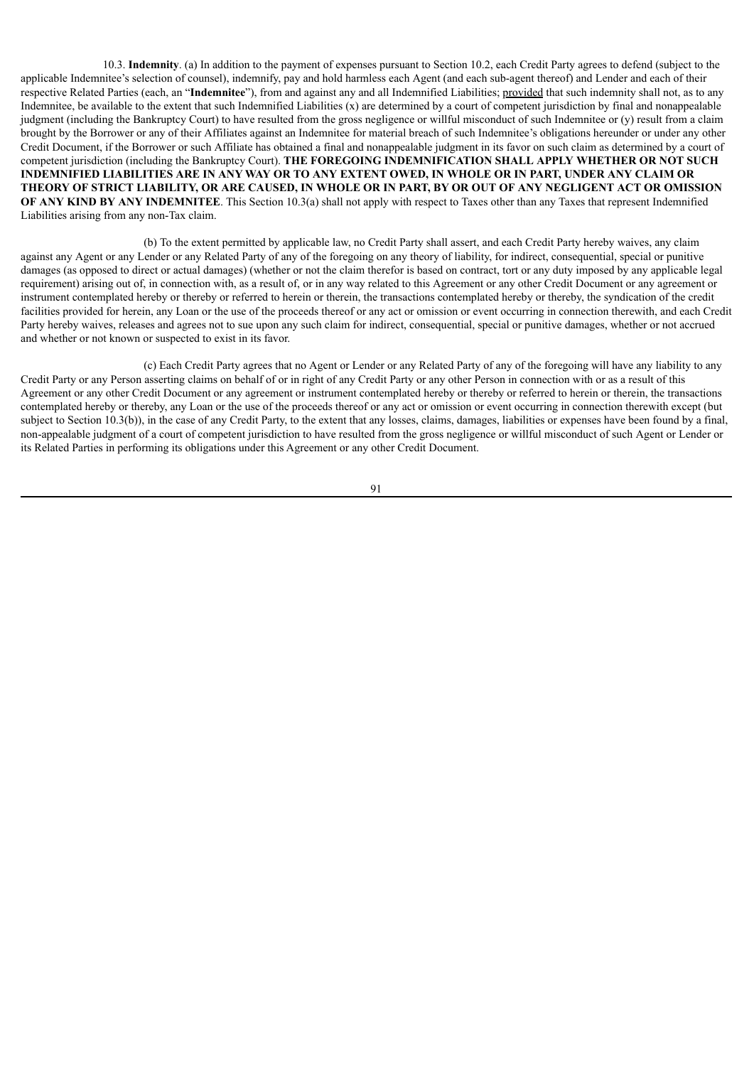10.3. **Indemnity**. (a) In addition to the payment of expenses pursuant to Section 10.2, each Credit Party agrees to defend (subject to the applicable Indemnitee's selection of counsel), indemnify, pay and hold harmless each Agent (and each sub-agent thereof) and Lender and each of their respective Related Parties (each, an "**Indemnitee**"), from and against any and all Indemnified Liabilities; provided that such indemnity shall not, as to any Indemnitee, be available to the extent that such Indemnified Liabilities (x) are determined by a court of competent jurisdiction by final and nonappealable judgment (including the Bankruptcy Court) to have resulted from the gross negligence or willful misconduct of such Indemnitee or (y) result from a claim brought by the Borrower or any of their Affiliates against an Indemnitee for material breach of such Indemnitee's obligations hereunder or under any other Credit Document, if the Borrower or such Affiliate has obtained a final and nonappealable judgment in its favor on such claim as determined by a court of competent jurisdiction (including the Bankruptcy Court). **THE FOREGOING INDEMNIFICATION SHALL APPLY WHETHER OR NOT SUCH INDEMNIFIED LIABILITIES ARE IN ANY WAY OR TO ANY EXTENT OWED, IN WHOLE OR IN PART, UNDER ANY CLAIM OR THEORY OF STRICT LIABILITY, OR ARE CAUSED, IN WHOLE OR IN PART, BY OR OUT OF ANY NEGLIGENT ACT OR OMISSION OF ANY KIND BY ANY INDEMNITEE**. This Section 10.3(a) shall not apply with respect to Taxes other than any Taxes that represent Indemnified Liabilities arising from any non-Tax claim.

(b) To the extent permitted by applicable law, no Credit Party shall assert, and each Credit Party hereby waives, any claim against any Agent or any Lender or any Related Party of any of the foregoing on any theory of liability, for indirect, consequential, special or punitive damages (as opposed to direct or actual damages) (whether or not the claim therefor is based on contract, tort or any duty imposed by any applicable legal requirement) arising out of, in connection with, as a result of, or in any way related to this Agreement or any other Credit Document or any agreement or instrument contemplated hereby or thereby or referred to herein or therein, the transactions contemplated hereby or thereby, the syndication of the credit facilities provided for herein, any Loan or the use of the proceeds thereof or any act or omission or event occurring in connection therewith, and each Credit Party hereby waives, releases and agrees not to sue upon any such claim for indirect, consequential, special or punitive damages, whether or not accrued and whether or not known or suspected to exist in its favor.

(c) Each Credit Party agrees that no Agent or Lender or any Related Party of any of the foregoing will have any liability to any Credit Party or any Person asserting claims on behalf of or in right of any Credit Party or any other Person in connection with or as a result of this Agreement or any other Credit Document or any agreement or instrument contemplated hereby or thereby or referred to herein or therein, the transactions contemplated hereby or thereby, any Loan or the use of the proceeds thereof or any act or omission or event occurring in connection therewith except (but subject to Section 10.3(b)), in the case of any Credit Party, to the extent that any losses, claims, damages, liabilities or expenses have been found by a final, non-appealable judgment of a court of competent jurisdiction to have resulted from the gross negligence or willful misconduct of such Agent or Lender or its Related Parties in performing its obligations under this Agreement or any other Credit Document.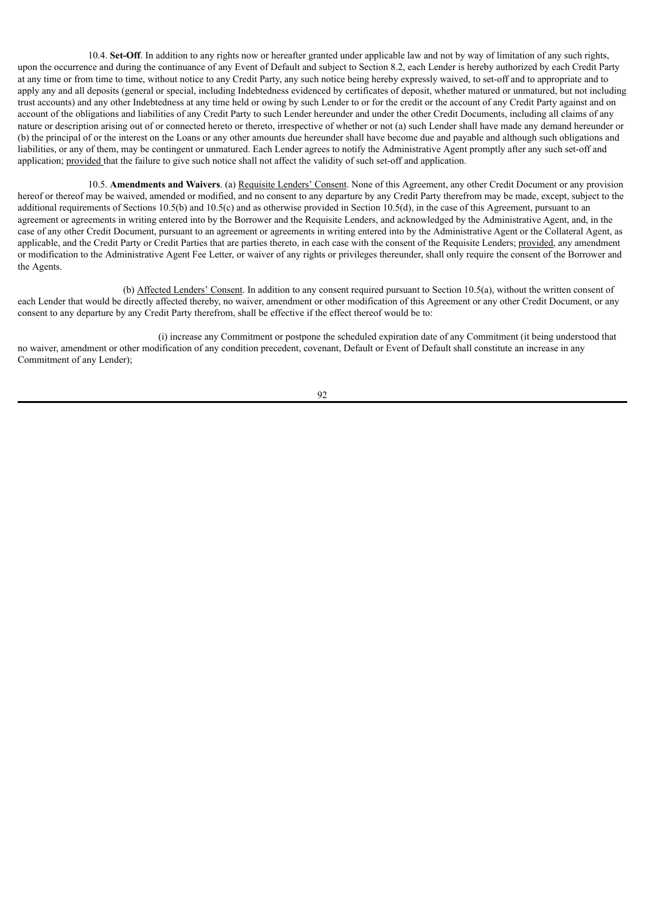10.4. **Set-Off**. In addition to any rights now or hereafter granted under applicable law and not by way of limitation of any such rights, upon the occurrence and during the continuance of any Event of Default and subject to Section 8.2, each Lender is hereby authorized by each Credit Party at any time or from time to time, without notice to any Credit Party, any such notice being hereby expressly waived, to set-off and to appropriate and to apply any and all deposits (general or special, including Indebtedness evidenced by certificates of deposit, whether matured or unmatured, but not including trust accounts) and any other Indebtedness at any time held or owing by such Lender to or for the credit or the account of any Credit Party against and on account of the obligations and liabilities of any Credit Party to such Lender hereunder and under the other Credit Documents, including all claims of any nature or description arising out of or connected hereto or thereto, irrespective of whether or not (a) such Lender shall have made any demand hereunder or (b) the principal of or the interest on the Loans or any other amounts due hereunder shall have become due and payable and although such obligations and liabilities, or any of them, may be contingent or unmatured. Each Lender agrees to notify the Administrative Agent promptly after any such set-off and application; provided that the failure to give such notice shall not affect the validity of such set-off and application.

10.5. **Amendments and Waivers**. (a) Requisite Lenders' Consent. None of this Agreement, any other Credit Document or any provision hereof or thereof may be waived, amended or modified, and no consent to any departure by any Credit Party therefrom may be made, except, subject to the additional requirements of Sections 10.5(b) and 10.5(c) and as otherwise provided in Section 10.5(d), in the case of this Agreement, pursuant to an agreement or agreements in writing entered into by the Borrower and the Requisite Lenders, and acknowledged by the Administrative Agent, and, in the case of any other Credit Document, pursuant to an agreement or agreements in writing entered into by the Administrative Agent or the Collateral Agent, as applicable, and the Credit Party or Credit Parties that are parties thereto, in each case with the consent of the Requisite Lenders; provided, any amendment or modification to the Administrative Agent Fee Letter, or waiver of any rights or privileges thereunder, shall only require the consent of the Borrower and the Agents.

(b) Affected Lenders' Consent. In addition to any consent required pursuant to Section 10.5(a), without the written consent of each Lender that would be directly affected thereby, no waiver, amendment or other modification of this Agreement or any other Credit Document, or any consent to any departure by any Credit Party therefrom, shall be effective if the effect thereof would be to:

(i) increase any Commitment or postpone the scheduled expiration date of any Commitment (it being understood that no waiver, amendment or other modification of any condition precedent, covenant, Default or Event of Default shall constitute an increase in any Commitment of any Lender);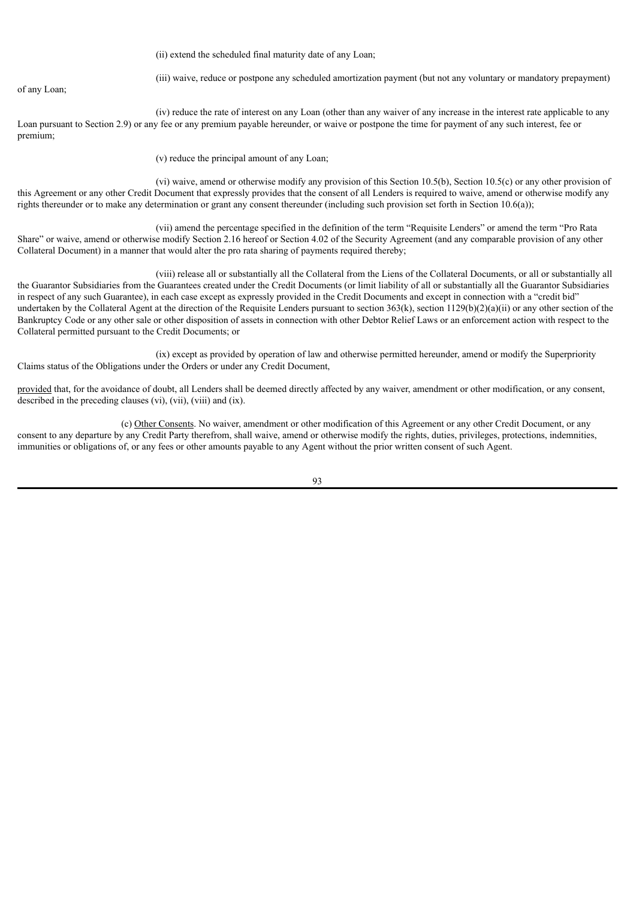(ii) extend the scheduled final maturity date of any Loan;

(iii) waive, reduce or postpone any scheduled amortization payment (but not any voluntary or mandatory prepayment) of any Loan;

(iv) reduce the rate of interest on any Loan (other than any waiver of any increase in the interest rate applicable to any Loan pursuant to Section 2.9) or any fee or any premium payable hereunder, or waive or postpone the time for payment of any such interest, fee or premium;

(v) reduce the principal amount of any Loan;

(vi) waive, amend or otherwise modify any provision of this Section 10.5(b), Section 10.5(c) or any other provision of this Agreement or any other Credit Document that expressly provides that the consent of all Lenders is required to waive, amend or otherwise modify any rights thereunder or to make any determination or grant any consent thereunder (including such provision set forth in Section 10.6(a));

(vii) amend the percentage specified in the definition of the term "Requisite Lenders" or amend the term "Pro Rata Share" or waive, amend or otherwise modify Section 2.16 hereof or Section 4.02 of the Security Agreement (and any comparable provision of any other Collateral Document) in a manner that would alter the pro rata sharing of payments required thereby;

(viii) release all or substantially all the Collateral from the Liens of the Collateral Documents, or all or substantially all the Guarantor Subsidiaries from the Guarantees created under the Credit Documents (or limit liability of all or substantially all the Guarantor Subsidiaries in respect of any such Guarantee), in each case except as expressly provided in the Credit Documents and except in connection with a "credit bid" undertaken by the Collateral Agent at the direction of the Requisite Lenders pursuant to section 363(k), section 1129(b)(2)(a)(ii) or any other section of the Bankruptcy Code or any other sale or other disposition of assets in connection with other Debtor Relief Laws or an enforcement action with respect to the Collateral permitted pursuant to the Credit Documents; or

(ix) except as provided by operation of law and otherwise permitted hereunder, amend or modify the Superpriority Claims status of the Obligations under the Orders or under any Credit Document,

provided that, for the avoidance of doubt, all Lenders shall be deemed directly affected by any waiver, amendment or other modification, or any consent, described in the preceding clauses (vi), (vii), (viii) and (ix).

(c) Other Consents. No waiver, amendment or other modification of this Agreement or any other Credit Document, or any consent to any departure by any Credit Party therefrom, shall waive, amend or otherwise modify the rights, duties, privileges, protections, indemnities, immunities or obligations of, or any fees or other amounts payable to any Agent without the prior written consent of such Agent.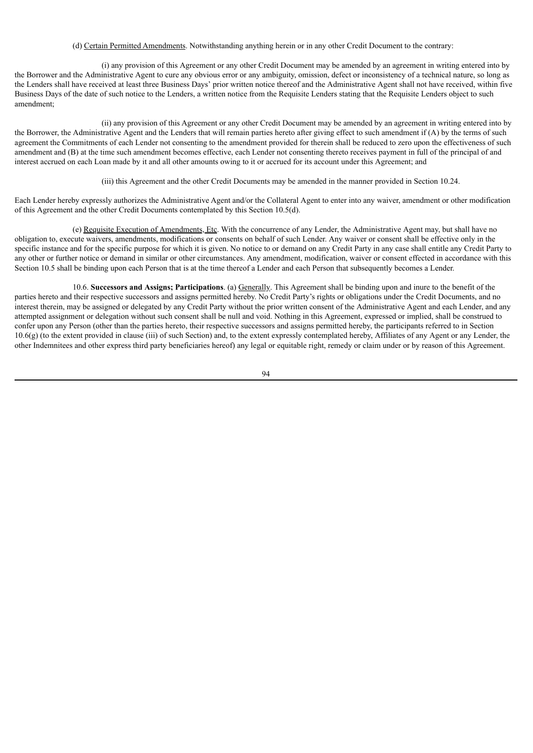(d) Certain Permitted Amendments. Notwithstanding anything herein or in any other Credit Document to the contrary:

(i) any provision of this Agreement or any other Credit Document may be amended by an agreement in writing entered into by the Borrower and the Administrative Agent to cure any obvious error or any ambiguity, omission, defect or inconsistency of a technical nature, so long as the Lenders shall have received at least three Business Days' prior written notice thereof and the Administrative Agent shall not have received, within five Business Days of the date of such notice to the Lenders, a written notice from the Requisite Lenders stating that the Requisite Lenders object to such amendment;

(ii) any provision of this Agreement or any other Credit Document may be amended by an agreement in writing entered into by the Borrower, the Administrative Agent and the Lenders that will remain parties hereto after giving effect to such amendment if (A) by the terms of such agreement the Commitments of each Lender not consenting to the amendment provided for therein shall be reduced to zero upon the effectiveness of such amendment and (B) at the time such amendment becomes effective, each Lender not consenting thereto receives payment in full of the principal of and interest accrued on each Loan made by it and all other amounts owing to it or accrued for its account under this Agreement; and

(iii) this Agreement and the other Credit Documents may be amended in the manner provided in Section 10.24.

Each Lender hereby expressly authorizes the Administrative Agent and/or the Collateral Agent to enter into any waiver, amendment or other modification of this Agreement and the other Credit Documents contemplated by this Section 10.5(d).

(e) Requisite Execution of Amendments, Etc. With the concurrence of any Lender, the Administrative Agent may, but shall have no obligation to, execute waivers, amendments, modifications or consents on behalf of such Lender. Any waiver or consent shall be effective only in the specific instance and for the specific purpose for which it is given. No notice to or demand on any Credit Party in any case shall entitle any Credit Party to any other or further notice or demand in similar or other circumstances. Any amendment, modification, waiver or consent effected in accordance with this Section 10.5 shall be binding upon each Person that is at the time thereof a Lender and each Person that subsequently becomes a Lender.

10.6. **Successors and Assigns; Participations**. (a) Generally. This Agreement shall be binding upon and inure to the benefit of the parties hereto and their respective successors and assigns permitted hereby. No Credit Party's rights or obligations under the Credit Documents, and no interest therein, may be assigned or delegated by any Credit Party without the prior written consent of the Administrative Agent and each Lender, and any attempted assignment or delegation without such consent shall be null and void. Nothing in this Agreement, expressed or implied, shall be construed to confer upon any Person (other than the parties hereto, their respective successors and assigns permitted hereby, the participants referred to in Section 10.6(g) (to the extent provided in clause (iii) of such Section) and, to the extent expressly contemplated hereby, Affiliates of any Agent or any Lender, the other Indemnitees and other express third party beneficiaries hereof) any legal or equitable right, remedy or claim under or by reason of this Agreement.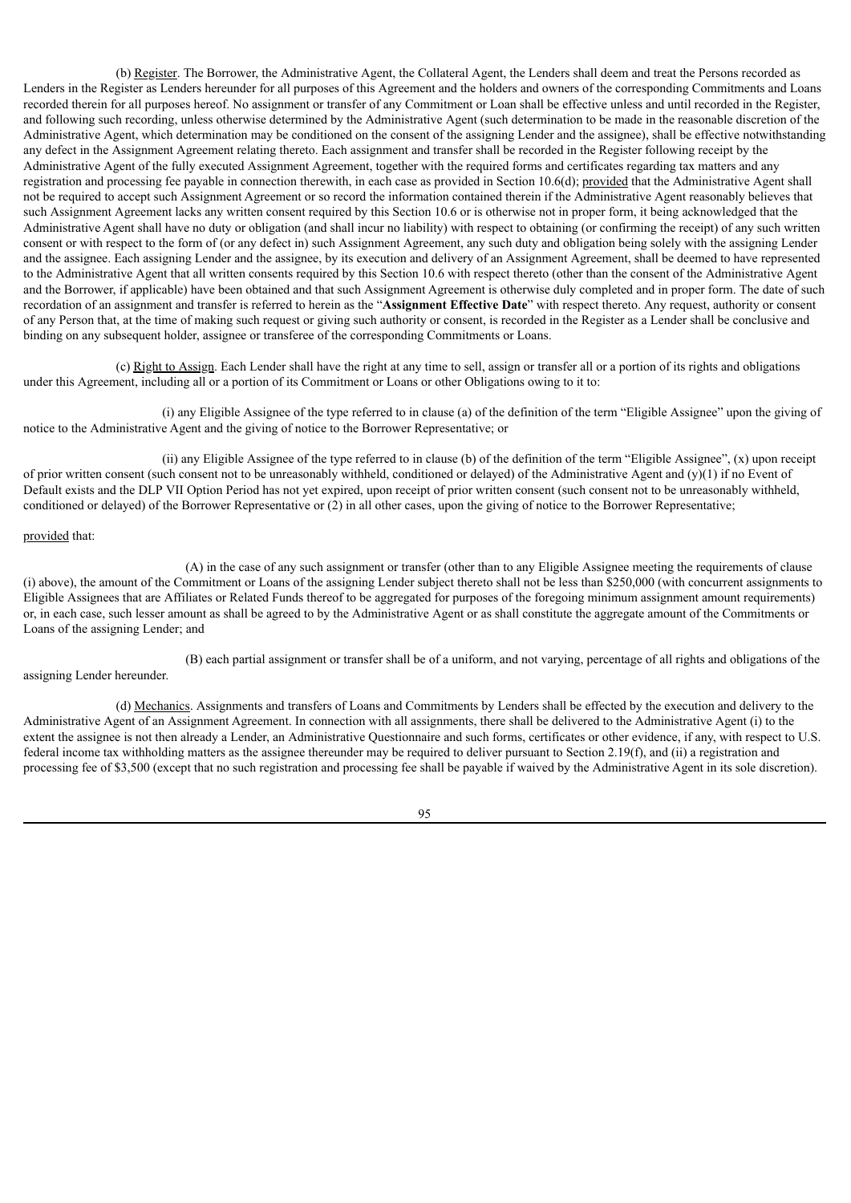(b) Register. The Borrower, the Administrative Agent, the Collateral Agent, the Lenders shall deem and treat the Persons recorded as Lenders in the Register as Lenders hereunder for all purposes of this Agreement and the holders and owners of the corresponding Commitments and Loans recorded therein for all purposes hereof. No assignment or transfer of any Commitment or Loan shall be effective unless and until recorded in the Register, and following such recording, unless otherwise determined by the Administrative Agent (such determination to be made in the reasonable discretion of the Administrative Agent, which determination may be conditioned on the consent of the assigning Lender and the assignee), shall be effective notwithstanding any defect in the Assignment Agreement relating thereto. Each assignment and transfer shall be recorded in the Register following receipt by the Administrative Agent of the fully executed Assignment Agreement, together with the required forms and certificates regarding tax matters and any registration and processing fee payable in connection therewith, in each case as provided in Section 10.6(d); provided that the Administrative Agent shall not be required to accept such Assignment Agreement or so record the information contained therein if the Administrative Agent reasonably believes that such Assignment Agreement lacks any written consent required by this Section 10.6 or is otherwise not in proper form, it being acknowledged that the Administrative Agent shall have no duty or obligation (and shall incur no liability) with respect to obtaining (or confirming the receipt) of any such written consent or with respect to the form of (or any defect in) such Assignment Agreement, any such duty and obligation being solely with the assigning Lender and the assignee. Each assigning Lender and the assignee, by its execution and delivery of an Assignment Agreement, shall be deemed to have represented to the Administrative Agent that all written consents required by this Section 10.6 with respect thereto (other than the consent of the Administrative Agent and the Borrower, if applicable) have been obtained and that such Assignment Agreement is otherwise duly completed and in proper form. The date of such recordation of an assignment and transfer is referred to herein as the "**Assignment Effective Date**" with respect thereto. Any request, authority or consent of any Person that, at the time of making such request or giving such authority or consent, is recorded in the Register as a Lender shall be conclusive and binding on any subsequent holder, assignee or transferee of the corresponding Commitments or Loans.

(c) Right to Assign. Each Lender shall have the right at any time to sell, assign or transfer all or a portion of its rights and obligations under this Agreement, including all or a portion of its Commitment or Loans or other Obligations owing to it to:

(i) any Eligible Assignee of the type referred to in clause (a) of the definition of the term "Eligible Assignee" upon the giving of notice to the Administrative Agent and the giving of notice to the Borrower Representative; or

(ii) any Eligible Assignee of the type referred to in clause (b) of the definition of the term "Eligible Assignee", (x) upon receipt of prior written consent (such consent not to be unreasonably withheld, conditioned or delayed) of the Administrative Agent and (y)(1) if no Event of Default exists and the DLP VII Option Period has not yet expired, upon receipt of prior written consent (such consent not to be unreasonably withheld, conditioned or delayed) of the Borrower Representative or (2) in all other cases, upon the giving of notice to the Borrower Representative;

provided that:

(A) in the case of any such assignment or transfer (other than to any Eligible Assignee meeting the requirements of clause (i) above), the amount of the Commitment or Loans of the assigning Lender subject thereto shall not be less than $250,000 (with concurrent assignments to Eligible Assignees that are Affiliates or Related Funds thereof to be aggregated for purposes of the foregoing minimum assignment amount requirements) or, in each case, such lesser amount as shall be agreed to by the Administrative Agent or as shall constitute the aggregate amount of the Commitments or Loans of the assigning Lender; and

(B) each partial assignment or transfer shall be of a uniform, and not varying, percentage of all rights and obligations of the assigning Lender hereunder.

(d) Mechanics. Assignments and transfers of Loans and Commitments by Lenders shall be effected by the execution and delivery to the Administrative Agent of an Assignment Agreement. In connection with all assignments, there shall be delivered to the Administrative Agent (i) to the extent the assignee is not then already a Lender, an Administrative Questionnaire and such forms, certificates or other evidence, if any, with respect to U.S. federal income tax withholding matters as the assignee thereunder may be required to deliver pursuant to Section 2.19(f), and (ii) a registration and processing fee of $3,500 (except that no such registration and processing fee shall be payable if waived by the Administrative Agent in its sole discretion).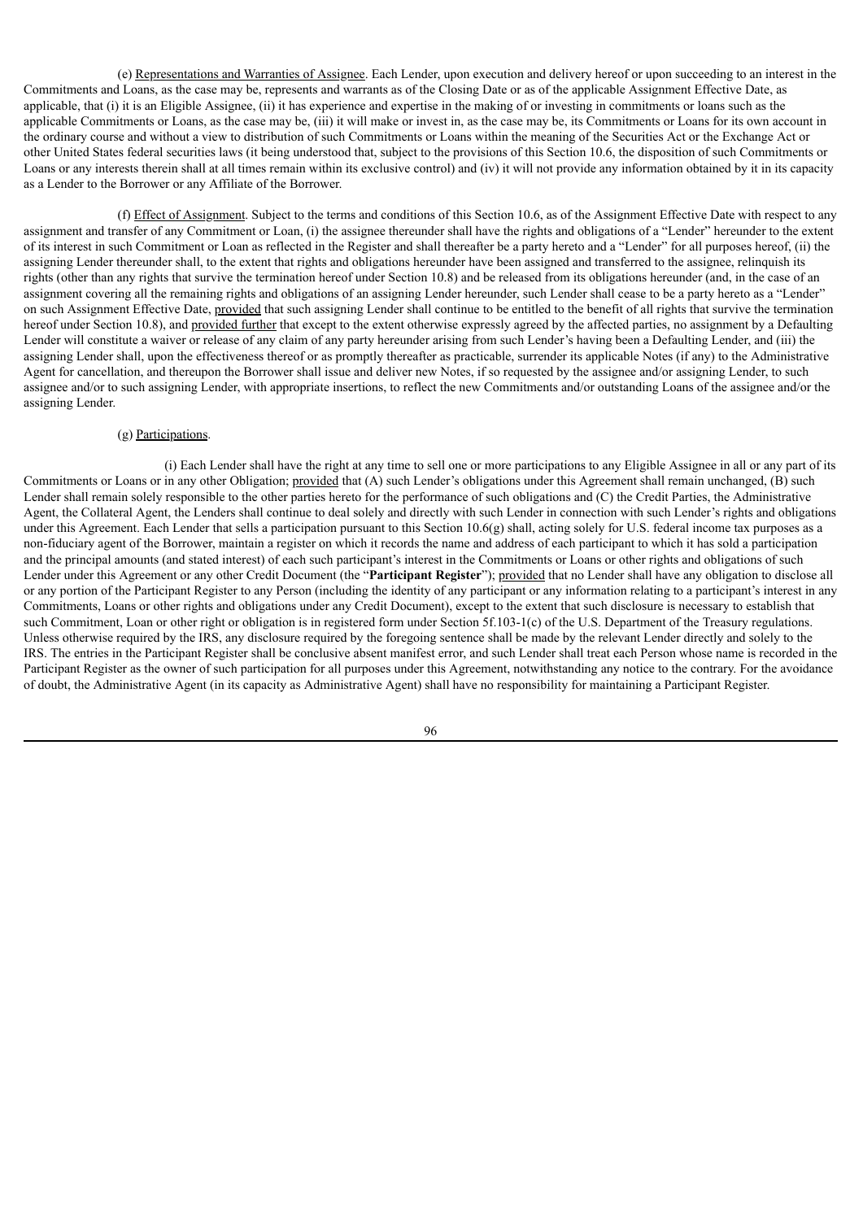(e) Representations and Warranties of Assignee. Each Lender, upon execution and delivery hereof or upon succeeding to an interest in the Commitments and Loans, as the case may be, represents and warrants as of the Closing Date or as of the applicable Assignment Effective Date, as applicable, that (i) it is an Eligible Assignee, (ii) it has experience and expertise in the making of or investing in commitments or loans such as the applicable Commitments or Loans, as the case may be, (iii) it will make or invest in, as the case may be, its Commitments or Loans for its own account in the ordinary course and without a view to distribution of such Commitments or Loans within the meaning of the Securities Act or the Exchange Act or other United States federal securities laws (it being understood that, subject to the provisions of this Section 10.6, the disposition of such Commitments or Loans or any interests therein shall at all times remain within its exclusive control) and (iv) it will not provide any information obtained by it in its capacity as a Lender to the Borrower or any Affiliate of the Borrower.

(f) Effect of Assignment. Subject to the terms and conditions of this Section 10.6, as of the Assignment Effective Date with respect to any assignment and transfer of any Commitment or Loan, (i) the assignee thereunder shall have the rights and obligations of a "Lender" hereunder to the extent of its interest in such Commitment or Loan as reflected in the Register and shall thereafter be a party hereto and a "Lender" for all purposes hereof, (ii) the assigning Lender thereunder shall, to the extent that rights and obligations hereunder have been assigned and transferred to the assignee, relinquish its rights (other than any rights that survive the termination hereof under Section 10.8) and be released from its obligations hereunder (and, in the case of an assignment covering all the remaining rights and obligations of an assigning Lender hereunder, such Lender shall cease to be a party hereto as a "Lender" on such Assignment Effective Date, provided that such assigning Lender shall continue to be entitled to the benefit of all rights that survive the termination hereof under Section 10.8), and provided further that except to the extent otherwise expressly agreed by the affected parties, no assignment by a Defaulting Lender will constitute a waiver or release of any claim of any party hereunder arising from such Lender's having been a Defaulting Lender, and (iii) the assigning Lender shall, upon the effectiveness thereof or as promptly thereafter as practicable, surrender its applicable Notes (if any) to the Administrative Agent for cancellation, and thereupon the Borrower shall issue and deliver new Notes, if so requested by the assignee and/or assigning Lender, to such assignee and/or to such assigning Lender, with appropriate insertions, to reflect the new Commitments and/or outstanding Loans of the assignee and/or the assigning Lender.

(g) Participations.

(i) Each Lender shall have the right at any time to sell one or more participations to any Eligible Assignee in all or any part of its Commitments or Loans or in any other Obligation; provided that (A) such Lender's obligations under this Agreement shall remain unchanged, (B) such Lender shall remain solely responsible to the other parties hereto for the performance of such obligations and (C) the Credit Parties, the Administrative Agent, the Collateral Agent, the Lenders shall continue to deal solely and directly with such Lender in connection with such Lender's rights and obligations under this Agreement. Each Lender that sells a participation pursuant to this Section 10.6(g) shall, acting solely for U.S. federal income tax purposes as a non-fiduciary agent of the Borrower, maintain a register on which it records the name and address of each participant to which it has sold a participation and the principal amounts (and stated interest) of each such participant's interest in the Commitments or Loans or other rights and obligations of such Lender under this Agreement or any other Credit Document (the "**Participant Register**"); provided that no Lender shall have any obligation to disclose all or any portion of the Participant Register to any Person (including the identity of any participant or any information relating to a participant's interest in any Commitments, Loans or other rights and obligations under any Credit Document), except to the extent that such disclosure is necessary to establish that such Commitment, Loan or other right or obligation is in registered form under Section 5f.103-1(c) of the U.S. Department of the Treasury regulations. Unless otherwise required by the IRS, any disclosure required by the foregoing sentence shall be made by the relevant Lender directly and solely to the IRS. The entries in the Participant Register shall be conclusive absent manifest error, and such Lender shall treat each Person whose name is recorded in the Participant Register as the owner of such participation for all purposes under this Agreement, notwithstanding any notice to the contrary. For the avoidance of doubt, the Administrative Agent (in its capacity as Administrative Agent) shall have no responsibility for maintaining a Participant Register.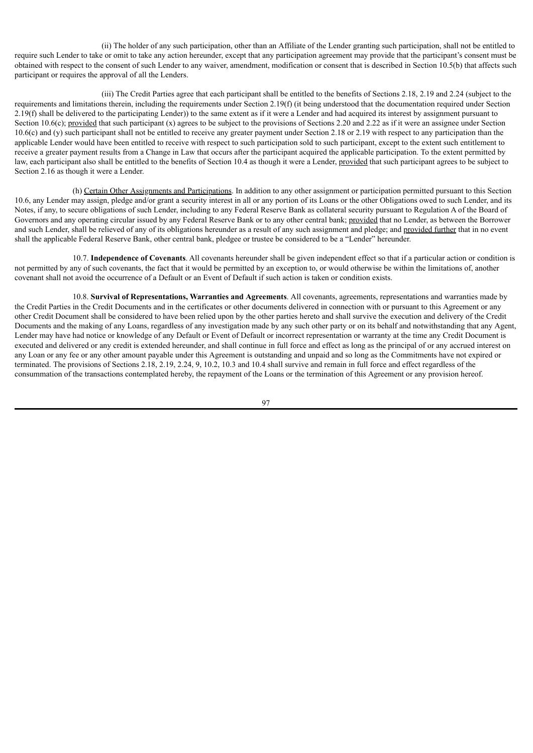(ii) The holder of any such participation, other than an Affiliate of the Lender granting such participation, shall not be entitled to require such Lender to take or omit to take any action hereunder, except that any participation agreement may provide that the participant's consent must be obtained with respect to the consent of such Lender to any waiver, amendment, modification or consent that is described in Section 10.5(b) that affects such participant or requires the approval of all the Lenders.

(iii) The Credit Parties agree that each participant shall be entitled to the benefits of Sections 2.18, 2.19 and 2.24 (subject to the requirements and limitations therein, including the requirements under Section 2.19(f) (it being understood that the documentation required under Section 2.19(f) shall be delivered to the participating Lender)) to the same extent as if it were a Lender and had acquired its interest by assignment pursuant to Section 10.6(c); provided that such participant (x) agrees to be subject to the provisions of Sections 2.20 and 2.22 as if it were an assignee under Section 10.6(c) and (y) such participant shall not be entitled to receive any greater payment under Section 2.18 or 2.19 with respect to any participation than the applicable Lender would have been entitled to receive with respect to such participation sold to such participant, except to the extent such entitlement to receive a greater payment results from a Change in Law that occurs after the participant acquired the applicable participation. To the extent permitted by law, each participant also shall be entitled to the benefits of Section 10.4 as though it were a Lender, provided that such participant agrees to be subject to Section 2.16 as though it were a Lender.

(h) Certain Other Assignments and Participations. In addition to any other assignment or participation permitted pursuant to this Section 10.6, any Lender may assign, pledge and/or grant a security interest in all or any portion of its Loans or the other Obligations owed to such Lender, and its Notes, if any, to secure obligations of such Lender, including to any Federal Reserve Bank as collateral security pursuant to Regulation A of the Board of Governors and any operating circular issued by any Federal Reserve Bank or to any other central bank; provided that no Lender, as between the Borrower and such Lender, shall be relieved of any of its obligations hereunder as a result of any such assignment and pledge; and provided further that in no event shall the applicable Federal Reserve Bank, other central bank, pledgee or trustee be considered to be a "Lender" hereunder.

10.7. **Independence of Covenants**. All covenants hereunder shall be given independent effect so that if a particular action or condition is not permitted by any of such covenants, the fact that it would be permitted by an exception to, or would otherwise be within the limitations of, another covenant shall not avoid the occurrence of a Default or an Event of Default if such action is taken or condition exists.

10.8. **Survival of Representations, Warranties and Agreements**. All covenants, agreements, representations and warranties made by the Credit Parties in the Credit Documents and in the certificates or other documents delivered in connection with or pursuant to this Agreement or any other Credit Document shall be considered to have been relied upon by the other parties hereto and shall survive the execution and delivery of the Credit Documents and the making of any Loans, regardless of any investigation made by any such other party or on its behalf and notwithstanding that any Agent, Lender may have had notice or knowledge of any Default or Event of Default or incorrect representation or warranty at the time any Credit Document is executed and delivered or any credit is extended hereunder, and shall continue in full force and effect as long as the principal of or any accrued interest on any Loan or any fee or any other amount payable under this Agreement is outstanding and unpaid and so long as the Commitments have not expired or terminated. The provisions of Sections 2.18, 2.19, 2.24, 9, 10.2, 10.3 and 10.4 shall survive and remain in full force and effect regardless of the consummation of the transactions contemplated hereby, the repayment of the Loans or the termination of this Agreement or any provision hereof.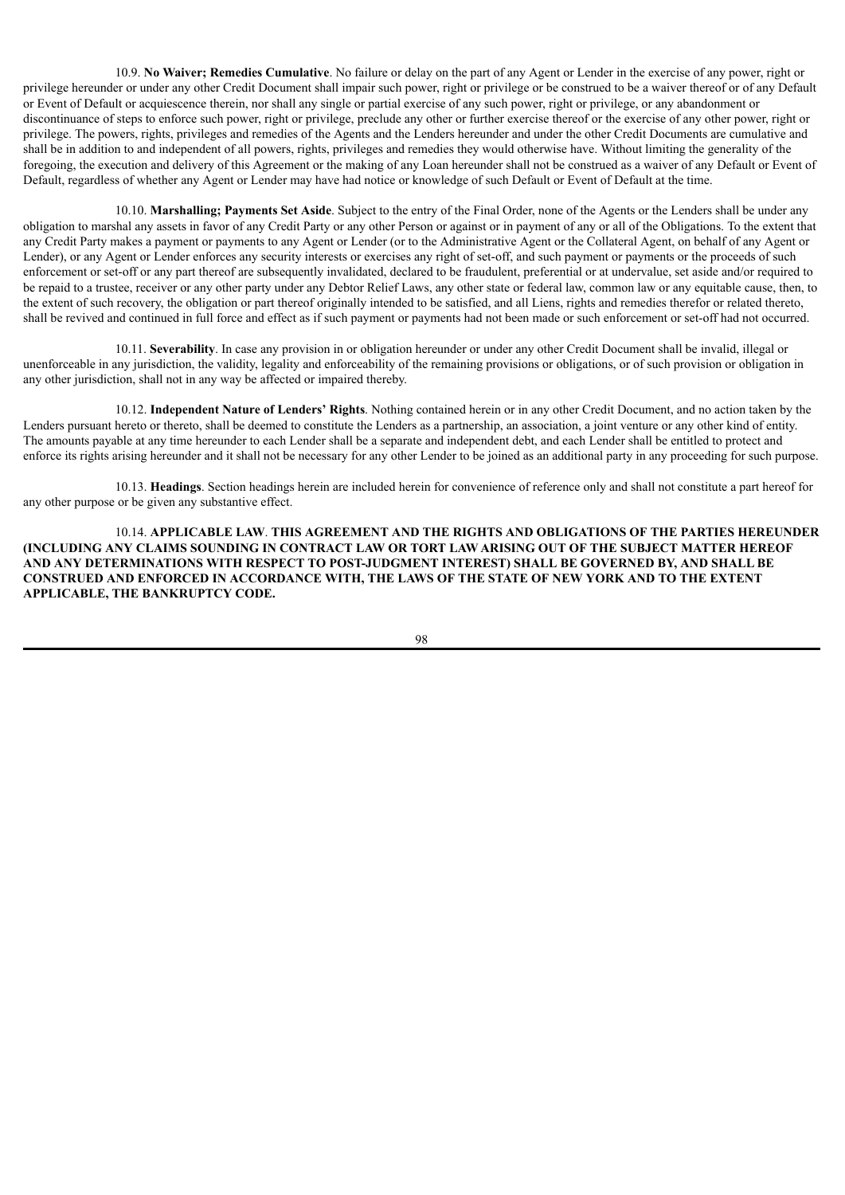10.9. **No Waiver; Remedies Cumulative**. No failure or delay on the part of any Agent or Lender in the exercise of any power, right or privilege hereunder or under any other Credit Document shall impair such power, right or privilege or be construed to be a waiver thereof or of any Default or Event of Default or acquiescence therein, nor shall any single or partial exercise of any such power, right or privilege, or any abandonment or discontinuance of steps to enforce such power, right or privilege, preclude any other or further exercise thereof or the exercise of any other power, right or privilege. The powers, rights, privileges and remedies of the Agents and the Lenders hereunder and under the other Credit Documents are cumulative and shall be in addition to and independent of all powers, rights, privileges and remedies they would otherwise have. Without limiting the generality of the foregoing, the execution and delivery of this Agreement or the making of any Loan hereunder shall not be construed as a waiver of any Default or Event of Default, regardless of whether any Agent or Lender may have had notice or knowledge of such Default or Event of Default at the time.

10.10. **Marshalling; Payments Set Aside**. Subject to the entry of the Final Order, none of the Agents or the Lenders shall be under any obligation to marshal any assets in favor of any Credit Party or any other Person or against or in payment of any or all of the Obligations. To the extent that any Credit Party makes a payment or payments to any Agent or Lender (or to the Administrative Agent or the Collateral Agent, on behalf of any Agent or Lender), or any Agent or Lender enforces any security interests or exercises any right of set-off, and such payment or payments or the proceeds of such enforcement or set-off or any part thereof are subsequently invalidated, declared to be fraudulent, preferential or at undervalue, set aside and/or required to be repaid to a trustee, receiver or any other party under any Debtor Relief Laws, any other state or federal law, common law or any equitable cause, then, to the extent of such recovery, the obligation or part thereof originally intended to be satisfied, and all Liens, rights and remedies therefor or related thereto, shall be revived and continued in full force and effect as if such payment or payments had not been made or such enforcement or set-off had not occurred.

10.11. **Severability**. In case any provision in or obligation hereunder or under any other Credit Document shall be invalid, illegal or unenforceable in any jurisdiction, the validity, legality and enforceability of the remaining provisions or obligations, or of such provision or obligation in any other jurisdiction, shall not in any way be affected or impaired thereby.

10.12. **Independent Nature of Lenders' Rights**. Nothing contained herein or in any other Credit Document, and no action taken by the Lenders pursuant hereto or thereto, shall be deemed to constitute the Lenders as a partnership, an association, a joint venture or any other kind of entity. The amounts payable at any time hereunder to each Lender shall be a separate and independent debt, and each Lender shall be entitled to protect and enforce its rights arising hereunder and it shall not be necessary for any other Lender to be joined as an additional party in any proceeding for such purpose.

10.13. **Headings**. Section headings herein are included herein for convenience of reference only and shall not constitute a part hereof for any other purpose or be given any substantive effect.

10.14. **APPLICABLE LAW**. **THIS AGREEMENT AND THE RIGHTS AND OBLIGATIONS OF THE PARTIES HEREUNDER (INCLUDING ANY CLAIMS SOUNDING IN CONTRACT LAW OR TORT LAW ARISING OUT OF THE SUBJECT MATTER HEREOF AND ANY DETERMINATIONS WITH RESPECT TO POST-JUDGMENT INTEREST) SHALL BE GOVERNED BY, AND SHALL BE CONSTRUED AND ENFORCED IN ACCORDANCE WITH, THE LAWS OF THE STATE OF NEW YORK AND TO THE EXTENT APPLICABLE, THE BANKRUPTCY CODE.**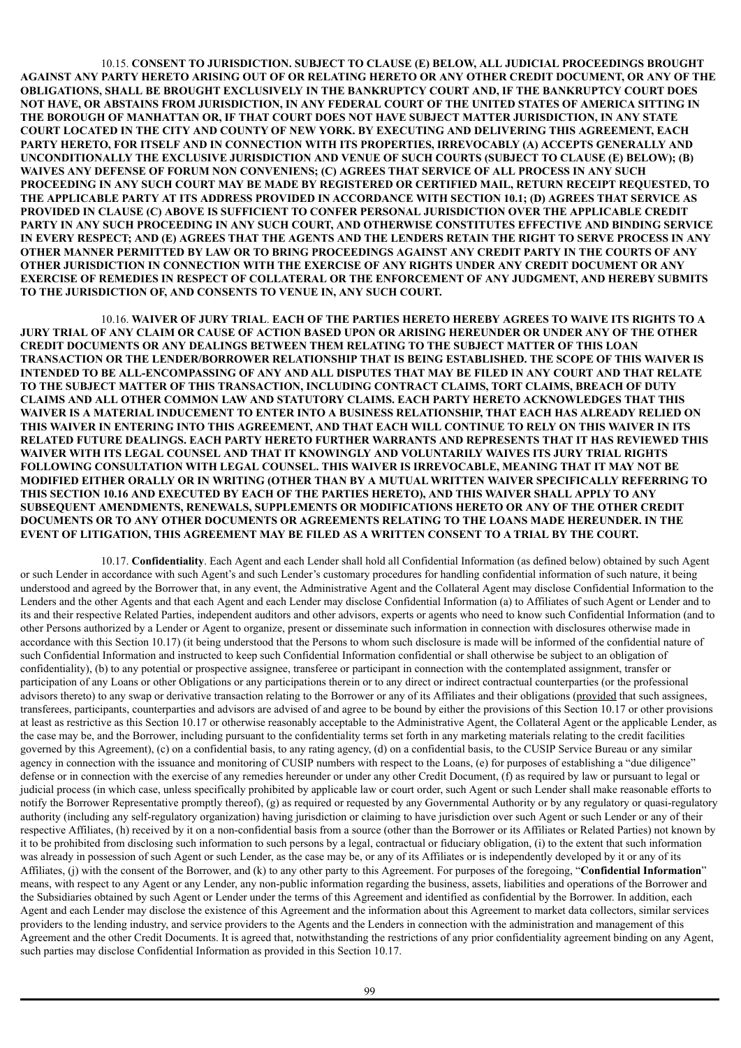10.15. **CONSENT TO JURISDICTION. SUBJECT TO CLAUSE (E) BELOW, ALL JUDICIAL PROCEEDINGS BROUGHT AGAINST ANY PARTY HERETO ARISING OUT OF OR RELATING HERETO OR ANY OTHER CREDIT DOCUMENT, OR ANY OF THE OBLIGATIONS, SHALL BE BROUGHT EXCLUSIVELY IN THE BANKRUPTCY COURT AND, IF THE BANKRUPTCY COURT DOES NOT HAVE, OR ABSTAINS FROM JURISDICTION, IN ANY FEDERAL COURT OF THE UNITED STATES OF AMERICA SITTING IN THE BOROUGH OF MANHATTAN OR, IF THAT COURT DOES NOT HAVE SUBJECT MATTER JURISDICTION, IN ANY STATE COURT LOCATED IN THE CITY AND COUNTY OF NEW YORK. BY EXECUTING AND DELIVERING THIS AGREEMENT, EACH PARTY HERETO, FOR ITSELF AND IN CONNECTION WITH ITS PROPERTIES, IRREVOCABLY (A) ACCEPTS GENERALLY AND UNCONDITIONALLY THE EXCLUSIVE JURISDICTION AND VENUE OF SUCH COURTS (SUBJECT TO CLAUSE (E) BELOW); (B) WAIVES ANY DEFENSE OF FORUM NON CONVENIENS; (C) AGREES THAT SERVICE OF ALL PROCESS IN ANY SUCH PROCEEDING IN ANY SUCH COURT MAY BE MADE BY REGISTERED OR CERTIFIED MAIL, RETURN RECEIPT REQUESTED, TO THE APPLICABLE PARTY AT ITS ADDRESS PROVIDED IN ACCORDANCE WITH SECTION 10.1; (D) AGREES THAT SERVICE AS PROVIDED IN CLAUSE (C) ABOVE IS SUFFICIENT TO CONFER PERSONAL JURISDICTION OVER THE APPLICABLE CREDIT PARTY IN ANY SUCH PROCEEDING IN ANY SUCH COURT, AND OTHERWISE CONSTITUTES EFFECTIVE AND BINDING SERVICE IN EVERY RESPECT; AND (E) AGREES THAT THE AGENTS AND THE LENDERS RETAIN THE RIGHT TO SERVE PROCESS IN ANY OTHER MANNER PERMITTED BY LAW OR TO BRING PROCEEDINGS AGAINST ANY CREDIT PARTY IN THE COURTS OF ANY OTHER JURISDICTION IN CONNECTION WITH THE EXERCISE OF ANY RIGHTS UNDER ANY CREDIT DOCUMENT OR ANY EXERCISE OF REMEDIES IN RESPECT OF COLLATERAL OR THE ENFORCEMENT OF ANY JUDGMENT, AND HEREBY SUBMITS TO THE JURISDICTION OF, AND CONSENTS TO VENUE IN, ANY SUCH COURT.**

10.16. **WAIVER OF JURY TRIAL**. **EACH OF THE PARTIES HERETO HEREBY AGREES TO WAIVE ITS RIGHTS TO A JURY TRIAL OF ANY CLAIM OR CAUSE OF ACTION BASED UPON OR ARISING HEREUNDER OR UNDER ANY OF THE OTHER CREDIT DOCUMENTS OR ANY DEALINGS BETWEEN THEM RELATING TO THE SUBJECT MATTER OF THIS LOAN TRANSACTION OR THE LENDER/BORROWER RELATIONSHIP THAT IS BEING ESTABLISHED. THE SCOPE OF THIS WAIVER IS INTENDED TO BE ALL-ENCOMPASSING OF ANY AND ALL DISPUTES THAT MAY BE FILED IN ANY COURT AND THAT RELATE TO THE SUBJECT MATTER OF THIS TRANSACTION, INCLUDING CONTRACT CLAIMS, TORT CLAIMS, BREACH OF DUTY CLAIMS AND ALL OTHER COMMON LAW AND STATUTORY CLAIMS. EACH PARTY HERETO ACKNOWLEDGES THAT THIS WAIVER IS A MATERIAL INDUCEMENT TO ENTER INTO A BUSINESS RELATIONSHIP, THAT EACH HAS ALREADY RELIED ON THIS WAIVER IN ENTERING INTO THIS AGREEMENT, AND THAT EACH WILL CONTINUE TO RELY ON THIS WAIVER IN ITS RELATED FUTURE DEALINGS. EACH PARTY HERETO FURTHER WARRANTS AND REPRESENTS THAT IT HAS REVIEWED THIS WAIVER WITH ITS LEGAL COUNSEL AND THAT IT KNOWINGLY AND VOLUNTARILY WAIVES ITS JURY TRIAL RIGHTS FOLLOWING CONSULTATION WITH LEGAL COUNSEL. THIS WAIVER IS IRREVOCABLE, MEANING THAT IT MAY NOT BE MODIFIED EITHER ORALLY OR IN WRITING (OTHER THAN BY A MUTUAL WRITTEN WAIVER SPECIFICALLY REFERRING TO THIS SECTION 10.16 AND EXECUTED BY EACH OF THE PARTIES HERETO), AND THIS WAIVER SHALL APPLY TO ANY SUBSEQUENT AMENDMENTS, RENEWALS, SUPPLEMENTS OR MODIFICATIONS HERETO OR ANY OF THE OTHER CREDIT DOCUMENTS OR TO ANY OTHER DOCUMENTS OR AGREEMENTS RELATING TO THE LOANS MADE HEREUNDER. IN THE EVENT OF LITIGATION, THIS AGREEMENT MAY BE FILED AS A WRITTEN CONSENT TO A TRIAL BY THE COURT.**

10.17. **Confidentiality**. Each Agent and each Lender shall hold all Confidential Information (as defined below) obtained by such Agent or such Lender in accordance with such Agent's and such Lender's customary procedures for handling confidential information of such nature, it being understood and agreed by the Borrower that, in any event, the Administrative Agent and the Collateral Agent may disclose Confidential Information to the Lenders and the other Agents and that each Agent and each Lender may disclose Confidential Information (a) to Affiliates of such Agent or Lender and to its and their respective Related Parties, independent auditors and other advisors, experts or agents who need to know such Confidential Information (and to other Persons authorized by a Lender or Agent to organize, present or disseminate such information in connection with disclosures otherwise made in accordance with this Section 10.17) (it being understood that the Persons to whom such disclosure is made will be informed of the confidential nature of such Confidential Information and instructed to keep such Confidential Information confidential or shall otherwise be subject to an obligation of confidentiality), (b) to any potential or prospective assignee, transferee or participant in connection with the contemplated assignment, transfer or participation of any Loans or other Obligations or any participations therein or to any direct or indirect contractual counterparties (or the professional advisors thereto) to any swap or derivative transaction relating to the Borrower or any of its Affiliates and their obligations (provided that such assignees, transferees, participants, counterparties and advisors are advised of and agree to be bound by either the provisions of this Section 10.17 or other provisions at least as restrictive as this Section 10.17 or otherwise reasonably acceptable to the Administrative Agent, the Collateral Agent or the applicable Lender, as the case may be, and the Borrower, including pursuant to the confidentiality terms set forth in any marketing materials relating to the credit facilities governed by this Agreement), (c) on a confidential basis, to any rating agency, (d) on a confidential basis, to the CUSIP Service Bureau or any similar agency in connection with the issuance and monitoring of CUSIP numbers with respect to the Loans, (e) for purposes of establishing a "due diligence" defense or in connection with the exercise of any remedies hereunder or under any other Credit Document, (f) as required by law or pursuant to legal or judicial process (in which case, unless specifically prohibited by applicable law or court order, such Agent or such Lender shall make reasonable efforts to notify the Borrower Representative promptly thereof), (g) as required or requested by any Governmental Authority or by any regulatory or quasi-regulatory authority (including any self-regulatory organization) having jurisdiction or claiming to have jurisdiction over such Agent or such Lender or any of their respective Affiliates, (h) received by it on a non-confidential basis from a source (other than the Borrower or its Affiliates or Related Parties) not known by it to be prohibited from disclosing such information to such persons by a legal, contractual or fiduciary obligation, (i) to the extent that such information was already in possession of such Agent or such Lender, as the case may be, or any of its Affiliates or is independently developed by it or any of its Affiliates, (j) with the consent of the Borrower, and (k) to any other party to this Agreement. For purposes of the foregoing, "**Confidential Information**" means, with respect to any Agent or any Lender, any non-public information regarding the business, assets, liabilities and operations of the Borrower and the Subsidiaries obtained by such Agent or Lender under the terms of this Agreement and identified as confidential by the Borrower. In addition, each Agent and each Lender may disclose the existence of this Agreement and the information about this Agreement to market data collectors, similar services providers to the lending industry, and service providers to the Agents and the Lenders in connection with the administration and management of this Agreement and the other Credit Documents. It is agreed that, notwithstanding the restrictions of any prior confidentiality agreement binding on any Agent, such parties may disclose Confidential Information as provided in this Section 10.17.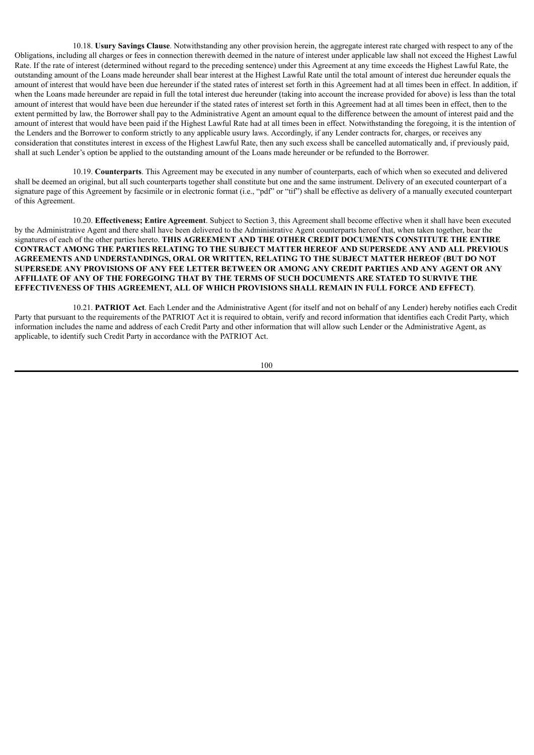10.18. **Usury Savings Clause**. Notwithstanding any other provision herein, the aggregate interest rate charged with respect to any of the Obligations, including all charges or fees in connection therewith deemed in the nature of interest under applicable law shall not exceed the Highest Lawful Rate. If the rate of interest (determined without regard to the preceding sentence) under this Agreement at any time exceeds the Highest Lawful Rate, the outstanding amount of the Loans made hereunder shall bear interest at the Highest Lawful Rate until the total amount of interest due hereunder equals the amount of interest that would have been due hereunder if the stated rates of interest set forth in this Agreement had at all times been in effect. In addition, if when the Loans made hereunder are repaid in full the total interest due hereunder (taking into account the increase provided for above) is less than the total amount of interest that would have been due hereunder if the stated rates of interest set forth in this Agreement had at all times been in effect, then to the extent permitted by law, the Borrower shall pay to the Administrative Agent an amount equal to the difference between the amount of interest paid and the amount of interest that would have been paid if the Highest Lawful Rate had at all times been in effect. Notwithstanding the foregoing, it is the intention of the Lenders and the Borrower to conform strictly to any applicable usury laws. Accordingly, if any Lender contracts for, charges, or receives any consideration that constitutes interest in excess of the Highest Lawful Rate, then any such excess shall be cancelled automatically and, if previously paid, shall at such Lender's option be applied to the outstanding amount of the Loans made hereunder or be refunded to the Borrower.

10.19. **Counterparts**. This Agreement may be executed in any number of counterparts, each of which when so executed and delivered shall be deemed an original, but all such counterparts together shall constitute but one and the same instrument. Delivery of an executed counterpart of a signature page of this Agreement by facsimile or in electronic format (i.e., "pdf" or "tif") shall be effective as delivery of a manually executed counterpart of this Agreement.

10.20. **Effectiveness; Entire Agreement**. Subject to Section 3, this Agreement shall become effective when it shall have been executed by the Administrative Agent and there shall have been delivered to the Administrative Agent counterparts hereof that, when taken together, bear the signatures of each of the other parties hereto. **THIS AGREEMENT AND THE OTHER CREDIT DOCUMENTS CONSTITUTE THE ENTIRE CONTRACT AMONG THE PARTIES RELATING TO THE SUBJECT MATTER HEREOF AND SUPERSEDE ANY AND ALL PREVIOUS AGREEMENTS AND UNDERSTANDINGS, ORAL OR WRITTEN, RELATING TO THE SUBJECT MATTER HEREOF (BUT DO NOT SUPERSEDE ANY PROVISIONS OF ANY FEE LETTER BETWEEN OR AMONG ANY CREDIT PARTIES AND ANY AGENT OR ANY AFFILIATE OF ANY OF THE FOREGOING THAT BY THE TERMS OF SUCH DOCUMENTS ARE STATED TO SURVIVE THE EFFECTIVENESS OF THIS AGREEMENT, ALL OF WHICH PROVISIONS SHALL REMAIN IN FULL FORCE AND EFFECT)**.

10.21. **PATRIOT Act**. Each Lender and the Administrative Agent (for itself and not on behalf of any Lender) hereby notifies each Credit Party that pursuant to the requirements of the PATRIOT Act it is required to obtain, verify and record information that identifies each Credit Party, which information includes the name and address of each Credit Party and other information that will allow such Lender or the Administrative Agent, as applicable, to identify such Credit Party in accordance with the PATRIOT Act.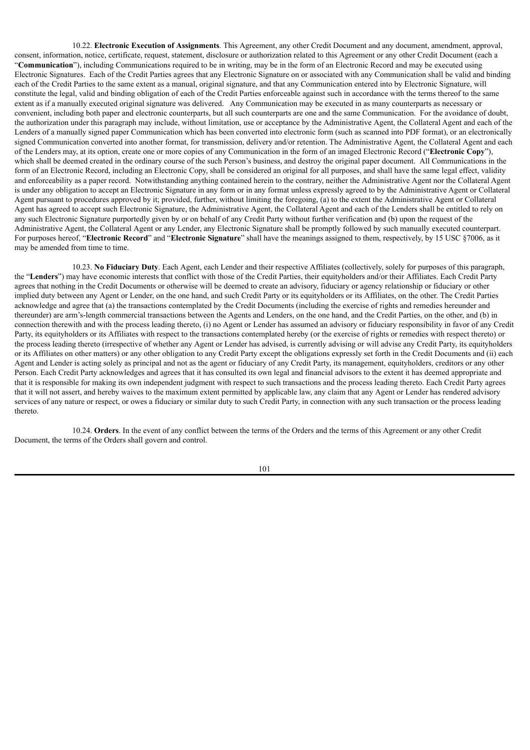10.22. **Electronic Execution of Assignments**. This Agreement, any other Credit Document and any document, amendment, approval, consent, information, notice, certificate, request, statement, disclosure or authorization related to this Agreement or any other Credit Document (each a "**Communication**"), including Communications required to be in writing, may be in the form of an Electronic Record and may be executed using Electronic Signatures. Each of the Credit Parties agrees that any Electronic Signature on or associated with any Communication shall be valid and binding each of the Credit Parties to the same extent as a manual, original signature, and that any Communication entered into by Electronic Signature, will constitute the legal, valid and binding obligation of each of the Credit Parties enforceable against such in accordance with the terms thereof to the same extent as if a manually executed original signature was delivered. Any Communication may be executed in as many counterparts as necessary or convenient, including both paper and electronic counterparts, but all such counterparts are one and the same Communication. For the avoidance of doubt, the authorization under this paragraph may include, without limitation, use or acceptance by the Administrative Agent, the Collateral Agent and each of the Lenders of a manually signed paper Communication which has been converted into electronic form (such as scanned into PDF format), or an electronically signed Communication converted into another format, for transmission, delivery and/or retention. The Administrative Agent, the Collateral Agent and each of the Lenders may, at its option, create one or more copies of any Communication in the form of an imaged Electronic Record ("**Electronic Copy**"), which shall be deemed created in the ordinary course of the such Person's business, and destroy the original paper document. All Communications in the form of an Electronic Record, including an Electronic Copy, shall be considered an original for all purposes, and shall have the same legal effect, validity and enforceability as a paper record. Notwithstanding anything contained herein to the contrary, neither the Administrative Agent nor the Collateral Agent is under any obligation to accept an Electronic Signature in any form or in any format unless expressly agreed to by the Administrative Agent or Collateral Agent pursuant to procedures approved by it; provided, further, without limiting the foregoing, (a) to the extent the Administrative Agent or Collateral Agent has agreed to accept such Electronic Signature, the Administrative Agent, the Collateral Agent and each of the Lenders shall be entitled to rely on any such Electronic Signature purportedly given by or on behalf of any Credit Party without further verification and (b) upon the request of the Administrative Agent, the Collateral Agent or any Lender, any Electronic Signature shall be promptly followed by such manually executed counterpart. For purposes hereof, "**Electronic Record**" and "**Electronic Signature**" shall have the meanings assigned to them, respectively, by 15 USC §7006, as it may be amended from time to time.

10.23. **No Fiduciary Duty**. Each Agent, each Lender and their respective Affiliates (collectively, solely for purposes of this paragraph, the "**Lenders**") may have economic interests that conflict with those of the Credit Parties, their equityholders and/or their Affiliates. Each Credit Party agrees that nothing in the Credit Documents or otherwise will be deemed to create an advisory, fiduciary or agency relationship or fiduciary or other implied duty between any Agent or Lender, on the one hand, and such Credit Party or its equityholders or its Affiliates, on the other. The Credit Parties acknowledge and agree that (a) the transactions contemplated by the Credit Documents (including the exercise of rights and remedies hereunder and thereunder) are arm's-length commercial transactions between the Agents and Lenders, on the one hand, and the Credit Parties, on the other, and (b) in connection therewith and with the process leading thereto, (i) no Agent or Lender has assumed an advisory or fiduciary responsibility in favor of any Credit Party, its equityholders or its Affiliates with respect to the transactions contemplated hereby (or the exercise of rights or remedies with respect thereto) or the process leading thereto (irrespective of whether any Agent or Lender has advised, is currently advising or will advise any Credit Party, its equityholders or its Affiliates on other matters) or any other obligation to any Credit Party except the obligations expressly set forth in the Credit Documents and (ii) each Agent and Lender is acting solely as principal and not as the agent or fiduciary of any Credit Party, its management, equityholders, creditors or any other Person. Each Credit Party acknowledges and agrees that it has consulted its own legal and financial advisors to the extent it has deemed appropriate and that it is responsible for making its own independent judgment with respect to such transactions and the process leading thereto. Each Credit Party agrees that it will not assert, and hereby waives to the maximum extent permitted by applicable law, any claim that any Agent or Lender has rendered advisory services of any nature or respect, or owes a fiduciary or similar duty to such Credit Party, in connection with any such transaction or the process leading thereto.

10.24. **Orders**. In the event of any conflict between the terms of the Orders and the terms of this Agreement or any other Credit Document, the terms of the Orders shall govern and control.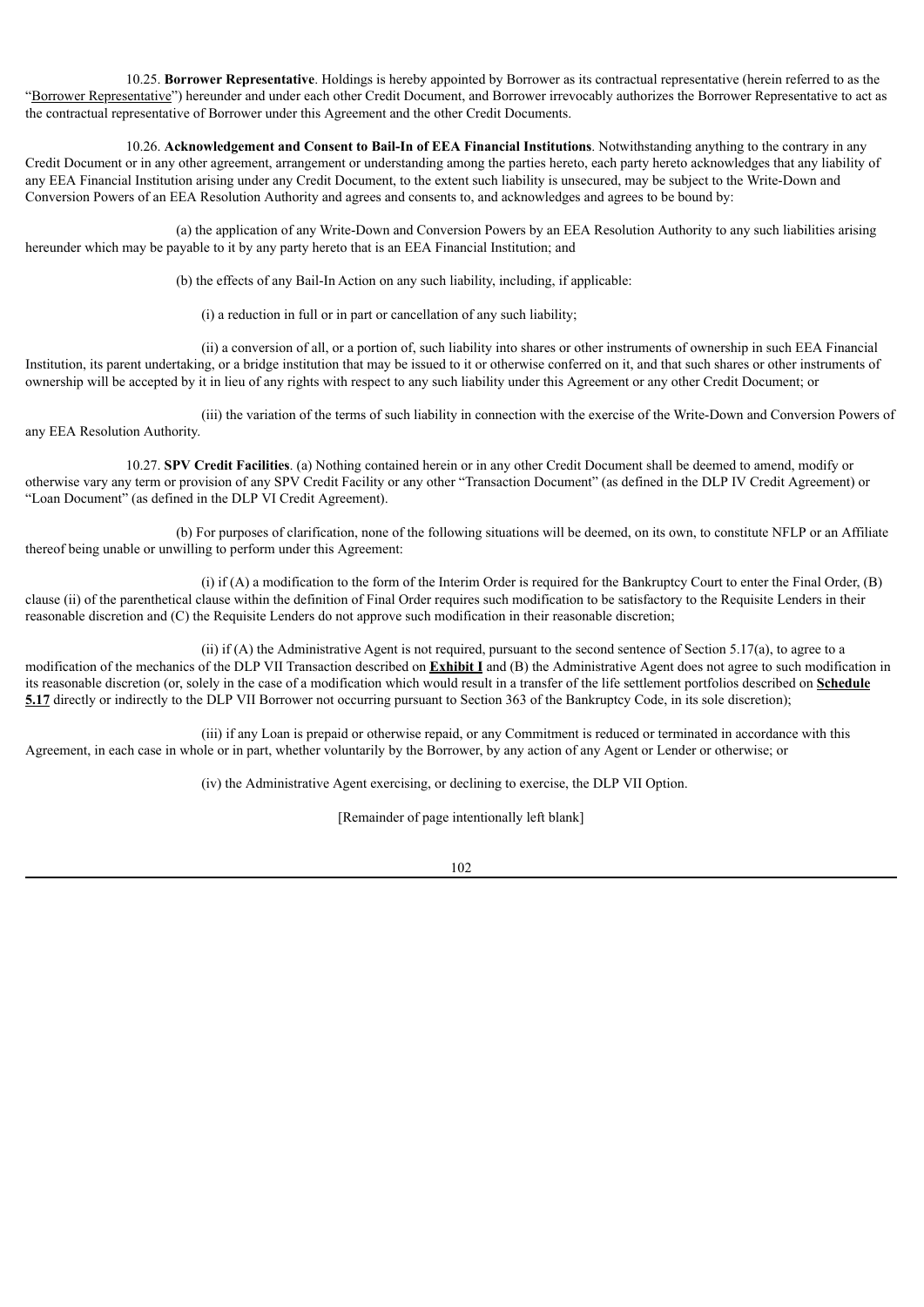10.25. **Borrower Representative**. Holdings is hereby appointed by Borrower as its contractual representative (herein referred to as the "Borrower Representative") hereunder and under each other Credit Document, and Borrower irrevocably authorizes the Borrower Representative to act as the contractual representative of Borrower under this Agreement and the other Credit Documents.

10.26. **Acknowledgement and Consent to Bail-In of EEA Financial Institutions**. Notwithstanding anything to the contrary in any Credit Document or in any other agreement, arrangement or understanding among the parties hereto, each party hereto acknowledges that any liability of any EEA Financial Institution arising under any Credit Document, to the extent such liability is unsecured, may be subject to the Write-Down and Conversion Powers of an EEA Resolution Authority and agrees and consents to, and acknowledges and agrees to be bound by:

(a) the application of any Write-Down and Conversion Powers by an EEA Resolution Authority to any such liabilities arising hereunder which may be payable to it by any party hereto that is an EEA Financial Institution; and

(b) the effects of any Bail-In Action on any such liability, including, if applicable:

(i) a reduction in full or in part or cancellation of any such liability;

(ii) a conversion of all, or a portion of, such liability into shares or other instruments of ownership in such EEA Financial Institution, its parent undertaking, or a bridge institution that may be issued to it or otherwise conferred on it, and that such shares or other instruments of ownership will be accepted by it in lieu of any rights with respect to any such liability under this Agreement or any other Credit Document; or

(iii) the variation of the terms of such liability in connection with the exercise of the Write-Down and Conversion Powers of any EEA Resolution Authority.

10.27. **SPV Credit Facilities**. (a) Nothing contained herein or in any other Credit Document shall be deemed to amend, modify or otherwise vary any term or provision of any SPV Credit Facility or any other "Transaction Document" (as defined in the DLP IV Credit Agreement) or "Loan Document" (as defined in the DLP VI Credit Agreement).

(b) For purposes of clarification, none of the following situations will be deemed, on its own, to constitute NFLP or an Affiliate thereof being unable or unwilling to perform under this Agreement:

(i) if (A) a modification to the form of the Interim Order is required for the Bankruptcy Court to enter the Final Order, (B) clause (ii) of the parenthetical clause within the definition of Final Order requires such modification to be satisfactory to the Requisite Lenders in their reasonable discretion and (C) the Requisite Lenders do not approve such modification in their reasonable discretion;

(ii) if (A) the Administrative Agent is not required, pursuant to the second sentence of Section 5.17(a), to agree to a modification of the mechanics of the DLP VII Transaction described on **Exhibit I** and (B) the Administrative Agent does not agree to such modification in its reasonable discretion (or, solely in the case of a modification which would result in a transfer of the life settlement portfolios described on **Schedule 5.17** directly or indirectly to the DLP VII Borrower not occurring pursuant to Section 363 of the Bankruptcy Code, in its sole discretion);

(iii) if any Loan is prepaid or otherwise repaid, or any Commitment is reduced or terminated in accordance with this Agreement, in each case in whole or in part, whether voluntarily by the Borrower, by any action of any Agent or Lender or otherwise; or

(iv) the Administrative Agent exercising, or declining to exercise, the DLP VII Option.

[Remainder of page intentionally left blank]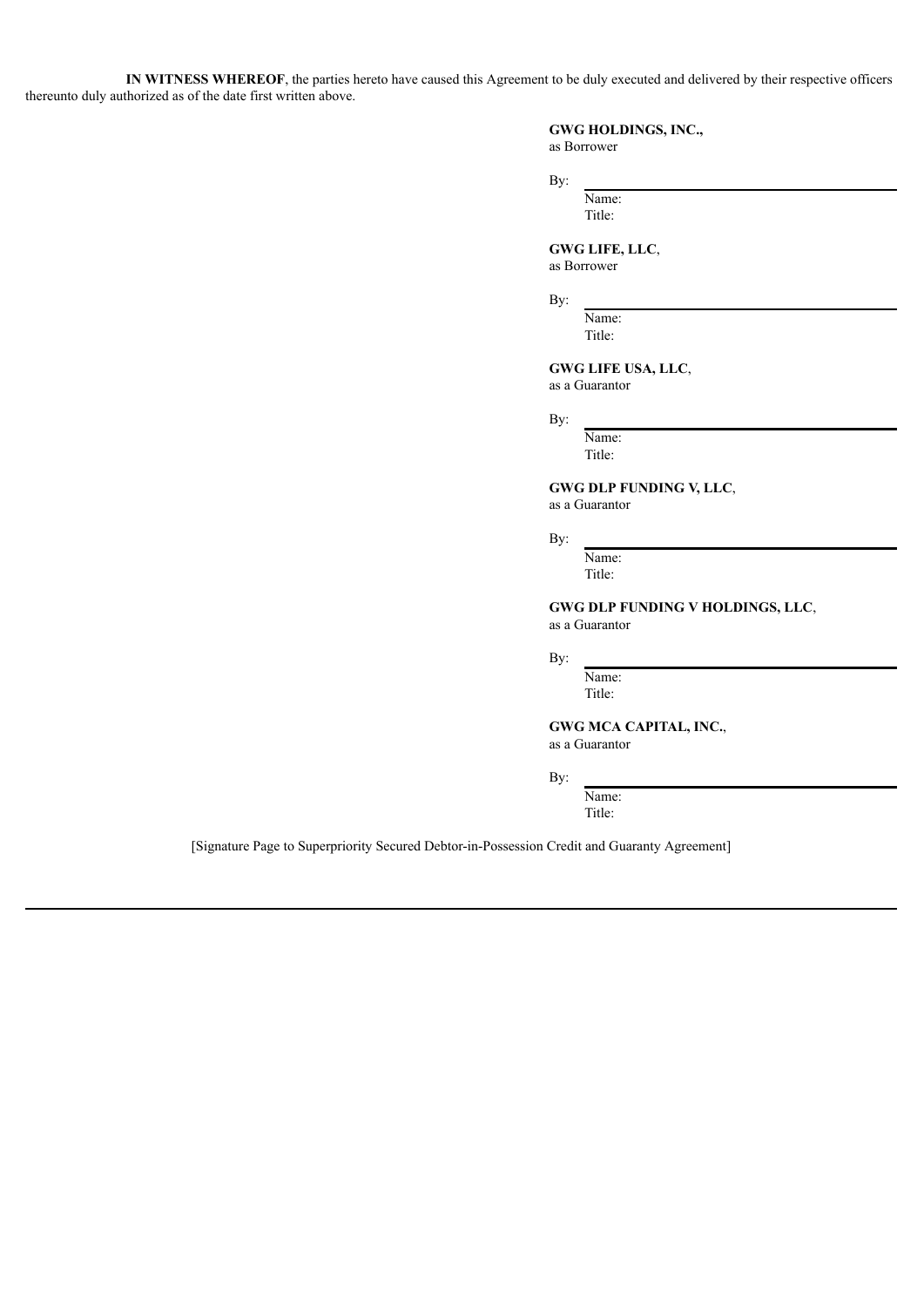**IN WITNESS WHEREOF**, the parties hereto have caused this Agreement to be duly executed and delivered by their respective officers thereunto duly authorized as of the date first written above.

**GWG HOLDINGS, INC.,**
as Borrower

By: \_\_\_\_\_\_\_\_\_\_\_\_\_\_\_\_\_\_\_\_\_\_\_\_\_\_\_\_
Name:
Title:

**GWG LIFE, LLC**,
as Borrower

By: \_\_\_\_\_\_\_\_\_\_\_\_\_\_\_\_\_\_\_\_\_\_\_\_\_\_\_\_
Name:
Title:

**GWG LIFE USA, LLC**,
as a Guarantor

By: \_\_\_\_\_\_\_\_\_\_\_\_\_\_\_\_\_\_\_\_\_\_\_\_\_\_\_\_
Name:
Title:

**GWG DLP FUNDING V, LLC**,
as a Guarantor

By: \_\_\_\_\_\_\_\_\_\_\_\_\_\_\_\_\_\_\_\_\_\_\_\_\_\_\_\_
Name:
Title:

**GWG DLP FUNDING V HOLDINGS, LLC**,
as a Guarantor

By: \_\_\_\_\_\_\_\_\_\_\_\_\_\_\_\_\_\_\_\_\_\_\_\_\_\_\_\_
Name:
Title:

**GWG MCA CAPITAL, INC.**,
as a Guarantor

By: \_\_\_\_\_\_\_\_\_\_\_\_\_\_\_\_\_\_\_\_\_\_\_\_\_\_\_\_
Name:
Title:

[Signature Page to Superpriority Secured Debtor-in-Possession Credit and Guaranty Agreement]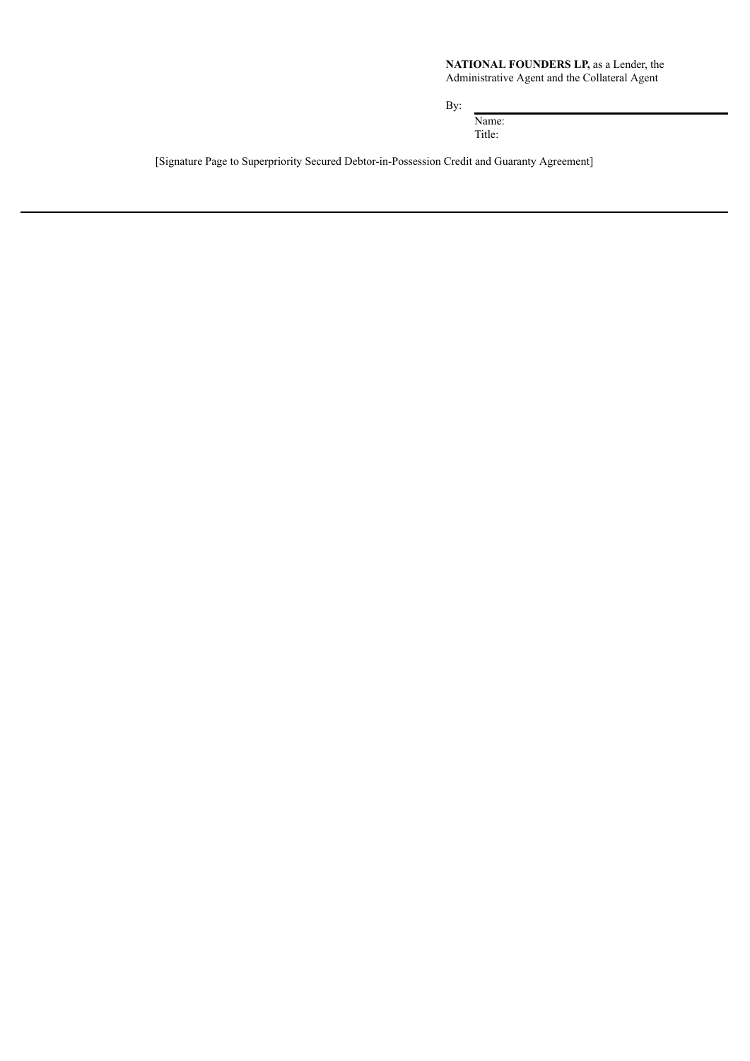**NATIONAL FOUNDERS LP,** as a Lender, the Administrative Agent and the Collateral Agent

By: \_\_\_\_\_\_\_\_\_\_\_\_\_\_\_\_\_\_\_\_\_\_\_\_\_\_\_\_\_\_

Name:

Title:

[Signature Page to Superpriority Secured Debtor-in-Possession Credit and Guaranty Agreement]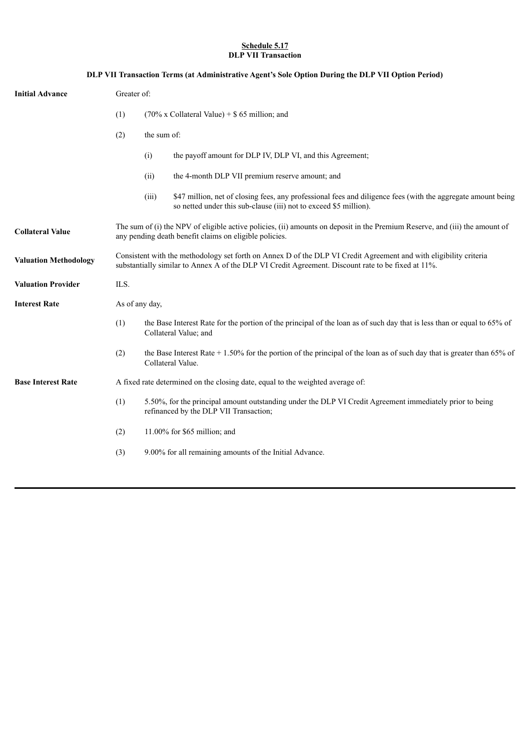**Schedule 5.17**
**DLP VII Transaction**

**DLP VII Transaction Terms (at Administrative Agent's Sole Option During the DLP VII Option Period)**

**Initial Advance**

Greater of:

(1) (70% x Collateral Value) + $ 65 million; and

(2) the sum of:

(i) the payoff amount for DLP IV, DLP VI, and this Agreement;

(ii) the 4-month DLP VII premium reserve amount; and

(iii) $47 million, net of closing fees, any professional fees and diligence fees (with the aggregate amount being so netted under this sub-clause (iii) not to exceed $5 million).

**Collateral Value**

The sum of (i) the NPV of eligible active policies, (ii) amounts on deposit in the Premium Reserve, and (iii) the amount of any pending death benefit claims on eligible policies.

**Valuation Methodology**

Consistent with the methodology set forth on Annex D of the DLP VI Credit Agreement and with eligibility criteria substantially similar to Annex A of the DLP VI Credit Agreement. Discount rate to be fixed at 11%.

**Valuation Provider**

ILS.

**Interest Rate**

As of any day,

(1) the Base Interest Rate for the portion of the principal of the loan as of such day that is less than or equal to 65% of Collateral Value; and

(2) the Base Interest Rate + 1.50% for the portion of the principal of the loan as of such day that is greater than 65% of Collateral Value.

**Base Interest Rate**

A fixed rate determined on the closing date, equal to the weighted average of:

(1) 5.50%, for the principal amount outstanding under the DLP VI Credit Agreement immediately prior to being refinanced by the DLP VII Transaction;

(2) 11.00% for $65 million; and

(3) 9.00% for all remaining amounts of the Initial Advance.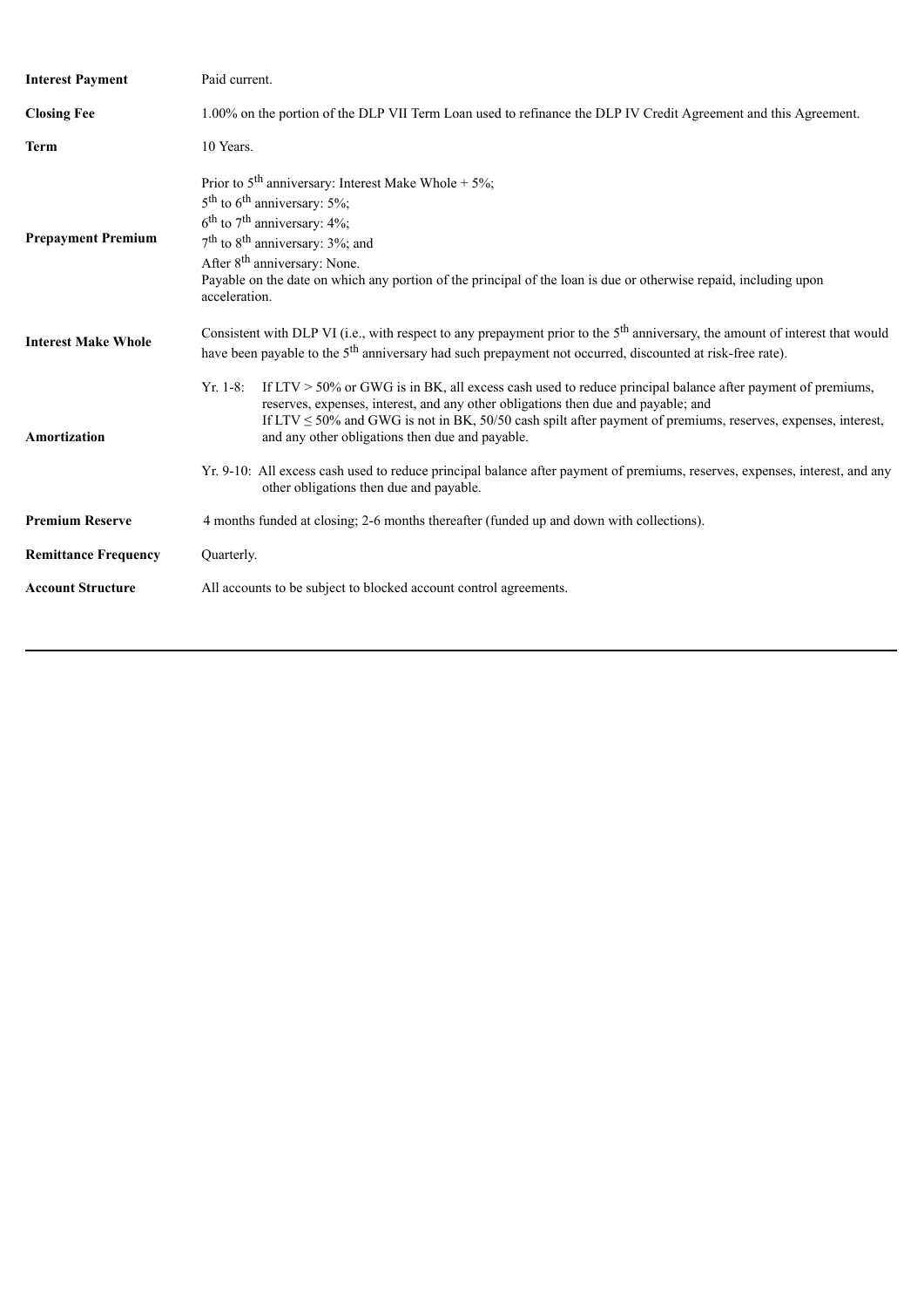| | |
|---|---|
| **Interest Payment** | Paid current. |
| **Closing Fee** | 1.00% on the portion of the DLP VII Term Loan used to refinance the DLP IV Credit Agreement and this Agreement. |
| **Term** | 10 Years. |
| **Prepayment Premium** | Prior to 5th anniversary: Interest Make Whole + 5%;<br>5th to 6th anniversary: 5%;<br>6th to 7th anniversary: 4%;<br>7th to 8th anniversary: 3%; and<br>After 8th anniversary: None.<br>Payable on the date on which any portion of the principal of the loan is due or otherwise repaid, including upon acceleration. |
| **Interest Make Whole** | Consistent with DLP VI (i.e., with respect to any prepayment prior to the 5th anniversary, the amount of interest that would have been payable to the 5th anniversary had such prepayment not occurred, discounted at risk-free rate). |
| **Amortization** | Yr. 1-8: If LTV > 50% or GWG is in BK, all excess cash used to reduce principal balance after payment of premiums, reserves, expenses, interest, and any other obligations then due and payable; and<br>If LTV ≤ 50% and GWG is not in BK, 50/50 cash spilt after payment of premiums, reserves, expenses, interest, and any other obligations then due and payable.<br><br>Yr. 9-10: All excess cash used to reduce principal balance after payment of premiums, reserves, expenses, interest, and any other obligations then due and payable. |
| **Premium Reserve** | 4 months funded at closing; 2-6 months thereafter (funded up and down with collections). |
| **Remittance Frequency** | Quarterly. |
| **Account Structure** | All accounts to be subject to blocked account control agreements. |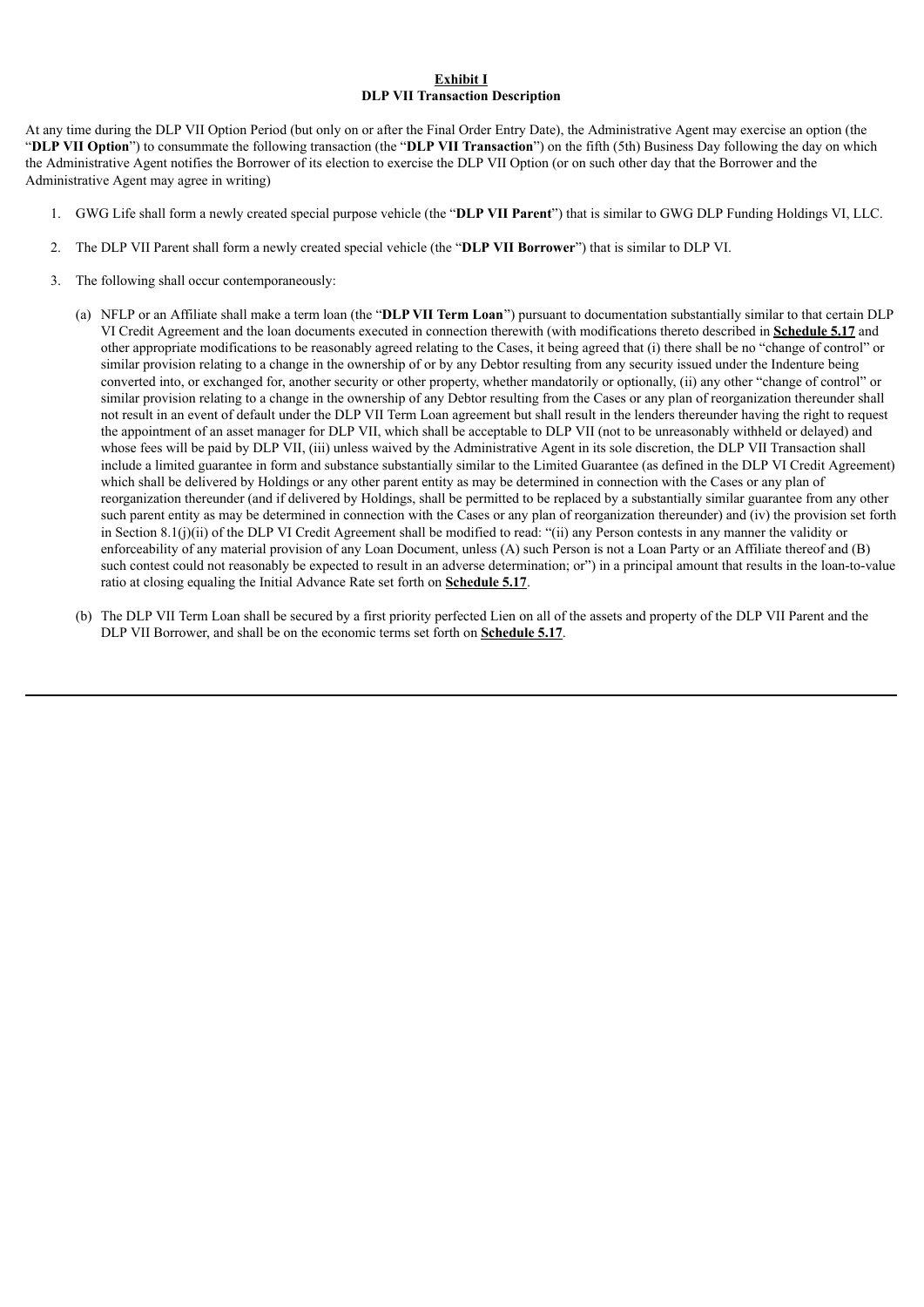**Exhibit I**
**DLP VII Transaction Description**

At any time during the DLP VII Option Period (but only on or after the Final Order Entry Date), the Administrative Agent may exercise an option (the "**DLP VII Option**") to consummate the following transaction (the "**DLP VII Transaction**") on the fifth (5th) Business Day following the day on which the Administrative Agent notifies the Borrower of its election to exercise the DLP VII Option (or on such other day that the Borrower and the Administrative Agent may agree in writing)

1. GWG Life shall form a newly created special purpose vehicle (the "**DLP VII Parent**") that is similar to GWG DLP Funding Holdings VI, LLC.

2. The DLP VII Parent shall form a newly created special vehicle (the "**DLP VII Borrower**") that is similar to DLP VI.

3. The following shall occur contemporaneously:

   (a) NFLP or an Affiliate shall make a term loan (the "**DLP VII Term Loan**") pursuant to documentation substantially similar to that certain DLP VI Credit Agreement and the loan documents executed in connection therewith (with modifications thereto described in **Schedule 5.17** and other appropriate modifications to be reasonably agreed relating to the Cases, it being agreed that (i) there shall be no "change of control" or similar provision relating to a change in the ownership of or by any Debtor resulting from any security issued under the Indenture being converted into, or exchanged for, another security or other property, whether mandatorily or optionally, (ii) any other "change of control" or similar provision relating to a change in the ownership of any Debtor resulting from the Cases or any plan of reorganization thereunder shall not result in an event of default under the DLP VII Term Loan agreement but shall result in the lenders thereunder having the right to request the appointment of an asset manager for DLP VII, which shall be acceptable to DLP VII (not to be unreasonably withheld or delayed) and whose fees will be paid by DLP VII, (iii) unless waived by the Administrative Agent in its sole discretion, the DLP VII Transaction shall include a limited guarantee in form and substance substantially similar to the Limited Guarantee (as defined in the DLP VI Credit Agreement) which shall be delivered by Holdings or any other parent entity as may be determined in connection with the Cases or any plan of reorganization thereunder (and if delivered by Holdings, shall be permitted to be replaced by a substantially similar guarantee from any other such parent entity as may be determined in connection with the Cases or any plan of reorganization thereunder) and (iv) the provision set forth in Section 8.1(j)(ii) of the DLP VI Credit Agreement shall be modified to read: "(ii) any Person contests in any manner the validity or enforceability of any material provision of any Loan Document, unless (A) such Person is not a Loan Party or an Affiliate thereof and (B) such contest could not reasonably be expected to result in an adverse determination; or") in a principal amount that results in the loan-to-value ratio at closing equaling the Initial Advance Rate set forth on **Schedule 5.17**.

   (b) The DLP VII Term Loan shall be secured by a first priority perfected Lien on all of the assets and property of the DLP VII Parent and the DLP VII Borrower, and shall be on the economic terms set forth on **Schedule 5.17**.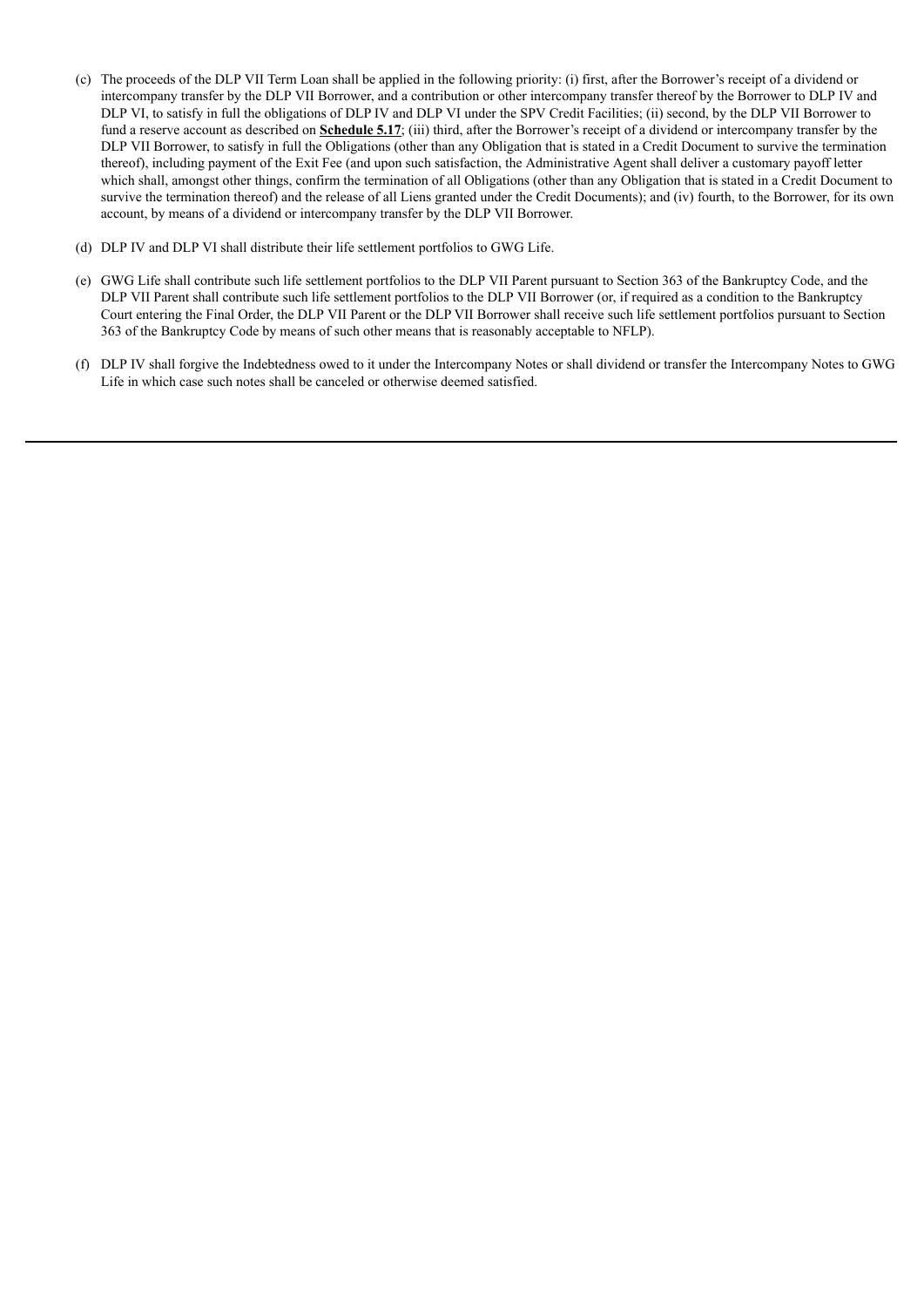(c) The proceeds of the DLP VII Term Loan shall be applied in the following priority: (i) first, after the Borrower's receipt of a dividend or intercompany transfer by the DLP VII Borrower, and a contribution or other intercompany transfer thereof by the Borrower to DLP IV and DLP VI, to satisfy in full the obligations of DLP IV and DLP VI under the SPV Credit Facilities; (ii) second, by the DLP VII Borrower to fund a reserve account as described on **Schedule 5.17**; (iii) third, after the Borrower's receipt of a dividend or intercompany transfer by the DLP VII Borrower, to satisfy in full the Obligations (other than any Obligation that is stated in a Credit Document to survive the termination thereof), including payment of the Exit Fee (and upon such satisfaction, the Administrative Agent shall deliver a customary payoff letter which shall, amongst other things, confirm the termination of all Obligations (other than any Obligation that is stated in a Credit Document to survive the termination thereof) and the release of all Liens granted under the Credit Documents); and (iv) fourth, to the Borrower, for its own account, by means of a dividend or intercompany transfer by the DLP VII Borrower.

(d) DLP IV and DLP VI shall distribute their life settlement portfolios to GWG Life.

(e) GWG Life shall contribute such life settlement portfolios to the DLP VII Parent pursuant to Section 363 of the Bankruptcy Code, and the DLP VII Parent shall contribute such life settlement portfolios to the DLP VII Borrower (or, if required as a condition to the Bankruptcy Court entering the Final Order, the DLP VII Parent or the DLP VII Borrower shall receive such life settlement portfolios pursuant to Section 363 of the Bankruptcy Code by means of such other means that is reasonably acceptable to NFLP).

(f) DLP IV shall forgive the Indebtedness owed to it under the Intercompany Notes or shall dividend or transfer the Intercompany Notes to GWG Life in which case such notes shall be canceled or otherwise deemed satisfied.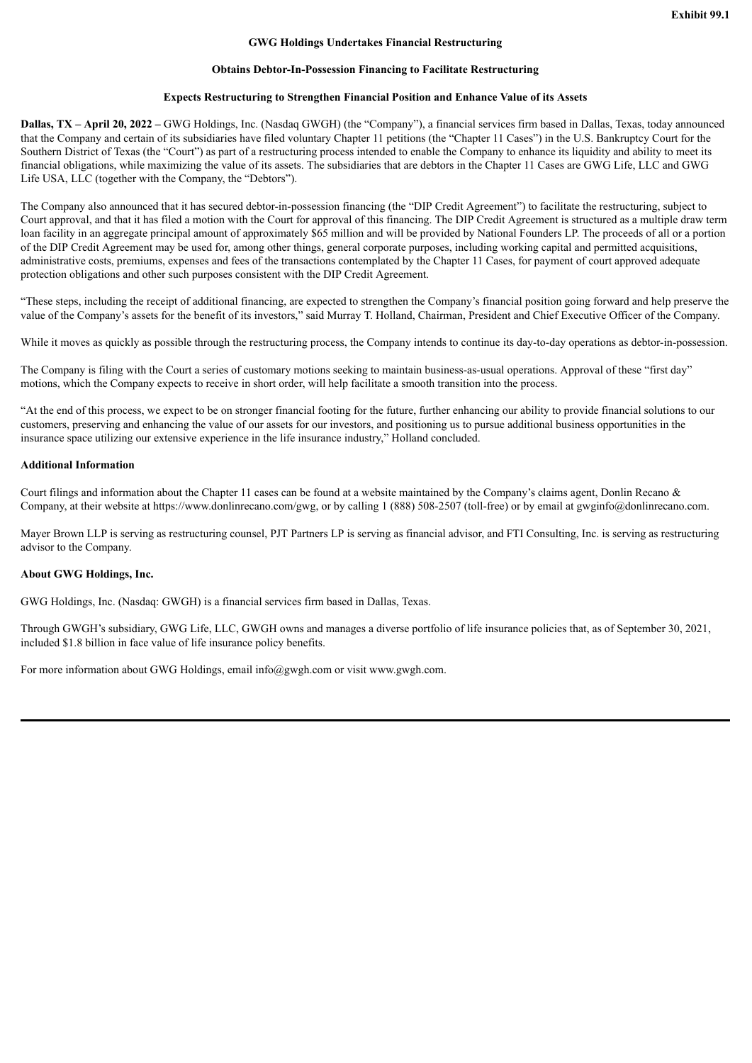**Exhibit 99.1**

**GWG Holdings Undertakes Financial Restructuring**

**Obtains Debtor-In-Possession Financing to Facilitate Restructuring**

**Expects Restructuring to Strengthen Financial Position and Enhance Value of its Assets**

**Dallas, TX – April 20, 2022 –** GWG Holdings, Inc. (Nasdaq GWGH) (the "Company"), a financial services firm based in Dallas, Texas, today announced that the Company and certain of its subsidiaries have filed voluntary Chapter 11 petitions (the "Chapter 11 Cases") in the U.S. Bankruptcy Court for the Southern District of Texas (the "Court") as part of a restructuring process intended to enable the Company to enhance its liquidity and ability to meet its financial obligations, while maximizing the value of its assets. The subsidiaries that are debtors in the Chapter 11 Cases are GWG Life, LLC and GWG Life USA, LLC (together with the Company, the "Debtors").

The Company also announced that it has secured debtor-in-possession financing (the "DIP Credit Agreement") to facilitate the restructuring, subject to Court approval, and that it has filed a motion with the Court for approval of this financing. The DIP Credit Agreement is structured as a multiple draw term loan facility in an aggregate principal amount of approximately $65 million and will be provided by National Founders LP. The proceeds of all or a portion of the DIP Credit Agreement may be used for, among other things, general corporate purposes, including working capital and permitted acquisitions, administrative costs, premiums, expenses and fees of the transactions contemplated by the Chapter 11 Cases, for payment of court approved adequate protection obligations and other such purposes consistent with the DIP Credit Agreement.

"These steps, including the receipt of additional financing, are expected to strengthen the Company's financial position going forward and help preserve the value of the Company's assets for the benefit of its investors," said Murray T. Holland, Chairman, President and Chief Executive Officer of the Company.

While it moves as quickly as possible through the restructuring process, the Company intends to continue its day-to-day operations as debtor-in-possession.

The Company is filing with the Court a series of customary motions seeking to maintain business-as-usual operations. Approval of these "first day" motions, which the Company expects to receive in short order, will help facilitate a smooth transition into the process.

"At the end of this process, we expect to be on stronger financial footing for the future, further enhancing our ability to provide financial solutions to our customers, preserving and enhancing the value of our assets for our investors, and positioning us to pursue additional business opportunities in the insurance space utilizing our extensive experience in the life insurance industry," Holland concluded.

**Additional Information**

Court filings and information about the Chapter 11 cases can be found at a website maintained by the Company's claims agent, Donlin Recano & Company, at their website at https://www.donlinrecano.com/gwg, or by calling 1 (888) 508-2507 (toll-free) or by email at gwginfo@donlinrecano.com.

Mayer Brown LLP is serving as restructuring counsel, PJT Partners LP is serving as financial advisor, and FTI Consulting, Inc. is serving as restructuring advisor to the Company.

**About GWG Holdings, Inc.**

GWG Holdings, Inc. (Nasdaq: GWGH) is a financial services firm based in Dallas, Texas.

Through GWGH's subsidiary, GWG Life, LLC, GWGH owns and manages a diverse portfolio of life insurance policies that, as of September 30, 2021, included $1.8 billion in face value of life insurance policy benefits.

For more information about GWG Holdings, email info@gwgh.com or visit www.gwgh.com.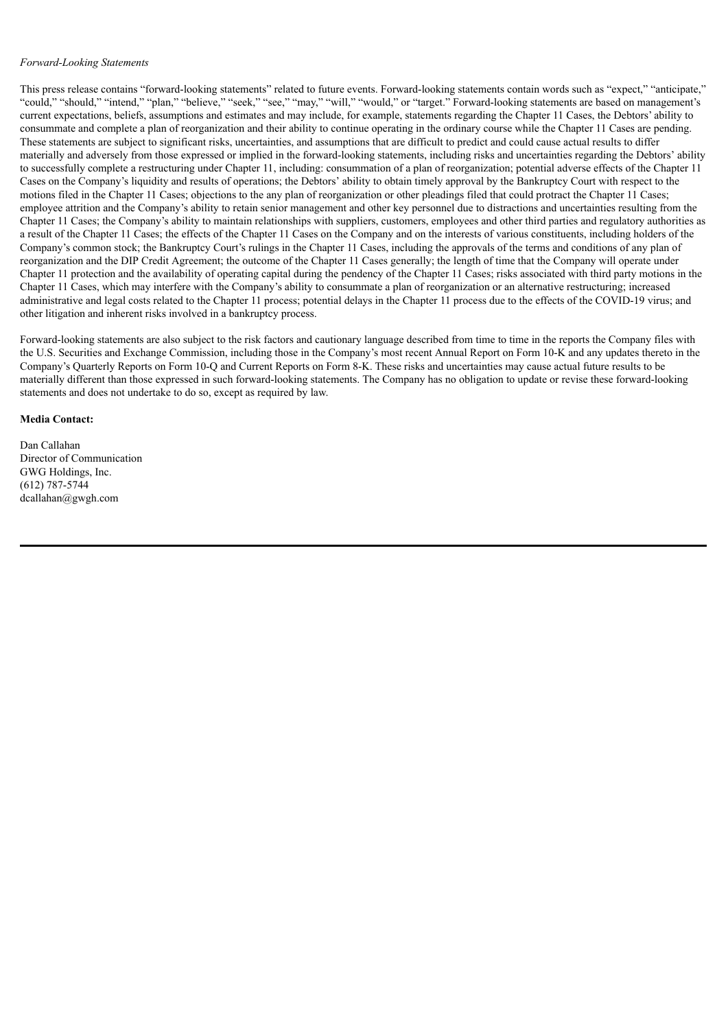*Forward-Looking Statements*

This press release contains "forward-looking statements" related to future events. Forward-looking statements contain words such as "expect," "anticipate," "could," "should," "intend," "plan," "believe," "seek," "see," "may," "will," "would," or "target." Forward-looking statements are based on management's current expectations, beliefs, assumptions and estimates and may include, for example, statements regarding the Chapter 11 Cases, the Debtors' ability to consummate and complete a plan of reorganization and their ability to continue operating in the ordinary course while the Chapter 11 Cases are pending. These statements are subject to significant risks, uncertainties, and assumptions that are difficult to predict and could cause actual results to differ materially and adversely from those expressed or implied in the forward-looking statements, including risks and uncertainties regarding the Debtors' ability to successfully complete a restructuring under Chapter 11, including: consummation of a plan of reorganization; potential adverse effects of the Chapter 11 Cases on the Company's liquidity and results of operations; the Debtors' ability to obtain timely approval by the Bankruptcy Court with respect to the motions filed in the Chapter 11 Cases; objections to the any plan of reorganization or other pleadings filed that could protract the Chapter 11 Cases; employee attrition and the Company's ability to retain senior management and other key personnel due to distractions and uncertainties resulting from the Chapter 11 Cases; the Company's ability to maintain relationships with suppliers, customers, employees and other third parties and regulatory authorities as a result of the Chapter 11 Cases; the effects of the Chapter 11 Cases on the Company and on the interests of various constituents, including holders of the Company's common stock; the Bankruptcy Court's rulings in the Chapter 11 Cases, including the approvals of the terms and conditions of any plan of reorganization and the DIP Credit Agreement; the outcome of the Chapter 11 Cases generally; the length of time that the Company will operate under Chapter 11 protection and the availability of operating capital during the pendency of the Chapter 11 Cases; risks associated with third party motions in the Chapter 11 Cases, which may interfere with the Company's ability to consummate a plan of reorganization or an alternative restructuring; increased administrative and legal costs related to the Chapter 11 process; potential delays in the Chapter 11 process due to the effects of the COVID-19 virus; and other litigation and inherent risks involved in a bankruptcy process.

Forward-looking statements are also subject to the risk factors and cautionary language described from time to time in the reports the Company files with the U.S. Securities and Exchange Commission, including those in the Company's most recent Annual Report on Form 10-K and any updates thereto in the Company's Quarterly Reports on Form 10-Q and Current Reports on Form 8-K. These risks and uncertainties may cause actual future results to be materially different than those expressed in such forward-looking statements. The Company has no obligation to update or revise these forward-looking statements and does not undertake to do so, except as required by law.

**Media Contact:**

Dan Callahan
Director of Communication
GWG Holdings, Inc.
(612) 787-5744
dcallahan@gwgh.com